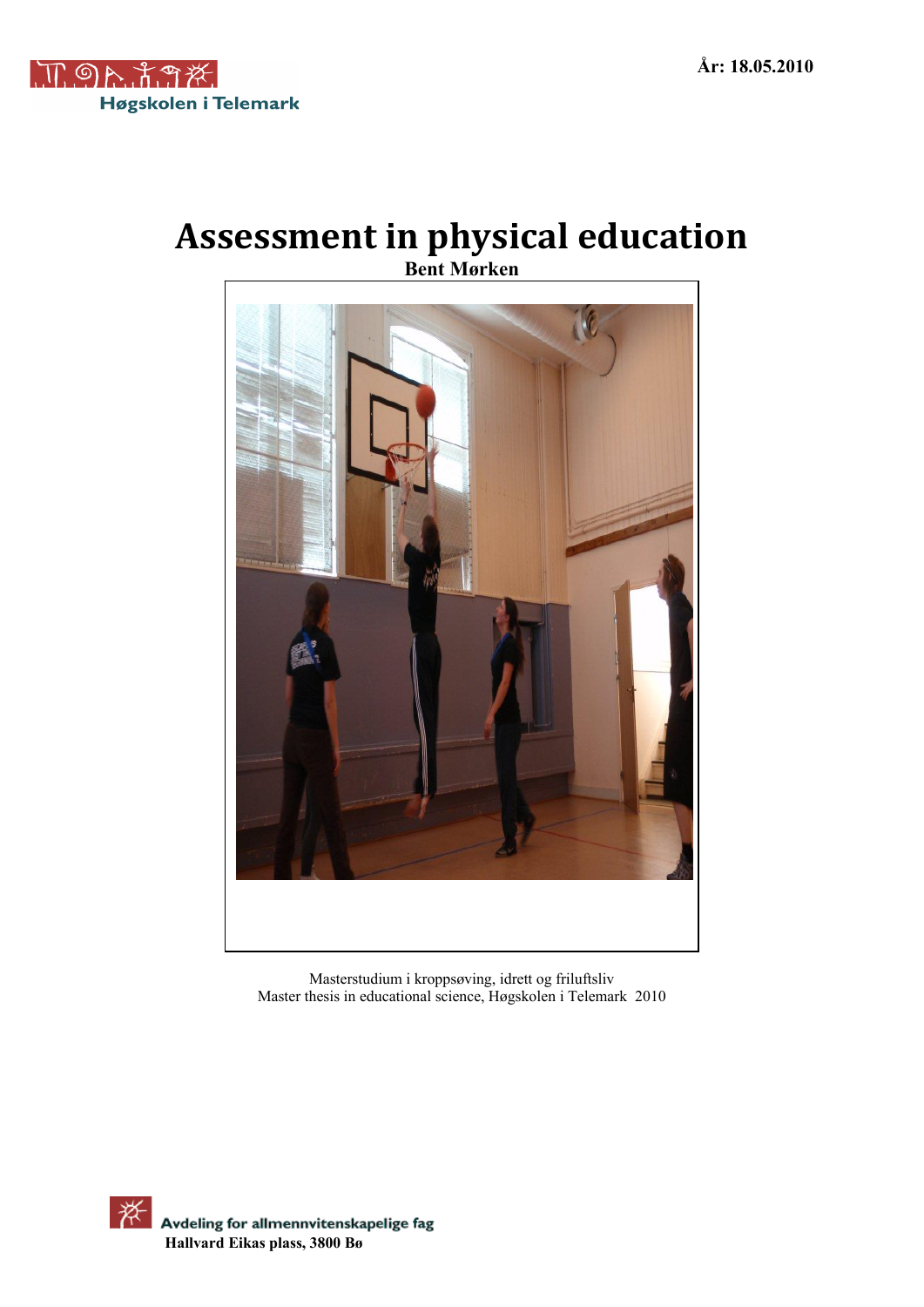Høgskolen i Telemark

År: 18.05.2010

# Assessment in physical education

**Bent Mørken**

Masterstudium i kroppsøving, idrett og friluftsliv
Master thesis in educational science, Høgskolen i Telemark 2010

Avdeling for allmennvitenskapelige fag
**Hallvard Eikas plass, 3800 Bø**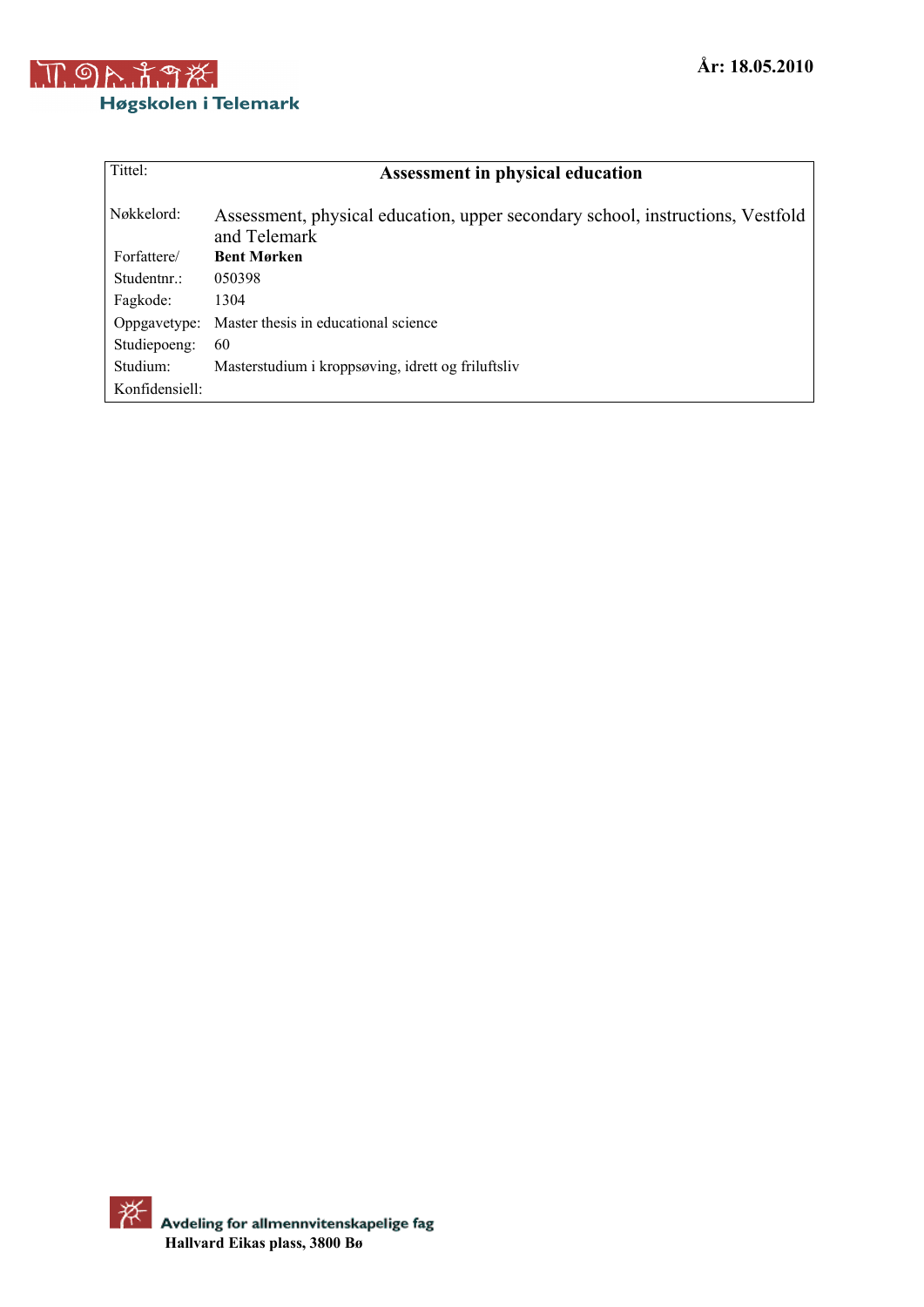Høgskolen i Telemark

**År: 18.05.2010**

| Tittel: | **Assessment in physical education** |
|---|---|
| Nøkkelord: | Assessment, physical education, upper secondary school, instructions, Vestfold and Telemark |
| Forfattere/ | **Bent Mørken** |
| Studentnr.: | 050398 |
| Fagkode: | 1304 |
| Oppgavetype: | Master thesis in educational science |
| Studiepoeng: | 60 |
| Studium: | Masterstudium i kroppsøving, idrett og friluftsliv |
| Konfidensiell: | |

Avdeling for allmennvitenskapelige fag

**Hallvard Eikas plass, 3800 Bø**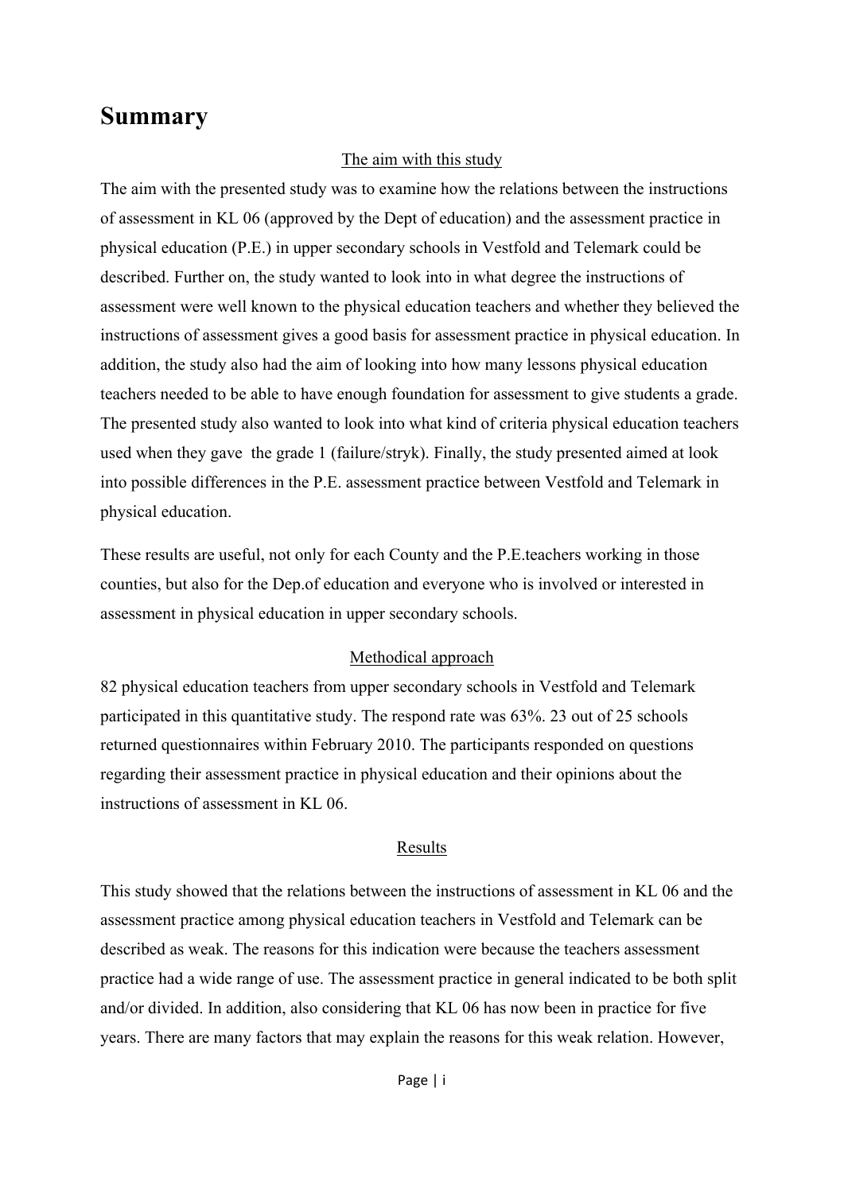# Summary

The aim with this study

The aim with the presented study was to examine how the relations between the instructions of assessment in KL 06 (approved by the Dept of education) and the assessment practice in physical education (P.E.) in upper secondary schools in Vestfold and Telemark could be described. Further on, the study wanted to look into in what degree the instructions of assessment were well known to the physical education teachers and whether they believed the instructions of assessment gives a good basis for assessment practice in physical education. In addition, the study also had the aim of looking into how many lessons physical education teachers needed to be able to have enough foundation for assessment to give students a grade. The presented study also wanted to look into what kind of criteria physical education teachers used when they gave the grade 1 (failure/stryk). Finally, the study presented aimed at look into possible differences in the P.E. assessment practice between Vestfold and Telemark in physical education.

These results are useful, not only for each County and the P.E.teachers working in those counties, but also for the Dep.of education and everyone who is involved or interested in assessment in physical education in upper secondary schools.

Methodical approach

82 physical education teachers from upper secondary schools in Vestfold and Telemark participated in this quantitative study. The respond rate was 63%. 23 out of 25 schools returned questionnaires within February 2010. The participants responded on questions regarding their assessment practice in physical education and their opinions about the instructions of assessment in KL 06.

Results

This study showed that the relations between the instructions of assessment in KL 06 and the assessment practice among physical education teachers in Vestfold and Telemark can be described as weak. The reasons for this indication were because the teachers assessment practice had a wide range of use. The assessment practice in general indicated to be both split and/or divided. In addition, also considering that KL 06 has now been in practice for five years. There are many factors that may explain the reasons for this weak relation. However,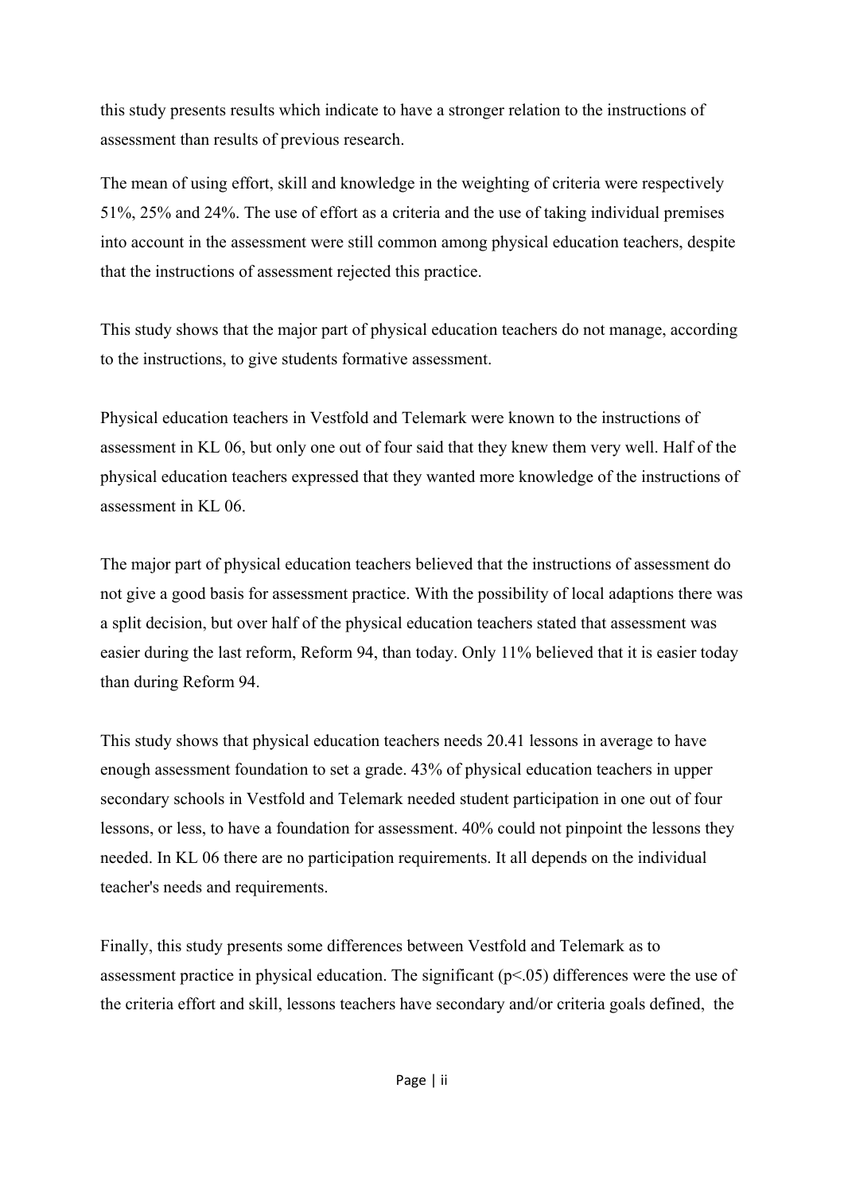this study presents results which indicate to have a stronger relation to the instructions of assessment than results of previous research.

The mean of using effort, skill and knowledge in the weighting of criteria were respectively 51%, 25% and 24%. The use of effort as a criteria and the use of taking individual premises into account in the assessment were still common among physical education teachers, despite that the instructions of assessment rejected this practice.

This study shows that the major part of physical education teachers do not manage, according to the instructions, to give students formative assessment.

Physical education teachers in Vestfold and Telemark were known to the instructions of assessment in KL 06, but only one out of four said that they knew them very well. Half of the physical education teachers expressed that they wanted more knowledge of the instructions of assessment in KL 06.

The major part of physical education teachers believed that the instructions of assessment do not give a good basis for assessment practice. With the possibility of local adaptions there was a split decision, but over half of the physical education teachers stated that assessment was easier during the last reform, Reform 94, than today. Only 11% believed that it is easier today than during Reform 94.

This study shows that physical education teachers needs 20.41 lessons in average to have enough assessment foundation to set a grade. 43% of physical education teachers in upper secondary schools in Vestfold and Telemark needed student participation in one out of four lessons, or less, to have a foundation for assessment. 40% could not pinpoint the lessons they needed. In KL 06 there are no participation requirements. It all depends on the individual teacher's needs and requirements.

Finally, this study presents some differences between Vestfold and Telemark as to assessment practice in physical education. The significant ($p<.05$) differences were the use of the criteria effort and skill, lessons teachers have secondary and/or criteria goals defined, the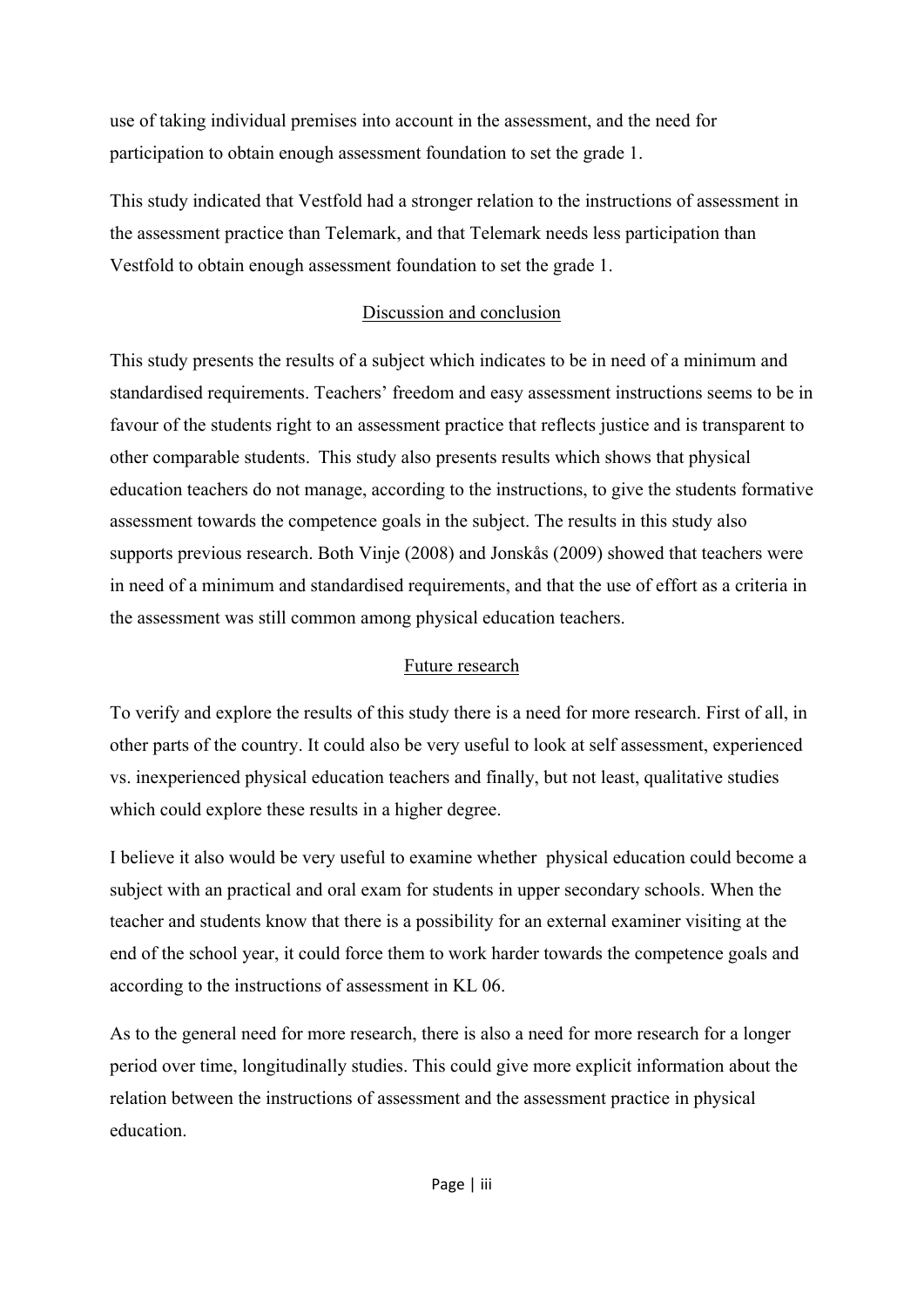use of taking individual premises into account in the assessment, and the need for participation to obtain enough assessment foundation to set the grade 1.

This study indicated that Vestfold had a stronger relation to the instructions of assessment in the assessment practice than Telemark, and that Telemark needs less participation than Vestfold to obtain enough assessment foundation to set the grade 1.

## Discussion and conclusion

This study presents the results of a subject which indicates to be in need of a minimum and standardised requirements. Teachers' freedom and easy assessment instructions seems to be in favour of the students right to an assessment practice that reflects justice and is transparent to other comparable students. This study also presents results which shows that physical education teachers do not manage, according to the instructions, to give the students formative assessment towards the competence goals in the subject. The results in this study also supports previous research. Both Vinje (2008) and Jonskås (2009) showed that teachers were in need of a minimum and standardised requirements, and that the use of effort as a criteria in the assessment was still common among physical education teachers.

## Future research

To verify and explore the results of this study there is a need for more research. First of all, in other parts of the country. It could also be very useful to look at self assessment, experienced vs. inexperienced physical education teachers and finally, but not least, qualitative studies which could explore these results in a higher degree.

I believe it also would be very useful to examine whether physical education could become a subject with an practical and oral exam for students in upper secondary schools. When the teacher and students know that there is a possibility for an external examiner visiting at the end of the school year, it could force them to work harder towards the competence goals and according to the instructions of assessment in KL 06.

As to the general need for more research, there is also a need for more research for a longer period over time, longitudinally studies. This could give more explicit information about the relation between the instructions of assessment and the assessment practice in physical education.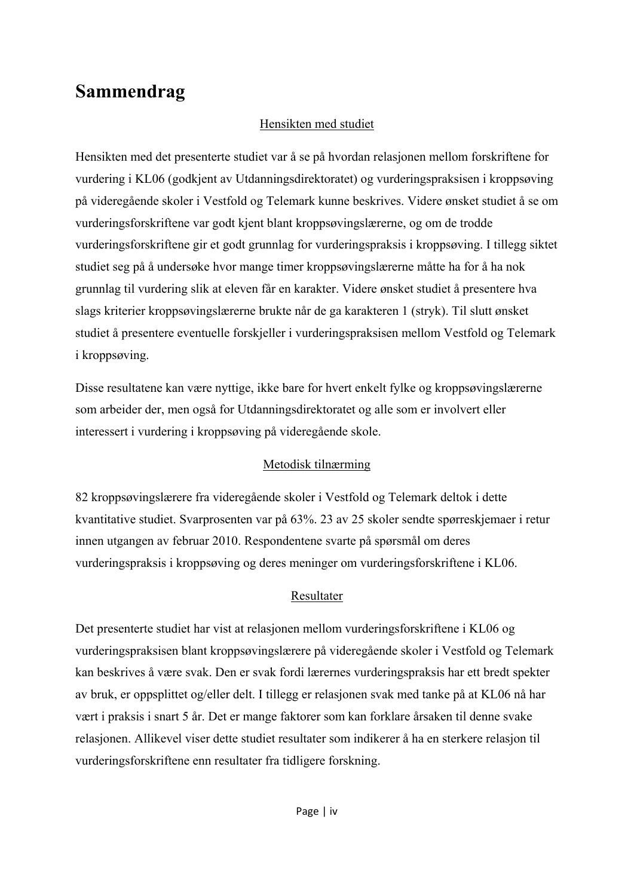# Sammendrag

<u>Hensikten med studiet</u>

Hensikten med det presenterte studiet var å se på hvordan relasjonen mellom forskriftene for vurdering i KL06 (godkjent av Utdanningsdirektoratet) og vurderingspraksisen i kroppsøving på videregående skoler i Vestfold og Telemark kunne beskrives. Videre ønsket studiet å se om vurderingsforskriftene var godt kjent blant kroppsøvingslærerne, og om de trodde vurderingsforskriftene gir et godt grunnlag for vurderingspraksis i kroppsøving. I tillegg siktet studiet seg på å undersøke hvor mange timer kroppsøvingslærerne måtte ha for å ha nok grunnlag til vurdering slik at eleven får en karakter. Videre ønsket studiet å presentere hva slags kriterier kroppsøvingslærerne brukte når de ga karakteren 1 (stryk). Til slutt ønsket studiet å presentere eventuelle forskjeller i vurderingspraksisen mellom Vestfold og Telemark i kroppsøving.

Disse resultatene kan være nyttige, ikke bare for hvert enkelt fylke og kroppsøvingslærerne som arbeider der, men også for Utdanningsdirektoratet og alle som er involvert eller interessert i vurdering i kroppsøving på videregående skole.

<u>Metodisk tilnærming</u>

82 kroppsøvingslærere fra videregående skoler i Vestfold og Telemark deltok i dette kvantitative studiet. Svarprosenten var på 63%. 23 av 25 skoler sendte spørreskjemaer i retur innen utgangen av februar 2010. Respondentene svarte på spørsmål om deres vurderingspraksis i kroppsøving og deres meninger om vurderingsforskriftene i KL06.

<u>Resultater</u>

Det presenterte studiet har vist at relasjonen mellom vurderingsforskriftene i KL06 og vurderingspraksisen blant kroppsøvingslærere på videregående skoler i Vestfold og Telemark kan beskrives å være svak. Den er svak fordi lærernes vurderingspraksis har ett bredt spekter av bruk, er oppsplittet og/eller delt. I tillegg er relasjonen svak med tanke på at KL06 nå har vært i praksis i snart 5 år. Det er mange faktorer som kan forklare årsaken til denne svake relasjonen. Allikevel viser dette studiet resultater som indikerer å ha en sterkere relasjon til vurderingsforskriftene enn resultater fra tidligere forskning.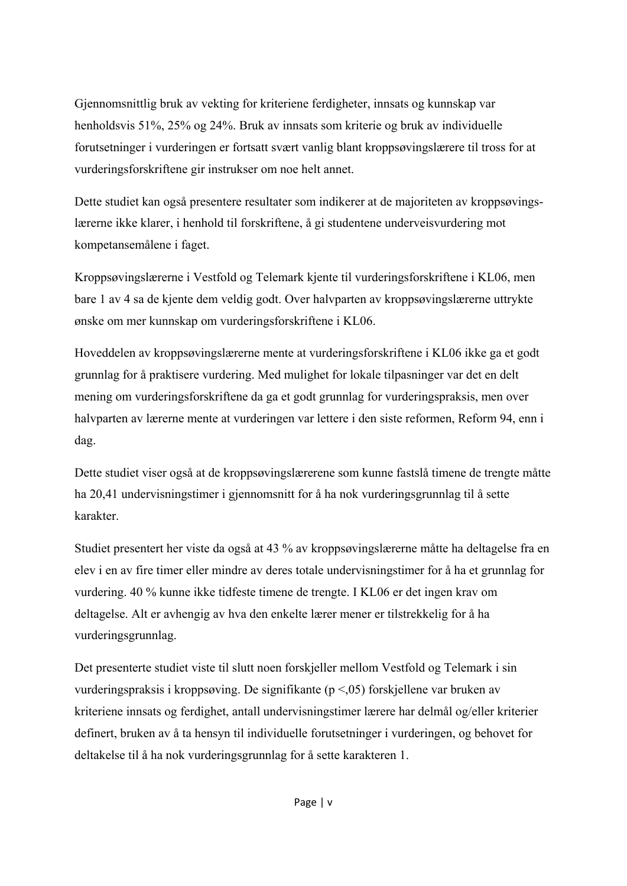Gjennomsnittlig bruk av vekting for kriteriene ferdigheter, innsats og kunnskap var henholdsvis 51%, 25% og 24%. Bruk av innsats som kriterie og bruk av individuelle forutsetninger i vurderingen er fortsatt svært vanlig blant kroppsøvingslærere til tross for at vurderingsforskriftene gir instrukser om noe helt annet.

Dette studiet kan også presentere resultater som indikerer at de majoriteten av kroppsøvings-lærerne ikke klarer, i henhold til forskriftene, å gi studentene underveisvurdering mot kompetansemålene i faget.

Kroppsøvingslærerne i Vestfold og Telemark kjente til vurderingsforskriftene i KL06, men bare 1 av 4 sa de kjente dem veldig godt. Over halvparten av kroppsøvingslærerne uttrykte ønske om mer kunnskap om vurderingsforskriftene i KL06.

Hoveddelen av kroppsøvingslærerne mente at vurderingsforskriftene i KL06 ikke ga et godt grunnlag for å praktisere vurdering. Med mulighet for lokale tilpasninger var det en delt mening om vurderingsforskriftene da ga et godt grunnlag for vurderingspraksis, men over halvparten av lærerne mente at vurderingen var lettere i den siste reformen, Reform 94, enn i dag.

Dette studiet viser også at de kroppsøvingslærerene som kunne fastslå timene de trengte måtte ha 20,41 undervisningstimer i gjennomsnitt for å ha nok vurderingsgrunnlag til å sette karakter.

Studiet presentert her viste da også at 43 % av kroppsøvingslærerne måtte ha deltagelse fra en elev i en av fire timer eller mindre av deres totale undervisningstimer for å ha et grunnlag for vurdering. 40 % kunne ikke tidfeste timene de trengte. I KL06 er det ingen krav om deltagelse. Alt er avhengig av hva den enkelte lærer mener er tilstrekkelig for å ha vurderingsgrunnlag.

Det presenterte studiet viste til slutt noen forskjeller mellom Vestfold og Telemark i sin vurderingspraksis i kroppsøving. De signifikante ($p <,05$) forskjellene var bruken av kriteriene innsats og ferdighet, antall undervisningstimer lærere har delmål og/eller kriterier definert, bruken av å ta hensyn til individuelle forutsetninger i vurderingen, og behovet for deltakelse til å ha nok vurderingsgrunnlag for å sette karakteren 1.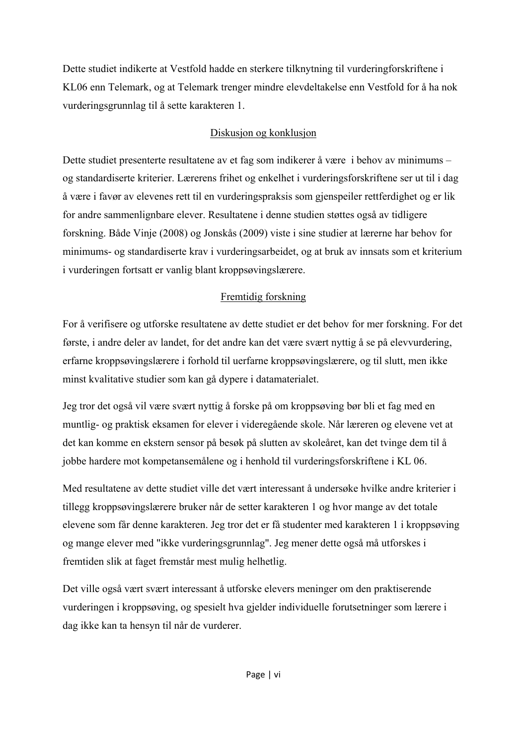Dette studiet indikerte at Vestfold hadde en sterkere tilknytning til vurderingforskriftene i KL06 enn Telemark, og at Telemark trenger mindre elevdeltakelse enn Vestfold for å ha nok vurderingsgrunnlag til å sette karakteren 1.

## Diskusjon og konklusjon

Dette studiet presenterte resultatene av et fag som indikerer å være  i behov av minimums – og standardiserte kriterier. Lærerens frihet og enkelhet i vurderingsforskriftene ser ut til i dag å være i favør av elevenes rett til en vurderingspraksis som gjenspeiler rettferdighet og er lik for andre sammenlignbare elever. Resultatene i denne studien støttes også av tidligere forskning. Både Vinje (2008) og Jonskås (2009) viste i sine studier at lærerne har behov for minimums- og standardiserte krav i vurderingsarbeidet, og at bruk av innsats som et kriterium i vurderingen fortsatt er vanlig blant kroppsøvingslærere.

## Fremtidig forskning

For å verifisere og utforske resultatene av dette studiet er det behov for mer forskning. For det første, i andre deler av landet, for det andre kan det være svært nyttig å se på elevvurdering, erfarne kroppsøvingslærere i forhold til uerfarne kroppsøvingslærere, og til slutt, men ikke minst kvalitative studier som kan gå dypere i datamaterialet.

Jeg tror det også vil være svært nyttig å forske på om kroppsøving bør bli et fag med en muntlig- og praktisk eksamen for elever i videregående skole. Når læreren og elevene vet at det kan komme en ekstern sensor på besøk på slutten av skoleåret, kan det tvinge dem til å jobbe hardere mot kompetansemålene og i henhold til vurderingsforskriftene i KL 06.

Med resultatene av dette studiet ville det vært interessant å undersøke hvilke andre kriterier i tillegg kroppsøvingslærere bruker når de setter karakteren 1 og hvor mange av det totale elevene som får denne karakteren. Jeg tror det er få studenter med karakteren 1 i kroppsøving og mange elever med "ikke vurderingsgrunnlag". Jeg mener dette også må utforskes i fremtiden slik at faget fremstår mest mulig helhetlig.

Det ville også vært svært interessant å utforske elevers meninger om den praktiserende vurderingen i kroppsøving, og spesielt hva gjelder individuelle forutsetninger som lærere i dag ikke kan ta hensyn til når de vurderer.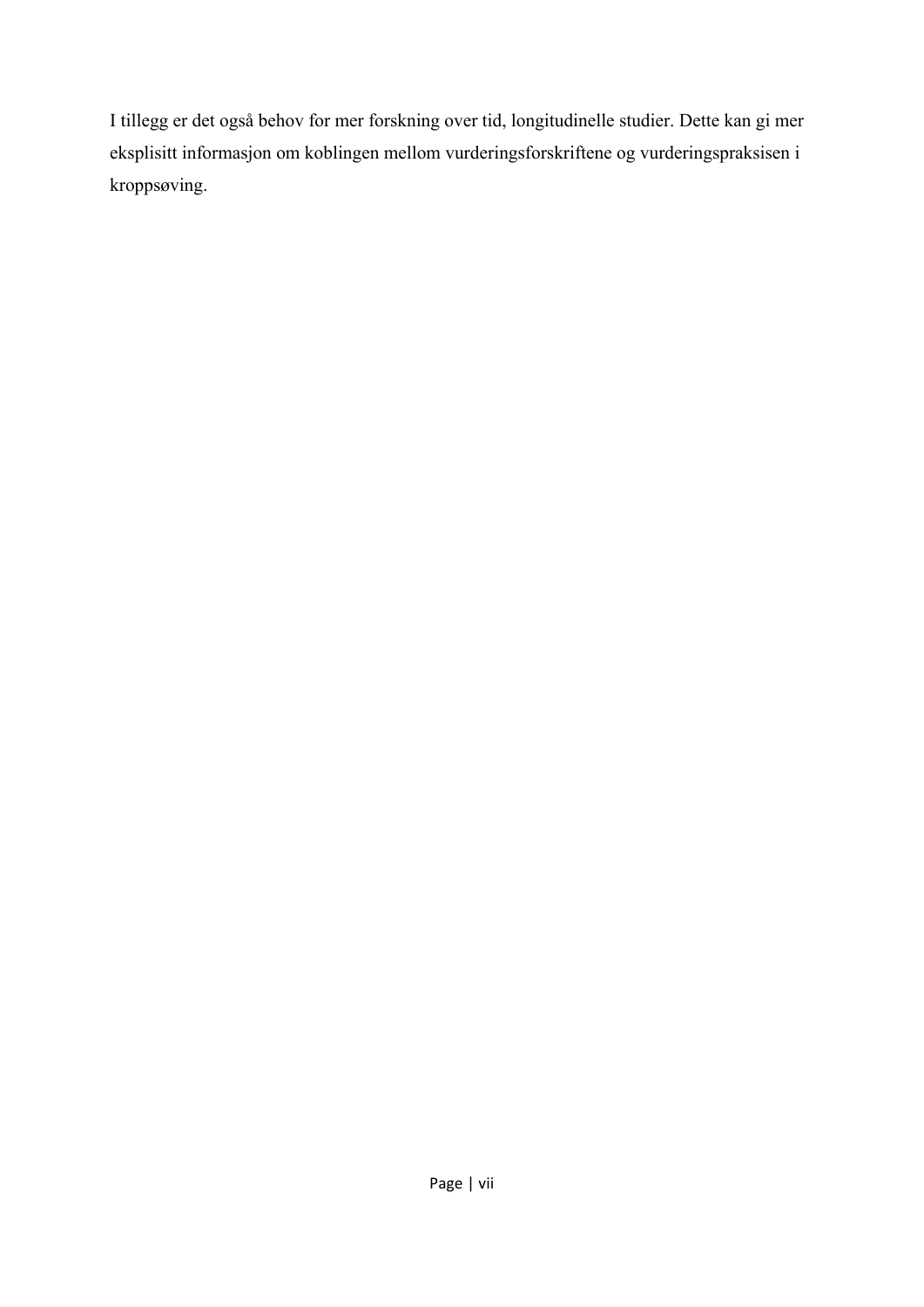I tillegg er det også behov for mer forskning over tid, longitudinelle studier. Dette kan gi mer eksplisitt informasjon om koblingen mellom vurderingsforskriftene og vurderingspraksisen i kroppsøving.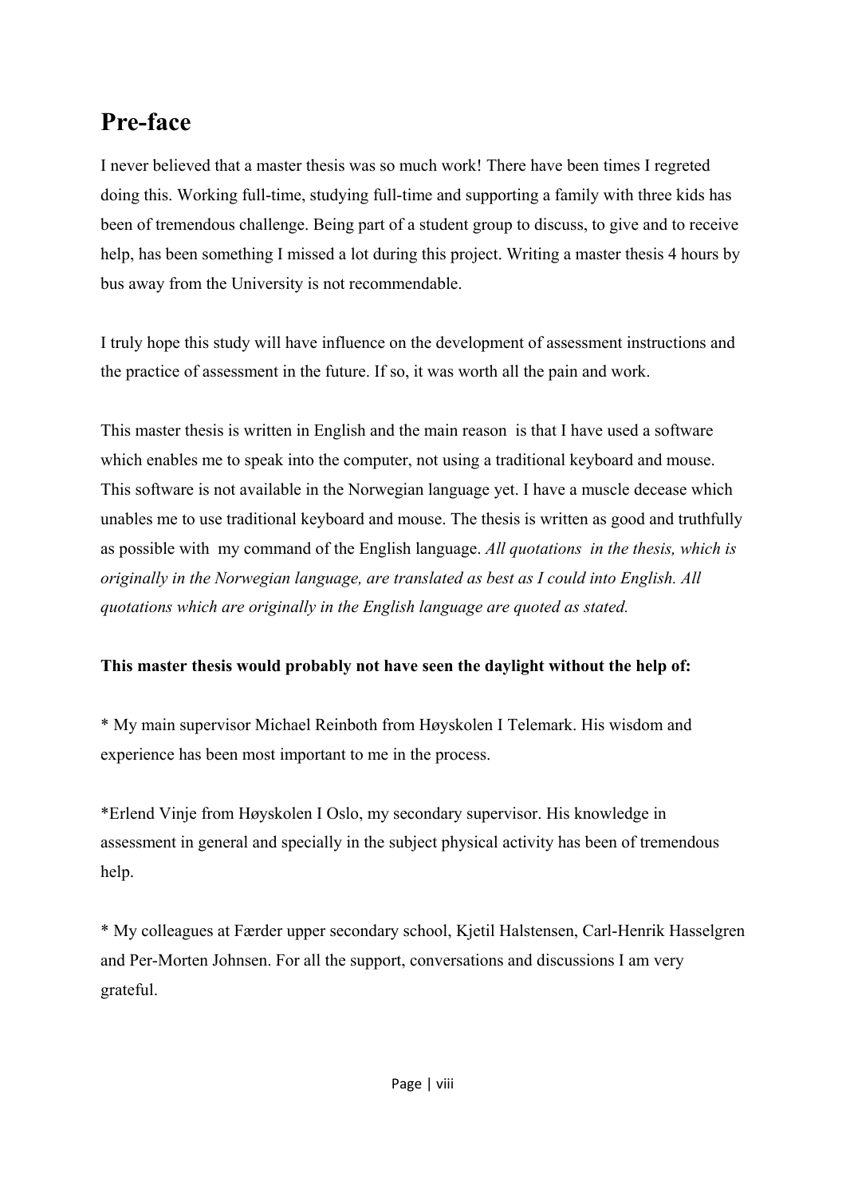# Pre-face

I never believed that a master thesis was so much work! There have been times I regreted doing this. Working full-time, studying full-time and supporting a family with three kids has been of tremendous challenge. Being part of a student group to discuss, to give and to receive help, has been something I missed a lot during this project. Writing a master thesis 4 hours by bus away from the University is not recommendable.

I truly hope this study will have influence on the development of assessment instructions and the practice of assessment in the future. If so, it was worth all the pain and work.

This master thesis is written in English and the main reason is that I have used a software which enables me to speak into the computer, not using a traditional keyboard and mouse. This software is not available in the Norwegian language yet. I have a muscle decease which unables me to use traditional keyboard and mouse. The thesis is written as good and truthfully as possible with my command of the English language. *All quotations in the thesis, which is originally in the Norwegian language, are translated as best as I could into English. All quotations which are originally in the English language are quoted as stated.*

**This master thesis would probably not have seen the daylight without the help of:**

* My main supervisor Michael Reinboth from Høyskolen I Telemark. His wisdom and experience has been most important to me in the process.

*Erlend Vinje from Høyskolen I Oslo, my secondary supervisor. His knowledge in assessment in general and specially in the subject physical activity has been of tremendous help.

* My colleagues at Færder upper secondary school, Kjetil Halstensen, Carl-Henrik Hasselgren and Per-Morten Johnsen. For all the support, conversations and discussions I am very grateful.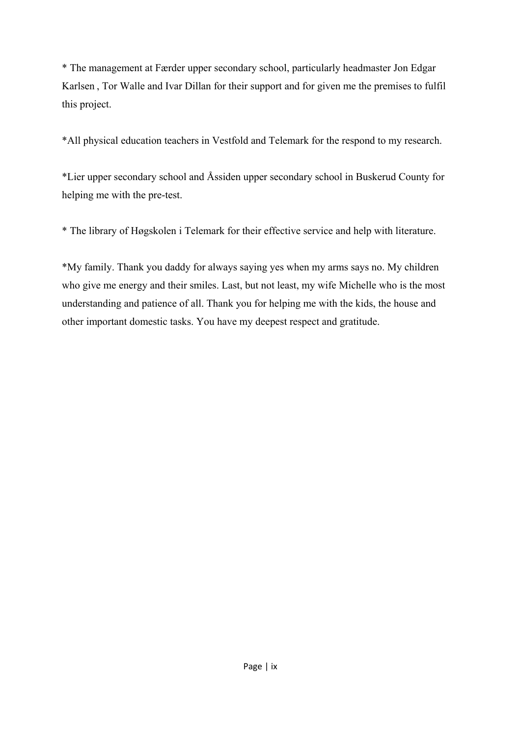* The management at Færder upper secondary school, particularly headmaster Jon Edgar Karlsen , Tor Walle and Ivar Dillan for their support and for given me the premises to fulfil this project.

*All physical education teachers in Vestfold and Telemark for the respond to my research.

*Lier upper secondary school and Åssiden upper secondary school in Buskerud County for helping me with the pre-test.

* The library of Høgskolen i Telemark for their effective service and help with literature.

*My family. Thank you daddy for always saying yes when my arms says no. My children who give me energy and their smiles. Last, but not least, my wife Michelle who is the most understanding and patience of all. Thank you for helping me with the kids, the house and other important domestic tasks. You have my deepest respect and gratitude.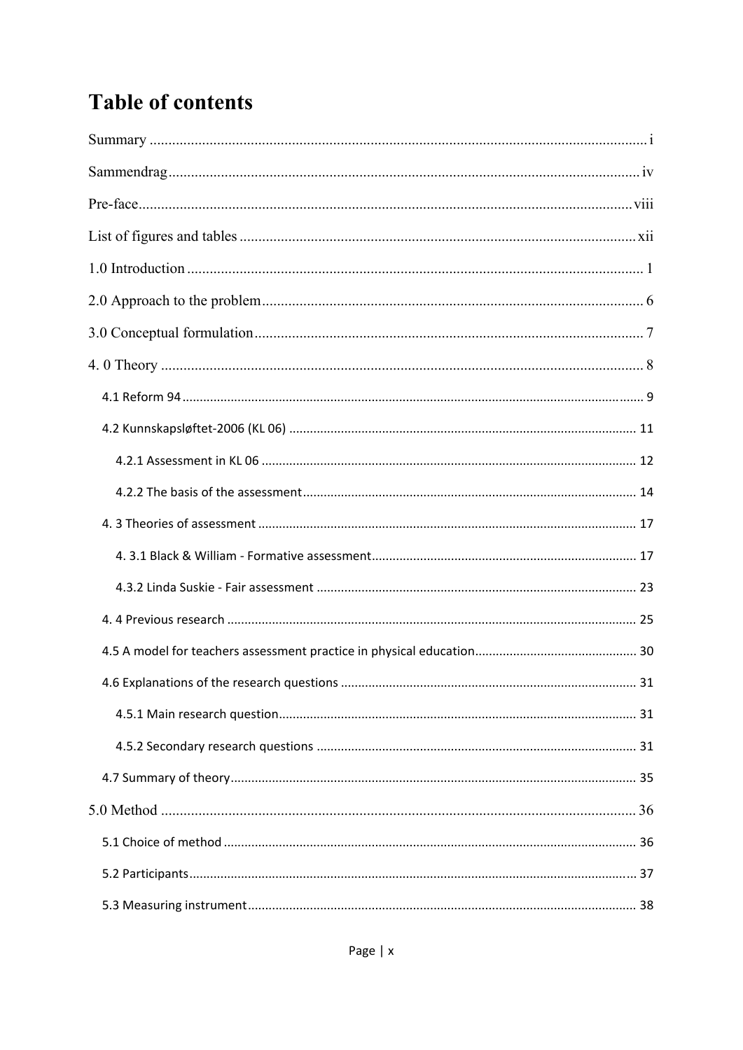# Table of contents

Summary ............................................................................................................................ i

Sammendrag ..................................................................................................................... iv

Pre-face ........................................................................................................................... viii

List of figures and tables ................................................................................................ xii

1.0 Introduction ................................................................................................................ 1

2.0 Approach to the problem ............................................................................................ 6

3.0 Conceptual formulation .............................................................................................. 7

4. 0 Theory ....................................................................................................................... 8

- 4.1 Reform 94 .............................................................................................................. 9
- 4.2 Kunnskapsløftet-2006 (KL 06) ............................................................................. 11
  - 4.2.1 Assessment in KL 06 ..................................................................................... 12
  - 4.2.2 The basis of the assessment .......................................................................... 14
- 4. 3 Theories of assessment ....................................................................................... 17
  - 4. 3.1 Black & William - Formative assessment ..................................................... 17
  - 4.3.2 Linda Suskie - Fair assessment ..................................................................... 23
- 4. 4 Previous research ................................................................................................ 25
- 4.5 A model for teachers assessment practice in physical education ......................... 30
- 4.6 Explanations of the research questions ................................................................ 31
  - 4.5.1 Main research question ................................................................................. 31
  - 4.5.2 Secondary research questions ....................................................................... 31
- 4.7 Summary of theory ............................................................................................... 35

5.0 Method ...................................................................................................................... 36

- 5.1 Choice of method ................................................................................................. 36
- 5.2 Participants ........................................................................................................... 37
- 5.3 Measuring instrument ........................................................................................... 38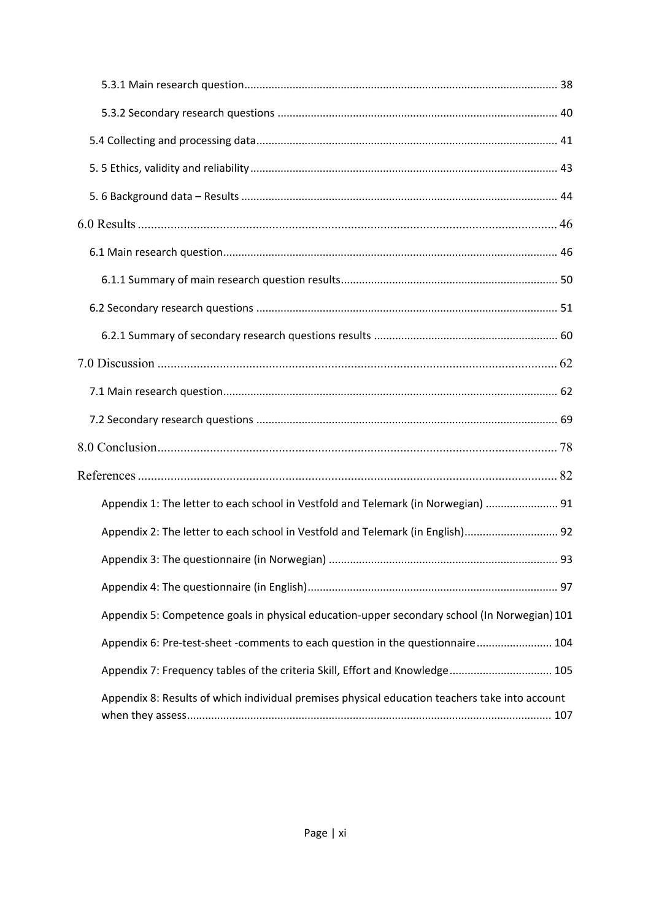5.3.1 Main research question ........................................................................................................ 38

5.3.2 Secondary research questions ............................................................................................. 40

5.4 Collecting and processing data ................................................................................................ 41

5. 5 Ethics, validity and reliability ................................................................................................. 43

5. 6 Background data – Results ..................................................................................................... 44

6.0 Results ........................................................................................................................................ 46

6.1 Main research question ........................................................................................................... 46

6.1.1 Summary of main research question results ....................................................................... 50

6.2 Secondary research questions ................................................................................................. 51

6.2.1 Summary of secondary research questions results ............................................................. 60

7.0 Discussion ................................................................................................................................... 62

7.1 Main research question ........................................................................................................... 62

7.2 Secondary research questions ................................................................................................. 69

8.0 Conclusion ................................................................................................................................... 78

References ...................................................................................................................................... 82

Appendix 1: The letter to each school in Vestfold and Telemark (in Norwegian) ........................ 91

Appendix 2: The letter to each school in Vestfold and Telemark (in English) ............................... 92

Appendix 3: The questionnaire (in Norwegian) ............................................................................ 93

Appendix 4: The questionnaire (in English) ................................................................................... 97

Appendix 5: Competence goals in physical education-upper secondary school (In Norwegian) 101

Appendix 6: Pre-test-sheet -comments to each question in the questionnaire ......................... 104

Appendix 7: Frequency tables of the criteria Skill, Effort and Knowledge .................................. 105

Appendix 8: Results of which individual premises physical education teachers take into account when they assess ........................................................................................................................ 107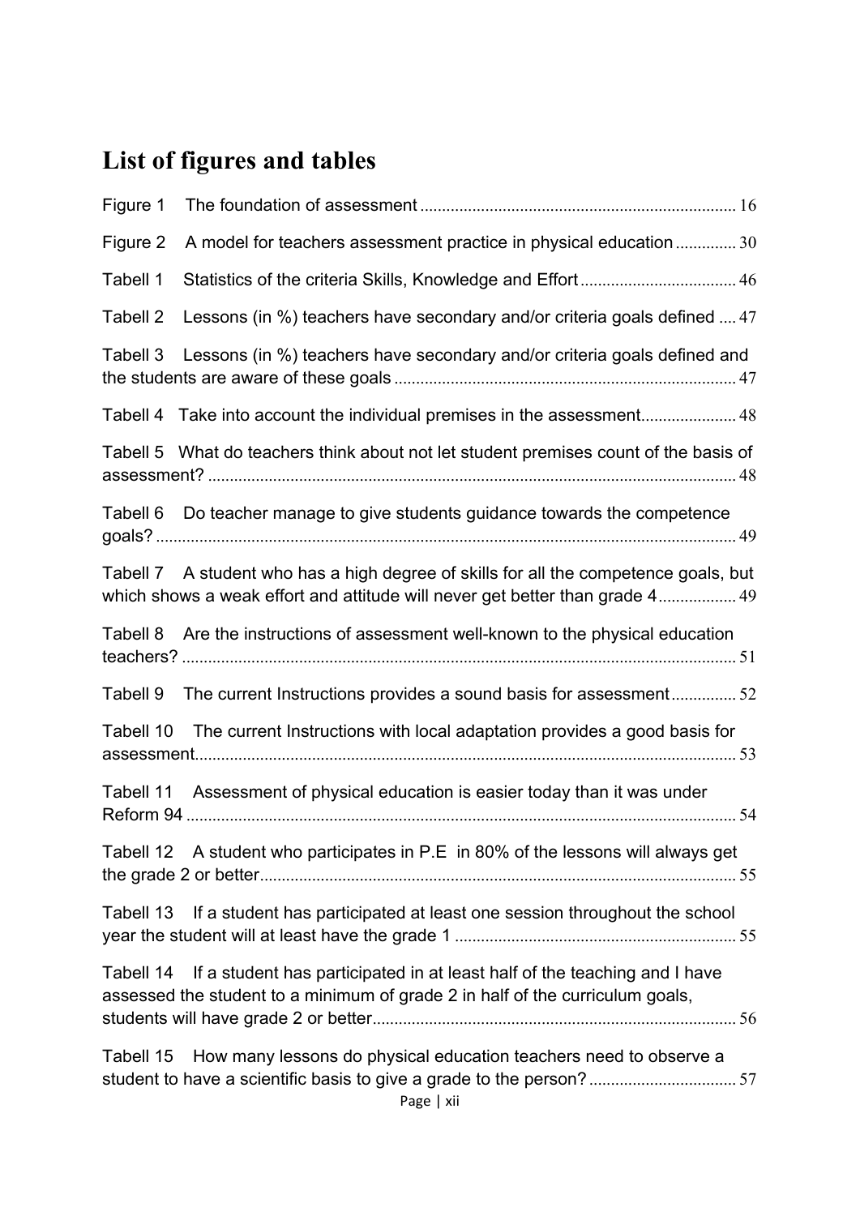# List of figures and tables

Figure 1 The foundation of assessment ........ 16

Figure 2 A model for teachers assessment practice in physical education ........ 30

Tabell 1 Statistics of the criteria Skills, Knowledge and Effort ........ 46

Tabell 2 Lessons (in %) teachers have secondary and/or criteria goals defined ........ 47

Tabell 3 Lessons (in %) teachers have secondary and/or criteria goals defined and the students are aware of these goals ........ 47

Tabell 4 Take into account the individual premises in the assessment ........ 48

Tabell 5 What do teachers think about not let student premises count of the basis of assessment? ........ 48

Tabell 6 Do teacher manage to give students guidance towards the competence goals? ........ 49

Tabell 7 A student who has a high degree of skills for all the competence goals, but which shows a weak effort and attitude will never get better than grade 4 ........ 49

Tabell 8 Are the instructions of assessment well-known to the physical education teachers? ........ 51

Tabell 9 The current Instructions provides a sound basis for assessment ........ 52

Tabell 10 The current Instructions with local adaptation provides a good basis for assessment ........ 53

Tabell 11 Assessment of physical education is easier today than it was under Reform 94 ........ 54

Tabell 12 A student who participates in P.E in 80% of the lessons will always get the grade 2 or better ........ 55

Tabell 13 If a student has participated at least one session throughout the school year the student will at least have the grade 1 ........ 55

Tabell 14 If a student has participated in at least half of the teaching and I have assessed the student to a minimum of grade 2 in half of the curriculum goals, students will have grade 2 or better ........ 56

Tabell 15 How many lessons do physical education teachers need to observe a student to have a scientific basis to give a grade to the person? ........ 57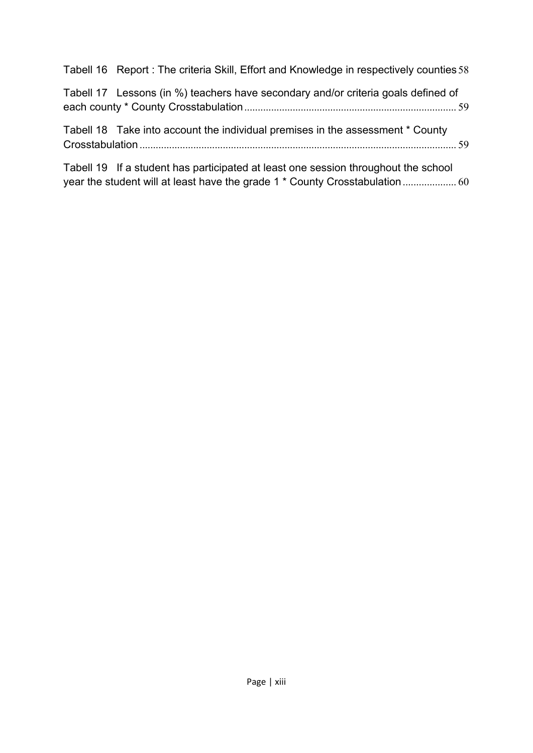Tabell 16 Report : The criteria Skill, Effort and Knowledge in respectively counties 58

Tabell 17 Lessons (in %) teachers have secondary and/or criteria goals defined of each county * County Crosstabulation ... 59

Tabell 18 Take into account the individual premises in the assessment * County Crosstabulation ... 59

Tabell 19 If a student has participated at least one session throughout the school year the student will at least have the grade 1 * County Crosstabulation ... 60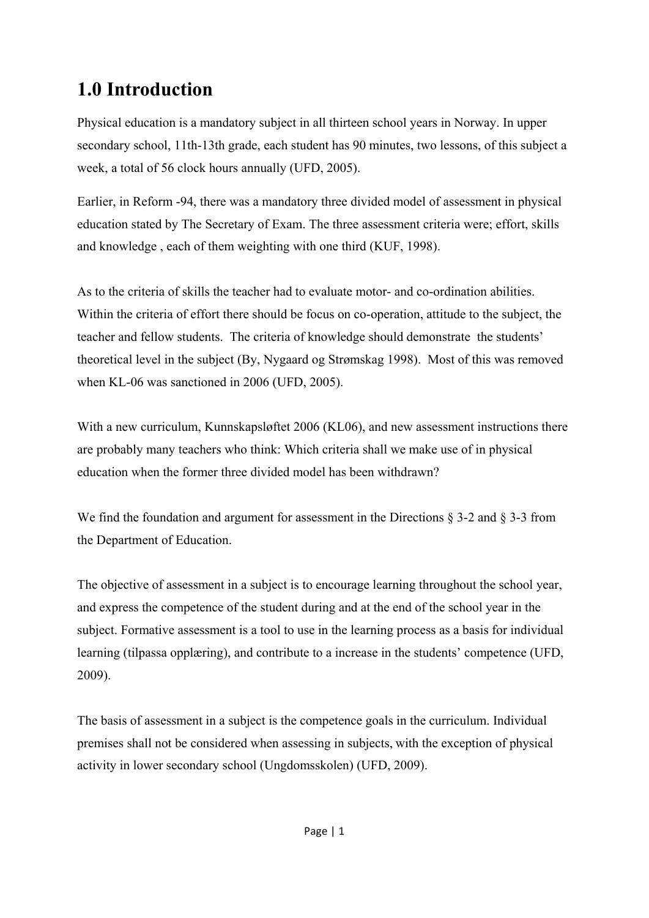# 1.0 Introduction

Physical education is a mandatory subject in all thirteen school years in Norway. In upper secondary school, 11th-13th grade, each student has 90 minutes, two lessons, of this subject a week, a total of 56 clock hours annually (UFD, 2005).

Earlier, in Reform -94, there was a mandatory three divided model of assessment in physical education stated by The Secretary of Exam. The three assessment criteria were; effort, skills and knowledge , each of them weighting with one third (KUF, 1998).

As to the criteria of skills the teacher had to evaluate motor- and co-ordination abilities. Within the criteria of effort there should be focus on co-operation, attitude to the subject, the teacher and fellow students. The criteria of knowledge should demonstrate the students' theoretical level in the subject (By, Nygaard og Strømskag 1998). Most of this was removed when KL-06 was sanctioned in 2006 (UFD, 2005).

With a new curriculum, Kunnskapsløftet 2006 (KL06), and new assessment instructions there are probably many teachers who think: Which criteria shall we make use of in physical education when the former three divided model has been withdrawn?

We find the foundation and argument for assessment in the Directions § 3-2 and § 3-3 from the Department of Education.

The objective of assessment in a subject is to encourage learning throughout the school year, and express the competence of the student during and at the end of the school year in the subject. Formative assessment is a tool to use in the learning process as a basis for individual learning (tilpassa opplæring), and contribute to a increase in the students' competence (UFD, 2009).

The basis of assessment in a subject is the competence goals in the curriculum. Individual premises shall not be considered when assessing in subjects, with the exception of physical activity in lower secondary school (Ungdomsskolen) (UFD, 2009).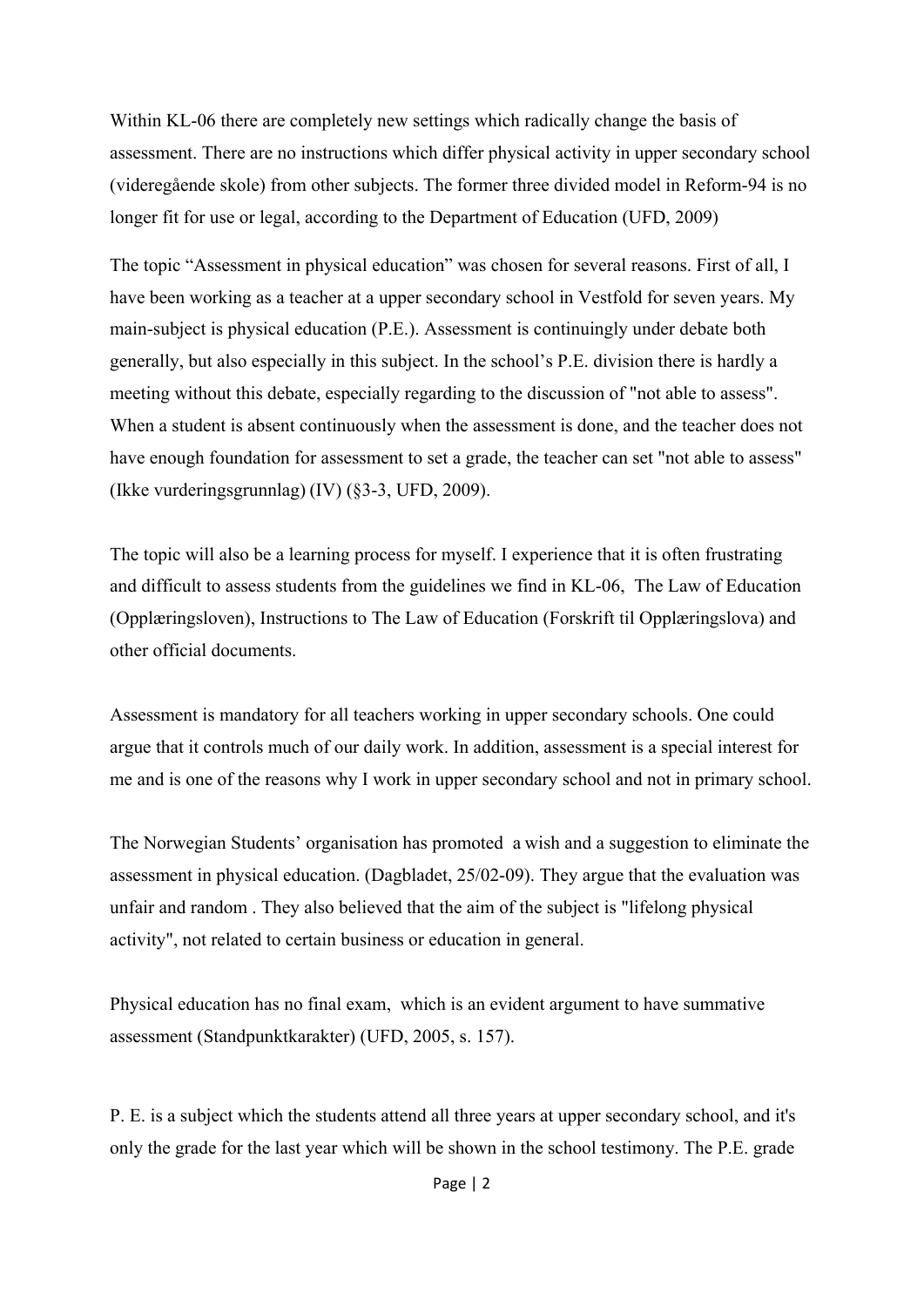Within KL-06 there are completely new settings which radically change the basis of assessment. There are no instructions which differ physical activity in upper secondary school (videregående skole) from other subjects. The former three divided model in Reform-94 is no longer fit for use or legal, according to the Department of Education (UFD, 2009)

The topic "Assessment in physical education" was chosen for several reasons. First of all, I have been working as a teacher at a upper secondary school in Vestfold for seven years. My main-subject is physical education (P.E.). Assessment is continuingly under debate both generally, but also especially in this subject. In the school's P.E. division there is hardly a meeting without this debate, especially regarding to the discussion of "not able to assess". When a student is absent continuously when the assessment is done, and the teacher does not have enough foundation for assessment to set a grade, the teacher can set "not able to assess" (Ikke vurderingsgrunnlag) (IV) (§3-3, UFD, 2009).

The topic will also be a learning process for myself. I experience that it is often frustrating and difficult to assess students from the guidelines we find in KL-06, The Law of Education (Opplæringsloven), Instructions to The Law of Education (Forskrift til Opplæringslova) and other official documents.

Assessment is mandatory for all teachers working in upper secondary schools. One could argue that it controls much of our daily work. In addition, assessment is a special interest for me and is one of the reasons why I work in upper secondary school and not in primary school.

The Norwegian Students' organisation has promoted a wish and a suggestion to eliminate the assessment in physical education. (Dagbladet, 25/02-09). They argue that the evaluation was unfair and random . They also believed that the aim of the subject is "lifelong physical activity", not related to certain business or education in general.

Physical education has no final exam, which is an evident argument to have summative assessment (Standpunktkarakter) (UFD, 2005, s. 157).

P. E. is a subject which the students attend all three years at upper secondary school, and it's only the grade for the last year which will be shown in the school testimony. The P.E. grade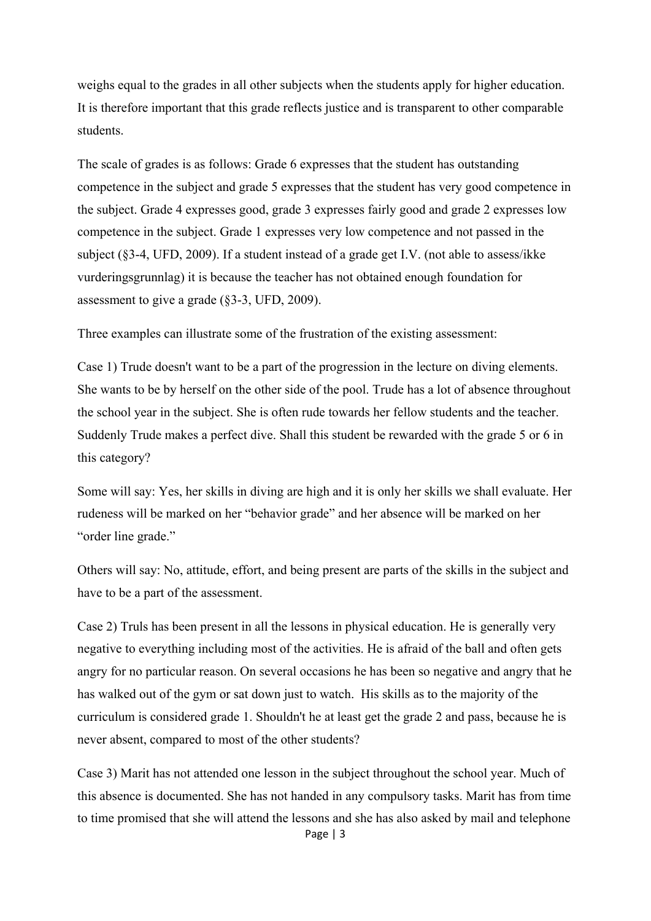weighs equal to the grades in all other subjects when the students apply for higher education. It is therefore important that this grade reflects justice and is transparent to other comparable students.

The scale of grades is as follows: Grade 6 expresses that the student has outstanding competence in the subject and grade 5 expresses that the student has very good competence in the subject. Grade 4 expresses good, grade 3 expresses fairly good and grade 2 expresses low competence in the subject. Grade 1 expresses very low competence and not passed in the subject (§3-4, UFD, 2009). If a student instead of a grade get I.V. (not able to assess/ikke vurderingsgrunnlag) it is because the teacher has not obtained enough foundation for assessment to give a grade (§3-3, UFD, 2009).

Three examples can illustrate some of the frustration of the existing assessment:

Case 1) Trude doesn't want to be a part of the progression in the lecture on diving elements. She wants to be by herself on the other side of the pool. Trude has a lot of absence throughout the school year in the subject. She is often rude towards her fellow students and the teacher. Suddenly Trude makes a perfect dive. Shall this student be rewarded with the grade 5 or 6 in this category?

Some will say: Yes, her skills in diving are high and it is only her skills we shall evaluate. Her rudeness will be marked on her "behavior grade" and her absence will be marked on her "order line grade."

Others will say: No, attitude, effort, and being present are parts of the skills in the subject and have to be a part of the assessment.

Case 2) Truls has been present in all the lessons in physical education. He is generally very negative to everything including most of the activities. He is afraid of the ball and often gets angry for no particular reason. On several occasions he has been so negative and angry that he has walked out of the gym or sat down just to watch. His skills as to the majority of the curriculum is considered grade 1. Shouldn't he at least get the grade 2 and pass, because he is never absent, compared to most of the other students?

Case 3) Marit has not attended one lesson in the subject throughout the school year. Much of this absence is documented. She has not handed in any compulsory tasks. Marit has from time to time promised that she will attend the lessons and she has also asked by mail and telephone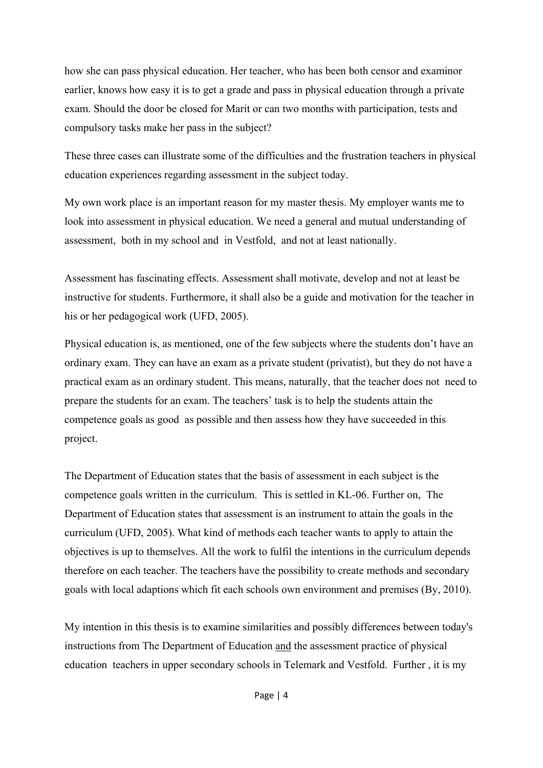how she can pass physical education. Her teacher, who has been both censor and examinor earlier, knows how easy it is to get a grade and pass in physical education through a private exam. Should the door be closed for Marit or can two months with participation, tests and compulsory tasks make her pass in the subject?

These three cases can illustrate some of the difficulties and the frustration teachers in physical education experiences regarding assessment in the subject today.

My own work place is an important reason for my master thesis. My employer wants me to look into assessment in physical education. We need a general and mutual understanding of assessment, both in my school and in Vestfold, and not at least nationally.

Assessment has fascinating effects. Assessment shall motivate, develop and not at least be instructive for students. Furthermore, it shall also be a guide and motivation for the teacher in his or her pedagogical work (UFD, 2005).

Physical education is, as mentioned, one of the few subjects where the students don't have an ordinary exam. They can have an exam as a private student (privatist), but they do not have a practical exam as an ordinary student. This means, naturally, that the teacher does not need to prepare the students for an exam. The teachers' task is to help the students attain the competence goals as good as possible and then assess how they have succeeded in this project.

The Department of Education states that the basis of assessment in each subject is the competence goals written in the curriculum. This is settled in KL-06. Further on, The Department of Education states that assessment is an instrument to attain the goals in the curriculum (UFD, 2005). What kind of methods each teacher wants to apply to attain the objectives is up to themselves. All the work to fulfil the intentions in the curriculum depends therefore on each teacher. The teachers have the possibility to create methods and secondary goals with local adaptions which fit each schools own environment and premises (By, 2010).

My intention in this thesis is to examine similarities and possibly differences between today's instructions from The Department of Education <u>and</u> the assessment practice of physical education teachers in upper secondary schools in Telemark and Vestfold. Further , it is my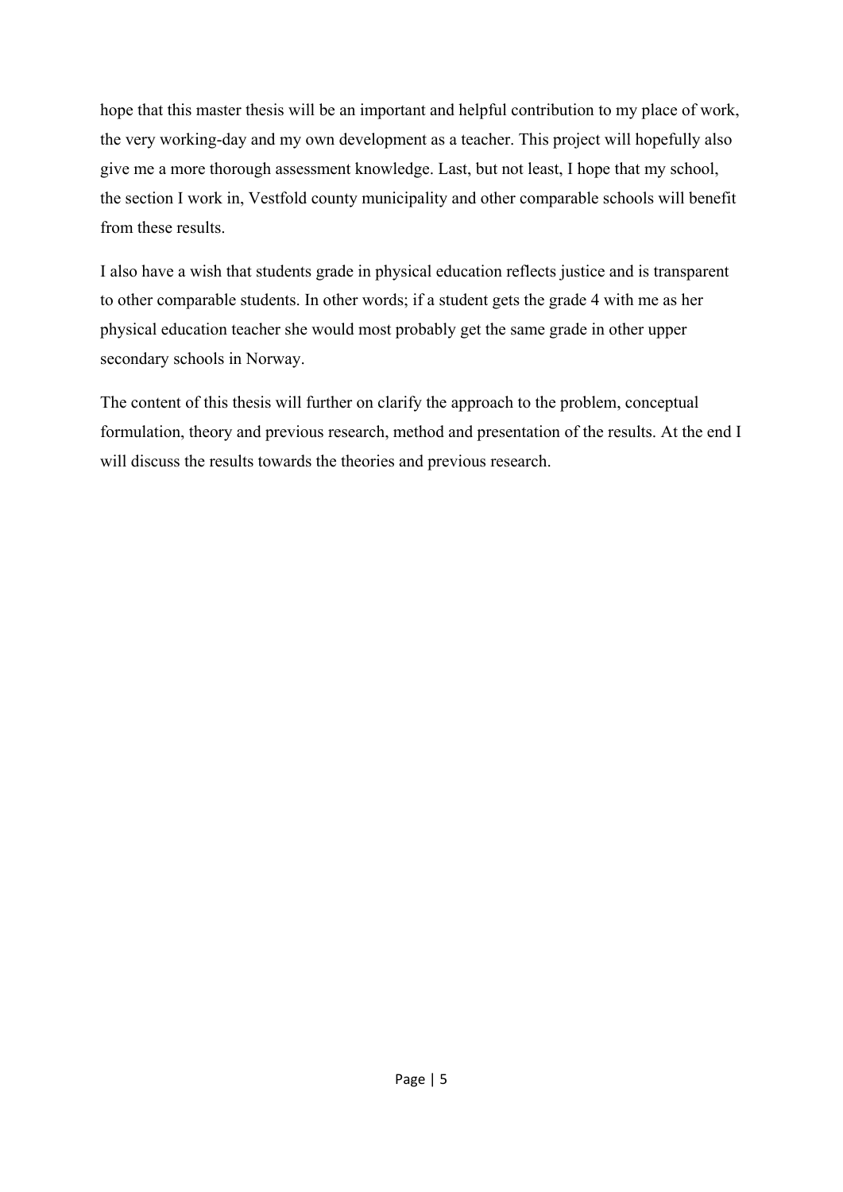hope that this master thesis will be an important and helpful contribution to my place of work, the very working-day and my own development as a teacher. This project will hopefully also give me a more thorough assessment knowledge. Last, but not least, I hope that my school, the section I work in, Vestfold county municipality and other comparable schools will benefit from these results.

I also have a wish that students grade in physical education reflects justice and is transparent to other comparable students. In other words; if a student gets the grade 4 with me as her physical education teacher she would most probably get the same grade in other upper secondary schools in Norway.

The content of this thesis will further on clarify the approach to the problem, conceptual formulation, theory and previous research, method and presentation of the results. At the end I will discuss the results towards the theories and previous research.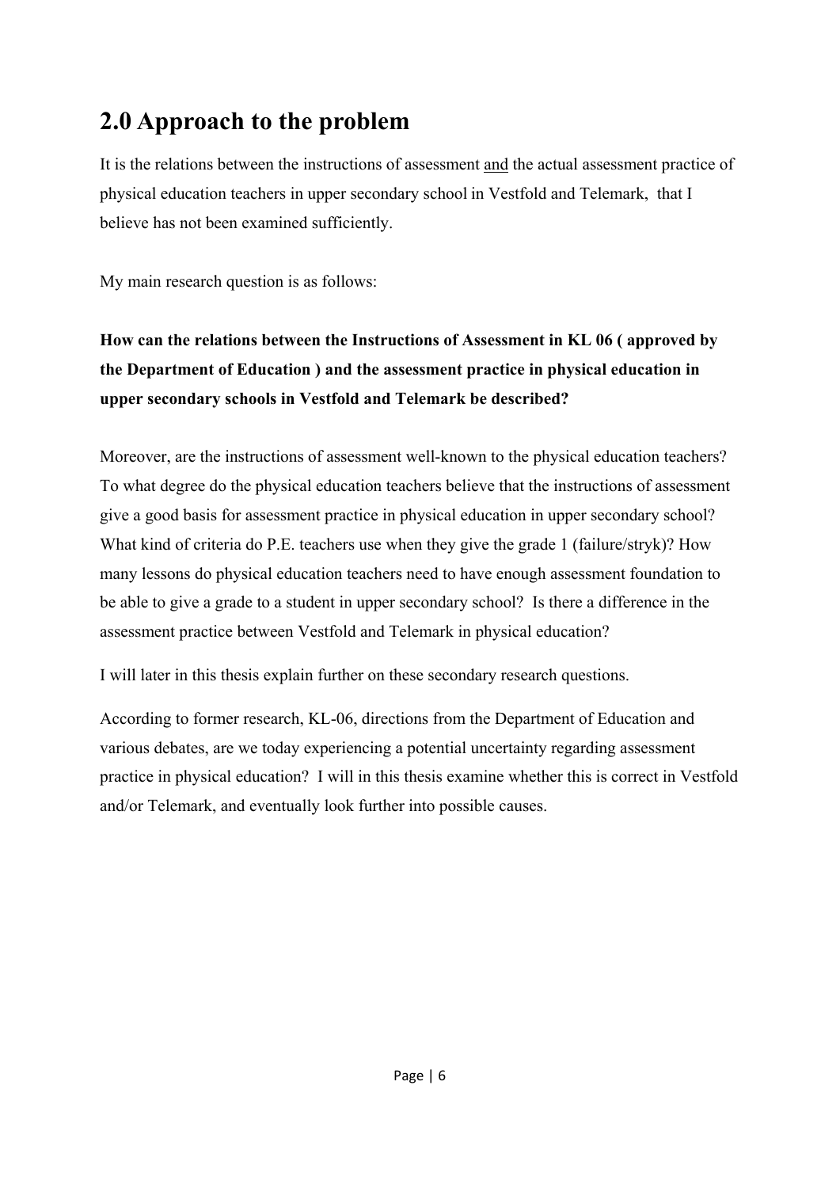## 2.0 Approach to the problem

It is the relations between the instructions of assessment and the actual assessment practice of physical education teachers in upper secondary school in Vestfold and Telemark, that I believe has not been examined sufficiently.

My main research question is as follows:

**How can the relations between the Instructions of Assessment in KL 06 ( approved by the Department of Education ) and the assessment practice in physical education in upper secondary schools in Vestfold and Telemark be described?**

Moreover, are the instructions of assessment well-known to the physical education teachers? To what degree do the physical education teachers believe that the instructions of assessment give a good basis for assessment practice in physical education in upper secondary school? What kind of criteria do P.E. teachers use when they give the grade 1 (failure/stryk)? How many lessons do physical education teachers need to have enough assessment foundation to be able to give a grade to a student in upper secondary school? Is there a difference in the assessment practice between Vestfold and Telemark in physical education?

I will later in this thesis explain further on these secondary research questions.

According to former research, KL-06, directions from the Department of Education and various debates, are we today experiencing a potential uncertainty regarding assessment practice in physical education? I will in this thesis examine whether this is correct in Vestfold and/or Telemark, and eventually look further into possible causes.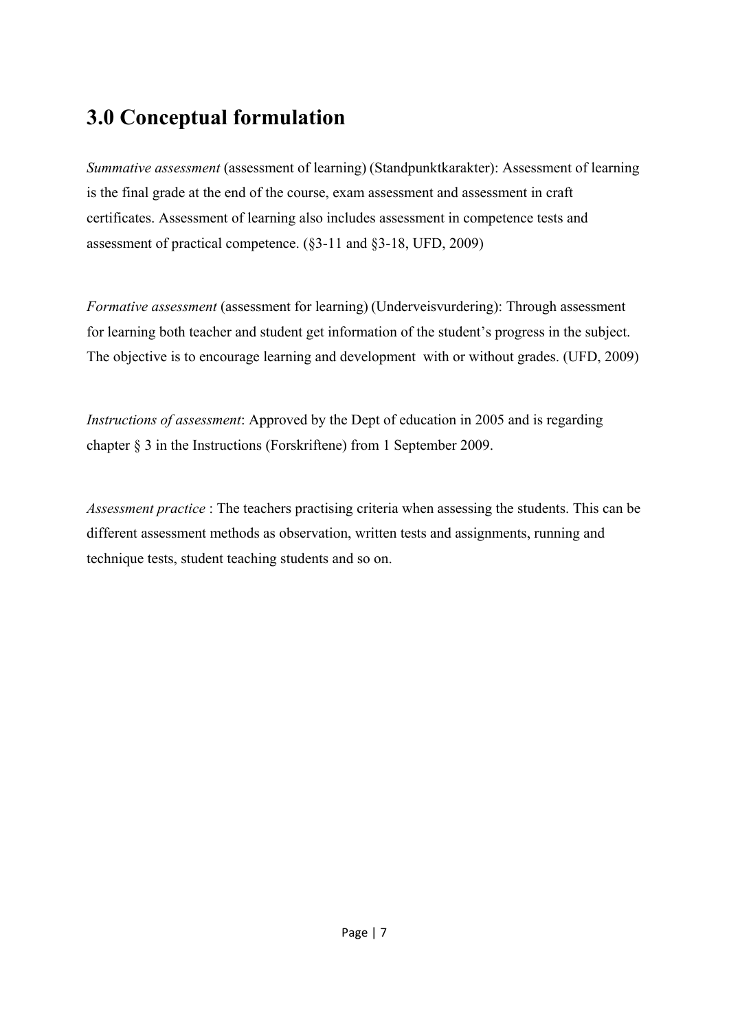# 3.0 Conceptual formulation

*Summative assessment* (assessment of learning) (Standpunktkarakter): Assessment of learning is the final grade at the end of the course, exam assessment and assessment in craft certificates. Assessment of learning also includes assessment in competence tests and assessment of practical competence. (§3-11 and §3-18, UFD, 2009)

*Formative assessment* (assessment for learning) (Underveisvurdering): Through assessment for learning both teacher and student get information of the student's progress in the subject. The objective is to encourage learning and development with or without grades. (UFD, 2009)

*Instructions of assessment*: Approved by the Dept of education in 2005 and is regarding chapter § 3 in the Instructions (Forskriftene) from 1 September 2009.

*Assessment practice* : The teachers practising criteria when assessing the students. This can be different assessment methods as observation, written tests and assignments, running and technique tests, student teaching students and so on.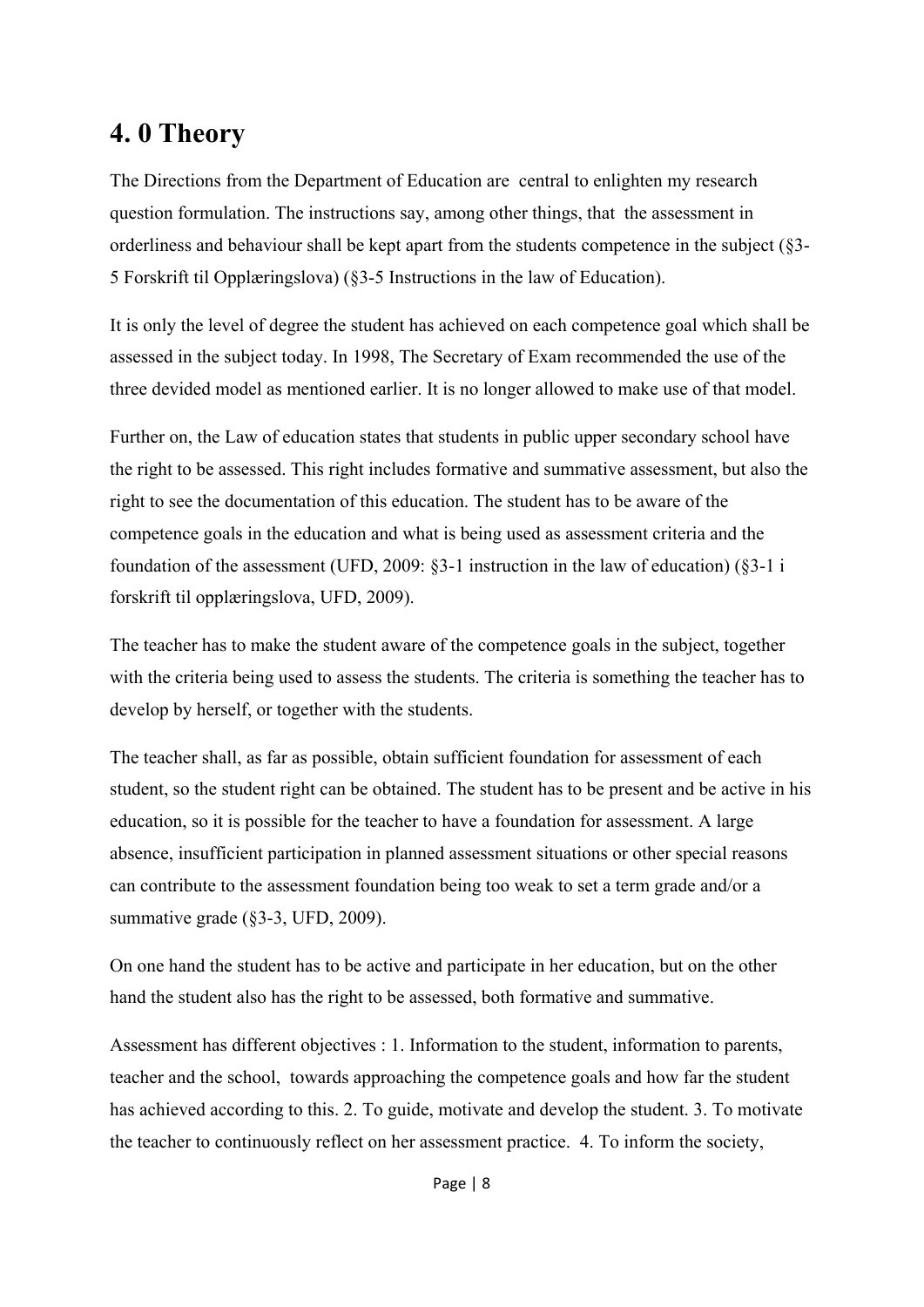# 4. 0 Theory

The Directions from the Department of Education are central to enlighten my research question formulation. The instructions say, among other things, that the assessment in orderliness and behaviour shall be kept apart from the students competence in the subject (§3-5 Forskrift til Opplæringslova) (§3-5 Instructions in the law of Education).

It is only the level of degree the student has achieved on each competence goal which shall be assessed in the subject today. In 1998, The Secretary of Exam recommended the use of the three devided model as mentioned earlier. It is no longer allowed to make use of that model.

Further on, the Law of education states that students in public upper secondary school have the right to be assessed. This right includes formative and summative assessment, but also the right to see the documentation of this education. The student has to be aware of the competence goals in the education and what is being used as assessment criteria and the foundation of the assessment (UFD, 2009: §3-1 instruction in the law of education) (§3-1 i forskrift til opplæringslova, UFD, 2009).

The teacher has to make the student aware of the competence goals in the subject, together with the criteria being used to assess the students. The criteria is something the teacher has to develop by herself, or together with the students.

The teacher shall, as far as possible, obtain sufficient foundation for assessment of each student, so the student right can be obtained. The student has to be present and be active in his education, so it is possible for the teacher to have a foundation for assessment. A large absence, insufficient participation in planned assessment situations or other special reasons can contribute to the assessment foundation being too weak to set a term grade and/or a summative grade (§3-3, UFD, 2009).

On one hand the student has to be active and participate in her education, but on the other hand the student also has the right to be assessed, both formative and summative.

Assessment has different objectives : 1. Information to the student, information to parents, teacher and the school, towards approaching the competence goals and how far the student has achieved according to this. 2. To guide, motivate and develop the student. 3. To motivate the teacher to continuously reflect on her assessment practice. 4. To inform the society,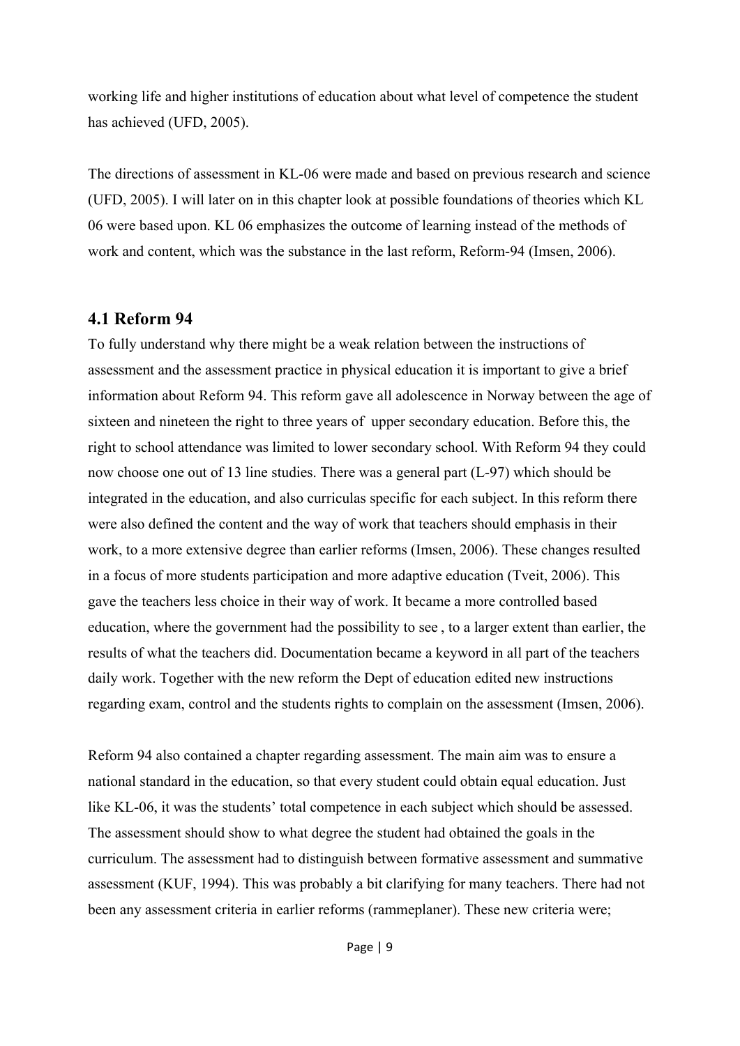working life and higher institutions of education about what level of competence the student has achieved (UFD, 2005).

The directions of assessment in KL-06 were made and based on previous research and science (UFD, 2005). I will later on in this chapter look at possible foundations of theories which KL 06 were based upon. KL 06 emphasizes the outcome of learning instead of the methods of work and content, which was the substance in the last reform, Reform-94 (Imsen, 2006).

## 4.1 Reform 94

To fully understand why there might be a weak relation between the instructions of assessment and the assessment practice in physical education it is important to give a brief information about Reform 94. This reform gave all adolescence in Norway between the age of sixteen and nineteen the right to three years of upper secondary education. Before this, the right to school attendance was limited to lower secondary school. With Reform 94 they could now choose one out of 13 line studies. There was a general part (L-97) which should be integrated in the education, and also curriculas specific for each subject. In this reform there were also defined the content and the way of work that teachers should emphasis in their work, to a more extensive degree than earlier reforms (Imsen, 2006). These changes resulted in a focus of more students participation and more adaptive education (Tveit, 2006). This gave the teachers less choice in their way of work. It became a more controlled based education, where the government had the possibility to see , to a larger extent than earlier, the results of what the teachers did. Documentation became a keyword in all part of the teachers daily work. Together with the new reform the Dept of education edited new instructions regarding exam, control and the students rights to complain on the assessment (Imsen, 2006).

Reform 94 also contained a chapter regarding assessment. The main aim was to ensure a national standard in the education, so that every student could obtain equal education. Just like KL-06, it was the students' total competence in each subject which should be assessed. The assessment should show to what degree the student had obtained the goals in the curriculum. The assessment had to distinguish between formative assessment and summative assessment (KUF, 1994). This was probably a bit clarifying for many teachers. There had not been any assessment criteria in earlier reforms (rammeplaner). These new criteria were;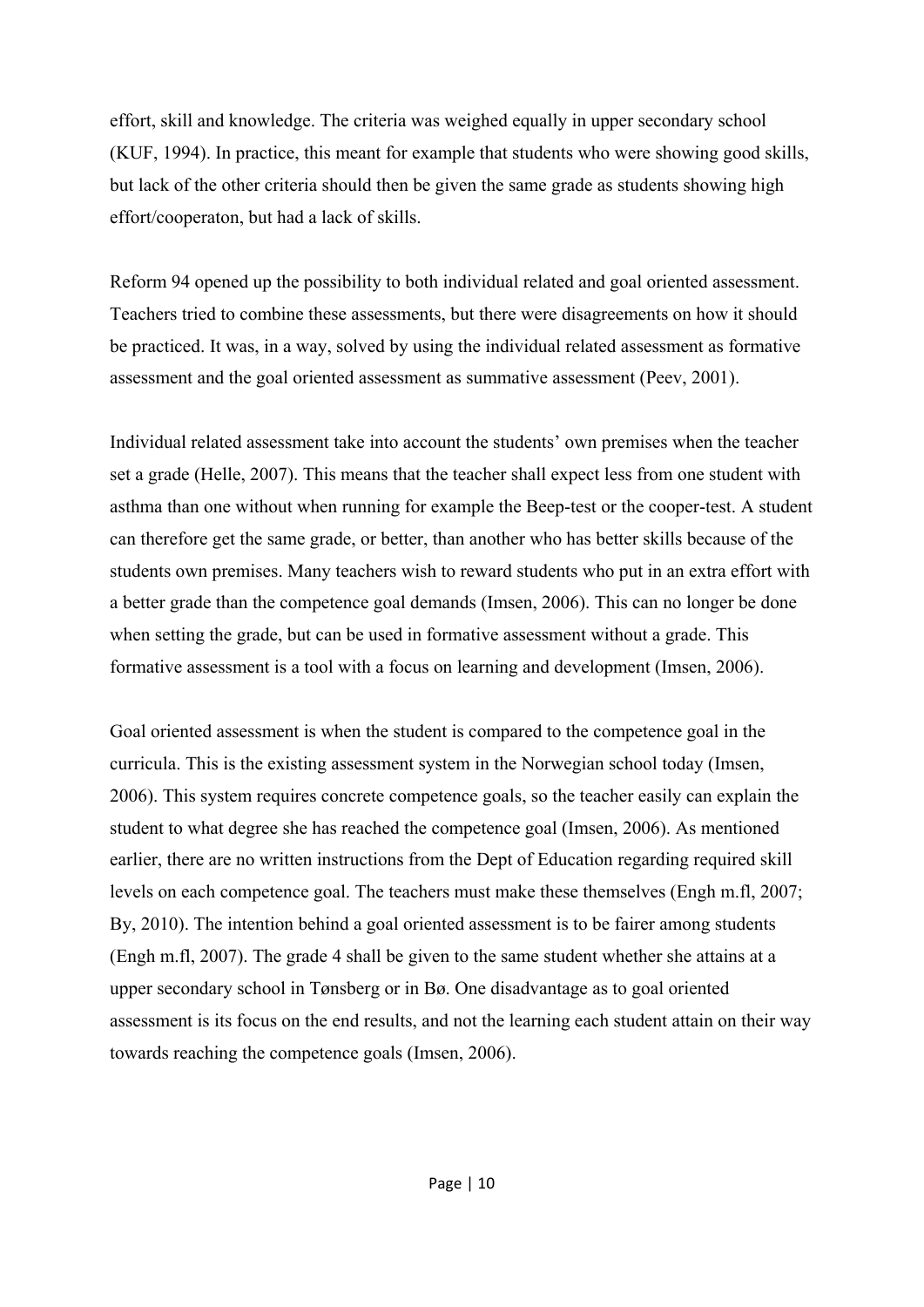effort, skill and knowledge. The criteria was weighed equally in upper secondary school (KUF, 1994). In practice, this meant for example that students who were showing good skills, but lack of the other criteria should then be given the same grade as students showing high effort/cooperaton, but had a lack of skills.

Reform 94 opened up the possibility to both individual related and goal oriented assessment. Teachers tried to combine these assessments, but there were disagreements on how it should be practiced. It was, in a way, solved by using the individual related assessment as formative assessment and the goal oriented assessment as summative assessment (Peev, 2001).

Individual related assessment take into account the students' own premises when the teacher set a grade (Helle, 2007). This means that the teacher shall expect less from one student with asthma than one without when running for example the Beep-test or the cooper-test. A student can therefore get the same grade, or better, than another who has better skills because of the students own premises. Many teachers wish to reward students who put in an extra effort with a better grade than the competence goal demands (Imsen, 2006). This can no longer be done when setting the grade, but can be used in formative assessment without a grade. This formative assessment is a tool with a focus on learning and development (Imsen, 2006).

Goal oriented assessment is when the student is compared to the competence goal in the curricula. This is the existing assessment system in the Norwegian school today (Imsen, 2006). This system requires concrete competence goals, so the teacher easily can explain the student to what degree she has reached the competence goal (Imsen, 2006). As mentioned earlier, there are no written instructions from the Dept of Education regarding required skill levels on each competence goal. The teachers must make these themselves (Engh m.fl, 2007; By, 2010). The intention behind a goal oriented assessment is to be fairer among students (Engh m.fl, 2007). The grade 4 shall be given to the same student whether she attains at a upper secondary school in Tønsberg or in Bø. One disadvantage as to goal oriented assessment is its focus on the end results, and not the learning each student attain on their way towards reaching the competence goals (Imsen, 2006).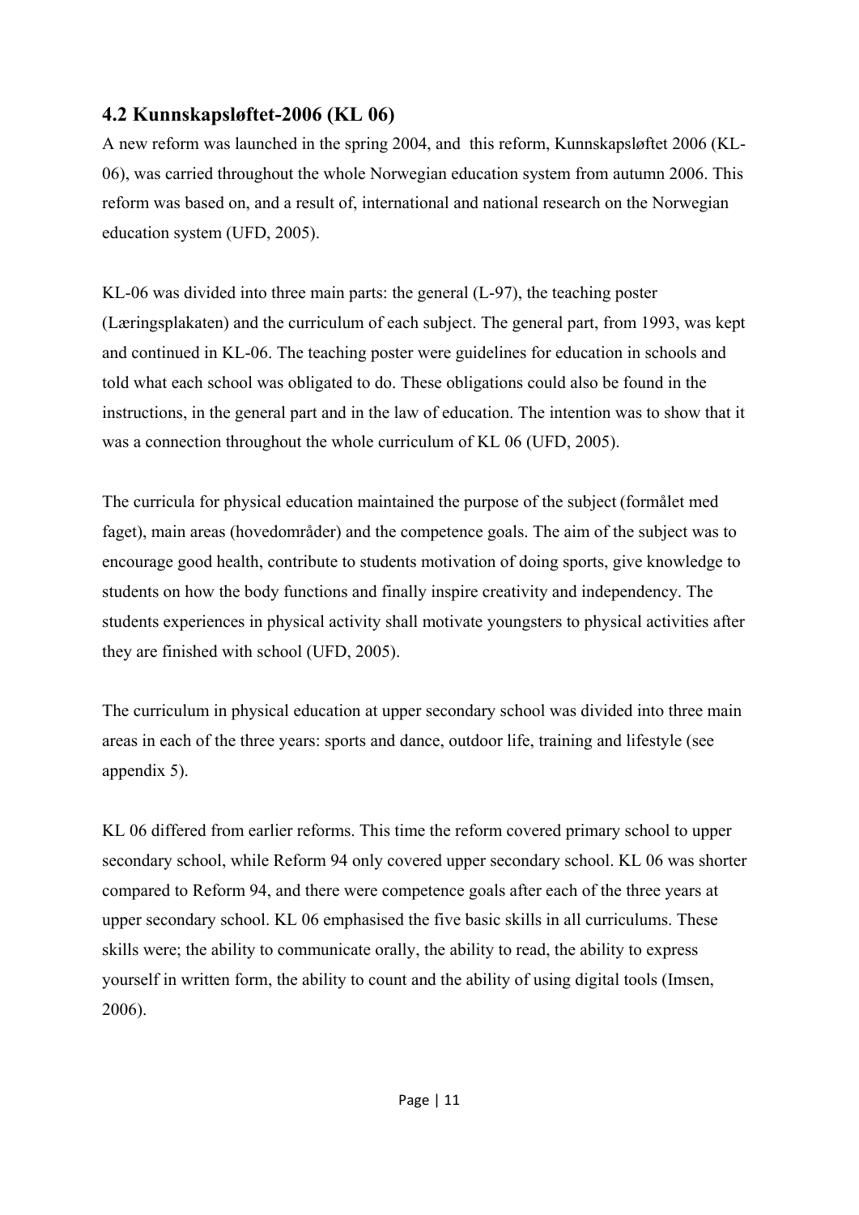## 4.2 Kunnskapsløftet-2006 (KL 06)

A new reform was launched in the spring 2004, and  this reform, Kunnskapsløftet 2006 (KL-06), was carried throughout the whole Norwegian education system from autumn 2006. This reform was based on, and a result of, international and national research on the Norwegian education system (UFD, 2005).

KL-06 was divided into three main parts: the general (L-97), the teaching poster (Læringsplakaten) and the curriculum of each subject. The general part, from 1993, was kept and continued in KL-06. The teaching poster were guidelines for education in schools and told what each school was obligated to do. These obligations could also be found in the instructions, in the general part and in the law of education. The intention was to show that it was a connection throughout the whole curriculum of KL 06 (UFD, 2005).

The curricula for physical education maintained the purpose of the subject (formålet med faget), main areas (hovedområder) and the competence goals. The aim of the subject was to encourage good health, contribute to students motivation of doing sports, give knowledge to students on how the body functions and finally inspire creativity and independency. The students experiences in physical activity shall motivate youngsters to physical activities after they are finished with school (UFD, 2005).

The curriculum in physical education at upper secondary school was divided into three main areas in each of the three years: sports and dance, outdoor life, training and lifestyle (see appendix 5).

KL 06 differed from earlier reforms. This time the reform covered primary school to upper secondary school, while Reform 94 only covered upper secondary school. KL 06 was shorter compared to Reform 94, and there were competence goals after each of the three years at upper secondary school. KL 06 emphasised the five basic skills in all curriculums. These skills were; the ability to communicate orally, the ability to read, the ability to express yourself in written form, the ability to count and the ability of using digital tools (Imsen, 2006).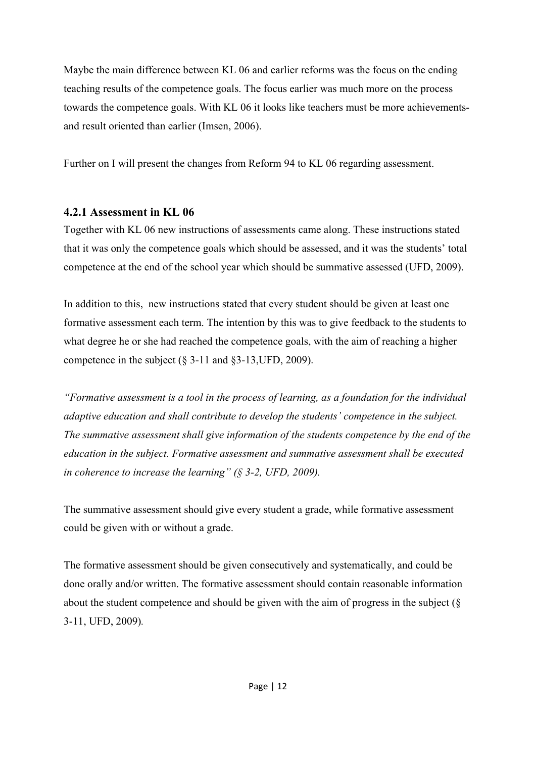Maybe the main difference between KL 06 and earlier reforms was the focus on the ending teaching results of the competence goals. The focus earlier was much more on the process towards the competence goals. With KL 06 it looks like teachers must be more achievements- and result oriented than earlier (Imsen, 2006).

Further on I will present the changes from Reform 94 to KL 06 regarding assessment.

### 4.2.1 Assessment in KL 06

Together with KL 06 new instructions of assessments came along. These instructions stated that it was only the competence goals which should be assessed, and it was the students' total competence at the end of the school year which should be summative assessed (UFD, 2009).

In addition to this, new instructions stated that every student should be given at least one formative assessment each term. The intention by this was to give feedback to the students to what degree he or she had reached the competence goals, with the aim of reaching a higher competence in the subject (§ 3-11 and §3-13,UFD, 2009).

*"Formative assessment is a tool in the process of learning, as a foundation for the individual adaptive education and shall contribute to develop the students' competence in the subject. The summative assessment shall give information of the students competence by the end of the education in the subject. Formative assessment and summative assessment shall be executed in coherence to increase the learning" (§ 3-2, UFD, 2009).*

The summative assessment should give every student a grade, while formative assessment could be given with or without a grade.

The formative assessment should be given consecutively and systematically, and could be done orally and/or written. The formative assessment should contain reasonable information about the student competence and should be given with the aim of progress in the subject (§ 3-11, UFD, 2009).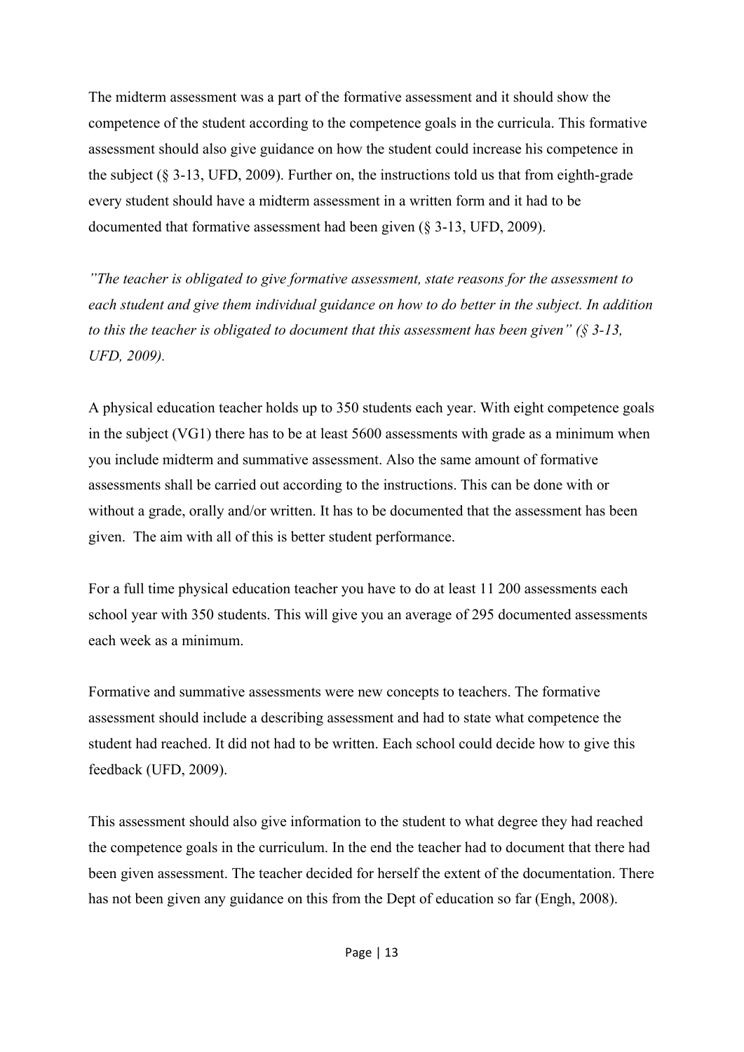The midterm assessment was a part of the formative assessment and it should show the competence of the student according to the competence goals in the curricula. This formative assessment should also give guidance on how the student could increase his competence in the subject (§ 3-13, UFD, 2009). Further on, the instructions told us that from eighth-grade every student should have a midterm assessment in a written form and it had to be documented that formative assessment had been given (§ 3-13, UFD, 2009).

*"The teacher is obligated to give formative assessment, state reasons for the assessment to each student and give them individual guidance on how to do better in the subject. In addition to this the teacher is obligated to document that this assessment has been given" (§ 3-13, UFD, 2009).*

A physical education teacher holds up to 350 students each year. With eight competence goals in the subject (VG1) there has to be at least 5600 assessments with grade as a minimum when you include midterm and summative assessment. Also the same amount of formative assessments shall be carried out according to the instructions. This can be done with or without a grade, orally and/or written. It has to be documented that the assessment has been given. The aim with all of this is better student performance.

For a full time physical education teacher you have to do at least 11 200 assessments each school year with 350 students. This will give you an average of 295 documented assessments each week as a minimum.

Formative and summative assessments were new concepts to teachers. The formative assessment should include a describing assessment and had to state what competence the student had reached. It did not had to be written. Each school could decide how to give this feedback (UFD, 2009).

This assessment should also give information to the student to what degree they had reached the competence goals in the curriculum. In the end the teacher had to document that there had been given assessment. The teacher decided for herself the extent of the documentation. There has not been given any guidance on this from the Dept of education so far (Engh, 2008).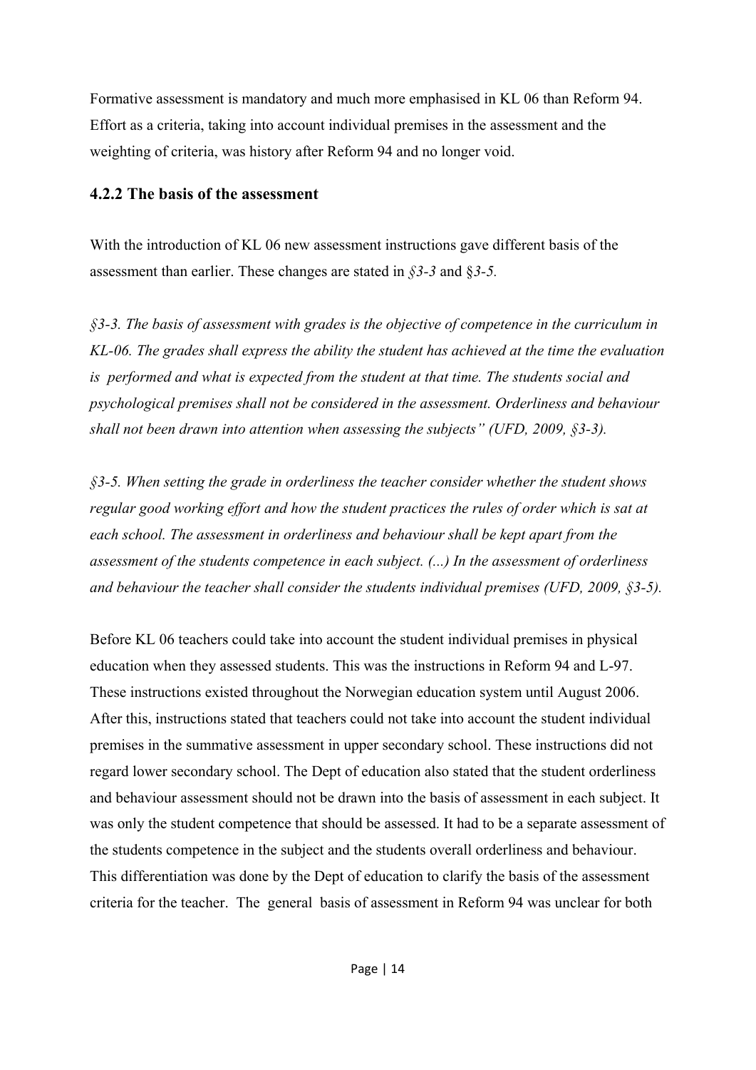Formative assessment is mandatory and much more emphasised in KL 06 than Reform 94. Effort as a criteria, taking into account individual premises in the assessment and the weighting of criteria, was history after Reform 94 and no longer void.

### 4.2.2 The basis of the assessment

With the introduction of KL 06 new assessment instructions gave different basis of the assessment than earlier. These changes are stated in *§3-3* and §*3-5.*

*§3-3. The basis of assessment with grades is the objective of competence in the curriculum in KL-06. The grades shall express the ability the student has achieved at the time the evaluation is performed and what is expected from the student at that time. The students social and psychological premises shall not be considered in the assessment. Orderliness and behaviour shall not been drawn into attention when assessing the subjects" (UFD, 2009, §3-3).*

*§3-5. When setting the grade in orderliness the teacher consider whether the student shows regular good working effort and how the student practices the rules of order which is sat at each school. The assessment in orderliness and behaviour shall be kept apart from the assessment of the students competence in each subject. (...) In the assessment of orderliness and behaviour the teacher shall consider the students individual premises (UFD, 2009, §3-5).*

Before KL 06 teachers could take into account the student individual premises in physical education when they assessed students. This was the instructions in Reform 94 and L-97. These instructions existed throughout the Norwegian education system until August 2006. After this, instructions stated that teachers could not take into account the student individual premises in the summative assessment in upper secondary school. These instructions did not regard lower secondary school. The Dept of education also stated that the student orderliness and behaviour assessment should not be drawn into the basis of assessment in each subject. It was only the student competence that should be assessed. It had to be a separate assessment of the students competence in the subject and the students overall orderliness and behaviour. This differentiation was done by the Dept of education to clarify the basis of the assessment criteria for the teacher. The general basis of assessment in Reform 94 was unclear for both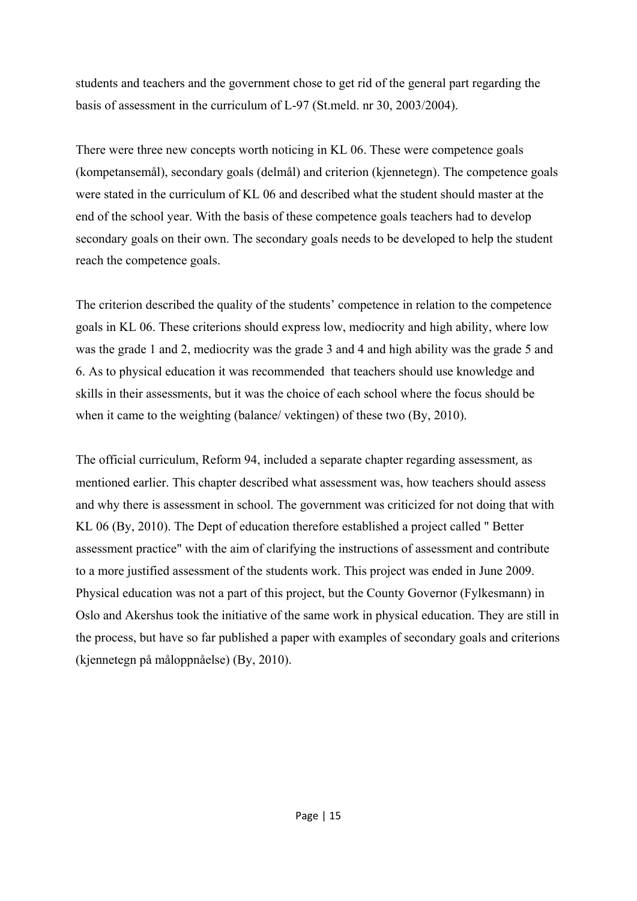students and teachers and the government chose to get rid of the general part regarding the basis of assessment in the curriculum of L-97 (St.meld. nr 30, 2003/2004).

There were three new concepts worth noticing in KL 06. These were competence goals (kompetansemål), secondary goals (delmål) and criterion (kjennetegn). The competence goals were stated in the curriculum of KL 06 and described what the student should master at the end of the school year. With the basis of these competence goals teachers had to develop secondary goals on their own. The secondary goals needs to be developed to help the student reach the competence goals.

The criterion described the quality of the students' competence in relation to the competence goals in KL 06. These criterions should express low, mediocrity and high ability, where low was the grade 1 and 2, mediocrity was the grade 3 and 4 and high ability was the grade 5 and 6. As to physical education it was recommended that teachers should use knowledge and skills in their assessments, but it was the choice of each school where the focus should be when it came to the weighting (balance/ vektingen) of these two (By, 2010).

The official curriculum, Reform 94, included a separate chapter regarding assessment, as mentioned earlier. This chapter described what assessment was, how teachers should assess and why there is assessment in school. The government was criticized for not doing that with KL 06 (By, 2010). The Dept of education therefore established a project called " Better assessment practice" with the aim of clarifying the instructions of assessment and contribute to a more justified assessment of the students work. This project was ended in June 2009. Physical education was not a part of this project, but the County Governor (Fylkesmann) in Oslo and Akershus took the initiative of the same work in physical education. They are still in the process, but have so far published a paper with examples of secondary goals and criterions (kjennetegn på måloppnåelse) (By, 2010).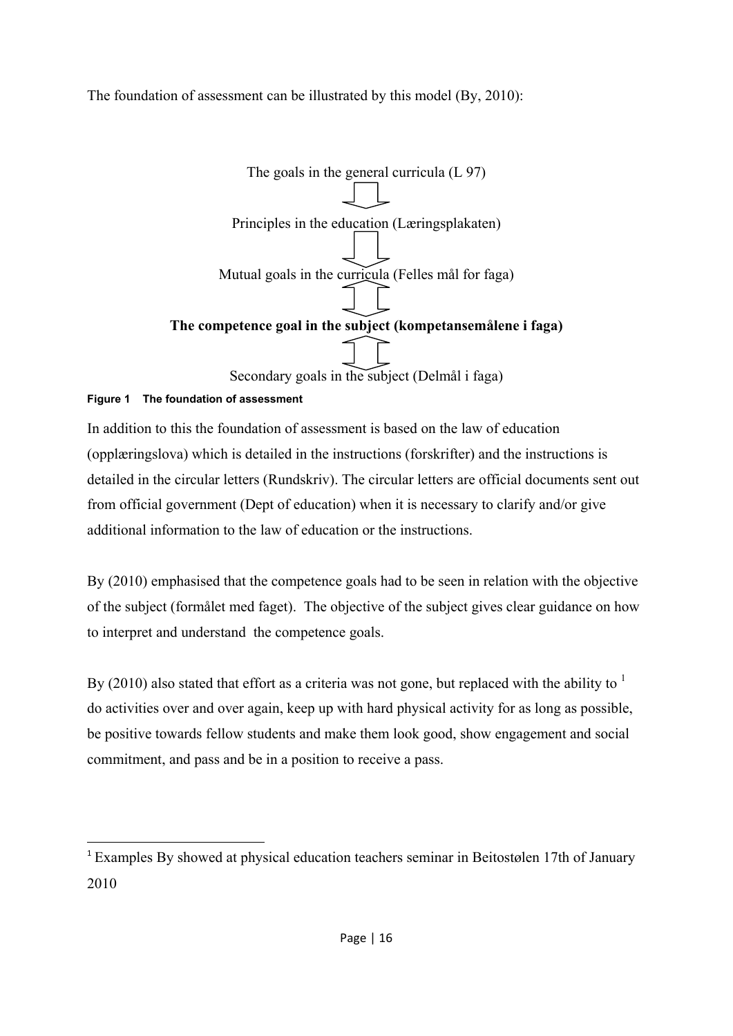The foundation of assessment can be illustrated by this model (By, 2010):

The goals in the general curricula (L 97)

↓

Principles in the education (Læringsplakaten)

↓

Mutual goals in the curricula (Felles mål for faga)

↕

**The competence goal in the subject (kompetansemålene i faga)**

↕

Secondary goals in the subject (Delmål i faga)

**Figure 1 The foundation of assessment**

In addition to this the foundation of assessment is based on the law of education (opplæringslova) which is detailed in the instructions (forskrifter) and the instructions is detailed in the circular letters (Rundskriv). The circular letters are official documents sent out from official government (Dept of education) when it is necessary to clarify and/or give additional information to the law of education or the instructions.

By (2010) emphasised that the competence goals had to be seen in relation with the objective of the subject (formålet med faget). The objective of the subject gives clear guidance on how to interpret and understand the competence goals.

By (2010) also stated that effort as a criteria was not gone, but replaced with the ability to [1] do activities over and over again, keep up with hard physical activity for as long as possible, be positive towards fellow students and make them look good, show engagement and social commitment, and pass and be in a position to receive a pass.

[1] Examples By showed at physical education teachers seminar in Beitostølen 17th of January 2010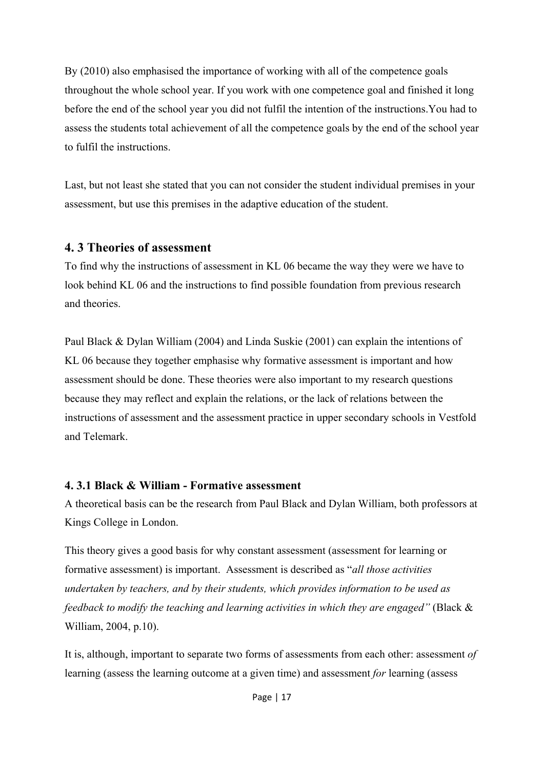By (2010) also emphasised the importance of working with all of the competence goals throughout the whole school year. If you work with one competence goal and finished it long before the end of the school year you did not fulfil the intention of the instructions.You had to assess the students total achievement of all the competence goals by the end of the school year to fulfil the instructions.

Last, but not least she stated that you can not consider the student individual premises in your assessment, but use this premises in the adaptive education of the student.

## 4. 3 Theories of assessment

To find why the instructions of assessment in KL 06 became the way they were we have to look behind KL 06 and the instructions to find possible foundation from previous research and theories.

Paul Black & Dylan William (2004) and Linda Suskie (2001) can explain the intentions of KL 06 because they together emphasise why formative assessment is important and how assessment should be done. These theories were also important to my research questions because they may reflect and explain the relations, or the lack of relations between the instructions of assessment and the assessment practice in upper secondary schools in Vestfold and Telemark.

### 4. 3.1 Black & William - Formative assessment

A theoretical basis can be the research from Paul Black and Dylan William, both professors at Kings College in London.

This theory gives a good basis for why constant assessment (assessment for learning or formative assessment) is important. Assessment is described as "*all those activities undertaken by teachers, and by their students, which provides information to be used as feedback to modify the teaching and learning activities in which they are engaged"* (Black & William, 2004, p.10).

It is, although, important to separate two forms of assessments from each other: assessment *of* learning (assess the learning outcome at a given time) and assessment *for* learning (assess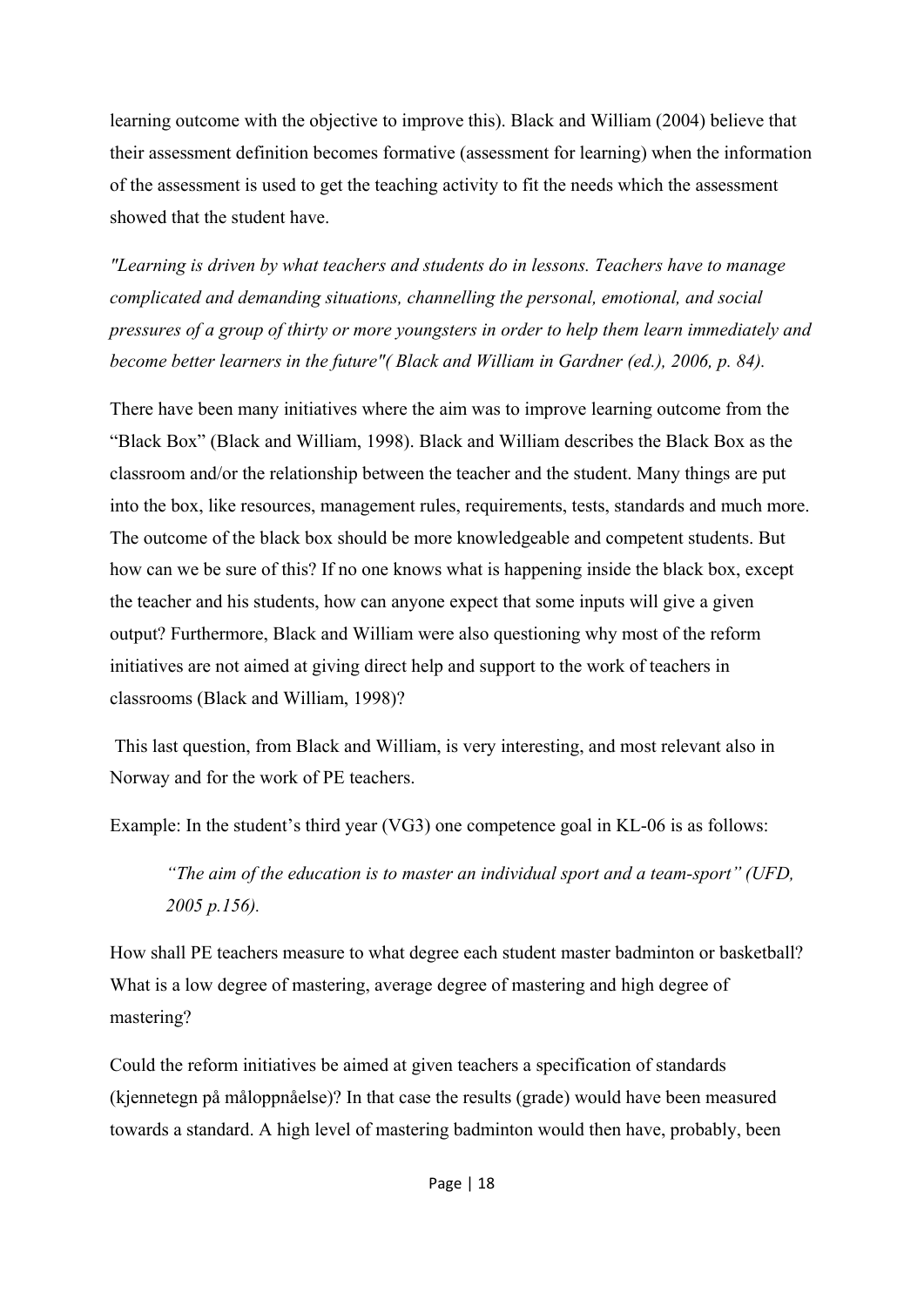learning outcome with the objective to improve this). Black and William (2004) believe that their assessment definition becomes formative (assessment for learning) when the information of the assessment is used to get the teaching activity to fit the needs which the assessment showed that the student have.

*"Learning is driven by what teachers and students do in lessons. Teachers have to manage complicated and demanding situations, channelling the personal, emotional, and social pressures of a group of thirty or more youngsters in order to help them learn immediately and become better learners in the future"( Black and William in Gardner (ed.), 2006, p. 84).*

There have been many initiatives where the aim was to improve learning outcome from the "Black Box" (Black and William, 1998). Black and William describes the Black Box as the classroom and/or the relationship between the teacher and the student. Many things are put into the box, like resources, management rules, requirements, tests, standards and much more. The outcome of the black box should be more knowledgeable and competent students. But how can we be sure of this? If no one knows what is happening inside the black box, except the teacher and his students, how can anyone expect that some inputs will give a given output? Furthermore, Black and William were also questioning why most of the reform initiatives are not aimed at giving direct help and support to the work of teachers in classrooms (Black and William, 1998)?

This last question, from Black and William, is very interesting, and most relevant also in Norway and for the work of PE teachers.

Example: In the student's third year (VG3) one competence goal in KL-06 is as follows:

> *"The aim of the education is to master an individual sport and a team-sport" (UFD, 2005 p.156).*

How shall PE teachers measure to what degree each student master badminton or basketball? What is a low degree of mastering, average degree of mastering and high degree of mastering?

Could the reform initiatives be aimed at given teachers a specification of standards (kjennetegn på måloppnåelse)? In that case the results (grade) would have been measured towards a standard. A high level of mastering badminton would then have, probably, been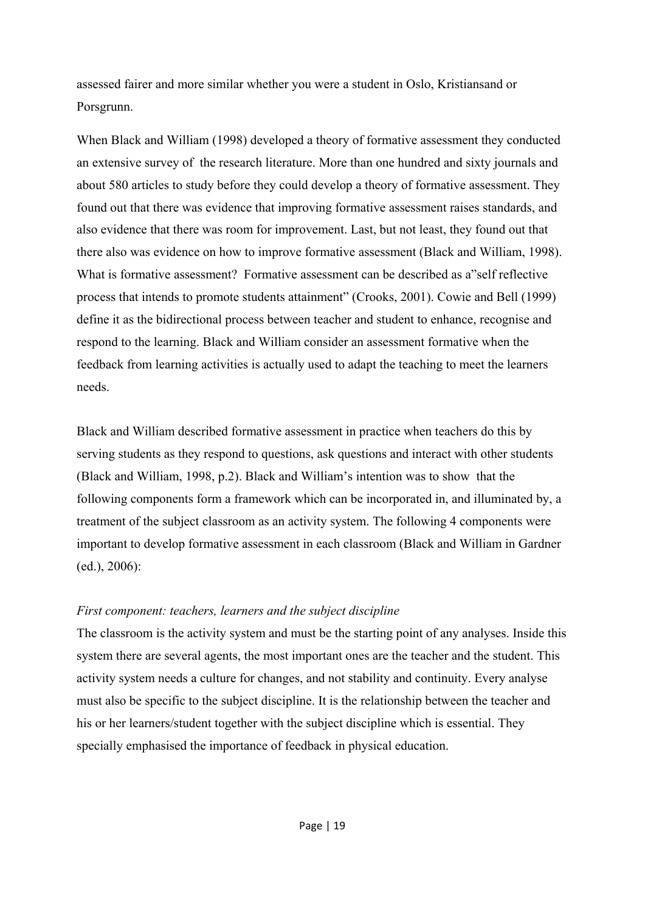assessed fairer and more similar whether you were a student in Oslo, Kristiansand or Porsgrunn.

When Black and William (1998) developed a theory of formative assessment they conducted an extensive survey of  the research literature. More than one hundred and sixty journals and about 580 articles to study before they could develop a theory of formative assessment. They found out that there was evidence that improving formative assessment raises standards, and also evidence that there was room for improvement. Last, but not least, they found out that there also was evidence on how to improve formative assessment (Black and William, 1998). What is formative assessment?  Formative assessment can be described as a"self reflective process that intends to promote students attainment" (Crooks, 2001). Cowie and Bell (1999) define it as the bidirectional process between teacher and student to enhance, recognise and respond to the learning. Black and William consider an assessment formative when the feedback from learning activities is actually used to adapt the teaching to meet the learners needs.

Black and William described formative assessment in practice when teachers do this by serving students as they respond to questions, ask questions and interact with other students (Black and William, 1998, p.2). Black and William's intention was to show  that the following components form a framework which can be incorporated in, and illuminated by, a treatment of the subject classroom as an activity system. The following 4 components were important to develop formative assessment in each classroom (Black and William in Gardner (ed.), 2006):

*First component: teachers, learners and the subject discipline*

The classroom is the activity system and must be the starting point of any analyses. Inside this system there are several agents, the most important ones are the teacher and the student. This activity system needs a culture for changes, and not stability and continuity. Every analyse must also be specific to the subject discipline. It is the relationship between the teacher and his or her learners/student together with the subject discipline which is essential. They specially emphasised the importance of feedback in physical education.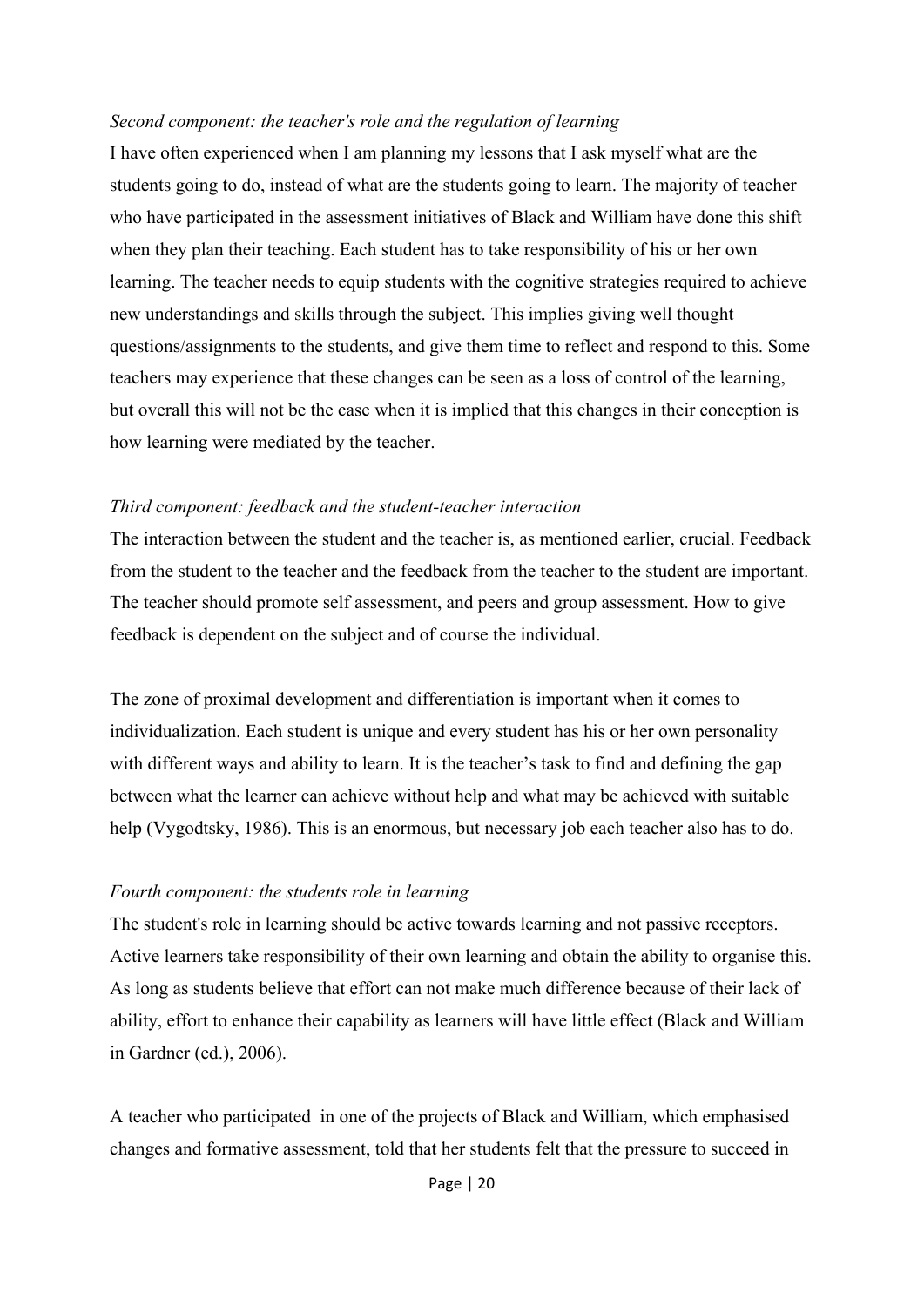*Second component: the teacher's role and the regulation of learning*

I have often experienced when I am planning my lessons that I ask myself what are the students going to do, instead of what are the students going to learn. The majority of teacher who have participated in the assessment initiatives of Black and William have done this shift when they plan their teaching. Each student has to take responsibility of his or her own learning. The teacher needs to equip students with the cognitive strategies required to achieve new understandings and skills through the subject. This implies giving well thought questions/assignments to the students, and give them time to reflect and respond to this. Some teachers may experience that these changes can be seen as a loss of control of the learning, but overall this will not be the case when it is implied that this changes in their conception is how learning were mediated by the teacher.

*Third component: feedback and the student-teacher interaction*

The interaction between the student and the teacher is, as mentioned earlier, crucial. Feedback from the student to the teacher and the feedback from the teacher to the student are important. The teacher should promote self assessment, and peers and group assessment. How to give feedback is dependent on the subject and of course the individual.

The zone of proximal development and differentiation is important when it comes to individualization. Each student is unique and every student has his or her own personality with different ways and ability to learn. It is the teacher's task to find and defining the gap between what the learner can achieve without help and what may be achieved with suitable help (Vygodtsky, 1986). This is an enormous, but necessary job each teacher also has to do.

*Fourth component: the students role in learning*

The student's role in learning should be active towards learning and not passive receptors. Active learners take responsibility of their own learning and obtain the ability to organise this. As long as students believe that effort can not make much difference because of their lack of ability, effort to enhance their capability as learners will have little effect (Black and William in Gardner (ed.), 2006).

A teacher who participated in one of the projects of Black and William, which emphasised changes and formative assessment, told that her students felt that the pressure to succeed in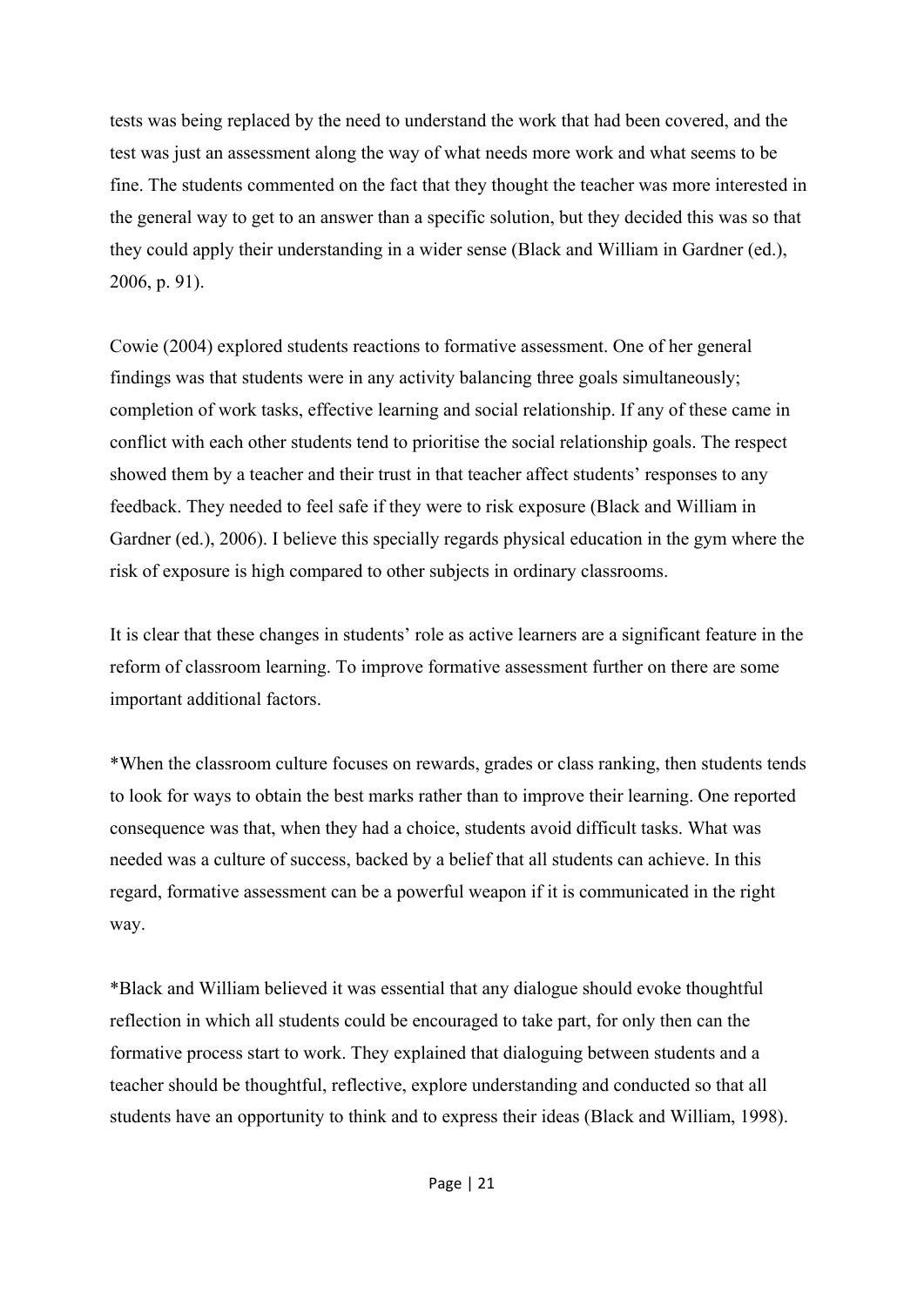tests was being replaced by the need to understand the work that had been covered, and the test was just an assessment along the way of what needs more work and what seems to be fine. The students commented on the fact that they thought the teacher was more interested in the general way to get to an answer than a specific solution, but they decided this was so that they could apply their understanding in a wider sense (Black and William in Gardner (ed.), 2006, p. 91).

Cowie (2004) explored students reactions to formative assessment. One of her general findings was that students were in any activity balancing three goals simultaneously; completion of work tasks, effective learning and social relationship. If any of these came in conflict with each other students tend to prioritise the social relationship goals. The respect showed them by a teacher and their trust in that teacher affect students' responses to any feedback. They needed to feel safe if they were to risk exposure (Black and William in Gardner (ed.), 2006). I believe this specially regards physical education in the gym where the risk of exposure is high compared to other subjects in ordinary classrooms.

It is clear that these changes in students' role as active learners are a significant feature in the reform of classroom learning. To improve formative assessment further on there are some important additional factors.

*When the classroom culture focuses on rewards, grades or class ranking, then students tends to look for ways to obtain the best marks rather than to improve their learning. One reported consequence was that, when they had a choice, students avoid difficult tasks. What was needed was a culture of success, backed by a belief that all students can achieve. In this regard, formative assessment can be a powerful weapon if it is communicated in the right way.

*Black and William believed it was essential that any dialogue should evoke thoughtful reflection in which all students could be encouraged to take part, for only then can the formative process start to work. They explained that dialoguing between students and a teacher should be thoughtful, reflective, explore understanding and conducted so that all students have an opportunity to think and to express their ideas (Black and William, 1998).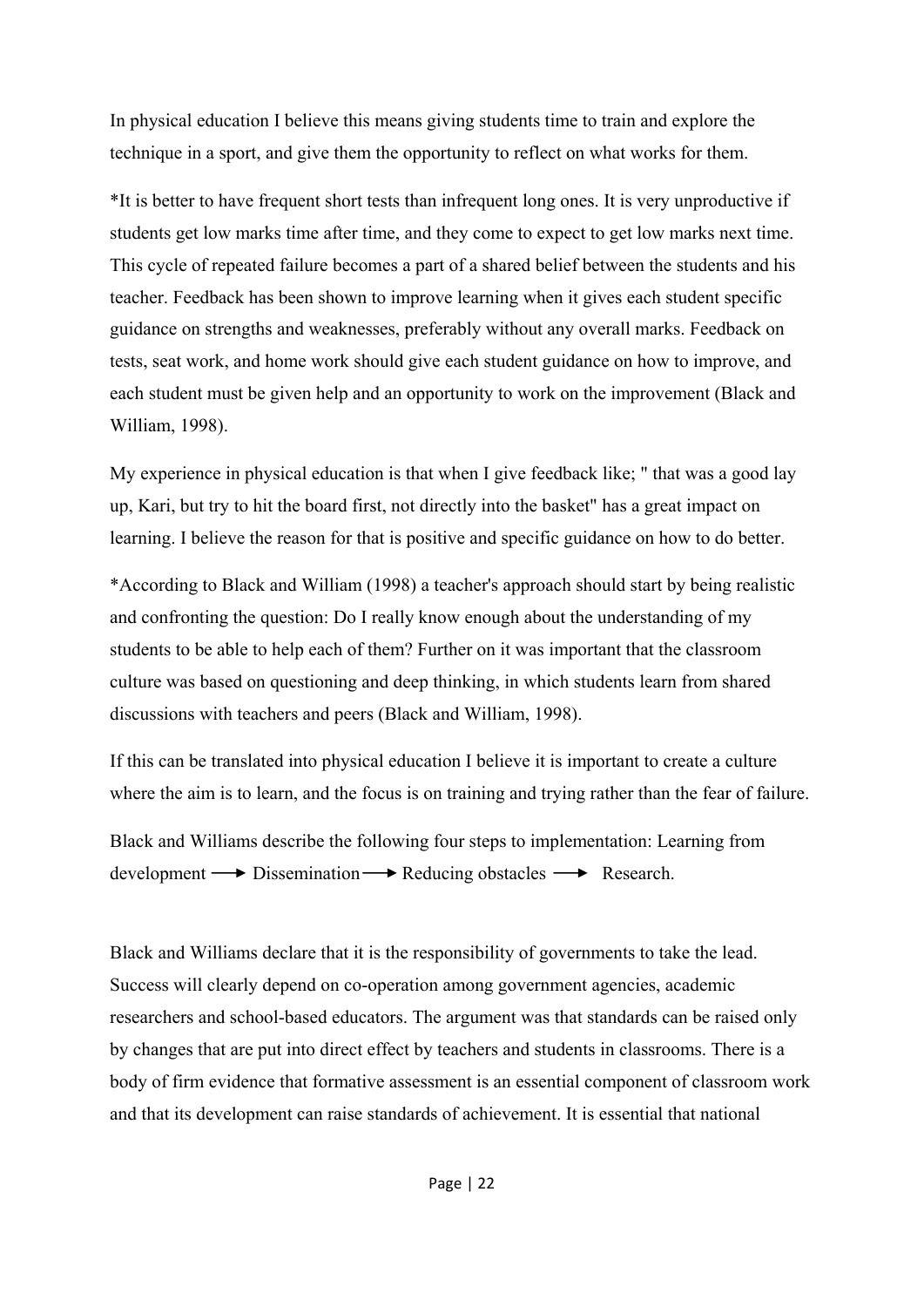In physical education I believe this means giving students time to train and explore the technique in a sport, and give them the opportunity to reflect on what works for them.

*It is better to have frequent short tests than infrequent long ones. It is very unproductive if students get low marks time after time, and they come to expect to get low marks next time. This cycle of repeated failure becomes a part of a shared belief between the students and his teacher. Feedback has been shown to improve learning when it gives each student specific guidance on strengths and weaknesses, preferably without any overall marks. Feedback on tests, seat work, and home work should give each student guidance on how to improve, and each student must be given help and an opportunity to work on the improvement (Black and William, 1998).

My experience in physical education is that when I give feedback like; " that was a good lay up, Kari, but try to hit the board first, not directly into the basket" has a great impact on learning. I believe the reason for that is positive and specific guidance on how to do better.

*According to Black and William (1998) a teacher's approach should start by being realistic and confronting the question: Do I really know enough about the understanding of my students to be able to help each of them? Further on it was important that the classroom culture was based on questioning and deep thinking, in which students learn from shared discussions with teachers and peers (Black and William, 1998).

If this can be translated into physical education I believe it is important to create a culture where the aim is to learn, and the focus is on training and trying rather than the fear of failure.

Black and Williams describe the following four steps to implementation: Learning from development ⟶ Dissemination ⟶ Reducing obstacles ⟶ Research.

Black and Williams declare that it is the responsibility of governments to take the lead. Success will clearly depend on co-operation among government agencies, academic researchers and school-based educators. The argument was that standards can be raised only by changes that are put into direct effect by teachers and students in classrooms. There is a body of firm evidence that formative assessment is an essential component of classroom work and that its development can raise standards of achievement. It is essential that national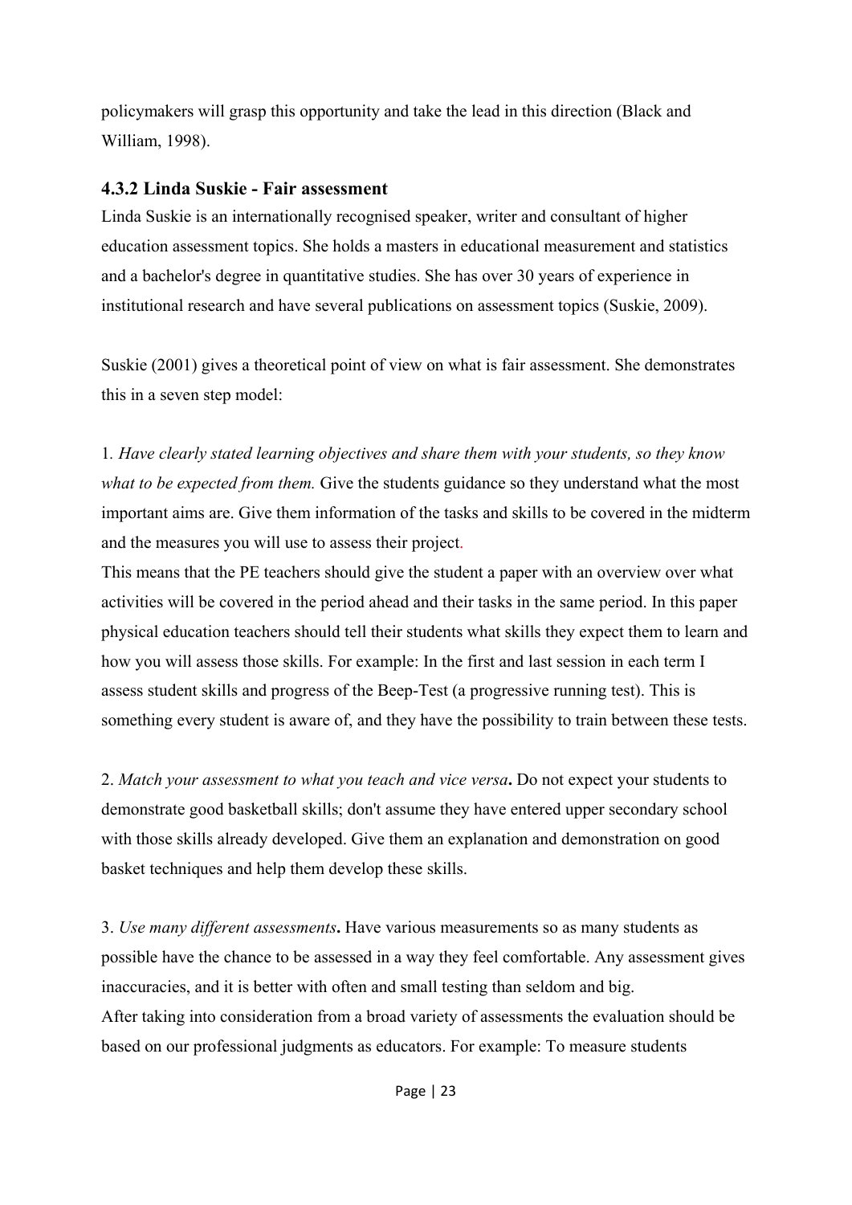policymakers will grasp this opportunity and take the lead in this direction (Black and William, 1998).

### 4.3.2 Linda Suskie - Fair assessment

Linda Suskie is an internationally recognised speaker, writer and consultant of higher education assessment topics. She holds a masters in educational measurement and statistics and a bachelor's degree in quantitative studies. She has over 30 years of experience in institutional research and have several publications on assessment topics (Suskie, 2009).

Suskie (2001) gives a theoretical point of view on what is fair assessment. She demonstrates this in a seven step model:

1. *Have clearly stated learning objectives and share them with your students, so they know what to be expected from them.* Give the students guidance so they understand what the most important aims are. Give them information of the tasks and skills to be covered in the midterm and the measures you will use to assess their project.
This means that the PE teachers should give the student a paper with an overview over what activities will be covered in the period ahead and their tasks in the same period. In this paper physical education teachers should tell their students what skills they expect them to learn and how you will assess those skills. For example: In the first and last session in each term I assess student skills and progress of the Beep-Test (a progressive running test). This is something every student is aware of, and they have the possibility to train between these tests.

2. *Match your assessment to what you teach and vice versa***.** Do not expect your students to demonstrate good basketball skills; don't assume they have entered upper secondary school with those skills already developed. Give them an explanation and demonstration on good basket techniques and help them develop these skills.

3. *Use many different assessments***.** Have various measurements so as many students as possible have the chance to be assessed in a way they feel comfortable. Any assessment gives inaccuracies, and it is better with often and small testing than seldom and big.
After taking into consideration from a broad variety of assessments the evaluation should be based on our professional judgments as educators. For example: To measure students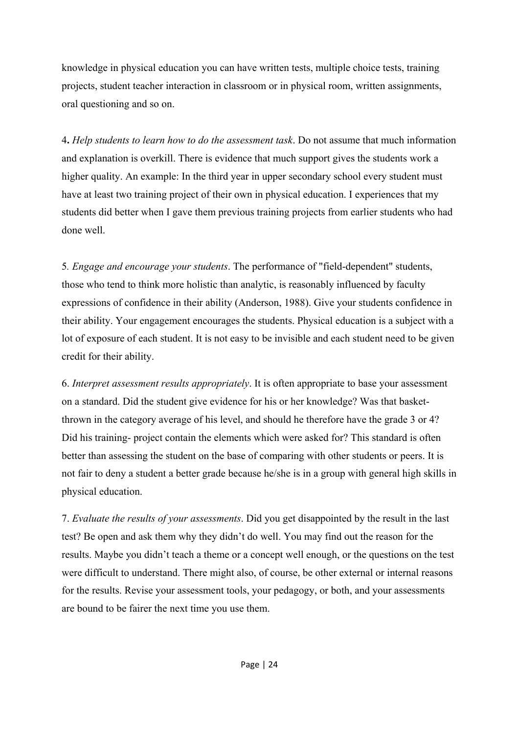knowledge in physical education you can have written tests, multiple choice tests, training projects, student teacher interaction in classroom or in physical room, written assignments, oral questioning and so on.

4**.** *Help students to learn how to do the assessment task*. Do not assume that much information and explanation is overkill. There is evidence that much support gives the students work a higher quality. An example: In the third year in upper secondary school every student must have at least two training project of their own in physical education. I experiences that my students did better when I gave them previous training projects from earlier students who had done well.

5*. Engage and encourage your students*. The performance of "field-dependent" students, those who tend to think more holistic than analytic, is reasonably influenced by faculty expressions of confidence in their ability (Anderson, 1988). Give your students confidence in their ability. Your engagement encourages the students. Physical education is a subject with a lot of exposure of each student. It is not easy to be invisible and each student need to be given credit for their ability.

6. *Interpret assessment results appropriately*. It is often appropriate to base your assessment on a standard. Did the student give evidence for his or her knowledge? Was that basket-thrown in the category average of his level, and should he therefore have the grade 3 or 4? Did his training- project contain the elements which were asked for? This standard is often better than assessing the student on the base of comparing with other students or peers. It is not fair to deny a student a better grade because he/she is in a group with general high skills in physical education.

7. *Evaluate the results of your assessments*. Did you get disappointed by the result in the last test? Be open and ask them why they didn't do well. You may find out the reason for the results. Maybe you didn't teach a theme or a concept well enough, or the questions on the test were difficult to understand. There might also, of course, be other external or internal reasons for the results. Revise your assessment tools, your pedagogy, or both, and your assessments are bound to be fairer the next time you use them.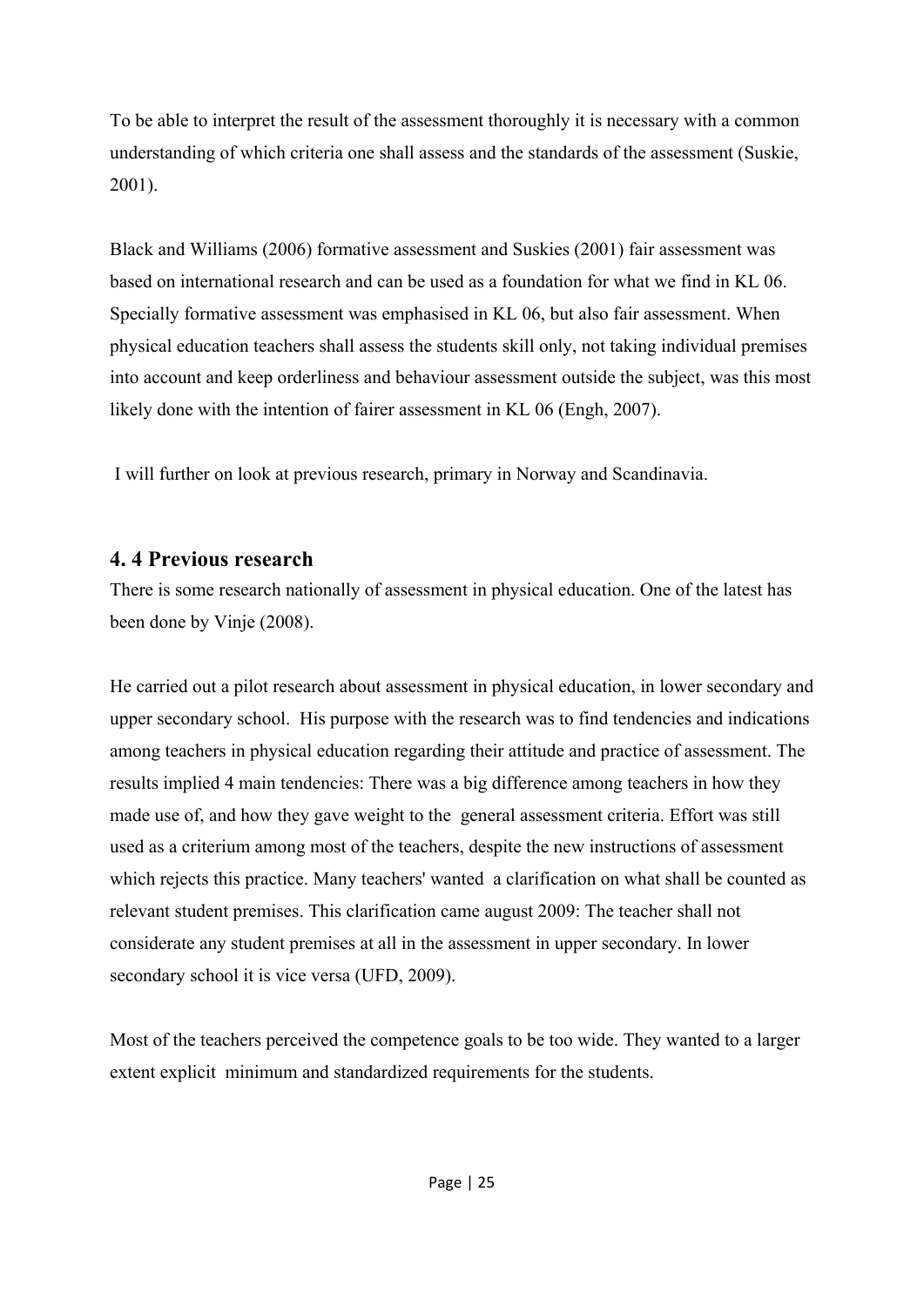To be able to interpret the result of the assessment thoroughly it is necessary with a common understanding of which criteria one shall assess and the standards of the assessment (Suskie, 2001).

Black and Williams (2006) formative assessment and Suskies (2001) fair assessment was based on international research and can be used as a foundation for what we find in KL 06. Specially formative assessment was emphasised in KL 06, but also fair assessment. When physical education teachers shall assess the students skill only, not taking individual premises into account and keep orderliness and behaviour assessment outside the subject, was this most likely done with the intention of fairer assessment in KL 06 (Engh, 2007).

I will further on look at previous research, primary in Norway and Scandinavia.

## 4. 4 Previous research

There is some research nationally of assessment in physical education. One of the latest has been done by Vinje (2008).

He carried out a pilot research about assessment in physical education, in lower secondary and upper secondary school. His purpose with the research was to find tendencies and indications among teachers in physical education regarding their attitude and practice of assessment. The results implied 4 main tendencies: There was a big difference among teachers in how they made use of, and how they gave weight to the general assessment criteria. Effort was still used as a criterium among most of the teachers, despite the new instructions of assessment which rejects this practice. Many teachers' wanted a clarification on what shall be counted as relevant student premises. This clarification came august 2009: The teacher shall not considerate any student premises at all in the assessment in upper secondary. In lower secondary school it is vice versa (UFD, 2009).

Most of the teachers perceived the competence goals to be too wide. They wanted to a larger extent explicit minimum and standardized requirements for the students.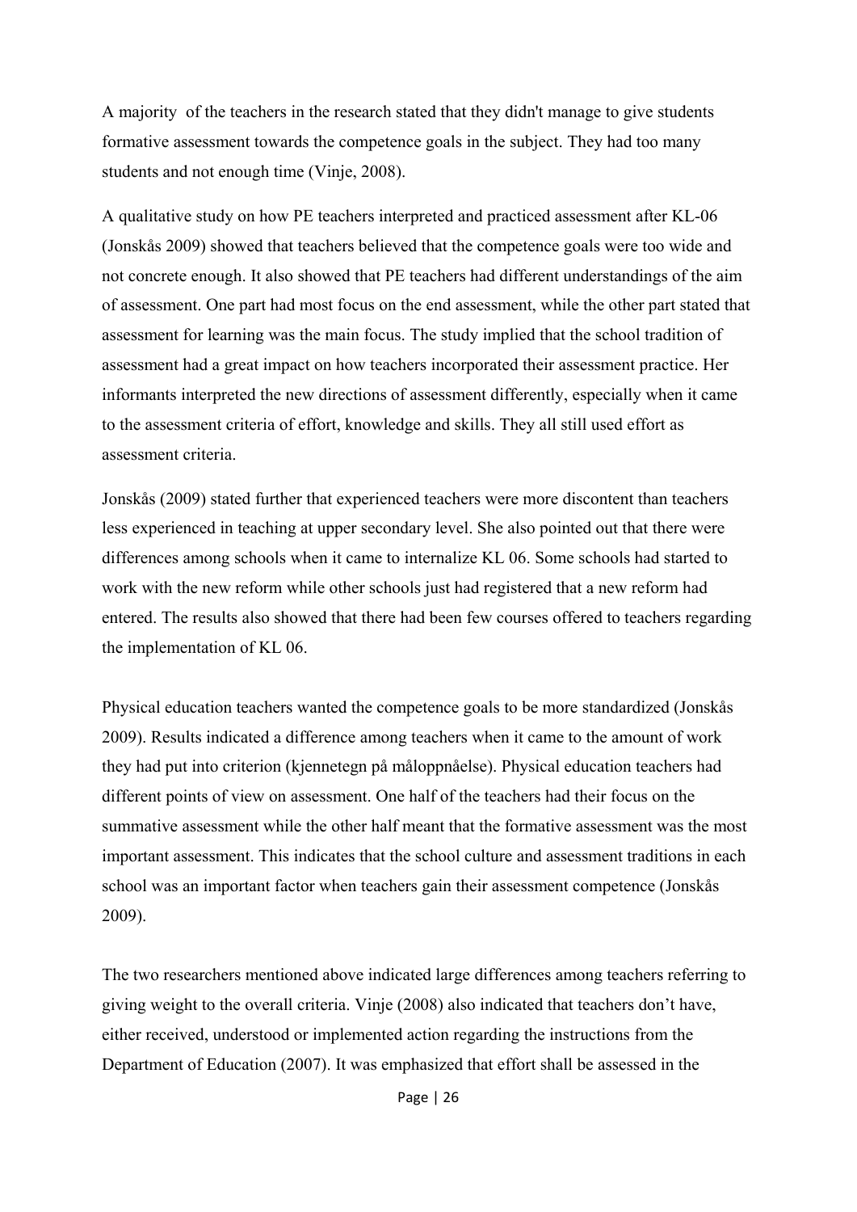A majority  of the teachers in the research stated that they didn't manage to give students formative assessment towards the competence goals in the subject. They had too many students and not enough time (Vinje, 2008).

A qualitative study on how PE teachers interpreted and practiced assessment after KL-06 (Jonskås 2009) showed that teachers believed that the competence goals were too wide and not concrete enough. It also showed that PE teachers had different understandings of the aim of assessment. One part had most focus on the end assessment, while the other part stated that assessment for learning was the main focus. The study implied that the school tradition of assessment had a great impact on how teachers incorporated their assessment practice. Her informants interpreted the new directions of assessment differently, especially when it came to the assessment criteria of effort, knowledge and skills. They all still used effort as assessment criteria.

Jonskås (2009) stated further that experienced teachers were more discontent than teachers less experienced in teaching at upper secondary level. She also pointed out that there were differences among schools when it came to internalize KL 06. Some schools had started to work with the new reform while other schools just had registered that a new reform had entered. The results also showed that there had been few courses offered to teachers regarding the implementation of KL 06.

Physical education teachers wanted the competence goals to be more standardized (Jonskås 2009). Results indicated a difference among teachers when it came to the amount of work they had put into criterion (kjennetegn på måloppnåelse). Physical education teachers had different points of view on assessment. One half of the teachers had their focus on the summative assessment while the other half meant that the formative assessment was the most important assessment. This indicates that the school culture and assessment traditions in each school was an important factor when teachers gain their assessment competence (Jonskås 2009).

The two researchers mentioned above indicated large differences among teachers referring to giving weight to the overall criteria. Vinje (2008) also indicated that teachers don't have, either received, understood or implemented action regarding the instructions from the Department of Education (2007). It was emphasized that effort shall be assessed in the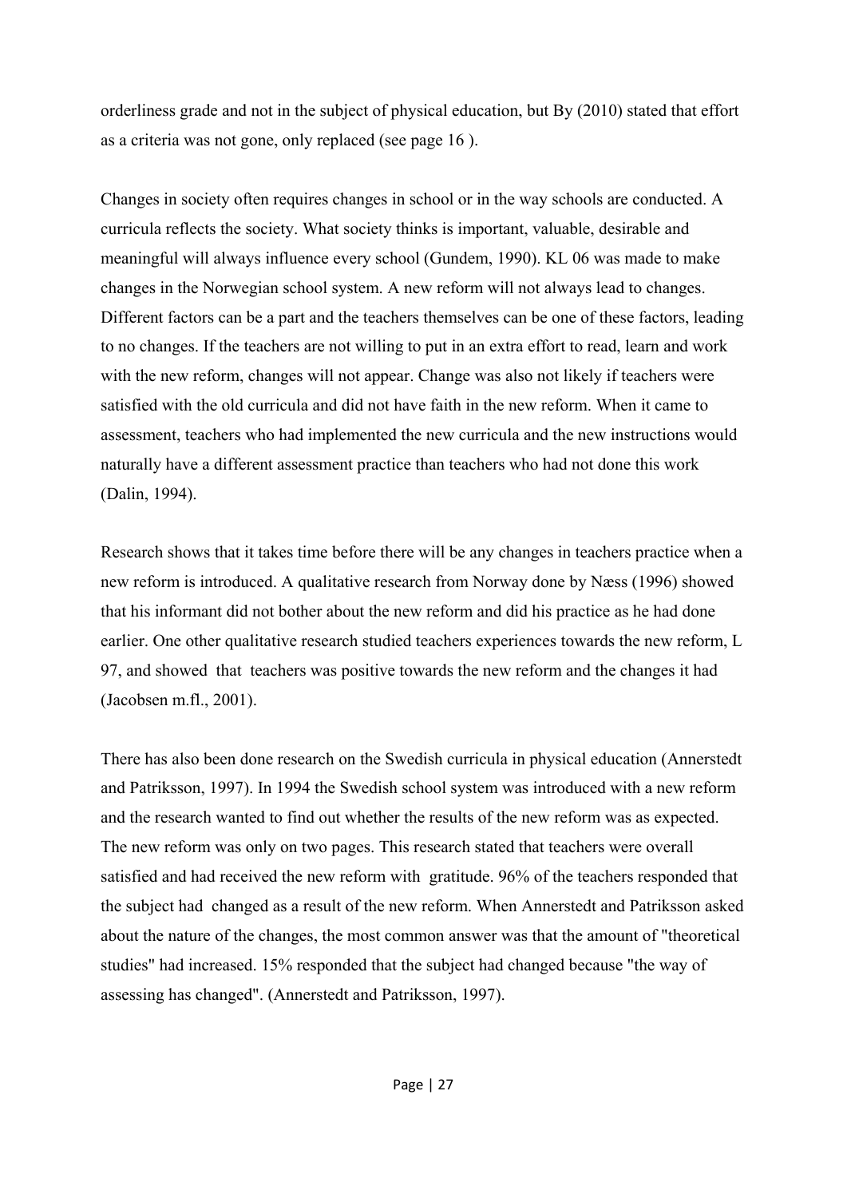orderliness grade and not in the subject of physical education, but By (2010) stated that effort as a criteria was not gone, only replaced (see page 16 ).

Changes in society often requires changes in school or in the way schools are conducted. A curricula reflects the society. What society thinks is important, valuable, desirable and meaningful will always influence every school (Gundem, 1990). KL 06 was made to make changes in the Norwegian school system. A new reform will not always lead to changes. Different factors can be a part and the teachers themselves can be one of these factors, leading to no changes. If the teachers are not willing to put in an extra effort to read, learn and work with the new reform, changes will not appear. Change was also not likely if teachers were satisfied with the old curricula and did not have faith in the new reform. When it came to assessment, teachers who had implemented the new curricula and the new instructions would naturally have a different assessment practice than teachers who had not done this work (Dalin, 1994).

Research shows that it takes time before there will be any changes in teachers practice when a new reform is introduced. A qualitative research from Norway done by Næss (1996) showed that his informant did not bother about the new reform and did his practice as he had done earlier. One other qualitative research studied teachers experiences towards the new reform, L 97, and showed that teachers was positive towards the new reform and the changes it had (Jacobsen m.fl., 2001).

There has also been done research on the Swedish curricula in physical education (Annerstedt and Patriksson, 1997). In 1994 the Swedish school system was introduced with a new reform and the research wanted to find out whether the results of the new reform was as expected. The new reform was only on two pages. This research stated that teachers were overall satisfied and had received the new reform with gratitude. 96% of the teachers responded that the subject had changed as a result of the new reform. When Annerstedt and Patriksson asked about the nature of the changes, the most common answer was that the amount of "theoretical studies" had increased. 15% responded that the subject had changed because "the way of assessing has changed". (Annerstedt and Patriksson, 1997).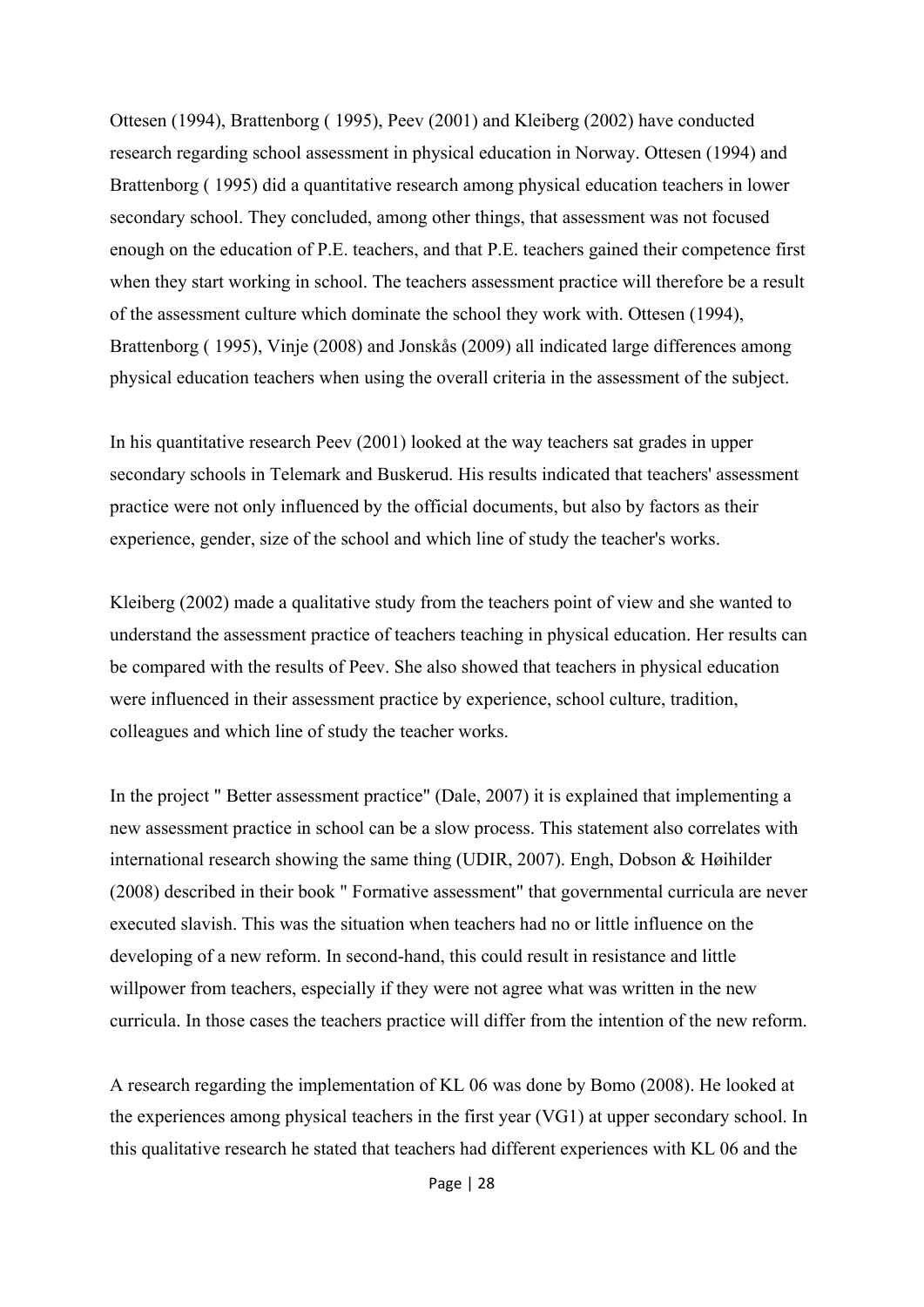Ottesen (1994), Brattenborg ( 1995), Peev (2001) and Kleiberg (2002) have conducted research regarding school assessment in physical education in Norway. Ottesen (1994) and Brattenborg ( 1995) did a quantitative research among physical education teachers in lower secondary school. They concluded, among other things, that assessment was not focused enough on the education of P.E. teachers, and that P.E. teachers gained their competence first when they start working in school. The teachers assessment practice will therefore be a result of the assessment culture which dominate the school they work with. Ottesen (1994), Brattenborg ( 1995), Vinje (2008) and Jonskås (2009) all indicated large differences among physical education teachers when using the overall criteria in the assessment of the subject.

In his quantitative research Peev (2001) looked at the way teachers sat grades in upper secondary schools in Telemark and Buskerud. His results indicated that teachers' assessment practice were not only influenced by the official documents, but also by factors as their experience, gender, size of the school and which line of study the teacher's works.

Kleiberg (2002) made a qualitative study from the teachers point of view and she wanted to understand the assessment practice of teachers teaching in physical education. Her results can be compared with the results of Peev. She also showed that teachers in physical education were influenced in their assessment practice by experience, school culture, tradition, colleagues and which line of study the teacher works.

In the project " Better assessment practice" (Dale, 2007) it is explained that implementing a new assessment practice in school can be a slow process. This statement also correlates with international research showing the same thing (UDIR, 2007). Engh, Dobson & Høihilder (2008) described in their book " Formative assessment" that governmental curricula are never executed slavish. This was the situation when teachers had no or little influence on the developing of a new reform. In second-hand, this could result in resistance and little willpower from teachers, especially if they were not agree what was written in the new curricula. In those cases the teachers practice will differ from the intention of the new reform.

A research regarding the implementation of KL 06 was done by Bomo (2008). He looked at the experiences among physical teachers in the first year (VG1) at upper secondary school. In this qualitative research he stated that teachers had different experiences with KL 06 and the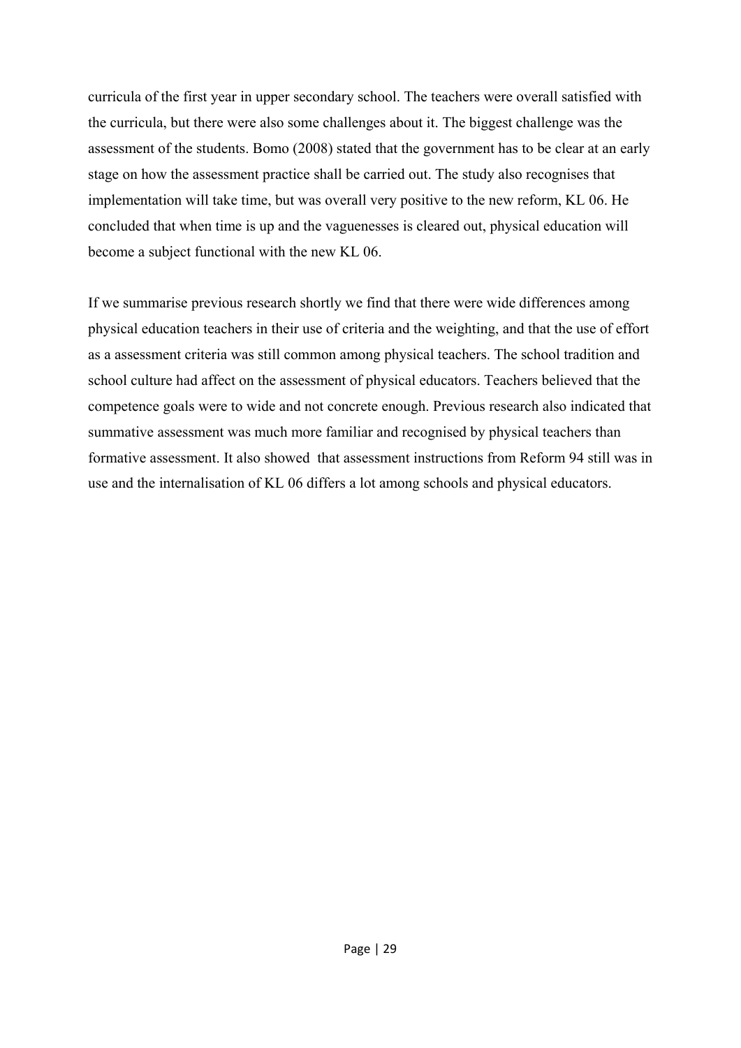curricula of the first year in upper secondary school. The teachers were overall satisfied with the curricula, but there were also some challenges about it. The biggest challenge was the assessment of the students. Bomo (2008) stated that the government has to be clear at an early stage on how the assessment practice shall be carried out. The study also recognises that implementation will take time, but was overall very positive to the new reform, KL 06. He concluded that when time is up and the vaguenesses is cleared out, physical education will become a subject functional with the new KL 06.

If we summarise previous research shortly we find that there were wide differences among physical education teachers in their use of criteria and the weighting, and that the use of effort as a assessment criteria was still common among physical teachers. The school tradition and school culture had affect on the assessment of physical educators. Teachers believed that the competence goals were to wide and not concrete enough. Previous research also indicated that summative assessment was much more familiar and recognised by physical teachers than formative assessment. It also showed that assessment instructions from Reform 94 still was in use and the internalisation of KL 06 differs a lot among schools and physical educators.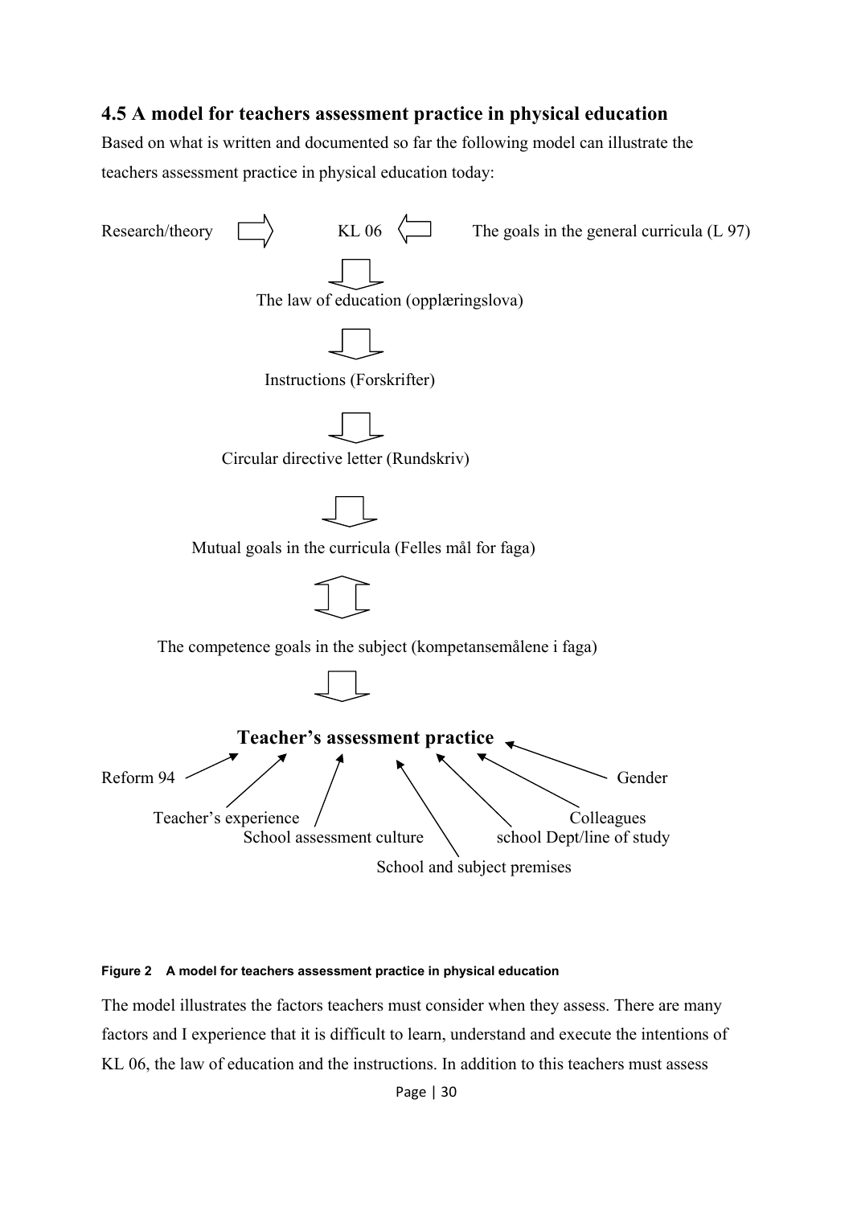## 4.5 A model for teachers assessment practice in physical education

Based on what is written and documented so far the following model can illustrate the teachers assessment practice in physical education today:

Research/theory ⇒ KL 06 ⇐ The goals in the general curricula (L 97)

⇓

The law of education (opplæringslova)

⇓

Instructions (Forskrifter)

⇓

Circular directive letter (Rundskriv)

⇓

Mutual goals in the curricula (Felles mål for faga)

⇕

The competence goals in the subject (kompetansemålene i faga)

⇓

**Teacher's assessment practice**

Reform 94

Teacher's experience

School assessment culture

School and subject premises

school Dept/line of study

Colleagues

Gender

**Figure 2 A model for teachers assessment practice in physical education**

The model illustrates the factors teachers must consider when they assess. There are many factors and I experience that it is difficult to learn, understand and execute the intentions of KL 06, the law of education and the instructions. In addition to this teachers must assess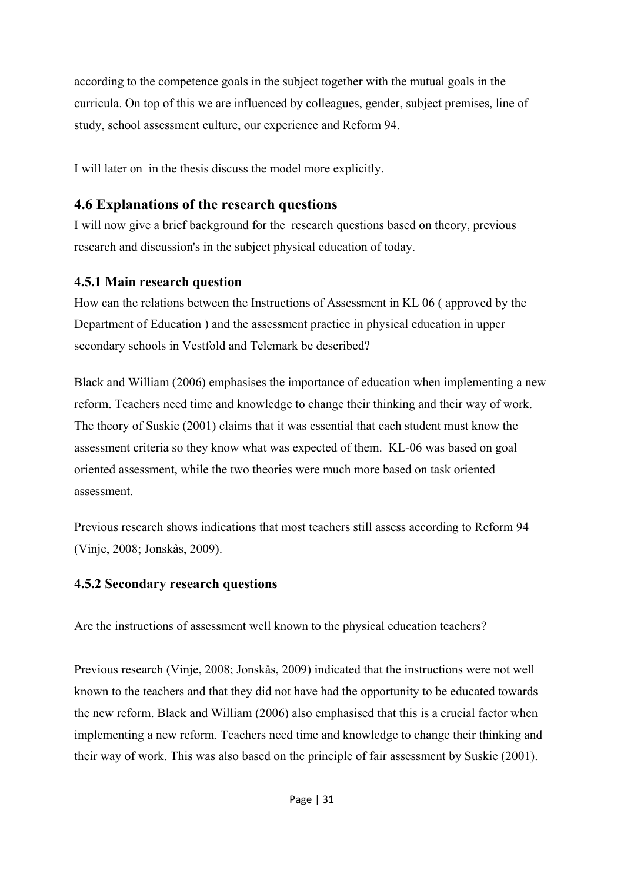according to the competence goals in the subject together with the mutual goals in the curricula. On top of this we are influenced by colleagues, gender, subject premises, line of study, school assessment culture, our experience and Reform 94.

I will later on  in the thesis discuss the model more explicitly.

## 4.6 Explanations of the research questions

I will now give a brief background for the  research questions based on theory, previous research and discussion's in the subject physical education of today.

### 4.5.1 Main research question

How can the relations between the Instructions of Assessment in KL 06 ( approved by the Department of Education ) and the assessment practice in physical education in upper secondary schools in Vestfold and Telemark be described?

Black and William (2006) emphasises the importance of education when implementing a new reform. Teachers need time and knowledge to change their thinking and their way of work. The theory of Suskie (2001) claims that it was essential that each student must know the assessment criteria so they know what was expected of them.  KL-06 was based on goal oriented assessment, while the two theories were much more based on task oriented assessment.

Previous research shows indications that most teachers still assess according to Reform 94 (Vinje, 2008; Jonskås, 2009).

### 4.5.2 Secondary research questions

<u>Are the instructions of assessment well known to the physical education teachers?</u>

Previous research (Vinje, 2008; Jonskås, 2009) indicated that the instructions were not well known to the teachers and that they did not have had the opportunity to be educated towards the new reform. Black and William (2006) also emphasised that this is a crucial factor when implementing a new reform. Teachers need time and knowledge to change their thinking and their way of work. This was also based on the principle of fair assessment by Suskie (2001).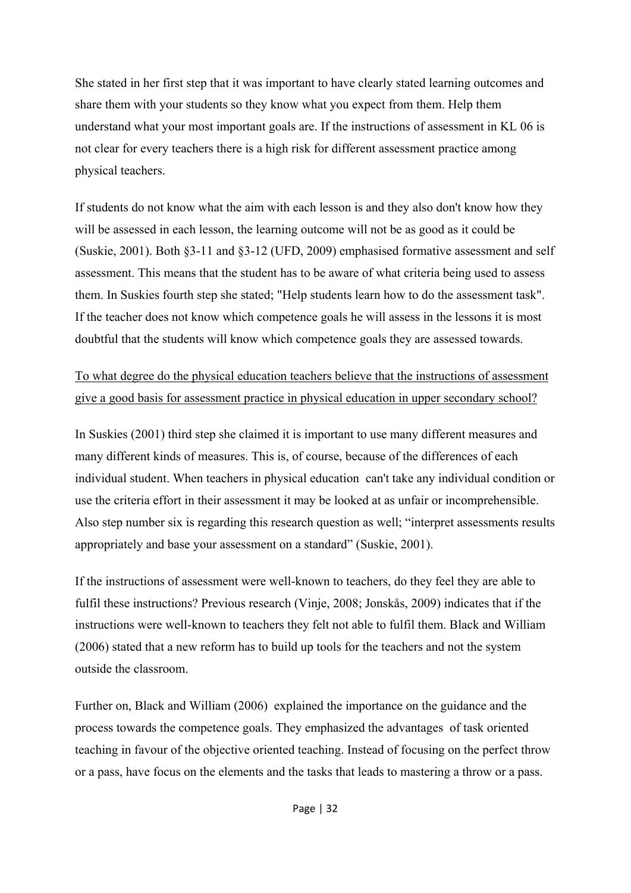She stated in her first step that it was important to have clearly stated learning outcomes and share them with your students so they know what you expect from them. Help them understand what your most important goals are. If the instructions of assessment in KL 06 is not clear for every teachers there is a high risk for different assessment practice among physical teachers.

If students do not know what the aim with each lesson is and they also don't know how they will be assessed in each lesson, the learning outcome will not be as good as it could be (Suskie, 2001). Both §3-11 and §3-12 (UFD, 2009) emphasised formative assessment and self assessment. This means that the student has to be aware of what criteria being used to assess them. In Suskies fourth step she stated; "Help students learn how to do the assessment task". If the teacher does not know which competence goals he will assess in the lessons it is most doubtful that the students will know which competence goals they are assessed towards.

<u>To what degree do the physical education teachers believe that the instructions of assessment give a good basis for assessment practice in physical education in upper secondary school?</u>

In Suskies (2001) third step she claimed it is important to use many different measures and many different kinds of measures. This is, of course, because of the differences of each individual student. When teachers in physical education can't take any individual condition or use the criteria effort in their assessment it may be looked at as unfair or incomprehensible. Also step number six is regarding this research question as well; "interpret assessments results appropriately and base your assessment on a standard" (Suskie, 2001).

If the instructions of assessment were well-known to teachers, do they feel they are able to fulfil these instructions? Previous research (Vinje, 2008; Jonskås, 2009) indicates that if the instructions were well-known to teachers they felt not able to fulfil them. Black and William (2006) stated that a new reform has to build up tools for the teachers and not the system outside the classroom.

Further on, Black and William (2006) explained the importance on the guidance and the process towards the competence goals. They emphasized the advantages of task oriented teaching in favour of the objective oriented teaching. Instead of focusing on the perfect throw or a pass, have focus on the elements and the tasks that leads to mastering a throw or a pass.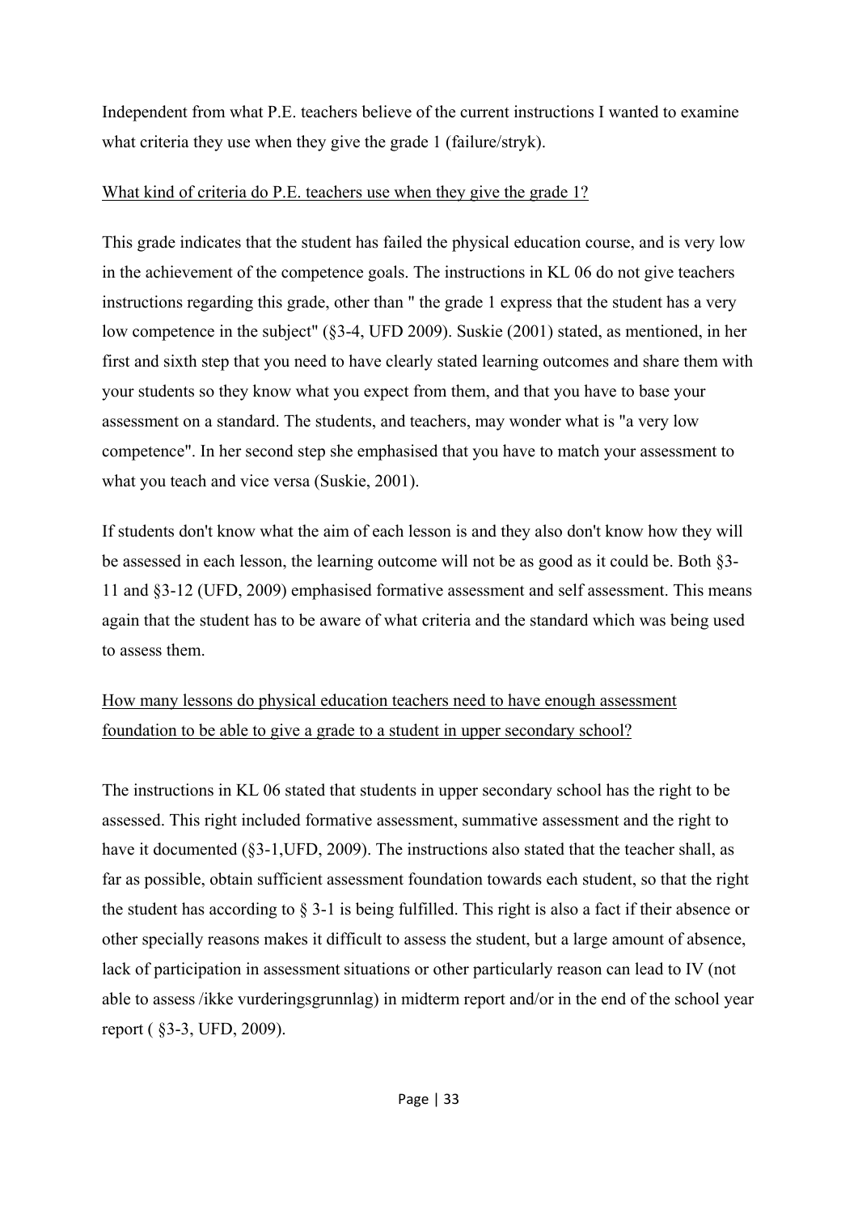Independent from what P.E. teachers believe of the current instructions I wanted to examine what criteria they use when they give the grade 1 (failure/stryk).

<u>What kind of criteria do P.E. teachers use when they give the grade 1?</u>

This grade indicates that the student has failed the physical education course, and is very low in the achievement of the competence goals. The instructions in KL 06 do not give teachers instructions regarding this grade, other than " the grade 1 express that the student has a very low competence in the subject" (§3-4, UFD 2009). Suskie (2001) stated, as mentioned, in her first and sixth step that you need to have clearly stated learning outcomes and share them with your students so they know what you expect from them, and that you have to base your assessment on a standard. The students, and teachers, may wonder what is "a very low competence". In her second step she emphasised that you have to match your assessment to what you teach and vice versa (Suskie, 2001).

If students don't know what the aim of each lesson is and they also don't know how they will be assessed in each lesson, the learning outcome will not be as good as it could be. Both §3-11 and §3-12 (UFD, 2009) emphasised formative assessment and self assessment. This means again that the student has to be aware of what criteria and the standard which was being used to assess them.

<u>How many lessons do physical education teachers need to have enough assessment foundation to be able to give a grade to a student in upper secondary school?</u>

The instructions in KL 06 stated that students in upper secondary school has the right to be assessed. This right included formative assessment, summative assessment and the right to have it documented (§3-1,UFD, 2009). The instructions also stated that the teacher shall, as far as possible, obtain sufficient assessment foundation towards each student, so that the right the student has according to § 3-1 is being fulfilled. This right is also a fact if their absence or other specially reasons makes it difficult to assess the student, but a large amount of absence, lack of participation in assessment situations or other particularly reason can lead to IV (not able to assess /ikke vurderingsgrunnlag) in midterm report and/or in the end of the school year report ( §3-3, UFD, 2009).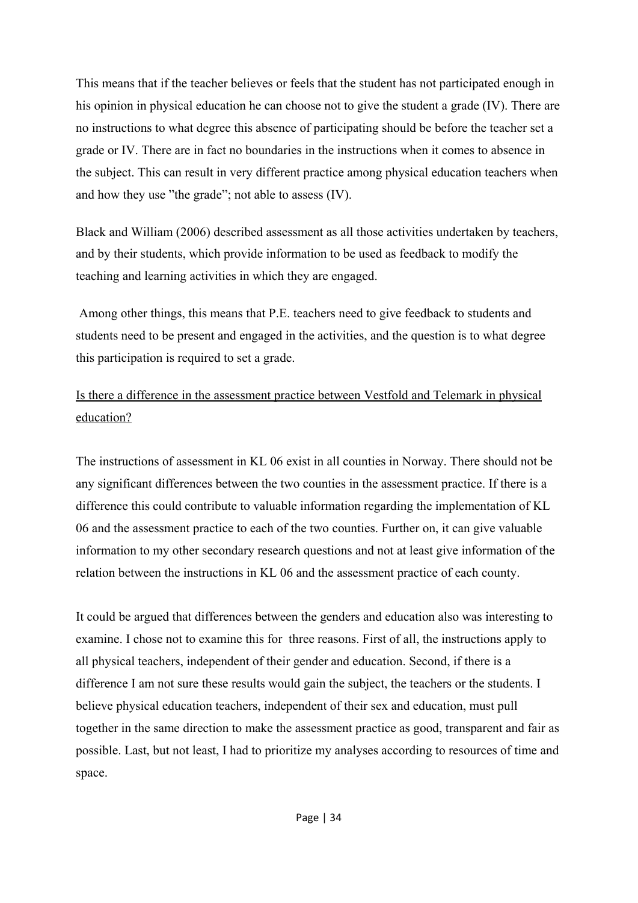This means that if the teacher believes or feels that the student has not participated enough in his opinion in physical education he can choose not to give the student a grade (IV). There are no instructions to what degree this absence of participating should be before the teacher set a grade or IV. There are in fact no boundaries in the instructions when it comes to absence in the subject. This can result in very different practice among physical education teachers when and how they use ”the grade”; not able to assess (IV).

Black and William (2006) described assessment as all those activities undertaken by teachers, and by their students, which provide information to be used as feedback to modify the teaching and learning activities in which they are engaged.

Among other things, this means that P.E. teachers need to give feedback to students and students need to be present and engaged in the activities, and the question is to what degree this participation is required to set a grade.

<u>Is there a difference in the assessment practice between Vestfold and Telemark in physical education?</u>

The instructions of assessment in KL 06 exist in all counties in Norway. There should not be any significant differences between the two counties in the assessment practice. If there is a difference this could contribute to valuable information regarding the implementation of KL 06 and the assessment practice to each of the two counties. Further on, it can give valuable information to my other secondary research questions and not at least give information of the relation between the instructions in KL 06 and the assessment practice of each county.

It could be argued that differences between the genders and education also was interesting to examine. I chose not to examine this for three reasons. First of all, the instructions apply to all physical teachers, independent of their gender and education. Second, if there is a difference I am not sure these results would gain the subject, the teachers or the students. I believe physical education teachers, independent of their sex and education, must pull together in the same direction to make the assessment practice as good, transparent and fair as possible. Last, but not least, I had to prioritize my analyses according to resources of time and space.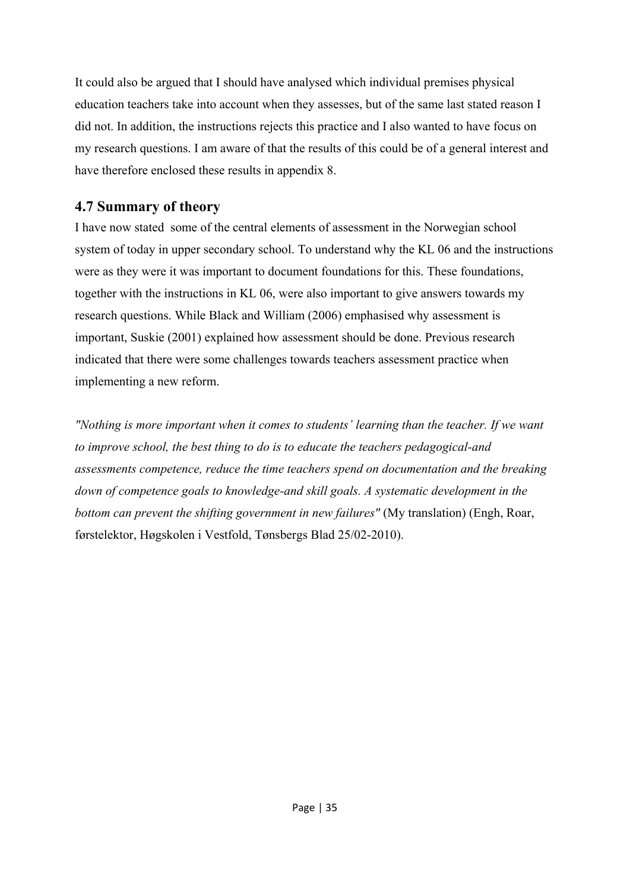It could also be argued that I should have analysed which individual premises physical education teachers take into account when they assesses, but of the same last stated reason I did not. In addition, the instructions rejects this practice and I also wanted to have focus on my research questions. I am aware of that the results of this could be of a general interest and have therefore enclosed these results in appendix 8.

## 4.7 Summary of theory

I have now stated some of the central elements of assessment in the Norwegian school system of today in upper secondary school. To understand why the KL 06 and the instructions were as they were it was important to document foundations for this. These foundations, together with the instructions in KL 06, were also important to give answers towards my research questions. While Black and William (2006) emphasised why assessment is important, Suskie (2001) explained how assessment should be done. Previous research indicated that there were some challenges towards teachers assessment practice when implementing a new reform.

*"Nothing is more important when it comes to students' learning than the teacher. If we want to improve school, the best thing to do is to educate the teachers pedagogical-and assessments competence, reduce the time teachers spend on documentation and the breaking down of competence goals to knowledge-and skill goals. A systematic development in the bottom can prevent the shifting government in new failures"* (My translation) (Engh, Roar, førstelektor, Høgskolen i Vestfold, Tønsbergs Blad 25/02-2010).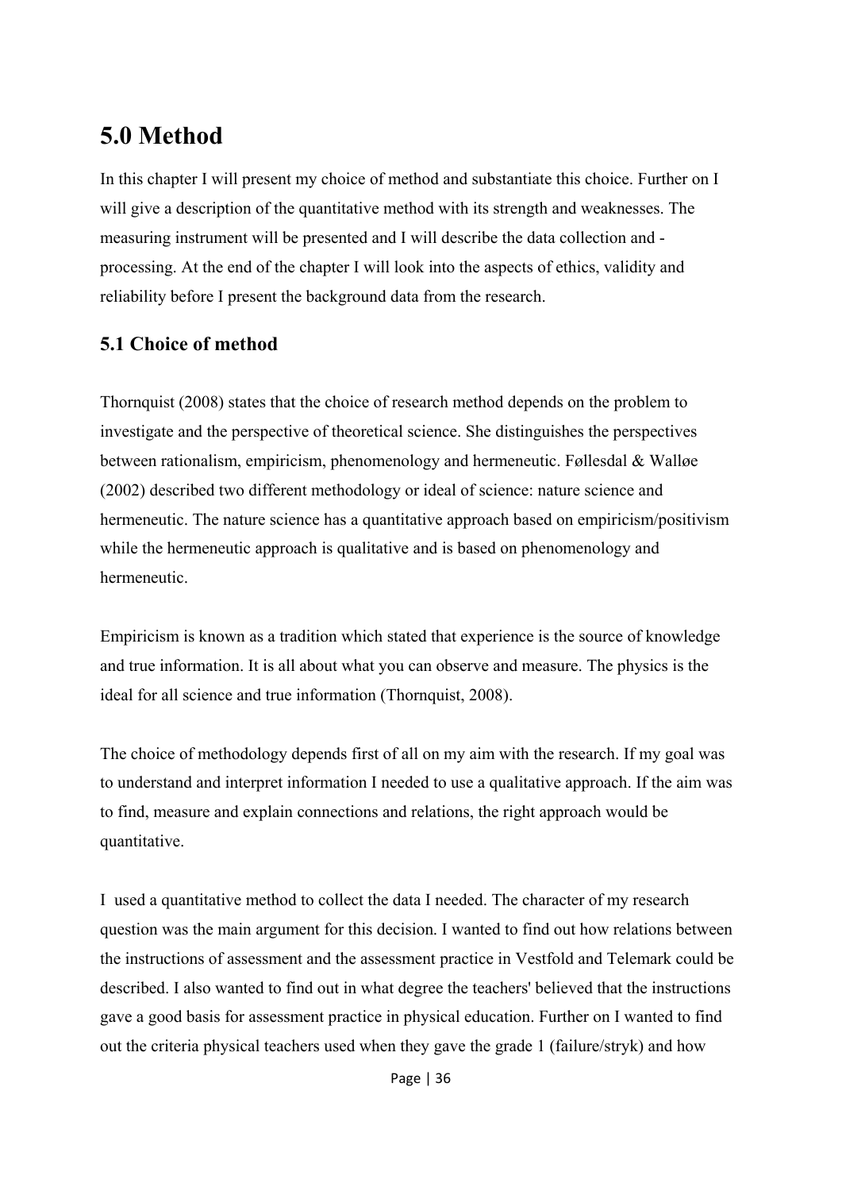# 5.0 Method

In this chapter I will present my choice of method and substantiate this choice. Further on I will give a description of the quantitative method with its strength and weaknesses. The measuring instrument will be presented and I will describe the data collection and - processing. At the end of the chapter I will look into the aspects of ethics, validity and reliability before I present the background data from the research.

## 5.1 Choice of method

Thornquist (2008) states that the choice of research method depends on the problem to investigate and the perspective of theoretical science. She distinguishes the perspectives between rationalism, empiricism, phenomenology and hermeneutic. Føllesdal & Walløe (2002) described two different methodology or ideal of science: nature science and hermeneutic. The nature science has a quantitative approach based on empiricism/positivism while the hermeneutic approach is qualitative and is based on phenomenology and hermeneutic.

Empiricism is known as a tradition which stated that experience is the source of knowledge and true information. It is all about what you can observe and measure. The physics is the ideal for all science and true information (Thornquist, 2008).

The choice of methodology depends first of all on my aim with the research. If my goal was to understand and interpret information I needed to use a qualitative approach. If the aim was to find, measure and explain connections and relations, the right approach would be quantitative.

I used a quantitative method to collect the data I needed. The character of my research question was the main argument for this decision. I wanted to find out how relations between the instructions of assessment and the assessment practice in Vestfold and Telemark could be described. I also wanted to find out in what degree the teachers' believed that the instructions gave a good basis for assessment practice in physical education. Further on I wanted to find out the criteria physical teachers used when they gave the grade 1 (failure/stryk) and how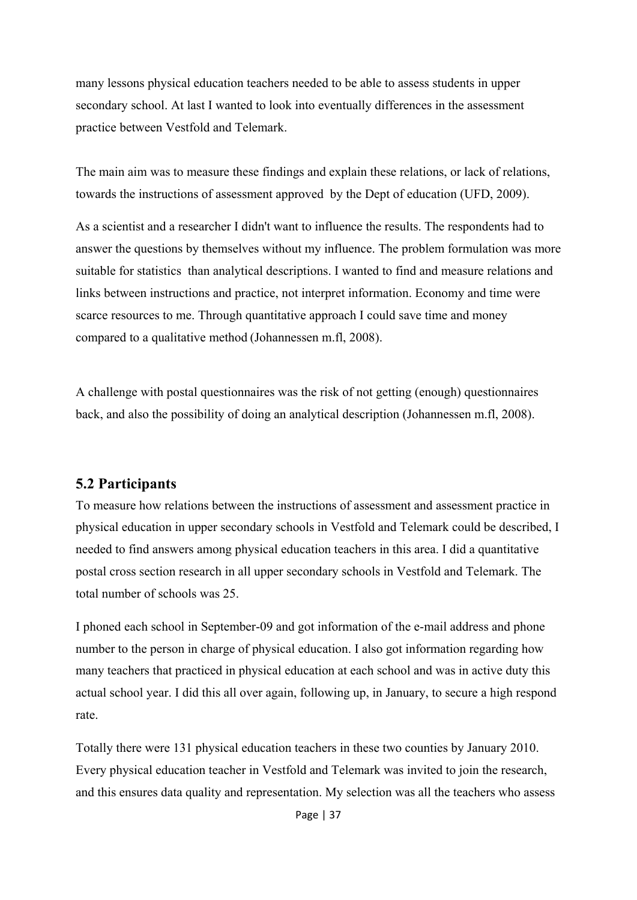many lessons physical education teachers needed to be able to assess students in upper secondary school. At last I wanted to look into eventually differences in the assessment practice between Vestfold and Telemark.

The main aim was to measure these findings and explain these relations, or lack of relations, towards the instructions of assessment approved by the Dept of education (UFD, 2009).

As a scientist and a researcher I didn't want to influence the results. The respondents had to answer the questions by themselves without my influence. The problem formulation was more suitable for statistics than analytical descriptions. I wanted to find and measure relations and links between instructions and practice, not interpret information. Economy and time were scarce resources to me. Through quantitative approach I could save time and money compared to a qualitative method (Johannessen m.fl, 2008).

A challenge with postal questionnaires was the risk of not getting (enough) questionnaires back, and also the possibility of doing an analytical description (Johannessen m.fl, 2008).

## 5.2 Participants

To measure how relations between the instructions of assessment and assessment practice in physical education in upper secondary schools in Vestfold and Telemark could be described, I needed to find answers among physical education teachers in this area. I did a quantitative postal cross section research in all upper secondary schools in Vestfold and Telemark. The total number of schools was 25.

I phoned each school in September-09 and got information of the e-mail address and phone number to the person in charge of physical education. I also got information regarding how many teachers that practiced in physical education at each school and was in active duty this actual school year. I did this all over again, following up, in January, to secure a high respond rate.

Totally there were 131 physical education teachers in these two counties by January 2010. Every physical education teacher in Vestfold and Telemark was invited to join the research, and this ensures data quality and representation. My selection was all the teachers who assess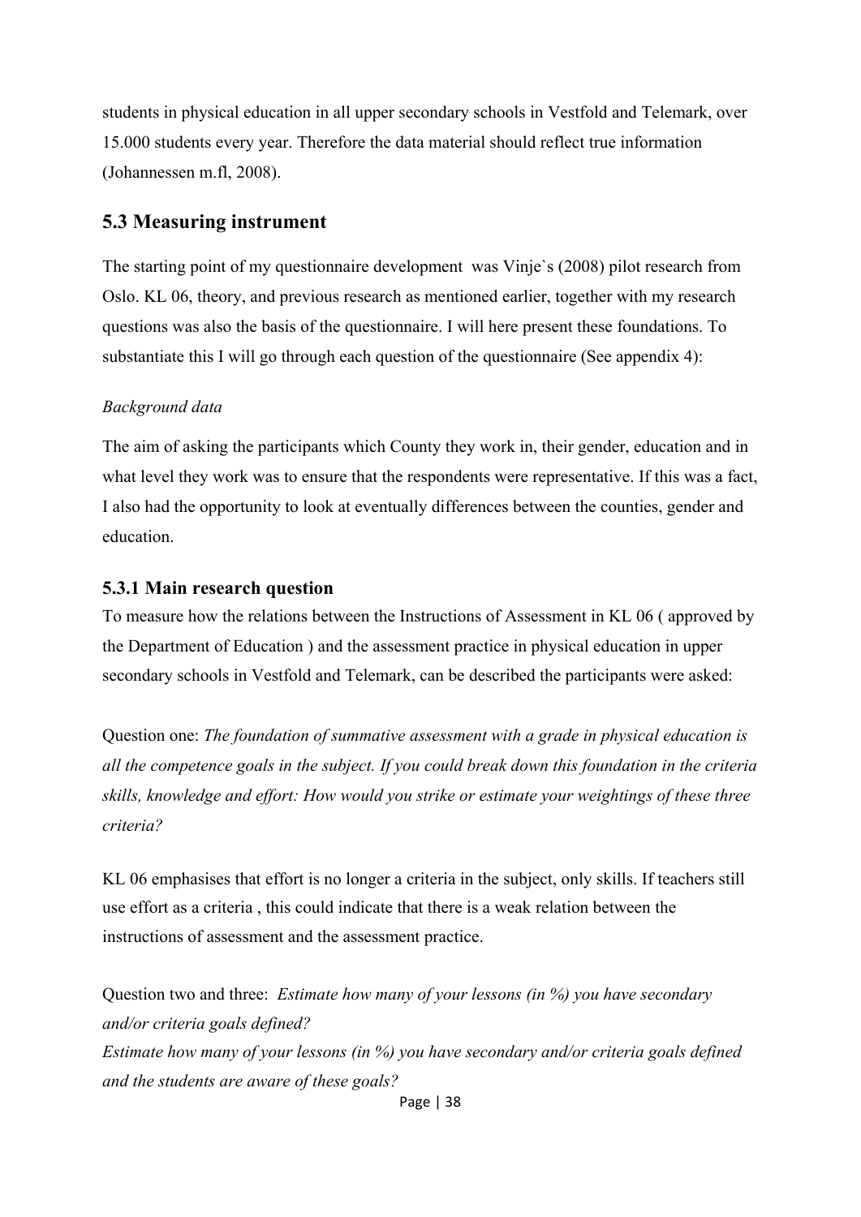students in physical education in all upper secondary schools in Vestfold and Telemark, over 15.000 students every year. Therefore the data material should reflect true information (Johannessen m.fl, 2008).

## 5.3 Measuring instrument

The starting point of my questionnaire development was Vinje`s (2008) pilot research from Oslo. KL 06, theory, and previous research as mentioned earlier, together with my research questions was also the basis of the questionnaire. I will here present these foundations. To substantiate this I will go through each question of the questionnaire (See appendix 4):

*Background data*

The aim of asking the participants which County they work in, their gender, education and in what level they work was to ensure that the respondents were representative. If this was a fact, I also had the opportunity to look at eventually differences between the counties, gender and education.

### 5.3.1 Main research question

To measure how the relations between the Instructions of Assessment in KL 06 ( approved by the Department of Education ) and the assessment practice in physical education in upper secondary schools in Vestfold and Telemark, can be described the participants were asked:

Question one: *The foundation of summative assessment with a grade in physical education is all the competence goals in the subject. If you could break down this foundation in the criteria skills, knowledge and effort: How would you strike or estimate your weightings of these three criteria?*

KL 06 emphasises that effort is no longer a criteria in the subject, only skills. If teachers still use effort as a criteria , this could indicate that there is a weak relation between the instructions of assessment and the assessment practice.

Question two and three: *Estimate how many of your lessons (in %) you have secondary and/or criteria goals defined?*
*Estimate how many of your lessons (in %) you have secondary and/or criteria goals defined and the students are aware of these goals?*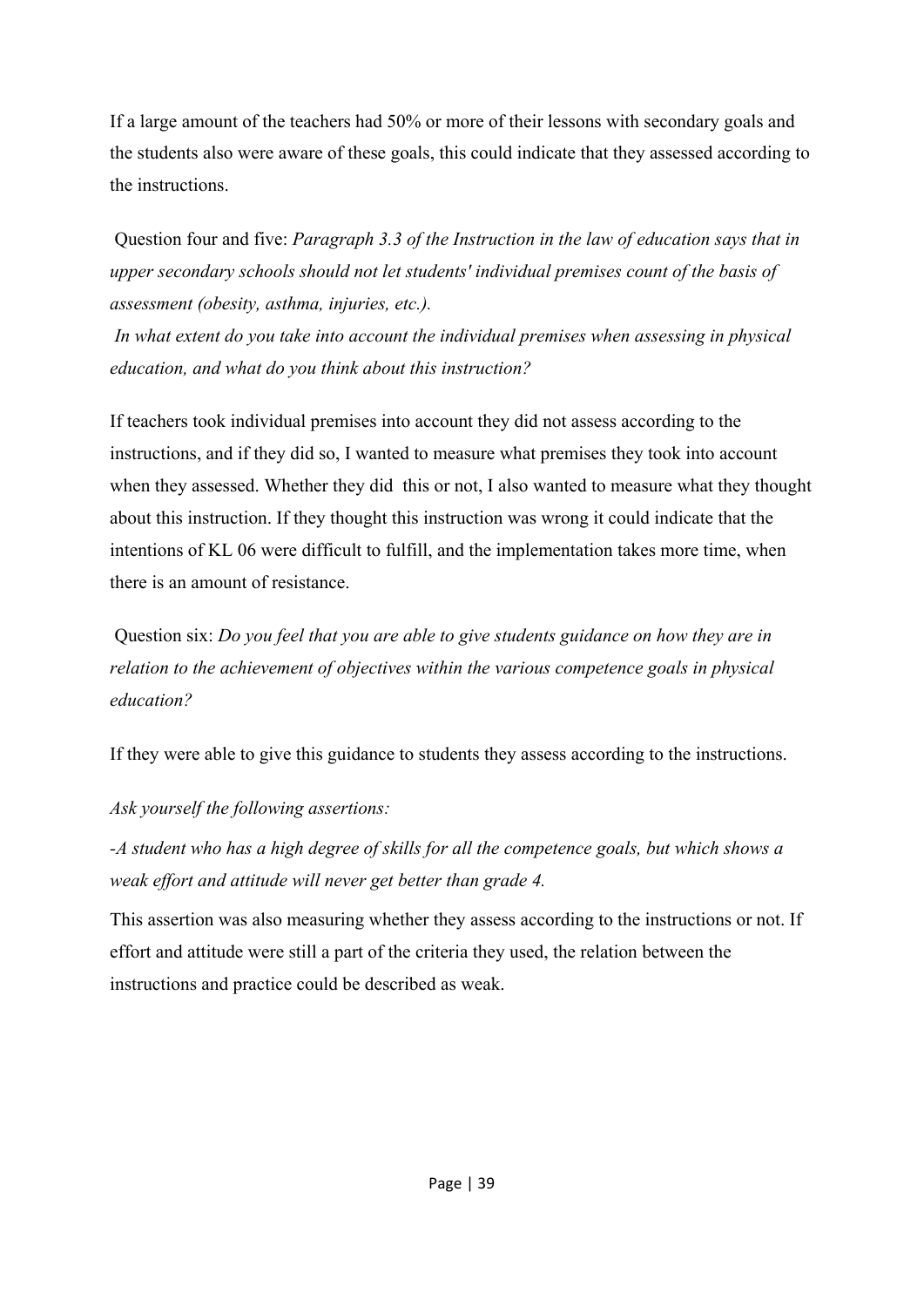If a large amount of the teachers had 50% or more of their lessons with secondary goals and the students also were aware of these goals, this could indicate that they assessed according to the instructions.

Question four and five: *Paragraph 3.3 of the Instruction in the law of education says that in upper secondary schools should not let students' individual premises count of the basis of assessment (obesity, asthma, injuries, etc.).*
*In what extent do you take into account the individual premises when assessing in physical education, and what do you think about this instruction?*

If teachers took individual premises into account they did not assess according to the instructions, and if they did so, I wanted to measure what premises they took into account when they assessed. Whether they did this or not, I also wanted to measure what they thought about this instruction. If they thought this instruction was wrong it could indicate that the intentions of KL 06 were difficult to fulfill, and the implementation takes more time, when there is an amount of resistance.

Question six: *Do you feel that you are able to give students guidance on how they are in relation to the achievement of objectives within the various competence goals in physical education?*

If they were able to give this guidance to students they assess according to the instructions.

*Ask yourself the following assertions:*

*-A student who has a high degree of skills for all the competence goals, but which shows a weak effort and attitude will never get better than grade 4.*

This assertion was also measuring whether they assess according to the instructions or not. If effort and attitude were still a part of the criteria they used, the relation between the instructions and practice could be described as weak.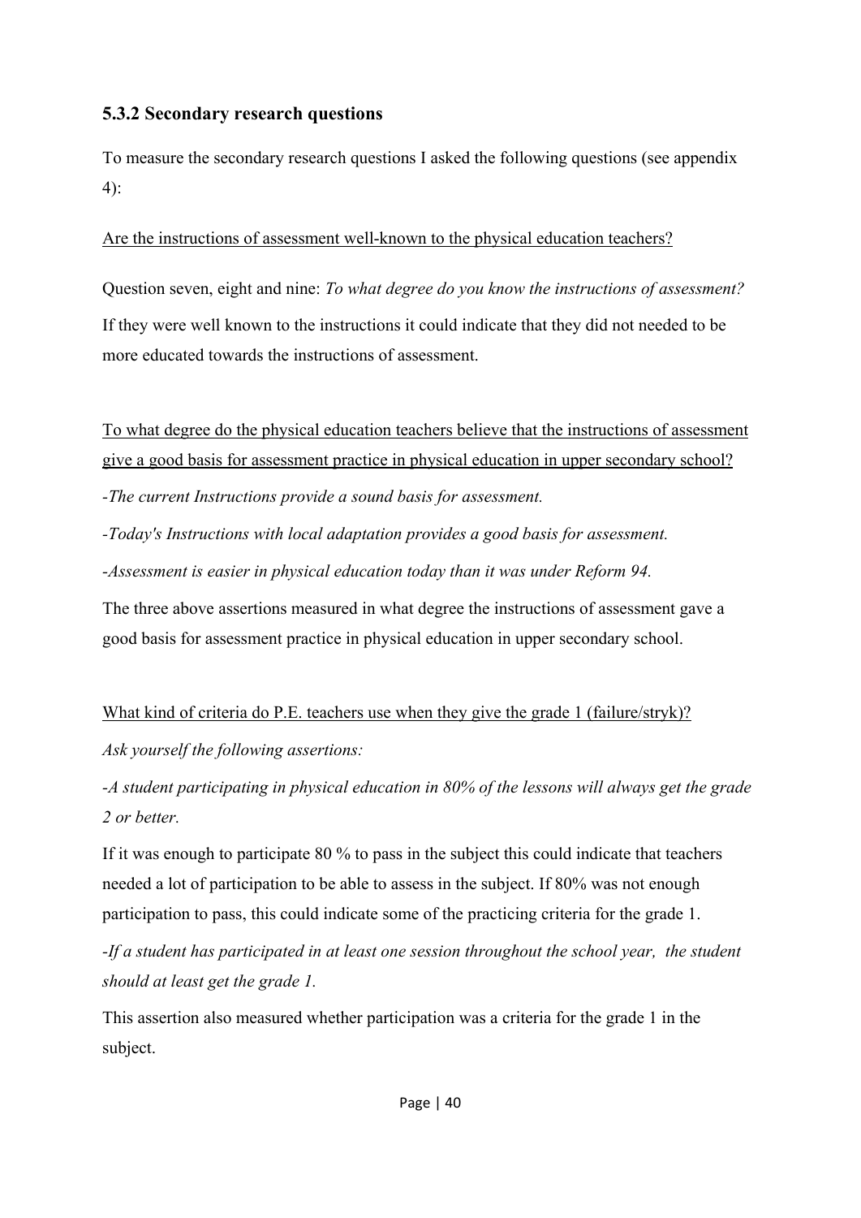### 5.3.2 Secondary research questions

To measure the secondary research questions I asked the following questions (see appendix 4):

<u>Are the instructions of assessment well-known to the physical education teachers?</u>

Question seven, eight and nine: *To what degree do you know the instructions of assessment?*
If they were well known to the instructions it could indicate that they did not needed to be more educated towards the instructions of assessment.

<u>To what degree do the physical education teachers believe that the instructions of assessment give a good basis for assessment practice in physical education in upper secondary school?</u>

*-The current Instructions provide a sound basis for assessment.*

*-Today's Instructions with local adaptation provides a good basis for assessment.*

*-Assessment is easier in physical education today than it was under Reform 94.*

The three above assertions measured in what degree the instructions of assessment gave a good basis for assessment practice in physical education in upper secondary school.

<u>What kind of criteria do P.E. teachers use when they give the grade 1 (failure/stryk)?</u>

*Ask yourself the following assertions:*

*-A student participating in physical education in 80% of the lessons will always get the grade 2 or better.*

If it was enough to participate 80 % to pass in the subject this could indicate that teachers needed a lot of participation to be able to assess in the subject. If 80% was not enough participation to pass, this could indicate some of the practicing criteria for the grade 1.

*-If a student has participated in at least one session throughout the school year, the student should at least get the grade 1.*

This assertion also measured whether participation was a criteria for the grade 1 in the subject.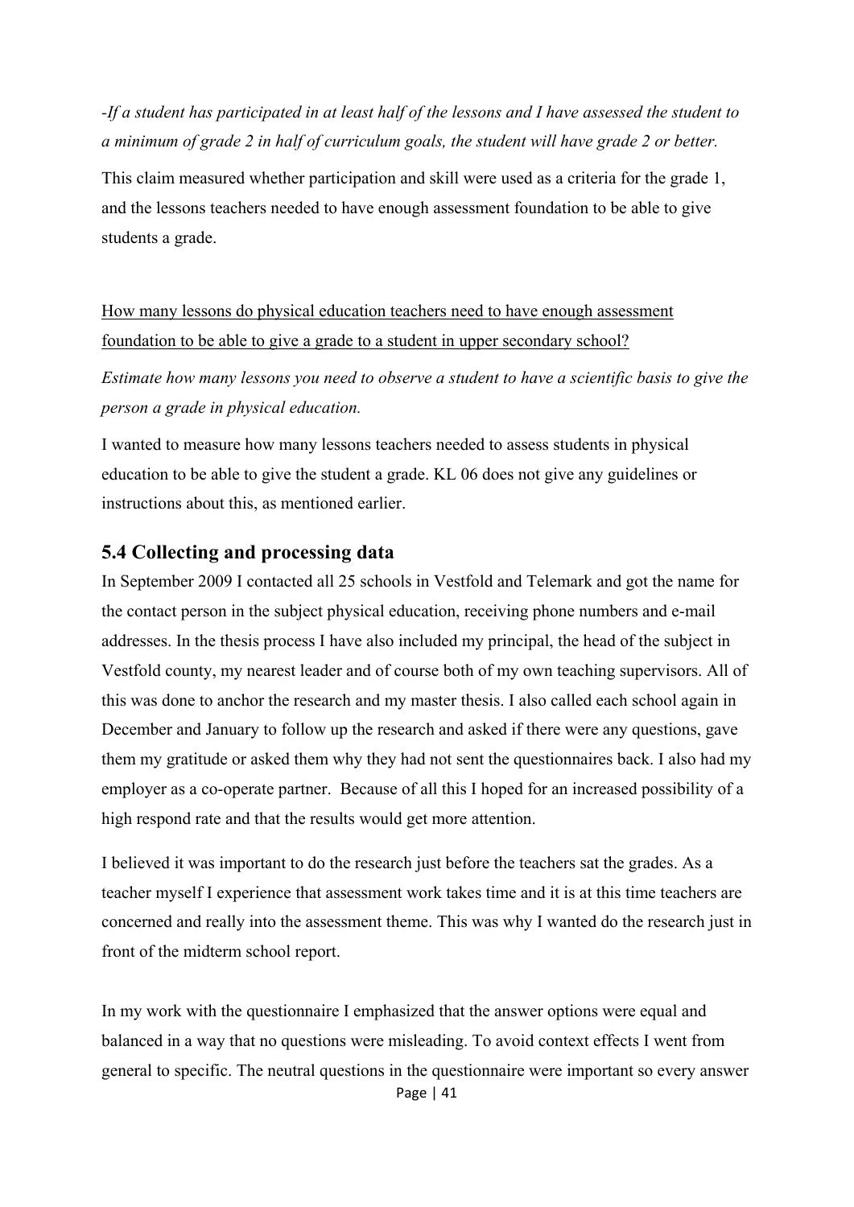*-If a student has participated in at least half of the lessons and I have assessed the student to a minimum of grade 2 in half of curriculum goals, the student will have grade 2 or better.*

This claim measured whether participation and skill were used as a criteria for the grade 1, and the lessons teachers needed to have enough assessment foundation to be able to give students a grade.

<u>How many lessons do physical education teachers need to have enough assessment foundation to be able to give a grade to a student in upper secondary school?</u>

*Estimate how many lessons you need to observe a student to have a scientific basis to give the person a grade in physical education.*

I wanted to measure how many lessons teachers needed to assess students in physical education to be able to give the student a grade. KL 06 does not give any guidelines or instructions about this, as mentioned earlier.

## 5.4 Collecting and processing data

In September 2009 I contacted all 25 schools in Vestfold and Telemark and got the name for the contact person in the subject physical education, receiving phone numbers and e-mail addresses. In the thesis process I have also included my principal, the head of the subject in Vestfold county, my nearest leader and of course both of my own teaching supervisors. All of this was done to anchor the research and my master thesis. I also called each school again in December and January to follow up the research and asked if there were any questions, gave them my gratitude or asked them why they had not sent the questionnaires back. I also had my employer as a co-operate partner. Because of all this I hoped for an increased possibility of a high respond rate and that the results would get more attention.

I believed it was important to do the research just before the teachers sat the grades. As a teacher myself I experience that assessment work takes time and it is at this time teachers are concerned and really into the assessment theme. This was why I wanted do the research just in front of the midterm school report.

In my work with the questionnaire I emphasized that the answer options were equal and balanced in a way that no questions were misleading. To avoid context effects I went from general to specific. The neutral questions in the questionnaire were important so every answer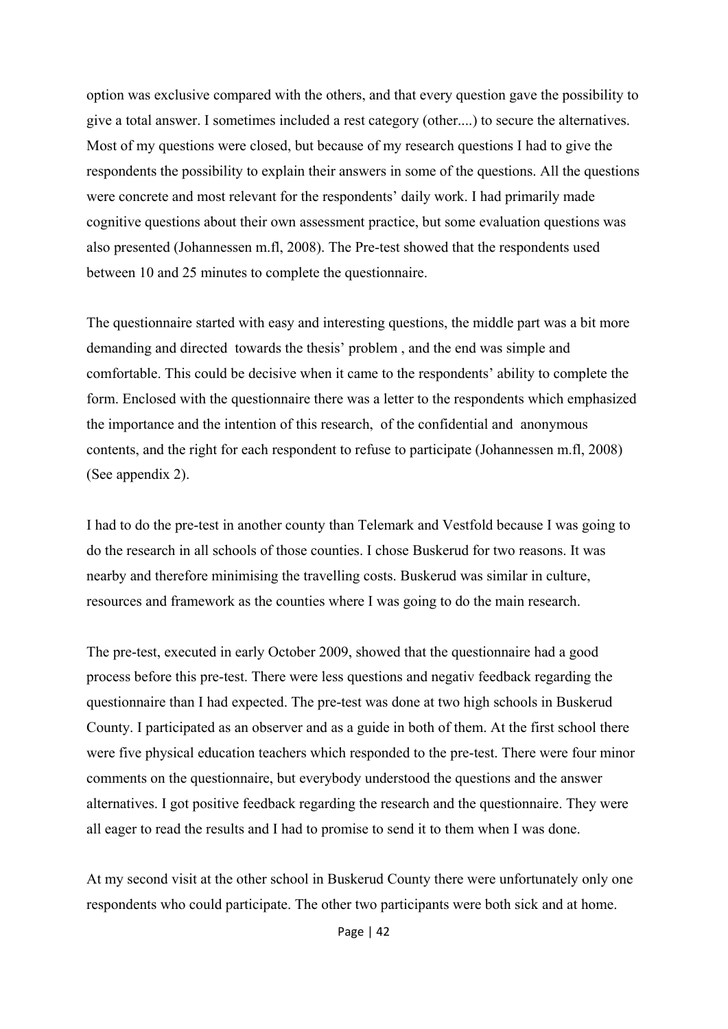option was exclusive compared with the others, and that every question gave the possibility to give a total answer. I sometimes included a rest category (other....) to secure the alternatives. Most of my questions were closed, but because of my research questions I had to give the respondents the possibility to explain their answers in some of the questions. All the questions were concrete and most relevant for the respondents' daily work. I had primarily made cognitive questions about their own assessment practice, but some evaluation questions was also presented (Johannessen m.fl, 2008). The Pre-test showed that the respondents used between 10 and 25 minutes to complete the questionnaire.

The questionnaire started with easy and interesting questions, the middle part was a bit more demanding and directed towards the thesis' problem , and the end was simple and comfortable. This could be decisive when it came to the respondents' ability to complete the form. Enclosed with the questionnaire there was a letter to the respondents which emphasized the importance and the intention of this research, of the confidential and anonymous contents, and the right for each respondent to refuse to participate (Johannessen m.fl, 2008) (See appendix 2).

I had to do the pre-test in another county than Telemark and Vestfold because I was going to do the research in all schools of those counties. I chose Buskerud for two reasons. It was nearby and therefore minimising the travelling costs. Buskerud was similar in culture, resources and framework as the counties where I was going to do the main research.

The pre-test, executed in early October 2009, showed that the questionnaire had a good process before this pre-test. There were less questions and negativ feedback regarding the questionnaire than I had expected. The pre-test was done at two high schools in Buskerud County. I participated as an observer and as a guide in both of them. At the first school there were five physical education teachers which responded to the pre-test. There were four minor comments on the questionnaire, but everybody understood the questions and the answer alternatives. I got positive feedback regarding the research and the questionnaire. They were all eager to read the results and I had to promise to send it to them when I was done.

At my second visit at the other school in Buskerud County there were unfortunately only one respondents who could participate. The other two participants were both sick and at home.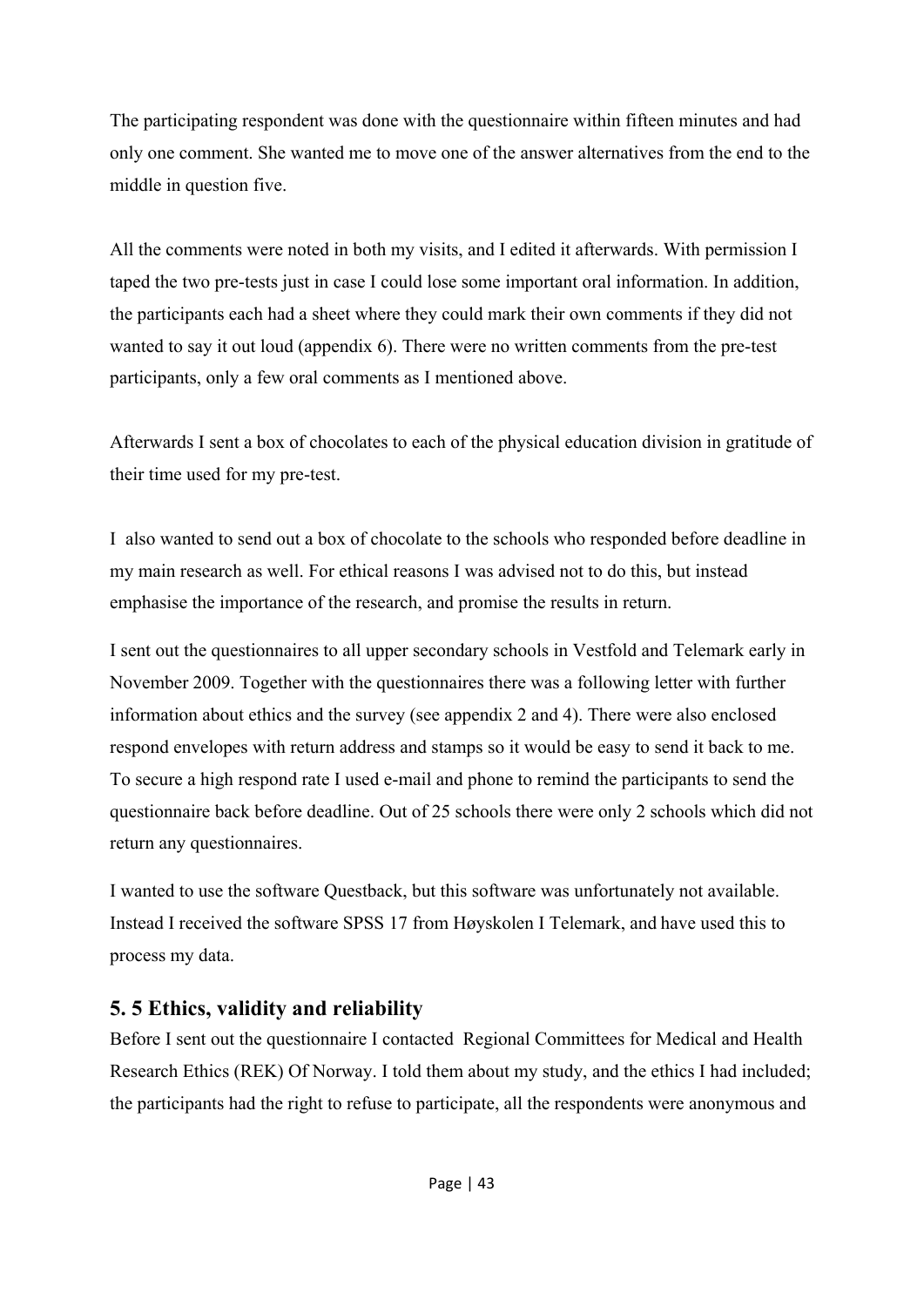The participating respondent was done with the questionnaire within fifteen minutes and had only one comment. She wanted me to move one of the answer alternatives from the end to the middle in question five.

All the comments were noted in both my visits, and I edited it afterwards. With permission I taped the two pre-tests just in case I could lose some important oral information. In addition, the participants each had a sheet where they could mark their own comments if they did not wanted to say it out loud (appendix 6). There were no written comments from the pre-test participants, only a few oral comments as I mentioned above.

Afterwards I sent a box of chocolates to each of the physical education division in gratitude of their time used for my pre-test.

I also wanted to send out a box of chocolate to the schools who responded before deadline in my main research as well. For ethical reasons I was advised not to do this, but instead emphasise the importance of the research, and promise the results in return.

I sent out the questionnaires to all upper secondary schools in Vestfold and Telemark early in November 2009. Together with the questionnaires there was a following letter with further information about ethics and the survey (see appendix 2 and 4). There were also enclosed respond envelopes with return address and stamps so it would be easy to send it back to me. To secure a high respond rate I used e-mail and phone to remind the participants to send the questionnaire back before deadline. Out of 25 schools there were only 2 schools which did not return any questionnaires.

I wanted to use the software Questback, but this software was unfortunately not available. Instead I received the software SPSS 17 from Høyskolen I Telemark, and have used this to process my data.

## 5. 5 Ethics, validity and reliability

Before I sent out the questionnaire I contacted Regional Committees for Medical and Health Research Ethics (REK) Of Norway. I told them about my study, and the ethics I had included; the participants had the right to refuse to participate, all the respondents were anonymous and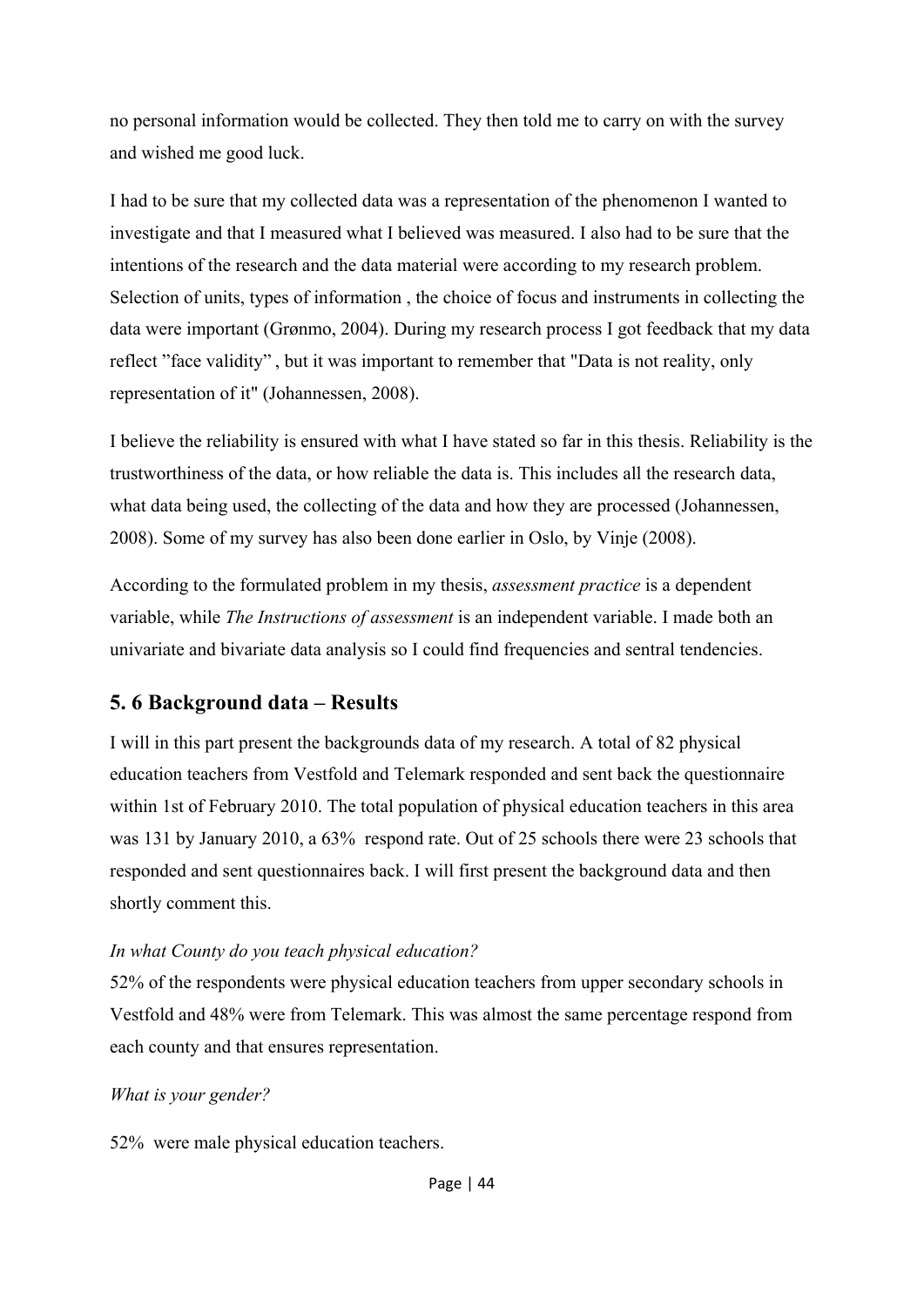no personal information would be collected. They then told me to carry on with the survey and wished me good luck.

I had to be sure that my collected data was a representation of the phenomenon I wanted to investigate and that I measured what I believed was measured. I also had to be sure that the intentions of the research and the data material were according to my research problem. Selection of units, types of information , the choice of focus and instruments in collecting the data were important (Grønmo, 2004). During my research process I got feedback that my data reflect "face validity" , but it was important to remember that "Data is not reality, only representation of it" (Johannessen, 2008).

I believe the reliability is ensured with what I have stated so far in this thesis. Reliability is the trustworthiness of the data, or how reliable the data is. This includes all the research data, what data being used, the collecting of the data and how they are processed (Johannessen, 2008). Some of my survey has also been done earlier in Oslo, by Vinje (2008).

According to the formulated problem in my thesis, *assessment practice* is a dependent variable, while *The Instructions of assessment* is an independent variable. I made both an univariate and bivariate data analysis so I could find frequencies and sentral tendencies.

## 5. 6 Background data – Results

I will in this part present the backgrounds data of my research. A total of 82 physical education teachers from Vestfold and Telemark responded and sent back the questionnaire within 1st of February 2010. The total population of physical education teachers in this area was 131 by January 2010, a 63% respond rate. Out of 25 schools there were 23 schools that responded and sent questionnaires back. I will first present the background data and then shortly comment this.

*In what County do you teach physical education?*

52% of the respondents were physical education teachers from upper secondary schools in Vestfold and 48% were from Telemark. This was almost the same percentage respond from each county and that ensures representation.

*What is your gender?*

52% were male physical education teachers.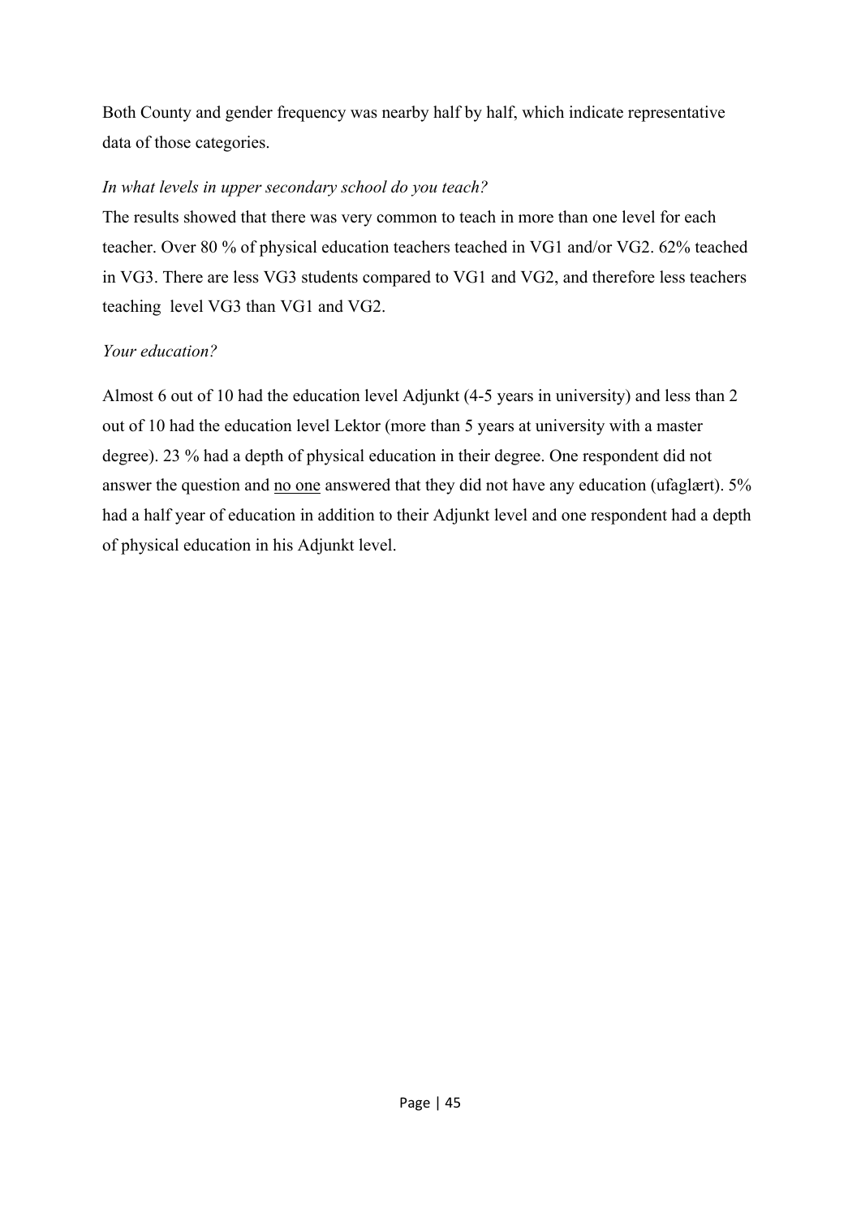Both County and gender frequency was nearby half by half, which indicate representative data of those categories.

*In what levels in upper secondary school do you teach?*

The results showed that there was very common to teach in more than one level for each teacher. Over 80 % of physical education teachers teached in VG1 and/or VG2. 62% teached in VG3. There are less VG3 students compared to VG1 and VG2, and therefore less teachers teaching level VG3 than VG1 and VG2.

*Your education?*

Almost 6 out of 10 had the education level Adjunkt (4-5 years in university) and less than 2 out of 10 had the education level Lektor (more than 5 years at university with a master degree). 23 % had a depth of physical education in their degree. One respondent did not answer the question and <u>no one</u> answered that they did not have any education (ufaglært). 5% had a half year of education in addition to their Adjunkt level and one respondent had a depth of physical education in his Adjunkt level.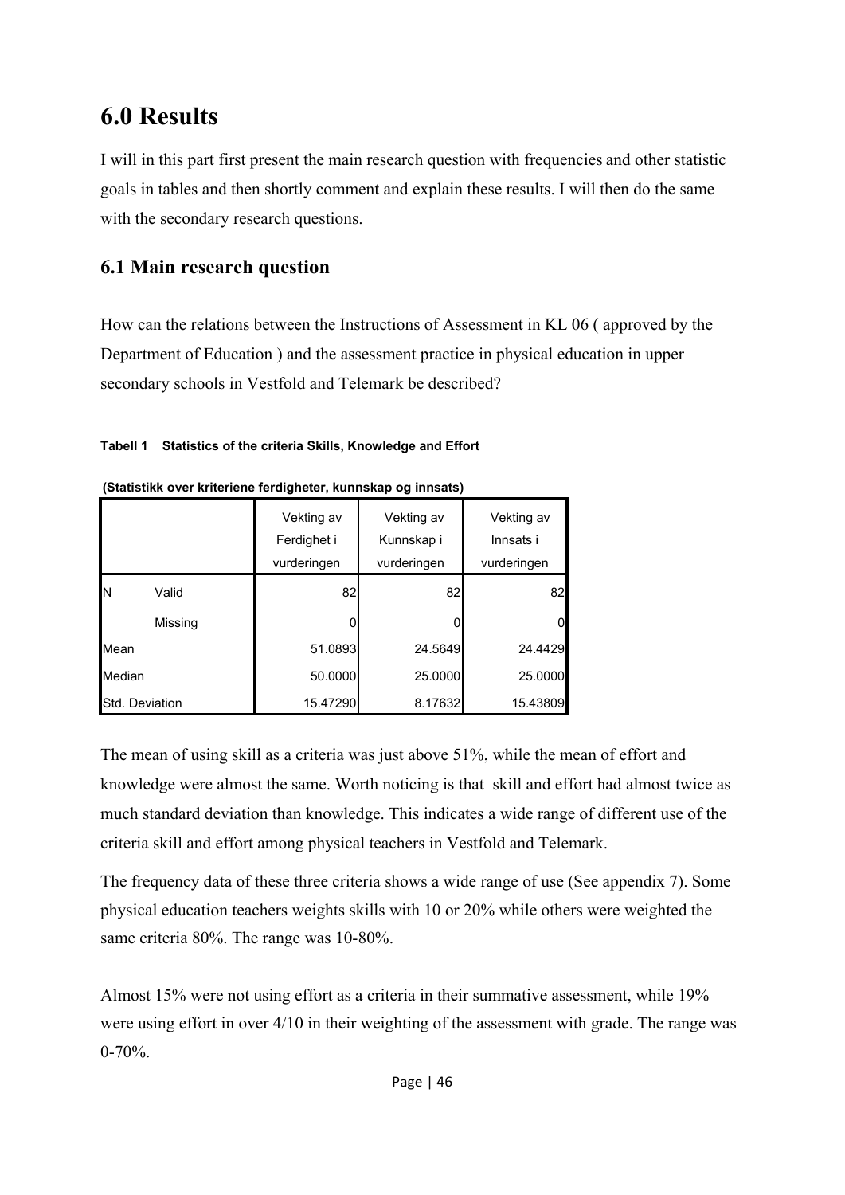# 6.0 Results

I will in this part first present the main research question with frequencies and other statistic goals in tables and then shortly comment and explain these results. I will then do the same with the secondary research questions.

## 6.1 Main research question

How can the relations between the Instructions of Assessment in KL 06 ( approved by the Department of Education ) and the assessment practice in physical education in upper secondary schools in Vestfold and Telemark be described?

**Tabell 1 Statistics of the criteria Skills, Knowledge and Effort**

**(Statistikk over kriteriene ferdigheter, kunnskap og innsats)**

| | | Vekting av Ferdighet i vurderingen | Vekting av Kunnskap i vurderingen | Vekting av Innsats i vurderingen |
|---|---|---|---|---|
| N | Valid | 82 | 82 | 82 |
| | Missing | 0 | 0 | 0 |
| Mean | | 51.0893 | 24.5649 | 24.4429 |
| Median | | 50.0000 | 25.0000 | 25.0000 |
| Std. Deviation | | 15.47290 | 8.17632 | 15.43809 |

The mean of using skill as a criteria was just above 51%, while the mean of effort and knowledge were almost the same. Worth noticing is that skill and effort had almost twice as much standard deviation than knowledge. This indicates a wide range of different use of the criteria skill and effort among physical teachers in Vestfold and Telemark.

The frequency data of these three criteria shows a wide range of use (See appendix 7). Some physical education teachers weights skills with 10 or 20% while others were weighted the same criteria 80%. The range was 10-80%.

Almost 15% were not using effort as a criteria in their summative assessment, while 19% were using effort in over 4/10 in their weighting of the assessment with grade. The range was 0-70%.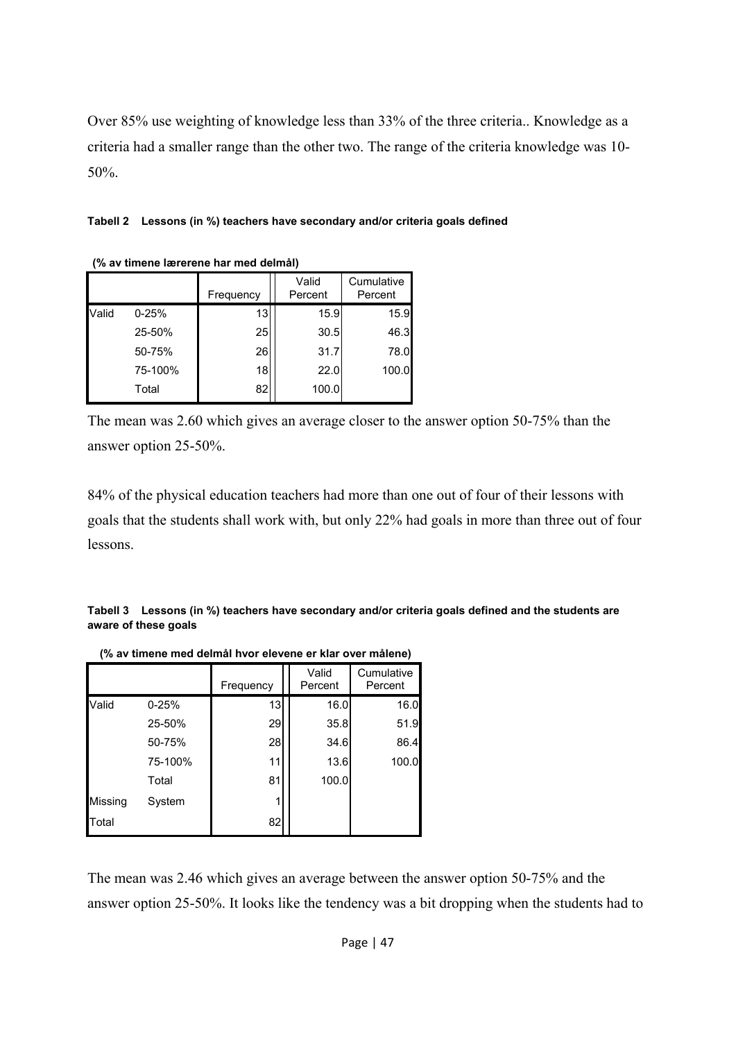Over 85% use weighting of knowledge less than 33% of the three criteria.. Knowledge as a criteria had a smaller range than the other two. The range of the criteria knowledge was 10-50%.

**Tabell 2 Lessons (in %) teachers have secondary and/or criteria goals defined**

**(% av timene lærerene har med delmål)**

| | | Frequency | Valid Percent | Cumulative Percent |
|---|---|---|---|---|
| Valid | 0-25% | 13 | 15.9 | 15.9 |
| | 25-50% | 25 | 30.5 | 46.3 |
| | 50-75% | 26 | 31.7 | 78.0 |
| | 75-100% | 18 | 22.0 | 100.0 |
| | Total | 82 | 100.0 | |

The mean was 2.60 which gives an average closer to the answer option 50-75% than the answer option 25-50%.

84% of the physical education teachers had more than one out of four of their lessons with goals that the students shall work with, but only 22% had goals in more than three out of four lessons.

**Tabell 3 Lessons (in %) teachers have secondary and/or criteria goals defined and the students are aware of these goals**

**(% av timene med delmål hvor elevene er klar over målene)**

| | | Frequency | Valid Percent | Cumulative Percent |
|---|---|---|---|---|
| Valid | 0-25% | 13 | 16.0 | 16.0 |
| | 25-50% | 29 | 35.8 | 51.9 |
| | 50-75% | 28 | 34.6 | 86.4 |
| | 75-100% | 11 | 13.6 | 100.0 |
| | Total | 81 | 100.0 | |
| Missing | System | 1 | | |
| Total | | 82 | | |

The mean was 2.46 which gives an average between the answer option 50-75% and the answer option 25-50%. It looks like the tendency was a bit dropping when the students had to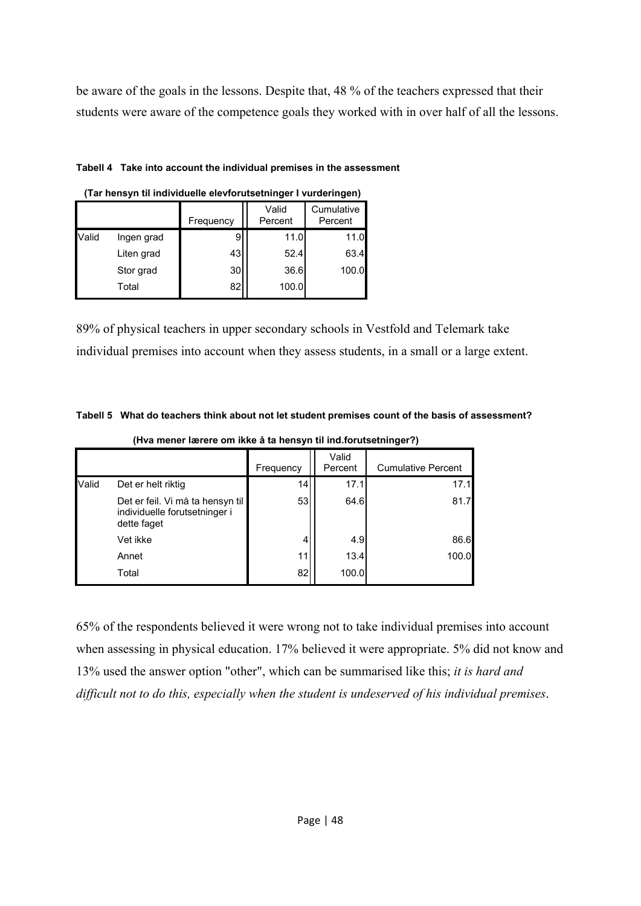be aware of the goals in the lessons. Despite that, 48 % of the teachers expressed that their students were aware of the competence goals they worked with in over half of all the lessons.

**Tabell 4 Take into account the individual premises in the assessment**

**(Tar hensyn til individuelle elevforutsetninger I vurderingen)**

| | | Frequency | Valid Percent | Cumulative Percent |
|---|---|---|---|---|
| Valid | Ingen grad | 9 | 11.0 | 11.0 |
| | Liten grad | 43 | 52.4 | 63.4 |
| | Stor grad | 30 | 36.6 | 100.0 |
| | Total | 82 | 100.0 | |

89% of physical teachers in upper secondary schools in Vestfold and Telemark take individual premises into account when they assess students, in a small or a large extent.

**Tabell 5 What do teachers think about not let student premises count of the basis of assessment?**

**(Hva mener lærere om ikke å ta hensyn til ind.forutsetninger?)**

| | | Frequency | Valid Percent | Cumulative Percent |
|---|---|---|---|---|
| Valid | Det er helt riktig | 14 | 17.1 | 17.1 |
| | Det er feil. Vi må ta hensyn til individuelle forutsetninger i dette faget | 53 | 64.6 | 81.7 |
| | Vet ikke | 4 | 4.9 | 86.6 |
| | Annet | 11 | 13.4 | 100.0 |
| | Total | 82 | 100.0 | |

65% of the respondents believed it were wrong not to take individual premises into account when assessing in physical education. 17% believed it were appropriate. 5% did not know and 13% used the answer option "other", which can be summarised like this; *it is hard and difficult not to do this, especially when the student is undeserved of his individual premises*.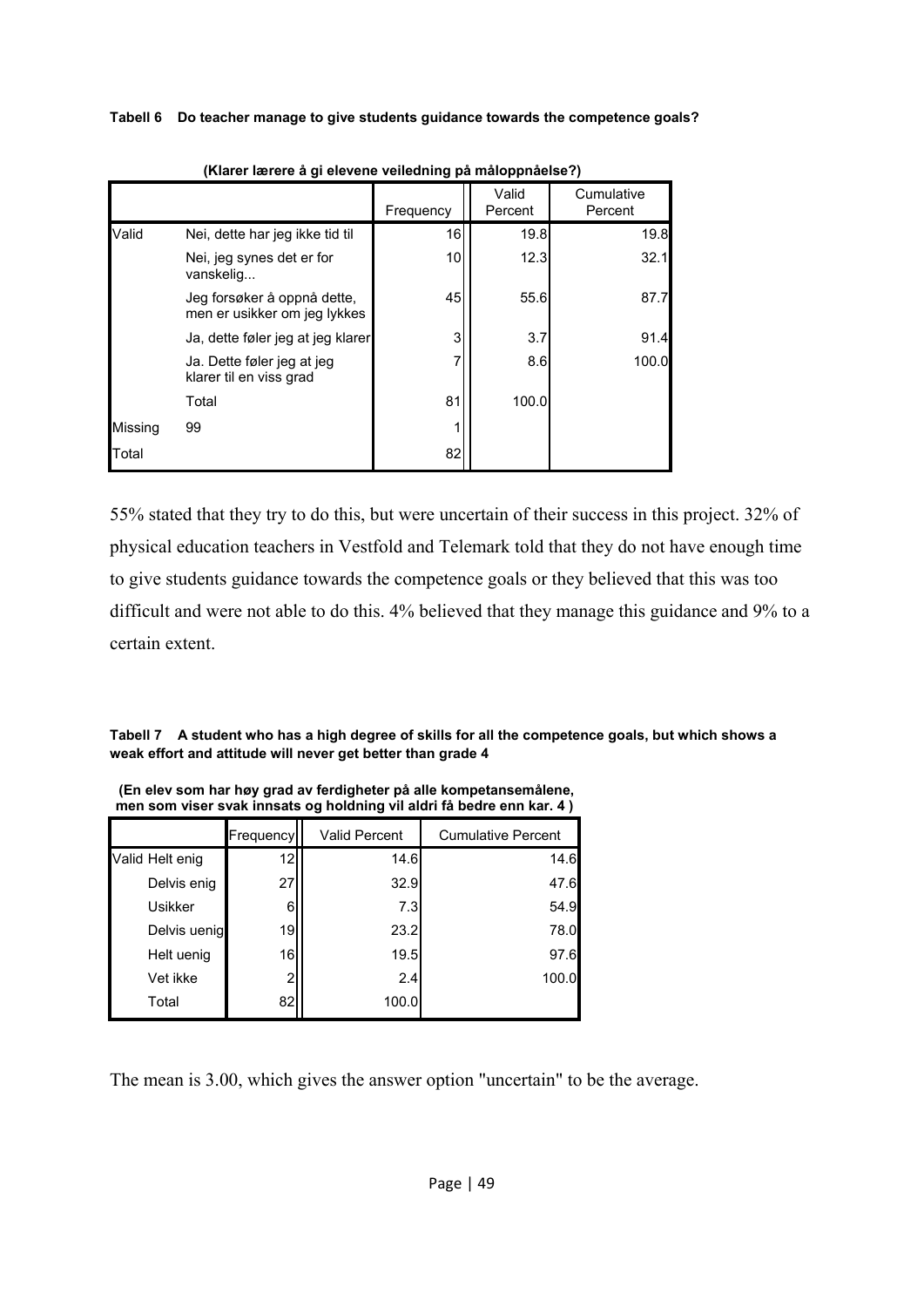**Tabell 6 Do teacher manage to give students guidance towards the competence goals?**

**(Klarer lærere å gi elevene veiledning på måloppnåelse?)**

| | | Frequency | Valid Percent | Cumulative Percent |
|---|---|---|---|---|
| Valid | Nei, dette har jeg ikke tid til | 16 | 19.8 | 19.8 |
| | Nei, jeg synes det er for vanskelig... | 10 | 12.3 | 32.1 |
| | Jeg forsøker å oppnå dette, men er usikker om jeg lykkes | 45 | 55.6 | 87.7 |
| | Ja, dette føler jeg at jeg klarer | 3 | 3.7 | 91.4 |
| | Ja. Dette føler jeg at jeg klarer til en viss grad | 7 | 8.6 | 100.0 |
| | Total | 81 | 100.0 | |
| Missing | 99 | 1 | | |
| Total | | 82 | | |

55% stated that they try to do this, but were uncertain of their success in this project. 32% of physical education teachers in Vestfold and Telemark told that they do not have enough time to give students guidance towards the competence goals or they believed that this was too difficult and were not able to do this. 4% believed that they manage this guidance and 9% to a certain extent.

**Tabell 7 A student who has a high degree of skills for all the competence goals, but which shows a weak effort and attitude will never get better than grade 4**

**(En elev som har høy grad av ferdigheter på alle kompetansemålene, men som viser svak innsats og holdning vil aldri få bedre enn kar. 4 )**

| | Frequency | Valid Percent | Cumulative Percent |
|---|---|---|---|
| Valid Helt enig | 12 | 14.6 | 14.6 |
| Delvis enig | 27 | 32.9 | 47.6 |
| Usikker | 6 | 7.3 | 54.9 |
| Delvis uenig | 19 | 23.2 | 78.0 |
| Helt uenig | 16 | 19.5 | 97.6 |
| Vet ikke | 2 | 2.4 | 100.0 |
| Total | 82 | 100.0 | |

The mean is 3.00, which gives the answer option "uncertain" to be the average.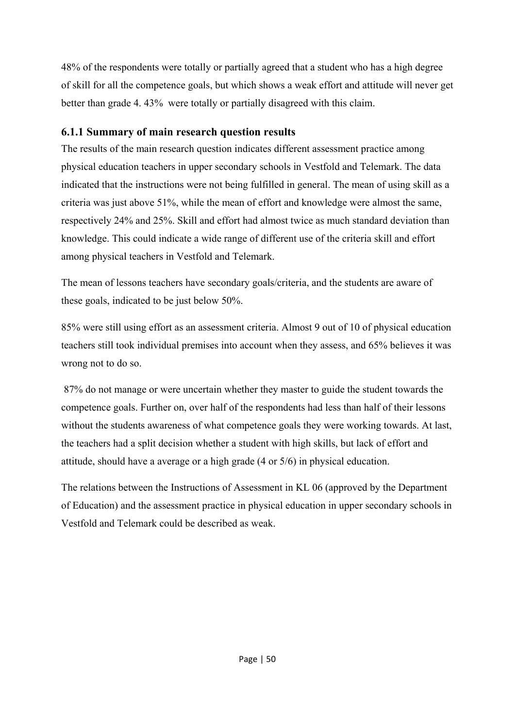48% of the respondents were totally or partially agreed that a student who has a high degree of skill for all the competence goals, but which shows a weak effort and attitude will never get better than grade 4. 43%  were totally or partially disagreed with this claim.

### 6.1.1 Summary of main research question results

The results of the main research question indicates different assessment practice among physical education teachers in upper secondary schools in Vestfold and Telemark. The data indicated that the instructions were not being fulfilled in general. The mean of using skill as a criteria was just above 51%, while the mean of effort and knowledge were almost the same, respectively 24% and 25%. Skill and effort had almost twice as much standard deviation than knowledge. This could indicate a wide range of different use of the criteria skill and effort among physical teachers in Vestfold and Telemark.

The mean of lessons teachers have secondary goals/criteria, and the students are aware of these goals, indicated to be just below 50%.

85% were still using effort as an assessment criteria. Almost 9 out of 10 of physical education teachers still took individual premises into account when they assess, and 65% believes it was wrong not to do so.

87% do not manage or were uncertain whether they master to guide the student towards the competence goals. Further on, over half of the respondents had less than half of their lessons without the students awareness of what competence goals they were working towards. At last, the teachers had a split decision whether a student with high skills, but lack of effort and attitude, should have a average or a high grade (4 or 5/6) in physical education.

The relations between the Instructions of Assessment in KL 06 (approved by the Department of Education) and the assessment practice in physical education in upper secondary schools in Vestfold and Telemark could be described as weak.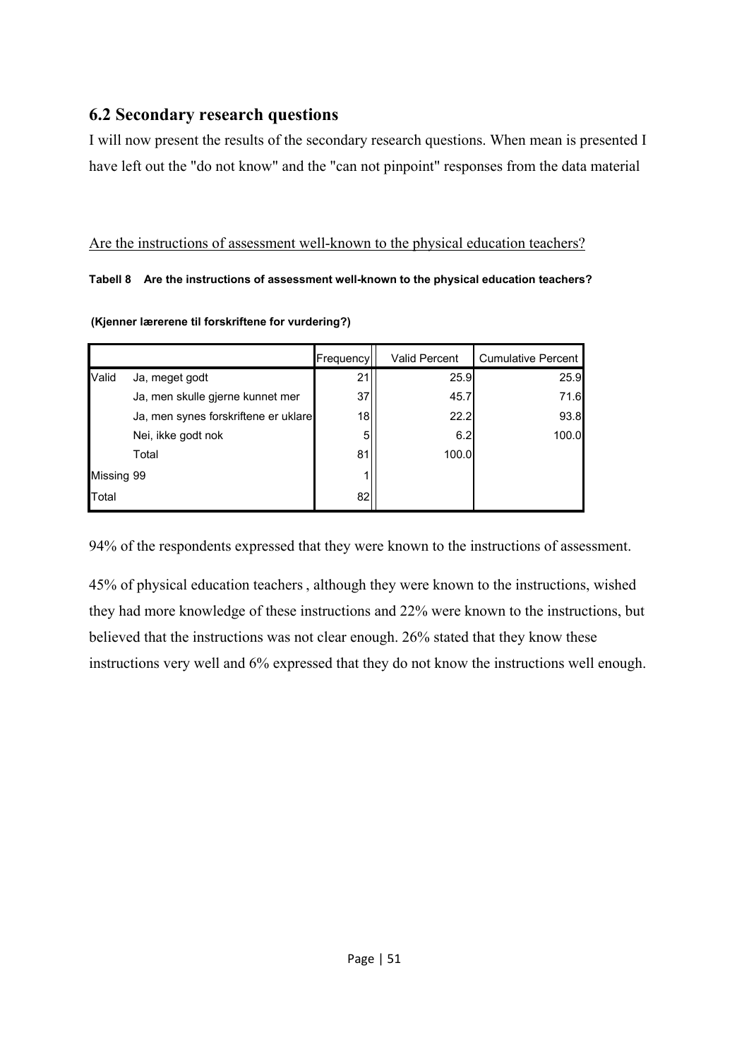## 6.2 Secondary research questions

I will now present the results of the secondary research questions. When mean is presented I have left out the "do not know" and the "can not pinpoint" responses from the data material

Are the instructions of assessment well-known to the physical education teachers?

**Tabell 8 Are the instructions of assessment well-known to the physical education teachers?**

**(Kjenner lærerene til forskriftene for vurdering?)**

| | | Frequency | Valid Percent | Cumulative Percent |
|---|---|---|---|---|
| Valid | Ja, meget godt | 21 | 25.9 | 25.9 |
| | Ja, men skulle gjerne kunnet mer | 37 | 45.7 | 71.6 |
| | Ja, men synes forskriftene er uklare | 18 | 22.2 | 93.8 |
| | Nei, ikke godt nok | 5 | 6.2 | 100.0 |
| | Total | 81 | 100.0 | |
| Missing | 99 | 1 | | |
| Total | | 82 | | |

94% of the respondents expressed that they were known to the instructions of assessment.

45% of physical education teachers , although they were known to the instructions, wished they had more knowledge of these instructions and 22% were known to the instructions, but believed that the instructions was not clear enough. 26% stated that they know these instructions very well and 6% expressed that they do not know the instructions well enough.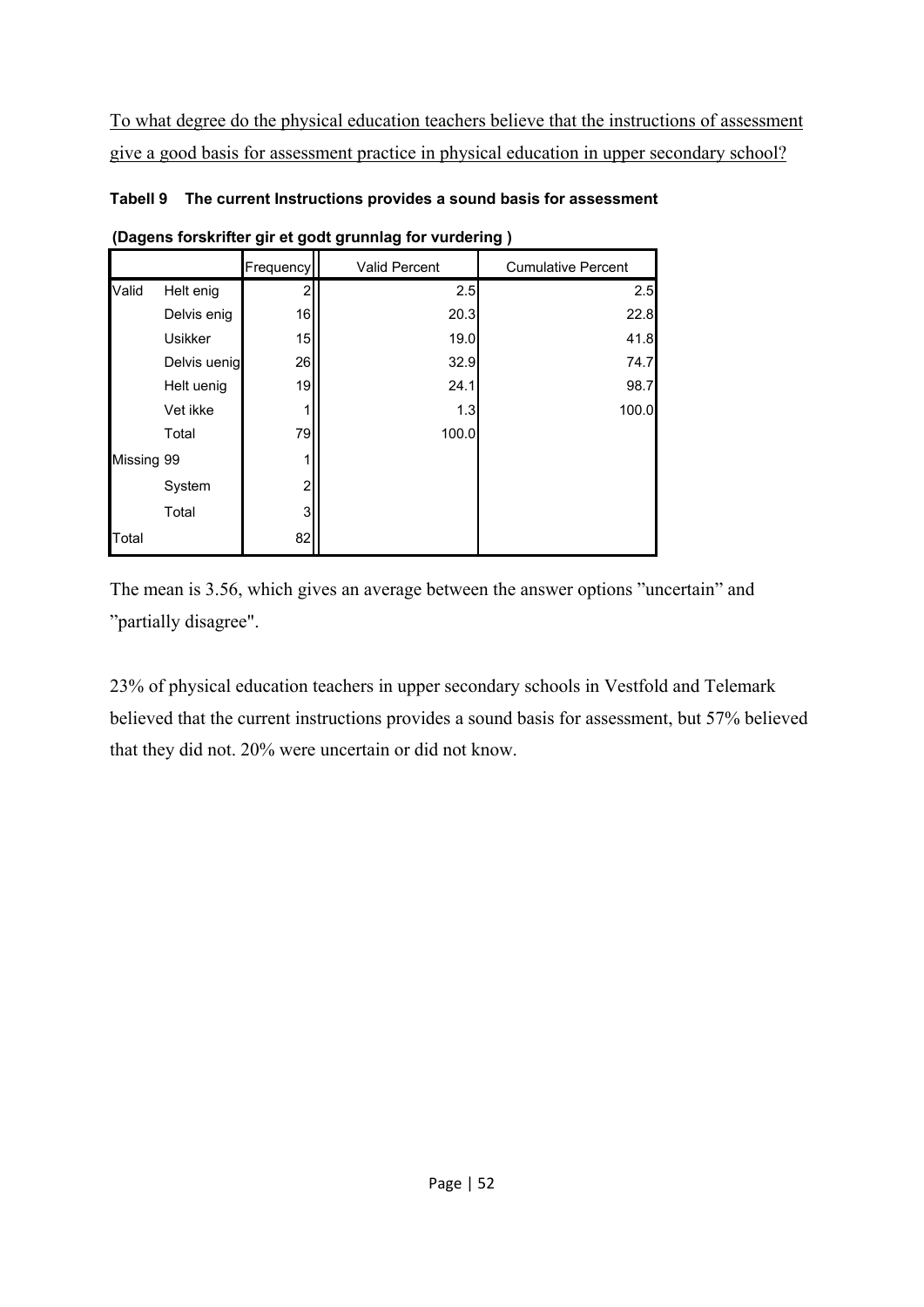To what degree do the physical education teachers believe that the instructions of assessment give a good basis for assessment practice in physical education in upper secondary school?

**Tabell 9 The current Instructions provides a sound basis for assessment**

**(Dagens forskrifter gir et godt grunnlag for vurdering )**

| | | Frequency | Valid Percent | Cumulative Percent |
|---|---|---|---|---|
| Valid | Helt enig | 2 | 2.5 | 2.5 |
| | Delvis enig | 16 | 20.3 | 22.8 |
| | Usikker | 15 | 19.0 | 41.8 |
| | Delvis uenig | 26 | 32.9 | 74.7 |
| | Helt uenig | 19 | 24.1 | 98.7 |
| | Vet ikke | 1 | 1.3 | 100.0 |
| | Total | 79 | 100.0 | |
| Missing | 99 | 1 | | |
| | System | 2 | | |
| | Total | 3 | | |
| Total | | 82 | | |

The mean is 3.56, which gives an average between the answer options "uncertain" and "partially disagree".

23% of physical education teachers in upper secondary schools in Vestfold and Telemark believed that the current instructions provides a sound basis for assessment, but 57% believed that they did not. 20% were uncertain or did not know.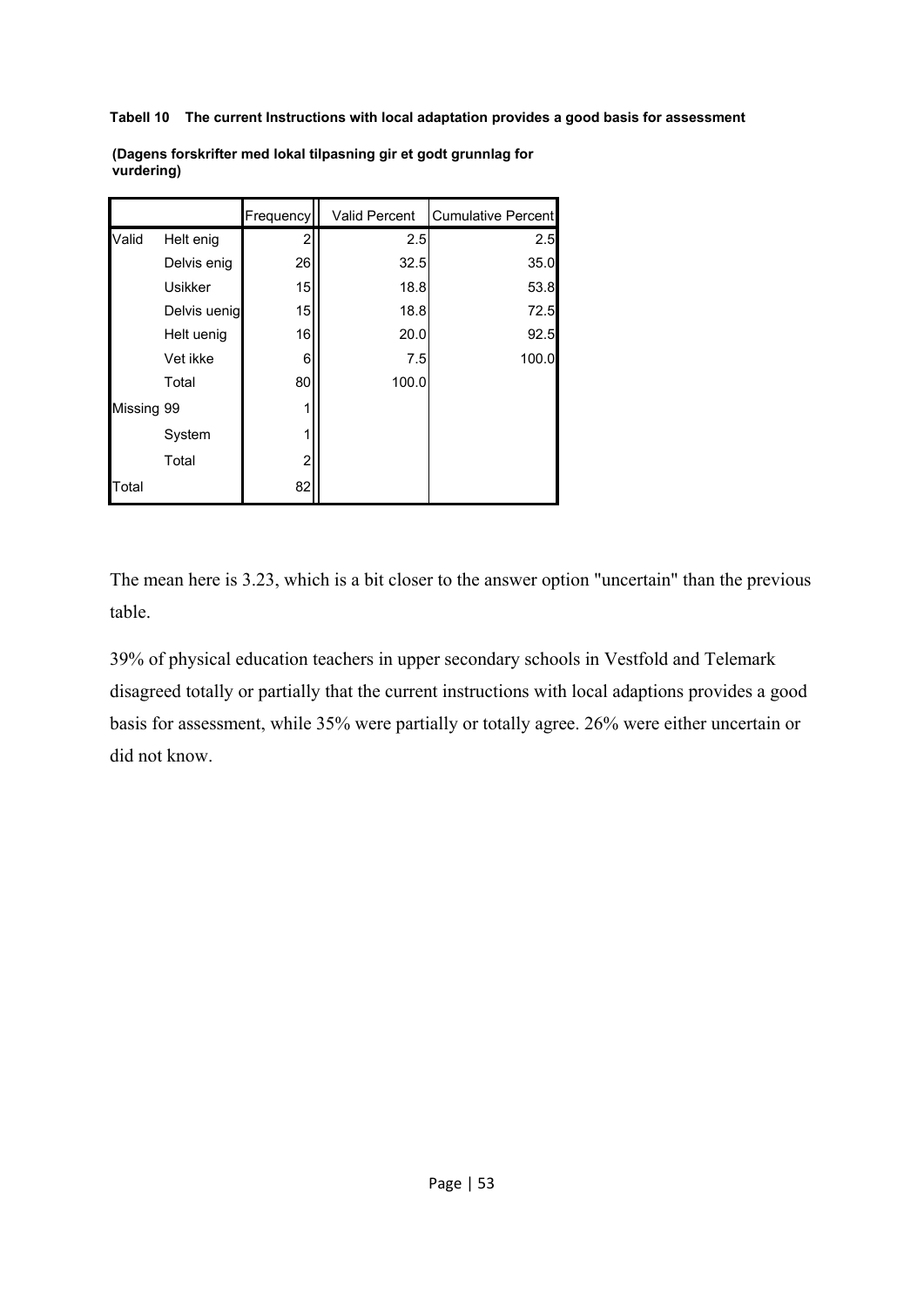**Tabell 10 The current Instructions with local adaptation provides a good basis for assessment**

**(Dagens forskrifter med lokal tilpasning gir et godt grunnlag for vurdering)**

| | | Frequency | Valid Percent | Cumulative Percent |
|---|---|---|---|---|
| Valid | Helt enig | 2 | 2.5 | 2.5 |
| | Delvis enig | 26 | 32.5 | 35.0 |
| | Usikker | 15 | 18.8 | 53.8 |
| | Delvis uenig | 15 | 18.8 | 72.5 |
| | Helt uenig | 16 | 20.0 | 92.5 |
| | Vet ikke | 6 | 7.5 | 100.0 |
| | Total | 80 | 100.0 | |
| Missing | 99 | 1 | | |
| | System | 1 | | |
| | Total | 2 | | |
| Total | | 82 | | |

The mean here is 3.23, which is a bit closer to the answer option "uncertain" than the previous table.

39% of physical education teachers in upper secondary schools in Vestfold and Telemark disagreed totally or partially that the current instructions with local adaptions provides a good basis for assessment, while 35% were partially or totally agree. 26% were either uncertain or did not know.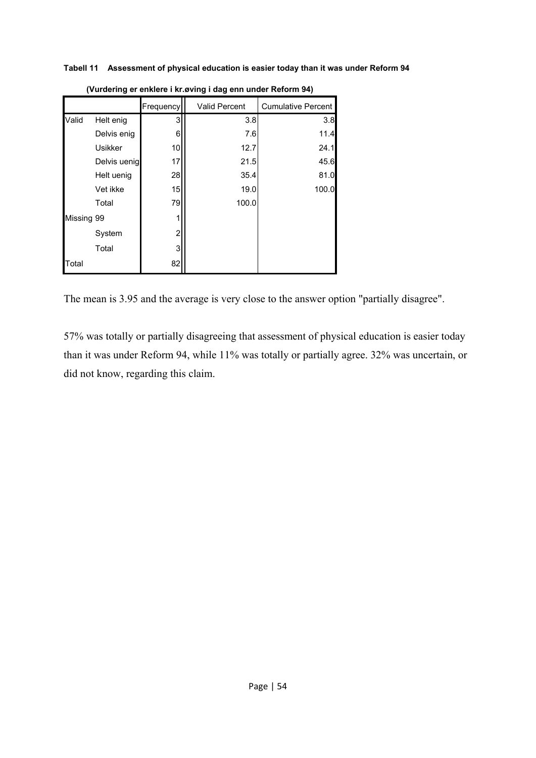**Tabell 11 Assessment of physical education is easier today than it was under Reform 94**

**(Vurdering er enklere i kr.øving i dag enn under Reform 94)**

| | | Frequency | Valid Percent | Cumulative Percent |
|---|---|---|---|---|
| Valid | Helt enig | 3 | 3.8 | 3.8 |
| | Delvis enig | 6 | 7.6 | 11.4 |
| | Usikker | 10 | 12.7 | 24.1 |
| | Delvis uenig | 17 | 21.5 | 45.6 |
| | Helt uenig | 28 | 35.4 | 81.0 |
| | Vet ikke | 15 | 19.0 | 100.0 |
| | Total | 79 | 100.0 | |
| Missing | 99 | 1 | | |
| | System | 2 | | |
| | Total | 3 | | |
| Total | | 82 | | |

The mean is 3.95 and the average is very close to the answer option "partially disagree".

57% was totally or partially disagreeing that assessment of physical education is easier today than it was under Reform 94, while 11% was totally or partially agree. 32% was uncertain, or did not know, regarding this claim.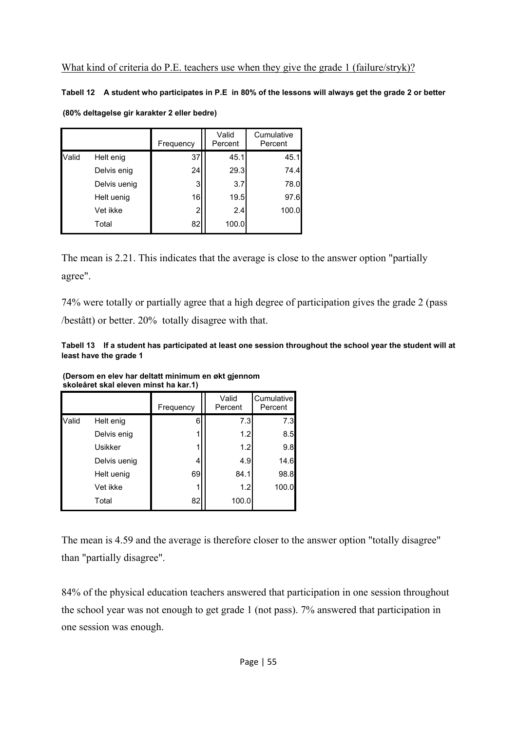What kind of criteria do P.E. teachers use when they give the grade 1 (failure/stryk)?

**Tabell 12 A student who participates in P.E in 80% of the lessons will always get the grade 2 or better**

**(80% deltagelse gir karakter 2 eller bedre)**

| | | Frequency | Valid Percent | Cumulative Percent |
|---|---|---|---|---|
| Valid | Helt enig | 37 | 45.1 | 45.1 |
| | Delvis enig | 24 | 29.3 | 74.4 |
| | Delvis uenig | 3 | 3.7 | 78.0 |
| | Helt uenig | 16 | 19.5 | 97.6 |
| | Vet ikke | 2 | 2.4 | 100.0 |
| | Total | 82 | 100.0 | |

The mean is 2.21. This indicates that the average is close to the answer option "partially agree".

74% were totally or partially agree that a high degree of participation gives the grade 2 (pass /bestått) or better. 20% totally disagree with that.

**Tabell 13 If a student has participated at least one session throughout the school year the student will at least have the grade 1**

**(Dersom en elev har deltatt minimum en økt gjennom skoleåret skal eleven minst ha kar.1)**

| | | Frequency | Valid Percent | Cumulative Percent |
|---|---|---|---|---|
| Valid | Helt enig | 6 | 7.3 | 7.3 |
| | Delvis enig | 1 | 1.2 | 8.5 |
| | Usikker | 1 | 1.2 | 9.8 |
| | Delvis uenig | 4 | 4.9 | 14.6 |
| | Helt uenig | 69 | 84.1 | 98.8 |
| | Vet ikke | 1 | 1.2 | 100.0 |
| | Total | 82 | 100.0 | |

The mean is 4.59 and the average is therefore closer to the answer option "totally disagree" than "partially disagree".

84% of the physical education teachers answered that participation in one session throughout the school year was not enough to get grade 1 (not pass). 7% answered that participation in one session was enough.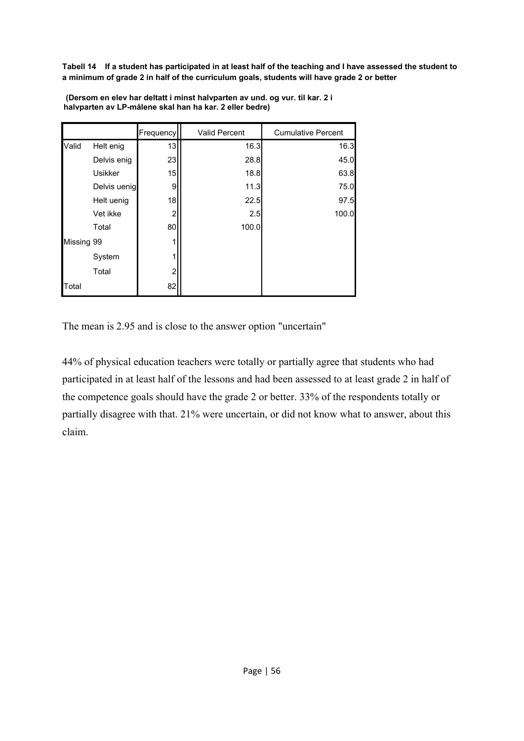**Tabell 14 If a student has participated in at least half of the teaching and I have assessed the student to a minimum of grade 2 in half of the curriculum goals, students will have grade 2 or better**

**(Dersom en elev har deltatt i minst halvparten av und. og vur. til kar. 2 i halvparten av LP-målene skal han ha kar. 2 eller bedre)**

| | | Frequency | Valid Percent | Cumulative Percent |
|---|---|---|---|---|
| Valid | Helt enig | 13 | 16.3 | 16.3 |
| | Delvis enig | 23 | 28.8 | 45.0 |
| | Usikker | 15 | 18.8 | 63.8 |
| | Delvis uenig | 9 | 11.3 | 75.0 |
| | Helt uenig | 18 | 22.5 | 97.5 |
| | Vet ikke | 2 | 2.5 | 100.0 |
| | Total | 80 | 100.0 | |
| Missing | 99 | 1 | | |
| | System | 1 | | |
| | Total | 2 | | |
| Total | | 82 | | |

The mean is 2.95 and is close to the answer option "uncertain"

44% of physical education teachers were totally or partially agree that students who had participated in at least half of the lessons and had been assessed to at least grade 2 in half of the competence goals should have the grade 2 or better. 33% of the respondents totally or partially disagree with that. 21% were uncertain, or did not know what to answer, about this claim.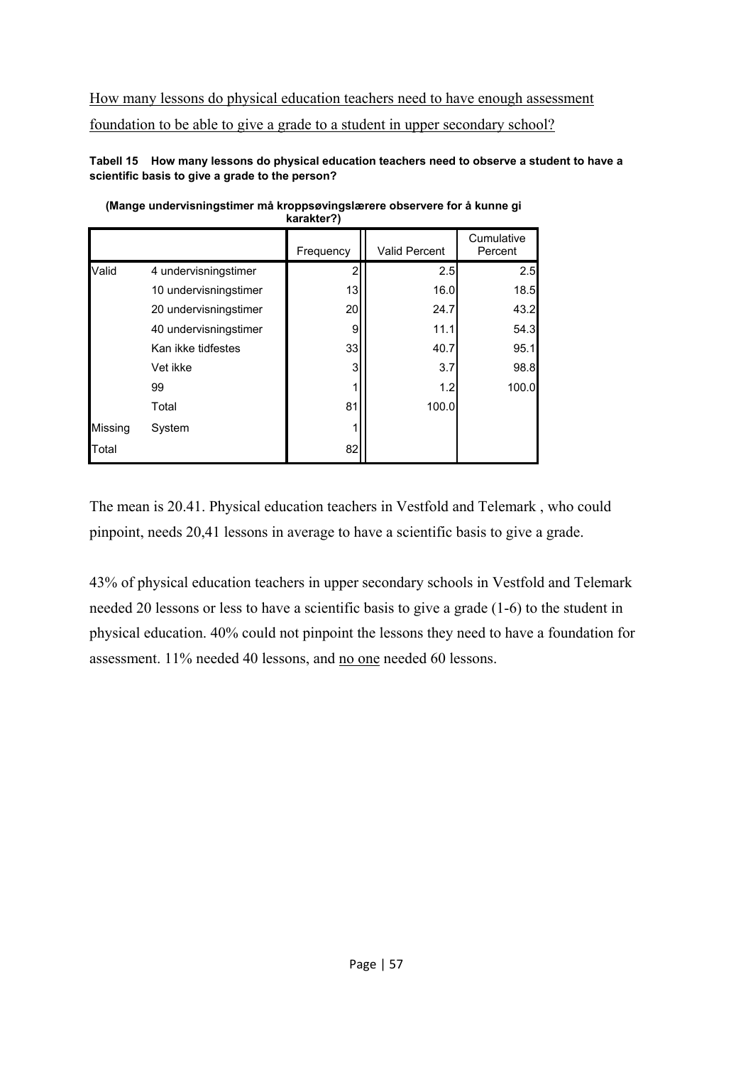<u>How many lessons do physical education teachers need to have enough assessment foundation to be able to give a grade to a student in upper secondary school?</u>

**Tabell 15 How many lessons do physical education teachers need to observe a student to have a scientific basis to give a grade to the person?**

**(Mange undervisningstimer må kroppsøvingslærere observere for å kunne gi karakter?)**

| | | Frequency | Valid Percent | Cumulative Percent |
|---|---|---|---|---|
| Valid | 4 undervisningstimer | 2 | 2.5 | 2.5 |
| | 10 undervisningstimer | 13 | 16.0 | 18.5 |
| | 20 undervisningstimer | 20 | 24.7 | 43.2 |
| | 40 undervisningstimer | 9 | 11.1 | 54.3 |
| | Kan ikke tidfestes | 33 | 40.7 | 95.1 |
| | Vet ikke | 3 | 3.7 | 98.8 |
| | 99 | 1 | 1.2 | 100.0 |
| | Total | 81 | 100.0 | |
| Missing | System | 1 | | |
| Total | | 82 | | |

The mean is 20.41. Physical education teachers in Vestfold and Telemark , who could pinpoint, needs 20,41 lessons in average to have a scientific basis to give a grade.

43% of physical education teachers in upper secondary schools in Vestfold and Telemark needed 20 lessons or less to have a scientific basis to give a grade (1-6) to the student in physical education. 40% could not pinpoint the lessons they need to have a foundation for assessment. 11% needed 40 lessons, and <u>no one</u> needed 60 lessons.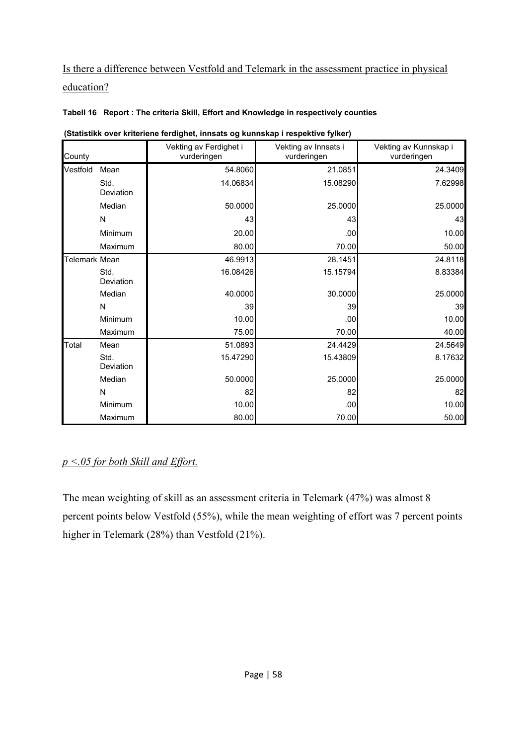Is there a difference between Vestfold and Telemark in the assessment practice in physical education?

**Tabell 16 Report : The criteria Skill, Effort and Knowledge in respectively counties**

**(Statistikk over kriteriene ferdighet, innsats og kunnskap i respektive fylker)**

| County | | Vekting av Ferdighet i vurderingen | Vekting av Innsats i vurderingen | Vekting av Kunnskap i vurderingen |
|---|---|---|---|---|
| Vestfold | Mean | 54.8060 | 21.0851 | 24.3409 |
| | Std. Deviation | 14.06834 | 15.08290 | 7.62998 |
| | Median | 50.0000 | 25.0000 | 25.0000 |
| | N | 43 | 43 | 43 |
| | Minimum | 20.00 | .00 | 10.00 |
| | Maximum | 80.00 | 70.00 | 50.00 |
| Telemark | Mean | 46.9913 | 28.1451 | 24.8118 |
| | Std. Deviation | 16.08426 | 15.15794 | 8.83384 |
| | Median | 40.0000 | 30.0000 | 25.0000 |
| | N | 39 | 39 | 39 |
| | Minimum | 10.00 | .00 | 10.00 |
| | Maximum | 75.00 | 70.00 | 40.00 |
| Total | Mean | 51.0893 | 24.4429 | 24.5649 |
| | Std. Deviation | 15.47290 | 15.43809 | 8.17632 |
| | Median | 50.0000 | 25.0000 | 25.0000 |
| | N | 82 | 82 | 82 |
| | Minimum | 10.00 | .00 | 10.00 |
| | Maximum | 80.00 | 70.00 | 50.00 |

*$p < .05$ for both Skill and Effort.*

The mean weighting of skill as an assessment criteria in Telemark (47%) was almost 8 percent points below Vestfold (55%), while the mean weighting of effort was 7 percent points higher in Telemark (28%) than Vestfold (21%).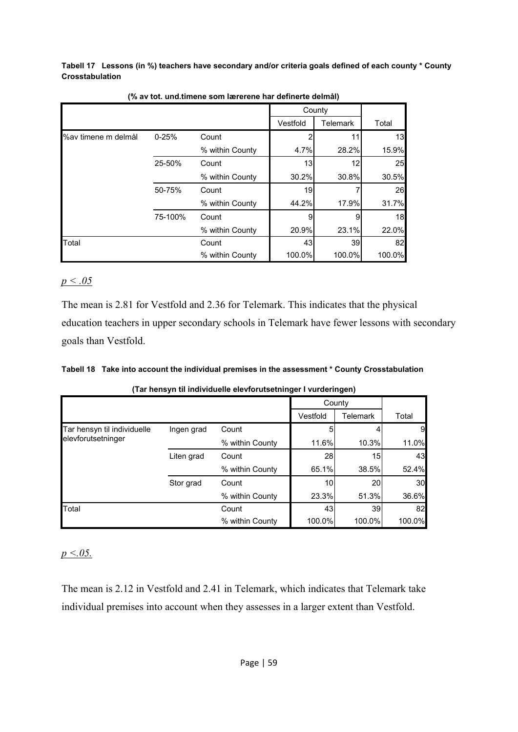**Tabell 17 Lessons (in %) teachers have secondary and/or criteria goals defined of each county * County Crosstabulation**

**(% av tot. und.timene som lærerene har definerte delmål)**

| | | | County | | |
|---|---|---|---|---|---|
| | | | Vestfold | Telemark | Total |
| %av timene m delmål | 0-25% | Count | 2 | 11 | 13 |
| | | % within County | 4.7% | 28.2% | 15.9% |
| | 25-50% | Count | 13 | 12 | 25 |
| | | % within County | 30.2% | 30.8% | 30.5% |
| | 50-75% | Count | 19 | 7 | 26 |
| | | % within County | 44.2% | 17.9% | 31.7% |
| | 75-100% | Count | 9 | 9 | 18 |
| | | % within County | 20.9% | 23.1% | 22.0% |
| Total | | Count | 43 | 39 | 82 |
| | | % within County | 100.0% | 100.0% | 100.0% |

$p < .05$

The mean is 2.81 for Vestfold and 2.36 for Telemark. This indicates that the physical education teachers in upper secondary schools in Telemark have fewer lessons with secondary goals than Vestfold.

**Tabell 18 Take into account the individual premises in the assessment * County Crosstabulation**

**(Tar hensyn til individuelle elevforutsetninger I vurderingen)**

| | | | County | | |
|---|---|---|---|---|---|
| | | | Vestfold | Telemark | Total |
| Tar hensyn til individuelle elevforutsetninger | Ingen grad | Count | 5 | 4 | 9 |
| | | % within County | 11.6% | 10.3% | 11.0% |
| | Liten grad | Count | 28 | 15 | 43 |
| | | % within County | 65.1% | 38.5% | 52.4% |
| | Stor grad | Count | 10 | 20 | 30 |
| | | % within County | 23.3% | 51.3% | 36.6% |
| Total | | Count | 43 | 39 | 82 |
| | | % within County | 100.0% | 100.0% | 100.0% |

$p < .05.$

The mean is 2.12 in Vestfold and 2.41 in Telemark, which indicates that Telemark take individual premises into account when they assesses in a larger extent than Vestfold.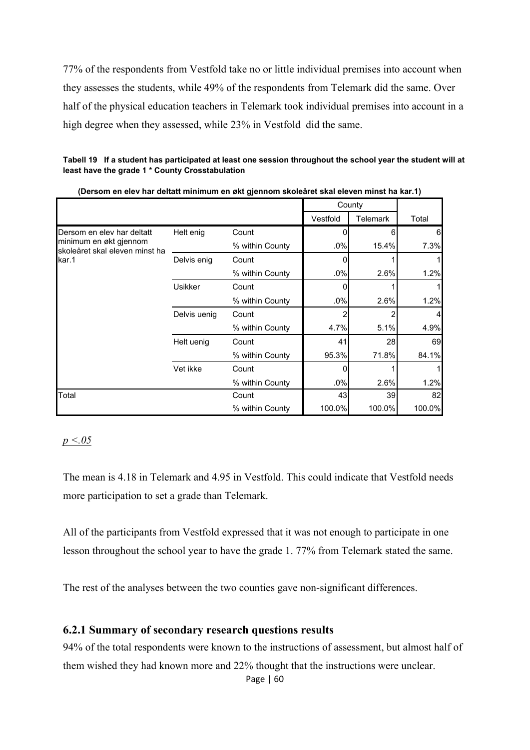77% of the respondents from Vestfold take no or little individual premises into account when they assesses the students, while 49% of the respondents from Telemark did the same. Over half of the physical education teachers in Telemark took individual premises into account in a high degree when they assessed, while 23% in Vestfold did the same.

**Tabell 19 If a student has participated at least one session throughout the school year the student will at least have the grade 1 * County Crosstabulation**

**(Dersom en elev har deltatt minimum en økt gjennom skoleåret skal eleven minst ha kar.1)**

| | | | County | | |
|---|---|---|---|---|---|
| | | | Vestfold | Telemark | Total |
| Dersom en elev har deltatt minimum en økt gjennom skoleåret skal eleven minst ha kar.1 | Helt enig | Count | 0 | 6 | 6 |
| | | % within County | .0% | 15.4% | 7.3% |
| | Delvis enig | Count | 0 | 1 | 1 |
| | | % within County | .0% | 2.6% | 1.2% |
| | Usikker | Count | 0 | 1 | 1 |
| | | % within County | .0% | 2.6% | 1.2% |
| | Delvis uenig | Count | 2 | 2 | 4 |
| | | % within County | 4.7% | 5.1% | 4.9% |
| | Helt uenig | Count | 41 | 28 | 69 |
| | | % within County | 95.3% | 71.8% | 84.1% |
| | Vet ikke | Count | 0 | 1 | 1 |
| | | % within County | .0% | 2.6% | 1.2% |
| Total | | Count | 43 | 39 | 82 |
| | | % within County | 100.0% | 100.0% | 100.0% |

*$p < .05$*

The mean is 4.18 in Telemark and 4.95 in Vestfold. This could indicate that Vestfold needs more participation to set a grade than Telemark.

All of the participants from Vestfold expressed that it was not enough to participate in one lesson throughout the school year to have the grade 1. 77% from Telemark stated the same.

The rest of the analyses between the two counties gave non-significant differences.

### 6.2.1 Summary of secondary research questions results

94% of the total respondents were known to the instructions of assessment, but almost half of them wished they had known more and 22% thought that the instructions were unclear.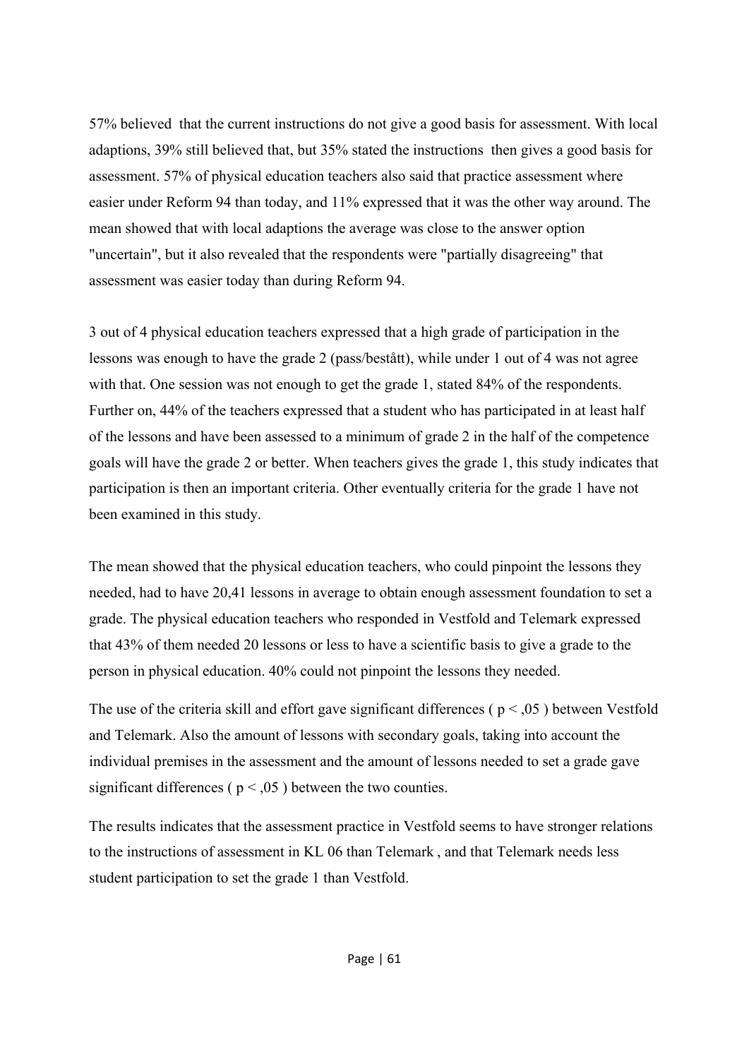57% believed that the current instructions do not give a good basis for assessment. With local adaptions, 39% still believed that, but 35% stated the instructions then gives a good basis for assessment. 57% of physical education teachers also said that practice assessment where easier under Reform 94 than today, and 11% expressed that it was the other way around. The mean showed that with local adaptions the average was close to the answer option "uncertain", but it also revealed that the respondents were "partially disagreeing" that assessment was easier today than during Reform 94.

3 out of 4 physical education teachers expressed that a high grade of participation in the lessons was enough to have the grade 2 (pass/bestått), while under 1 out of 4 was not agree with that. One session was not enough to get the grade 1, stated 84% of the respondents. Further on, 44% of the teachers expressed that a student who has participated in at least half of the lessons and have been assessed to a minimum of grade 2 in the half of the competence goals will have the grade 2 or better. When teachers gives the grade 1, this study indicates that participation is then an important criteria. Other eventually criteria for the grade 1 have not been examined in this study.

The mean showed that the physical education teachers, who could pinpoint the lessons they needed, had to have 20,41 lessons in average to obtain enough assessment foundation to set a grade. The physical education teachers who responded in Vestfold and Telemark expressed that 43% of them needed 20 lessons or less to have a scientific basis to give a grade to the person in physical education. 40% could not pinpoint the lessons they needed.

The use of the criteria skill and effort gave significant differences ( $p < ,05$ ) between Vestfold and Telemark. Also the amount of lessons with secondary goals, taking into account the individual premises in the assessment and the amount of lessons needed to set a grade gave significant differences ( $p < ,05$ ) between the two counties.

The results indicates that the assessment practice in Vestfold seems to have stronger relations to the instructions of assessment in KL 06 than Telemark , and that Telemark needs less student participation to set the grade 1 than Vestfold.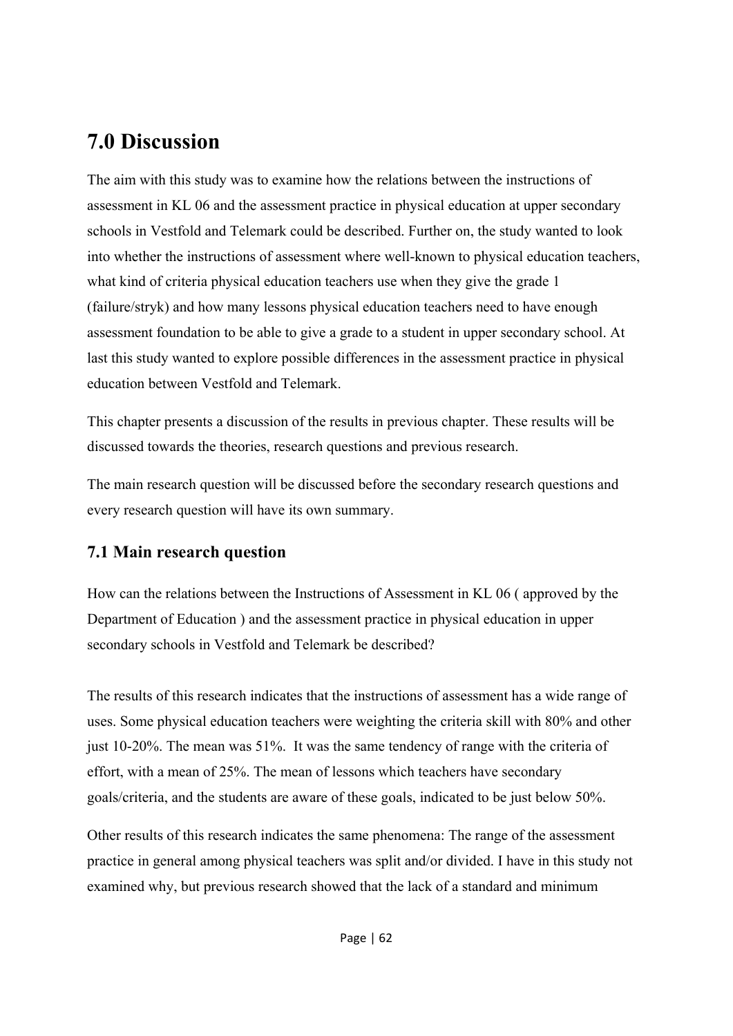# 7.0 Discussion

The aim with this study was to examine how the relations between the instructions of assessment in KL 06 and the assessment practice in physical education at upper secondary schools in Vestfold and Telemark could be described. Further on, the study wanted to look into whether the instructions of assessment where well-known to physical education teachers, what kind of criteria physical education teachers use when they give the grade 1 (failure/stryk) and how many lessons physical education teachers need to have enough assessment foundation to be able to give a grade to a student in upper secondary school. At last this study wanted to explore possible differences in the assessment practice in physical education between Vestfold and Telemark.

This chapter presents a discussion of the results in previous chapter. These results will be discussed towards the theories, research questions and previous research.

The main research question will be discussed before the secondary research questions and every research question will have its own summary.

## 7.1 Main research question

How can the relations between the Instructions of Assessment in KL 06 ( approved by the Department of Education ) and the assessment practice in physical education in upper secondary schools in Vestfold and Telemark be described?

The results of this research indicates that the instructions of assessment has a wide range of uses. Some physical education teachers were weighting the criteria skill with 80% and other just 10-20%. The mean was 51%. It was the same tendency of range with the criteria of effort, with a mean of 25%. The mean of lessons which teachers have secondary goals/criteria, and the students are aware of these goals, indicated to be just below 50%.

Other results of this research indicates the same phenomena: The range of the assessment practice in general among physical teachers was split and/or divided. I have in this study not examined why, but previous research showed that the lack of a standard and minimum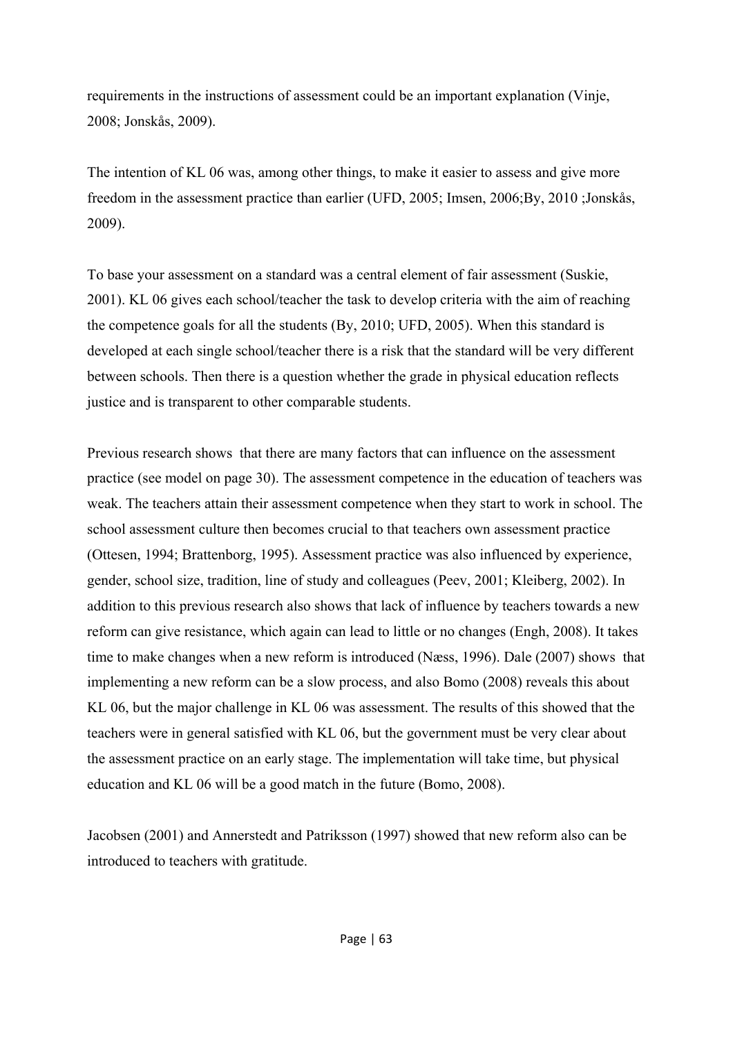requirements in the instructions of assessment could be an important explanation (Vinje, 2008; Jonskås, 2009).

The intention of KL 06 was, among other things, to make it easier to assess and give more freedom in the assessment practice than earlier (UFD, 2005; Imsen, 2006;By, 2010 ;Jonskås, 2009).

To base your assessment on a standard was a central element of fair assessment (Suskie, 2001). KL 06 gives each school/teacher the task to develop criteria with the aim of reaching the competence goals for all the students (By, 2010; UFD, 2005). When this standard is developed at each single school/teacher there is a risk that the standard will be very different between schools. Then there is a question whether the grade in physical education reflects justice and is transparent to other comparable students.

Previous research shows that there are many factors that can influence on the assessment practice (see model on page 30). The assessment competence in the education of teachers was weak. The teachers attain their assessment competence when they start to work in school. The school assessment culture then becomes crucial to that teachers own assessment practice (Ottesen, 1994; Brattenborg, 1995). Assessment practice was also influenced by experience, gender, school size, tradition, line of study and colleagues (Peev, 2001; Kleiberg, 2002). In addition to this previous research also shows that lack of influence by teachers towards a new reform can give resistance, which again can lead to little or no changes (Engh, 2008). It takes time to make changes when a new reform is introduced (Næss, 1996). Dale (2007) shows that implementing a new reform can be a slow process, and also Bomo (2008) reveals this about KL 06, but the major challenge in KL 06 was assessment. The results of this showed that the teachers were in general satisfied with KL 06, but the government must be very clear about the assessment practice on an early stage. The implementation will take time, but physical education and KL 06 will be a good match in the future (Bomo, 2008).

Jacobsen (2001) and Annerstedt and Patriksson (1997) showed that new reform also can be introduced to teachers with gratitude.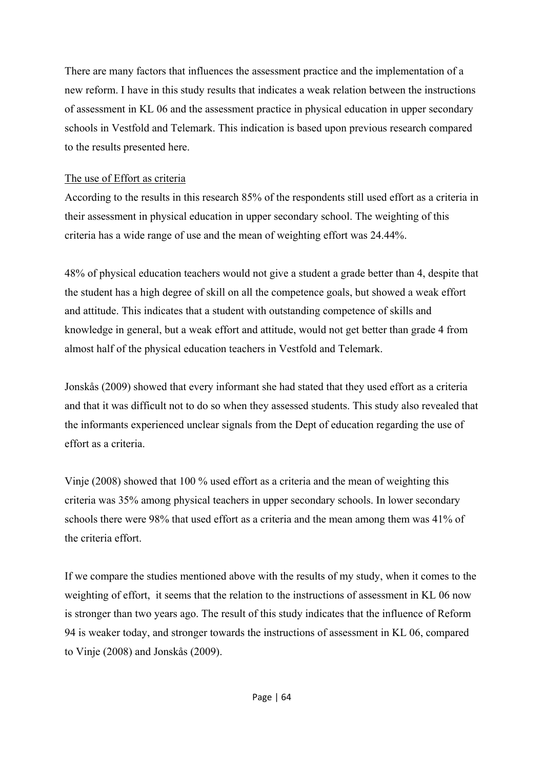There are many factors that influences the assessment practice and the implementation of a new reform. I have in this study results that indicates a weak relation between the instructions of assessment in KL 06 and the assessment practice in physical education in upper secondary schools in Vestfold and Telemark. This indication is based upon previous research compared to the results presented here.

The use of Effort as criteria

According to the results in this research 85% of the respondents still used effort as a criteria in their assessment in physical education in upper secondary school. The weighting of this criteria has a wide range of use and the mean of weighting effort was 24.44%.

48% of physical education teachers would not give a student a grade better than 4, despite that the student has a high degree of skill on all the competence goals, but showed a weak effort and attitude. This indicates that a student with outstanding competence of skills and knowledge in general, but a weak effort and attitude, would not get better than grade 4 from almost half of the physical education teachers in Vestfold and Telemark.

Jonskås (2009) showed that every informant she had stated that they used effort as a criteria and that it was difficult not to do so when they assessed students. This study also revealed that the informants experienced unclear signals from the Dept of education regarding the use of effort as a criteria.

Vinje (2008) showed that 100 % used effort as a criteria and the mean of weighting this criteria was 35% among physical teachers in upper secondary schools. In lower secondary schools there were 98% that used effort as a criteria and the mean among them was 41% of the criteria effort.

If we compare the studies mentioned above with the results of my study, when it comes to the weighting of effort, it seems that the relation to the instructions of assessment in KL 06 now is stronger than two years ago. The result of this study indicates that the influence of Reform 94 is weaker today, and stronger towards the instructions of assessment in KL 06, compared to Vinje (2008) and Jonskås (2009).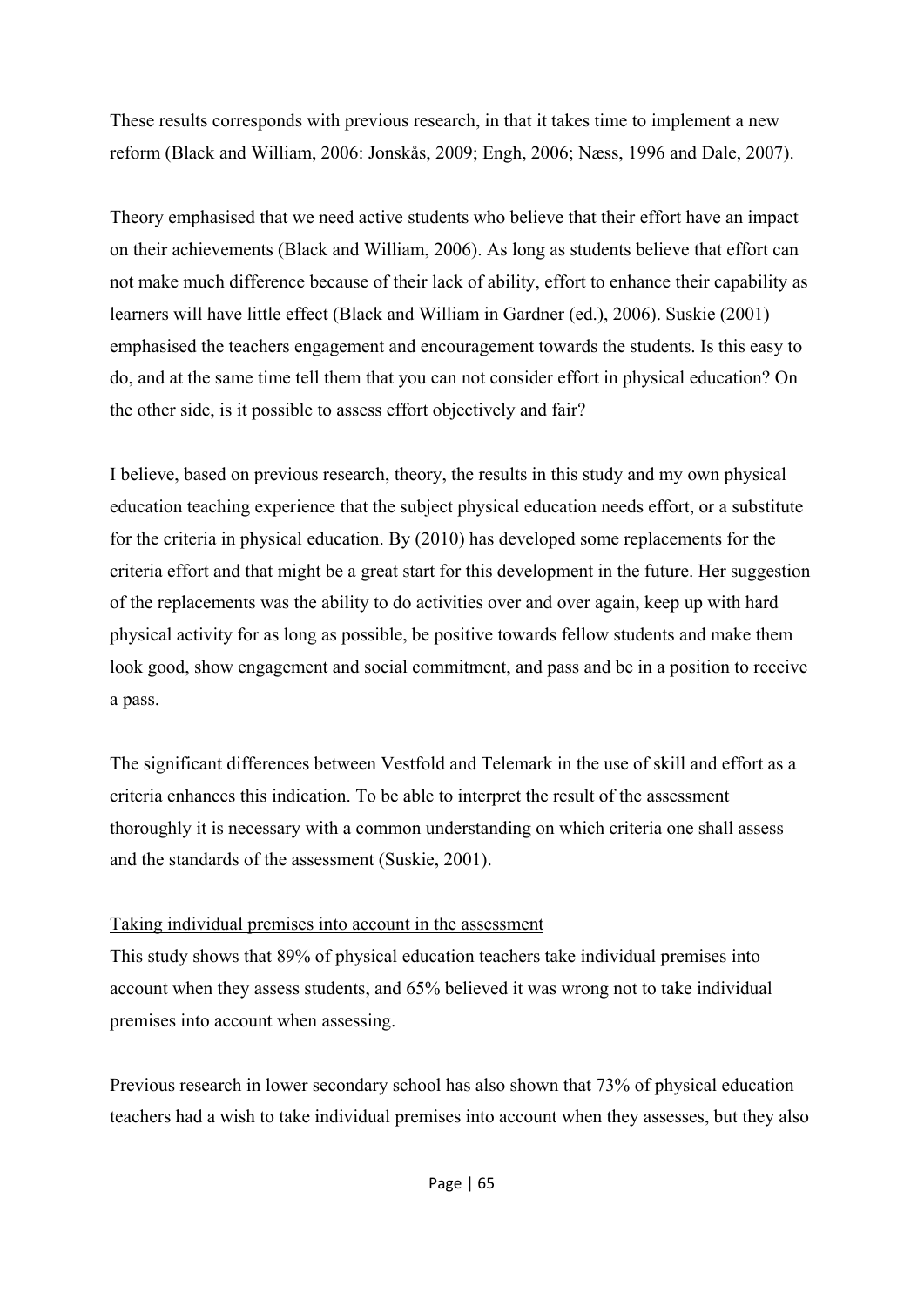These results corresponds with previous research, in that it takes time to implement a new reform (Black and William, 2006: Jonskås, 2009; Engh, 2006; Næss, 1996 and Dale, 2007).

Theory emphasised that we need active students who believe that their effort have an impact on their achievements (Black and William, 2006). As long as students believe that effort can not make much difference because of their lack of ability, effort to enhance their capability as learners will have little effect (Black and William in Gardner (ed.), 2006). Suskie (2001) emphasised the teachers engagement and encouragement towards the students. Is this easy to do, and at the same time tell them that you can not consider effort in physical education? On the other side, is it possible to assess effort objectively and fair?

I believe, based on previous research, theory, the results in this study and my own physical education teaching experience that the subject physical education needs effort, or a substitute for the criteria in physical education. By (2010) has developed some replacements for the criteria effort and that might be a great start for this development in the future. Her suggestion of the replacements was the ability to do activities over and over again, keep up with hard physical activity for as long as possible, be positive towards fellow students and make them look good, show engagement and social commitment, and pass and be in a position to receive a pass.

The significant differences between Vestfold and Telemark in the use of skill and effort as a criteria enhances this indication. To be able to interpret the result of the assessment thoroughly it is necessary with a common understanding on which criteria one shall assess and the standards of the assessment (Suskie, 2001).

<u>Taking individual premises into account in the assessment</u>

This study shows that 89% of physical education teachers take individual premises into account when they assess students, and 65% believed it was wrong not to take individual premises into account when assessing.

Previous research in lower secondary school has also shown that 73% of physical education teachers had a wish to take individual premises into account when they assesses, but they also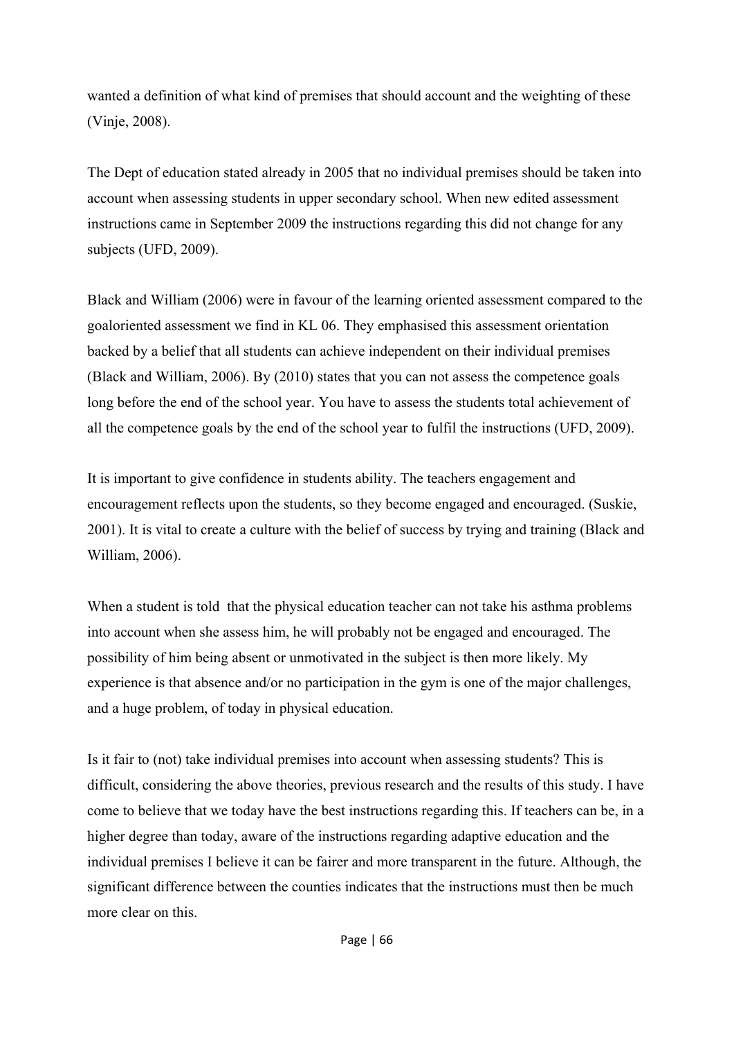wanted a definition of what kind of premises that should account and the weighting of these (Vinje, 2008).

The Dept of education stated already in 2005 that no individual premises should be taken into account when assessing students in upper secondary school. When new edited assessment instructions came in September 2009 the instructions regarding this did not change for any subjects (UFD, 2009).

Black and William (2006) were in favour of the learning oriented assessment compared to the goaloriented assessment we find in KL 06. They emphasised this assessment orientation backed by a belief that all students can achieve independent on their individual premises (Black and William, 2006). By (2010) states that you can not assess the competence goals long before the end of the school year. You have to assess the students total achievement of all the competence goals by the end of the school year to fulfil the instructions (UFD, 2009).

It is important to give confidence in students ability. The teachers engagement and encouragement reflects upon the students, so they become engaged and encouraged. (Suskie, 2001). It is vital to create a culture with the belief of success by trying and training (Black and William, 2006).

When a student is told that the physical education teacher can not take his asthma problems into account when she assess him, he will probably not be engaged and encouraged. The possibility of him being absent or unmotivated in the subject is then more likely. My experience is that absence and/or no participation in the gym is one of the major challenges, and a huge problem, of today in physical education.

Is it fair to (not) take individual premises into account when assessing students? This is difficult, considering the above theories, previous research and the results of this study. I have come to believe that we today have the best instructions regarding this. If teachers can be, in a higher degree than today, aware of the instructions regarding adaptive education and the individual premises I believe it can be fairer and more transparent in the future. Although, the significant difference between the counties indicates that the instructions must then be much more clear on this.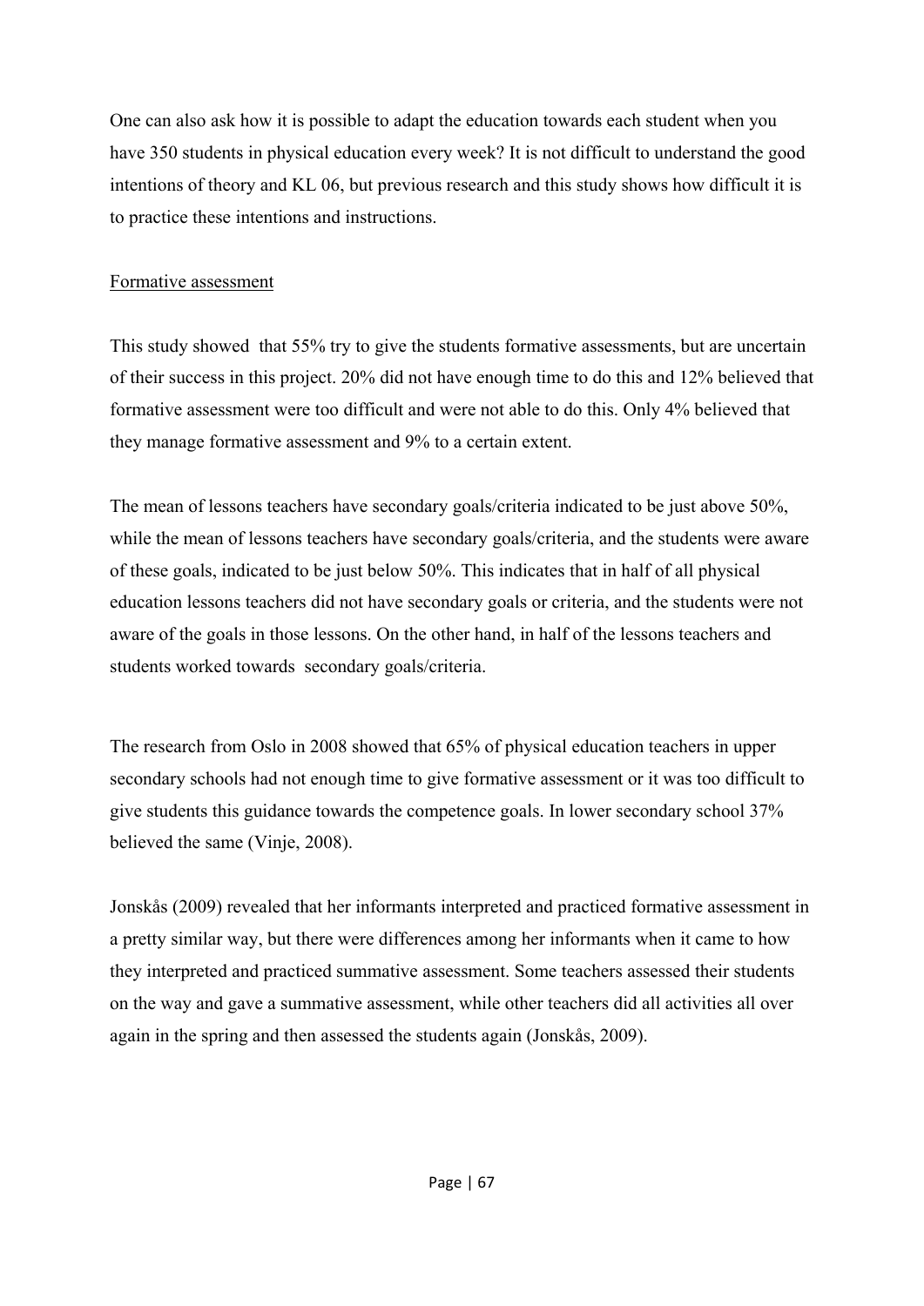One can also ask how it is possible to adapt the education towards each student when you have 350 students in physical education every week? It is not difficult to understand the good intentions of theory and KL 06, but previous research and this study shows how difficult it is to practice these intentions and instructions.

Formative assessment

This study showed  that 55% try to give the students formative assessments, but are uncertain of their success in this project. 20% did not have enough time to do this and 12% believed that formative assessment were too difficult and were not able to do this. Only 4% believed that they manage formative assessment and 9% to a certain extent.

The mean of lessons teachers have secondary goals/criteria indicated to be just above 50%, while the mean of lessons teachers have secondary goals/criteria, and the students were aware of these goals, indicated to be just below 50%. This indicates that in half of all physical education lessons teachers did not have secondary goals or criteria, and the students were not aware of the goals in those lessons. On the other hand, in half of the lessons teachers and students worked towards  secondary goals/criteria.

The research from Oslo in 2008 showed that 65% of physical education teachers in upper secondary schools had not enough time to give formative assessment or it was too difficult to give students this guidance towards the competence goals. In lower secondary school 37% believed the same (Vinje, 2008).

Jonskås (2009) revealed that her informants interpreted and practiced formative assessment in a pretty similar way, but there were differences among her informants when it came to how they interpreted and practiced summative assessment. Some teachers assessed their students on the way and gave a summative assessment, while other teachers did all activities all over again in the spring and then assessed the students again (Jonskås, 2009).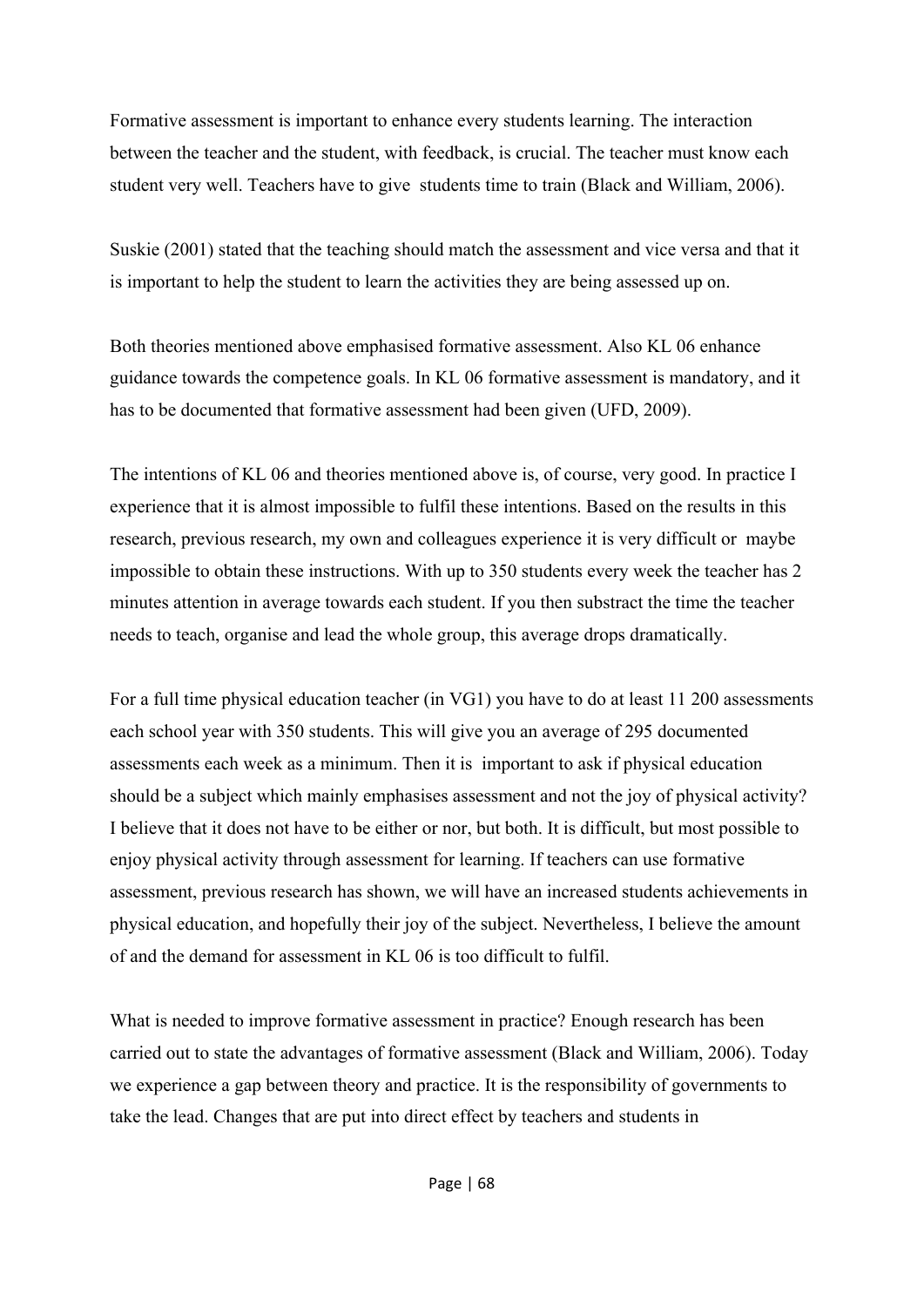Formative assessment is important to enhance every students learning. The interaction between the teacher and the student, with feedback, is crucial. The teacher must know each student very well. Teachers have to give students time to train (Black and William, 2006).

Suskie (2001) stated that the teaching should match the assessment and vice versa and that it is important to help the student to learn the activities they are being assessed up on.

Both theories mentioned above emphasised formative assessment. Also KL 06 enhance guidance towards the competence goals. In KL 06 formative assessment is mandatory, and it has to be documented that formative assessment had been given (UFD, 2009).

The intentions of KL 06 and theories mentioned above is, of course, very good. In practice I experience that it is almost impossible to fulfil these intentions. Based on the results in this research, previous research, my own and colleagues experience it is very difficult or maybe impossible to obtain these instructions. With up to 350 students every week the teacher has 2 minutes attention in average towards each student. If you then substract the time the teacher needs to teach, organise and lead the whole group, this average drops dramatically.

For a full time physical education teacher (in VG1) you have to do at least 11 200 assessments each school year with 350 students. This will give you an average of 295 documented assessments each week as a minimum. Then it is important to ask if physical education should be a subject which mainly emphasises assessment and not the joy of physical activity? I believe that it does not have to be either or nor, but both. It is difficult, but most possible to enjoy physical activity through assessment for learning. If teachers can use formative assessment, previous research has shown, we will have an increased students achievements in physical education, and hopefully their joy of the subject. Nevertheless, I believe the amount of and the demand for assessment in KL 06 is too difficult to fulfil.

What is needed to improve formative assessment in practice? Enough research has been carried out to state the advantages of formative assessment (Black and William, 2006). Today we experience a gap between theory and practice. It is the responsibility of governments to take the lead. Changes that are put into direct effect by teachers and students in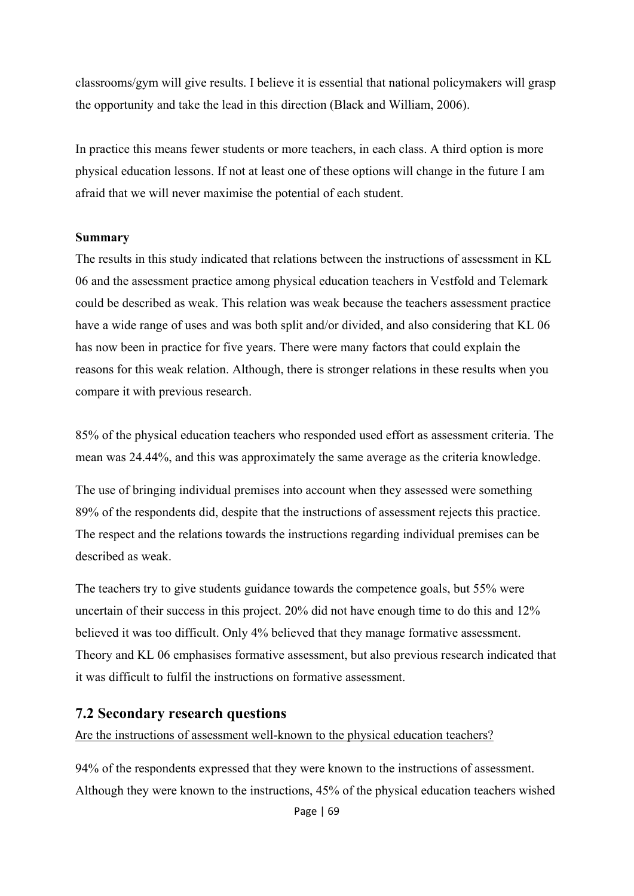classrooms/gym will give results. I believe it is essential that national policymakers will grasp the opportunity and take the lead in this direction (Black and William, 2006).

In practice this means fewer students or more teachers, in each class. A third option is more physical education lessons. If not at least one of these options will change in the future I am afraid that we will never maximise the potential of each student.

**Summary**

The results in this study indicated that relations between the instructions of assessment in KL 06 and the assessment practice among physical education teachers in Vestfold and Telemark could be described as weak. This relation was weak because the teachers assessment practice have a wide range of uses and was both split and/or divided, and also considering that KL 06 has now been in practice for five years. There were many factors that could explain the reasons for this weak relation. Although, there is stronger relations in these results when you compare it with previous research.

85% of the physical education teachers who responded used effort as assessment criteria. The mean was 24.44%, and this was approximately the same average as the criteria knowledge.

The use of bringing individual premises into account when they assessed were something 89% of the respondents did, despite that the instructions of assessment rejects this practice. The respect and the relations towards the instructions regarding individual premises can be described as weak.

The teachers try to give students guidance towards the competence goals, but 55% were uncertain of their success in this project. 20% did not have enough time to do this and 12% believed it was too difficult. Only 4% believed that they manage formative assessment. Theory and KL 06 emphasises formative assessment, but also previous research indicated that it was difficult to fulfil the instructions on formative assessment.

## 7.2 Secondary research questions

<u>Are the instructions of assessment well-known to the physical education teachers?</u>

94% of the respondents expressed that they were known to the instructions of assessment. Although they were known to the instructions, 45% of the physical education teachers wished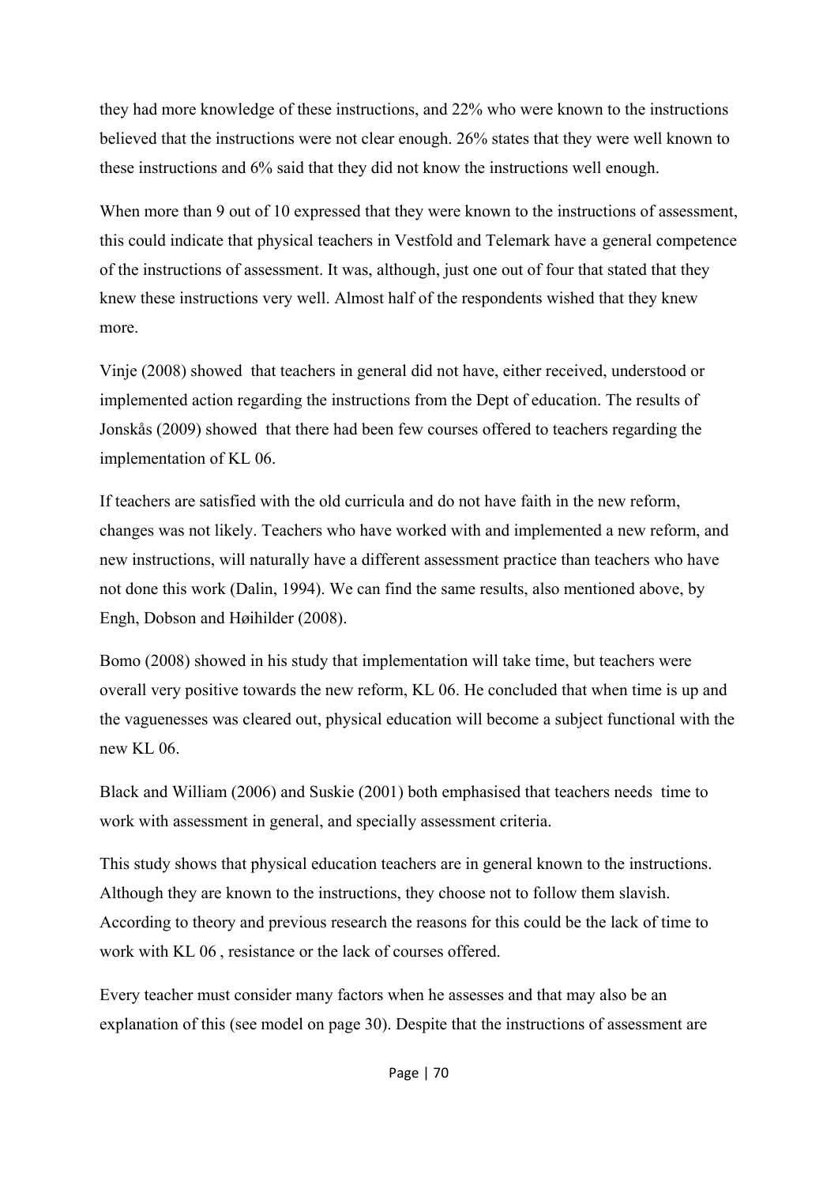they had more knowledge of these instructions, and 22% who were known to the instructions believed that the instructions were not clear enough. 26% states that they were well known to these instructions and 6% said that they did not know the instructions well enough.

When more than 9 out of 10 expressed that they were known to the instructions of assessment, this could indicate that physical teachers in Vestfold and Telemark have a general competence of the instructions of assessment. It was, although, just one out of four that stated that they knew these instructions very well. Almost half of the respondents wished that they knew more.

Vinje (2008) showed that teachers in general did not have, either received, understood or implemented action regarding the instructions from the Dept of education. The results of Jonskås (2009) showed that there had been few courses offered to teachers regarding the implementation of KL 06.

If teachers are satisfied with the old curricula and do not have faith in the new reform, changes was not likely. Teachers who have worked with and implemented a new reform, and new instructions, will naturally have a different assessment practice than teachers who have not done this work (Dalin, 1994). We can find the same results, also mentioned above, by Engh, Dobson and Høihilder (2008).

Bomo (2008) showed in his study that implementation will take time, but teachers were overall very positive towards the new reform, KL 06. He concluded that when time is up and the vaguenesses was cleared out, physical education will become a subject functional with the new KL 06.

Black and William (2006) and Suskie (2001) both emphasised that teachers needs time to work with assessment in general, and specially assessment criteria.

This study shows that physical education teachers are in general known to the instructions. Although they are known to the instructions, they choose not to follow them slavish. According to theory and previous research the reasons for this could be the lack of time to work with KL 06 , resistance or the lack of courses offered.

Every teacher must consider many factors when he assesses and that may also be an explanation of this (see model on page 30). Despite that the instructions of assessment are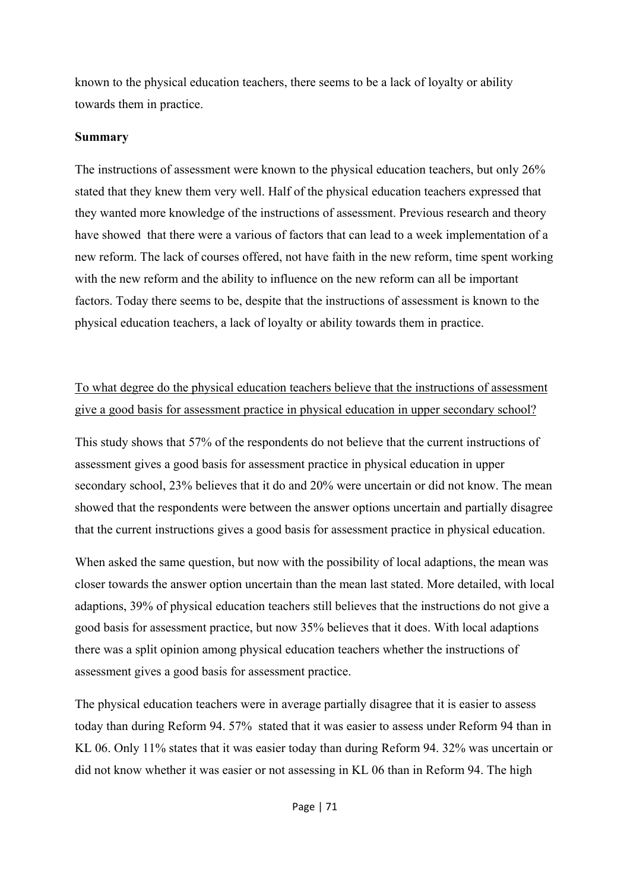known to the physical education teachers, there seems to be a lack of loyalty or ability towards them in practice.

**Summary**

The instructions of assessment were known to the physical education teachers, but only 26% stated that they knew them very well. Half of the physical education teachers expressed that they wanted more knowledge of the instructions of assessment. Previous research and theory have showed that there were a various of factors that can lead to a week implementation of a new reform. The lack of courses offered, not have faith in the new reform, time spent working with the new reform and the ability to influence on the new reform can all be important factors. Today there seems to be, despite that the instructions of assessment is known to the physical education teachers, a lack of loyalty or ability towards them in practice.

<u>To what degree do the physical education teachers believe that the instructions of assessment give a good basis for assessment practice in physical education in upper secondary school?</u>

This study shows that 57% of the respondents do not believe that the current instructions of assessment gives a good basis for assessment practice in physical education in upper secondary school, 23% believes that it do and 20% were uncertain or did not know. The mean showed that the respondents were between the answer options uncertain and partially disagree that the current instructions gives a good basis for assessment practice in physical education.

When asked the same question, but now with the possibility of local adaptions, the mean was closer towards the answer option uncertain than the mean last stated. More detailed, with local adaptions, 39% of physical education teachers still believes that the instructions do not give a good basis for assessment practice, but now 35% believes that it does. With local adaptions there was a split opinion among physical education teachers whether the instructions of assessment gives a good basis for assessment practice.

The physical education teachers were in average partially disagree that it is easier to assess today than during Reform 94. 57% stated that it was easier to assess under Reform 94 than in KL 06. Only 11% states that it was easier today than during Reform 94. 32% was uncertain or did not know whether it was easier or not assessing in KL 06 than in Reform 94. The high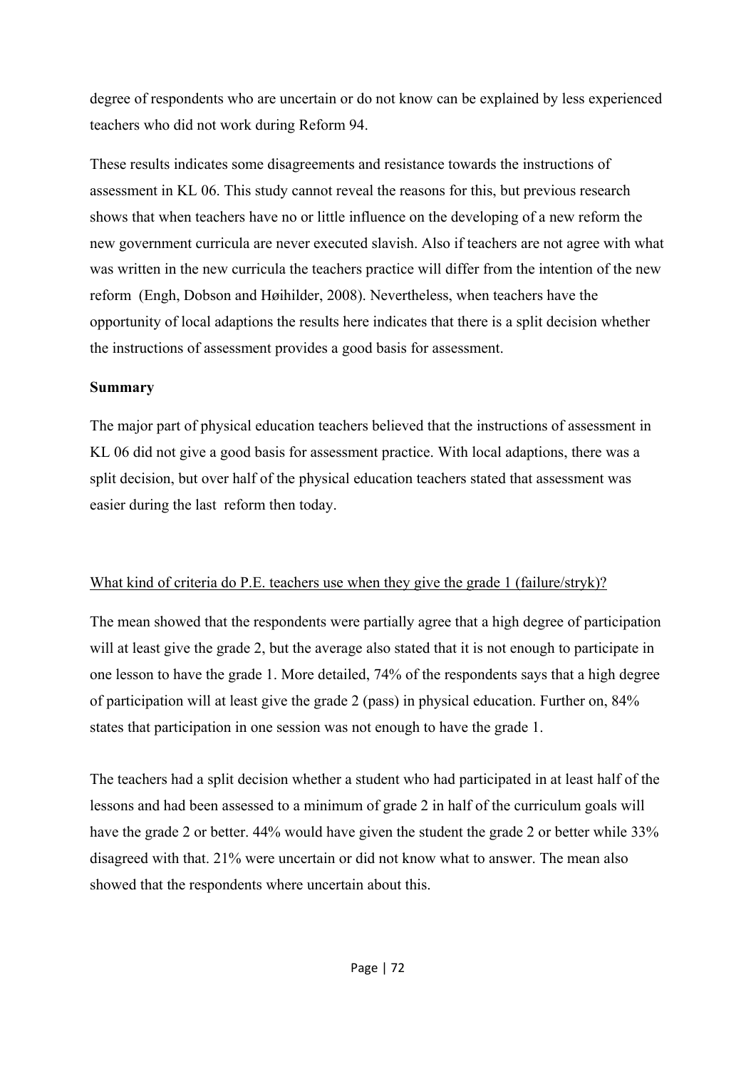degree of respondents who are uncertain or do not know can be explained by less experienced teachers who did not work during Reform 94.

These results indicates some disagreements and resistance towards the instructions of assessment in KL 06. This study cannot reveal the reasons for this, but previous research shows that when teachers have no or little influence on the developing of a new reform the new government curricula are never executed slavish. Also if teachers are not agree with what was written in the new curricula the teachers practice will differ from the intention of the new reform (Engh, Dobson and Høihilder, 2008). Nevertheless, when teachers have the opportunity of local adaptions the results here indicates that there is a split decision whether the instructions of assessment provides a good basis for assessment.

**Summary**

The major part of physical education teachers believed that the instructions of assessment in KL 06 did not give a good basis for assessment practice. With local adaptions, there was a split decision, but over half of the physical education teachers stated that assessment was easier during the last reform then today.

<u>What kind of criteria do P.E. teachers use when they give the grade 1 (failure/stryk)?</u>

The mean showed that the respondents were partially agree that a high degree of participation will at least give the grade 2, but the average also stated that it is not enough to participate in one lesson to have the grade 1. More detailed, 74% of the respondents says that a high degree of participation will at least give the grade 2 (pass) in physical education. Further on, 84% states that participation in one session was not enough to have the grade 1.

The teachers had a split decision whether a student who had participated in at least half of the lessons and had been assessed to a minimum of grade 2 in half of the curriculum goals will have the grade 2 or better. 44% would have given the student the grade 2 or better while 33% disagreed with that. 21% were uncertain or did not know what to answer. The mean also showed that the respondents where uncertain about this.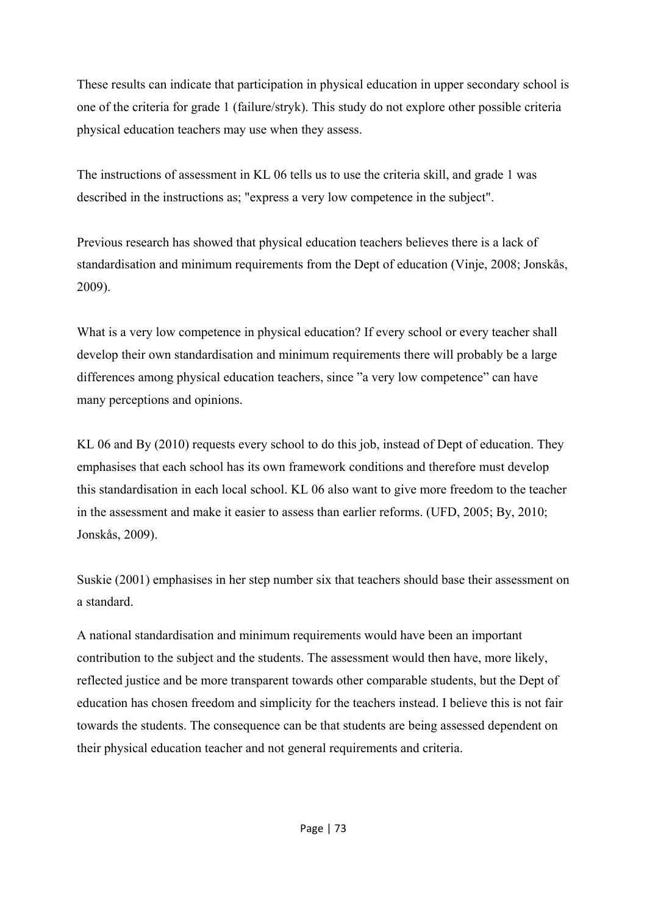These results can indicate that participation in physical education in upper secondary school is one of the criteria for grade 1 (failure/stryk). This study do not explore other possible criteria physical education teachers may use when they assess.

The instructions of assessment in KL 06 tells us to use the criteria skill, and grade 1 was described in the instructions as; "express a very low competence in the subject".

Previous research has showed that physical education teachers believes there is a lack of standardisation and minimum requirements from the Dept of education (Vinje, 2008; Jonskås, 2009).

What is a very low competence in physical education? If every school or every teacher shall develop their own standardisation and minimum requirements there will probably be a large differences among physical education teachers, since "a very low competence" can have many perceptions and opinions.

KL 06 and By (2010) requests every school to do this job, instead of Dept of education. They emphasises that each school has its own framework conditions and therefore must develop this standardisation in each local school. KL 06 also want to give more freedom to the teacher in the assessment and make it easier to assess than earlier reforms. (UFD, 2005; By, 2010; Jonskås, 2009).

Suskie (2001) emphasises in her step number six that teachers should base their assessment on a standard.

A national standardisation and minimum requirements would have been an important contribution to the subject and the students. The assessment would then have, more likely, reflected justice and be more transparent towards other comparable students, but the Dept of education has chosen freedom and simplicity for the teachers instead. I believe this is not fair towards the students. The consequence can be that students are being assessed dependent on their physical education teacher and not general requirements and criteria.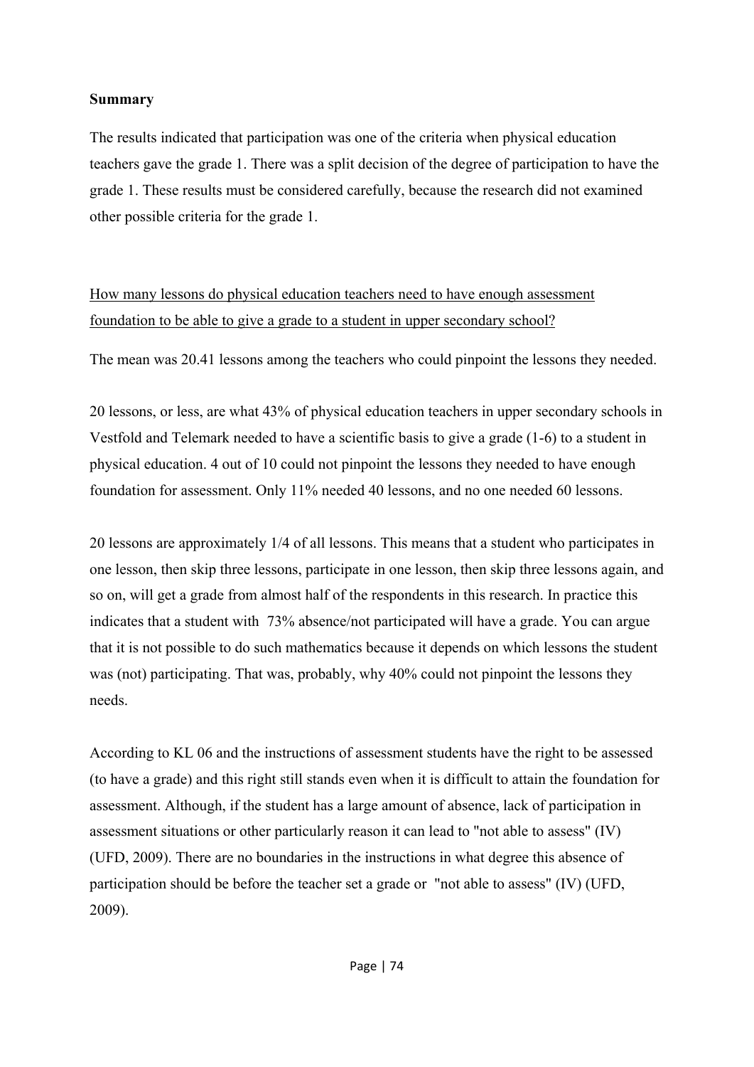**Summary**

The results indicated that participation was one of the criteria when physical education teachers gave the grade 1. There was a split decision of the degree of participation to have the grade 1. These results must be considered carefully, because the research did not examined other possible criteria for the grade 1.

<u>How many lessons do physical education teachers need to have enough assessment foundation to be able to give a grade to a student in upper secondary school?</u>

The mean was 20.41 lessons among the teachers who could pinpoint the lessons they needed.

20 lessons, or less, are what 43% of physical education teachers in upper secondary schools in Vestfold and Telemark needed to have a scientific basis to give a grade (1-6) to a student in physical education. 4 out of 10 could not pinpoint the lessons they needed to have enough foundation for assessment. Only 11% needed 40 lessons, and no one needed 60 lessons.

20 lessons are approximately 1/4 of all lessons. This means that a student who participates in one lesson, then skip three lessons, participate in one lesson, then skip three lessons again, and so on, will get a grade from almost half of the respondents in this research. In practice this indicates that a student with 73% absence/not participated will have a grade. You can argue that it is not possible to do such mathematics because it depends on which lessons the student was (not) participating. That was, probably, why 40% could not pinpoint the lessons they needs.

According to KL 06 and the instructions of assessment students have the right to be assessed (to have a grade) and this right still stands even when it is difficult to attain the foundation for assessment. Although, if the student has a large amount of absence, lack of participation in assessment situations or other particularly reason it can lead to "not able to assess" (IV) (UFD, 2009). There are no boundaries in the instructions in what degree this absence of participation should be before the teacher set a grade or "not able to assess" (IV) (UFD, 2009).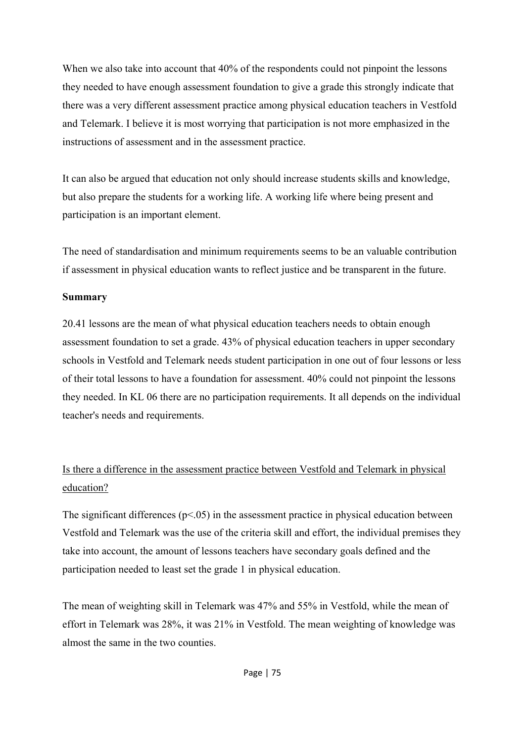When we also take into account that 40% of the respondents could not pinpoint the lessons they needed to have enough assessment foundation to give a grade this strongly indicate that there was a very different assessment practice among physical education teachers in Vestfold and Telemark. I believe it is most worrying that participation is not more emphasized in the instructions of assessment and in the assessment practice.

It can also be argued that education not only should increase students skills and knowledge, but also prepare the students for a working life. A working life where being present and participation is an important element.

The need of standardisation and minimum requirements seems to be an valuable contribution if assessment in physical education wants to reflect justice and be transparent in the future.

**Summary**

20.41 lessons are the mean of what physical education teachers needs to obtain enough assessment foundation to set a grade. 43% of physical education teachers in upper secondary schools in Vestfold and Telemark needs student participation in one out of four lessons or less of their total lessons to have a foundation for assessment. 40% could not pinpoint the lessons they needed. In KL 06 there are no participation requirements. It all depends on the individual teacher's needs and requirements.

<u>Is there a difference in the assessment practice between Vestfold and Telemark in physical education?</u>

The significant differences ($p<.05$) in the assessment practice in physical education between Vestfold and Telemark was the use of the criteria skill and effort, the individual premises they take into account, the amount of lessons teachers have secondary goals defined and the participation needed to least set the grade 1 in physical education.

The mean of weighting skill in Telemark was 47% and 55% in Vestfold, while the mean of effort in Telemark was 28%, it was 21% in Vestfold. The mean weighting of knowledge was almost the same in the two counties.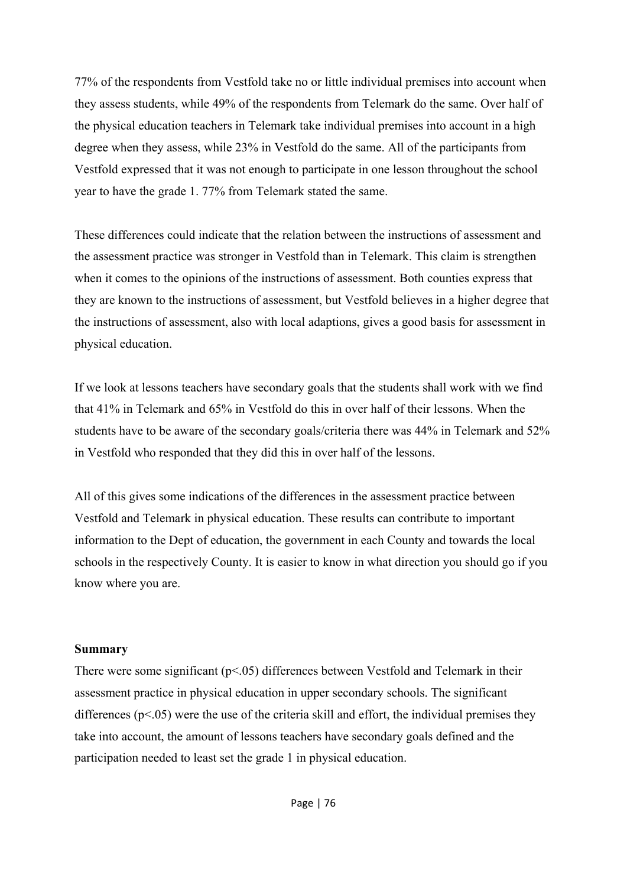77% of the respondents from Vestfold take no or little individual premises into account when they assess students, while 49% of the respondents from Telemark do the same. Over half of the physical education teachers in Telemark take individual premises into account in a high degree when they assess, while 23% in Vestfold do the same. All of the participants from Vestfold expressed that it was not enough to participate in one lesson throughout the school year to have the grade 1. 77% from Telemark stated the same.

These differences could indicate that the relation between the instructions of assessment and the assessment practice was stronger in Vestfold than in Telemark. This claim is strengthen when it comes to the opinions of the instructions of assessment. Both counties express that they are known to the instructions of assessment, but Vestfold believes in a higher degree that the instructions of assessment, also with local adaptions, gives a good basis for assessment in physical education.

If we look at lessons teachers have secondary goals that the students shall work with we find that 41% in Telemark and 65% in Vestfold do this in over half of their lessons. When the students have to be aware of the secondary goals/criteria there was 44% in Telemark and 52% in Vestfold who responded that they did this in over half of the lessons.

All of this gives some indications of the differences in the assessment practice between Vestfold and Telemark in physical education. These results can contribute to important information to the Dept of education, the government in each County and towards the local schools in the respectively County. It is easier to know in what direction you should go if you know where you are.

**Summary**

There were some significant ($p<.05$) differences between Vestfold and Telemark in their assessment practice in physical education in upper secondary schools. The significant differences ($p<.05$) were the use of the criteria skill and effort, the individual premises they take into account, the amount of lessons teachers have secondary goals defined and the participation needed to least set the grade 1 in physical education.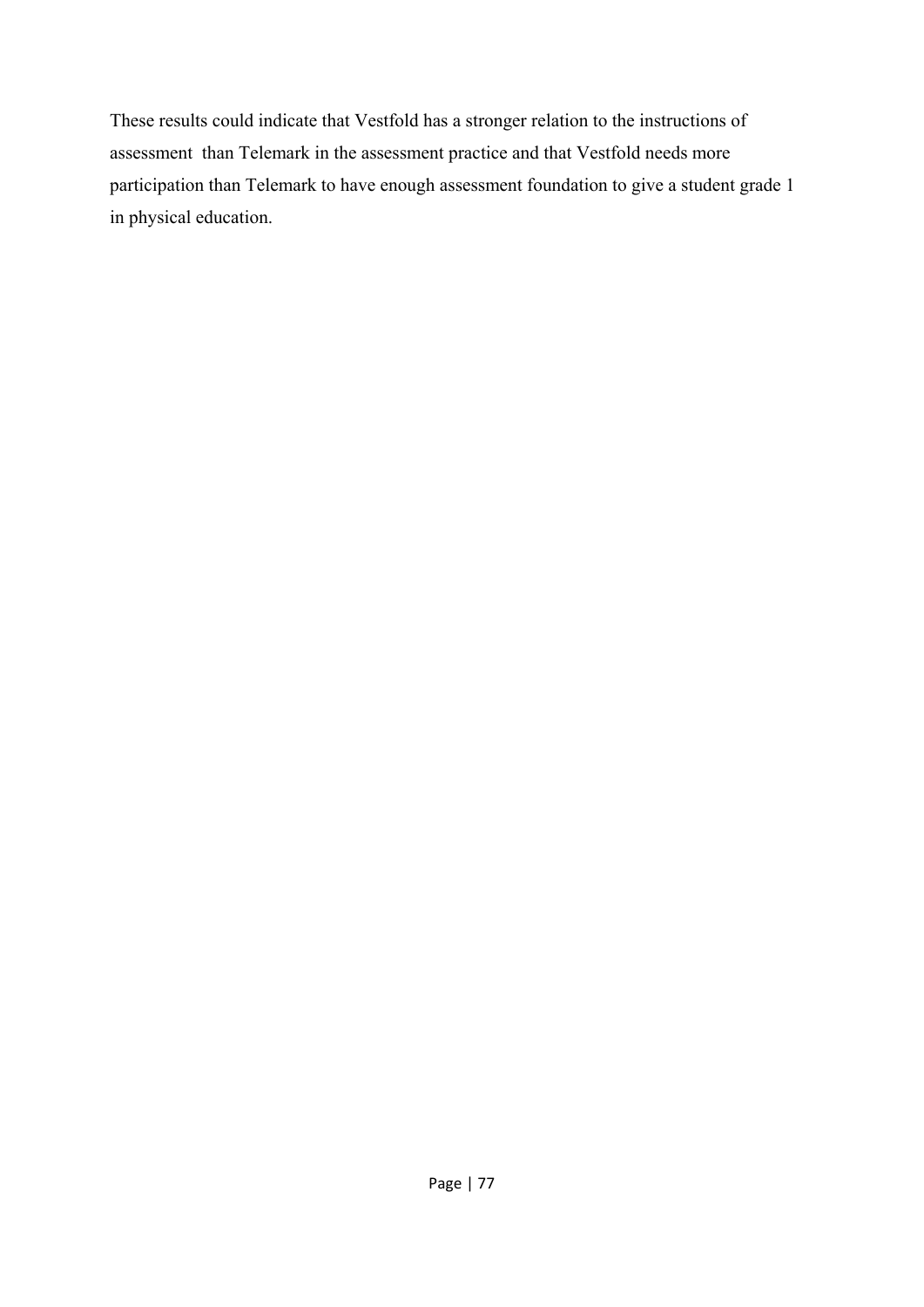These results could indicate that Vestfold has a stronger relation to the instructions of assessment  than Telemark in the assessment practice and that Vestfold needs more participation than Telemark to have enough assessment foundation to give a student grade 1 in physical education.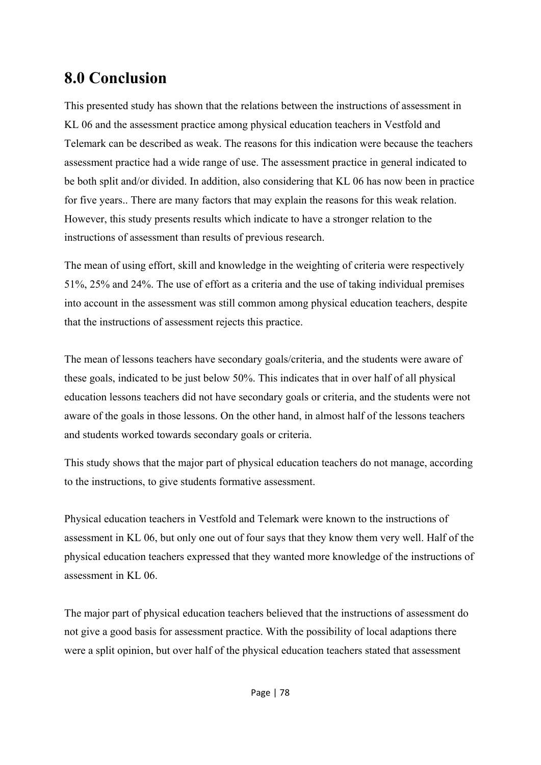# 8.0 Conclusion

This presented study has shown that the relations between the instructions of assessment in KL 06 and the assessment practice among physical education teachers in Vestfold and Telemark can be described as weak. The reasons for this indication were because the teachers assessment practice had a wide range of use. The assessment practice in general indicated to be both split and/or divided. In addition, also considering that KL 06 has now been in practice for five years.. There are many factors that may explain the reasons for this weak relation. However, this study presents results which indicate to have a stronger relation to the instructions of assessment than results of previous research.

The mean of using effort, skill and knowledge in the weighting of criteria were respectively 51%, 25% and 24%. The use of effort as a criteria and the use of taking individual premises into account in the assessment was still common among physical education teachers, despite that the instructions of assessment rejects this practice.

The mean of lessons teachers have secondary goals/criteria, and the students were aware of these goals, indicated to be just below 50%. This indicates that in over half of all physical education lessons teachers did not have secondary goals or criteria, and the students were not aware of the goals in those lessons. On the other hand, in almost half of the lessons teachers and students worked towards secondary goals or criteria.

This study shows that the major part of physical education teachers do not manage, according to the instructions, to give students formative assessment.

Physical education teachers in Vestfold and Telemark were known to the instructions of assessment in KL 06, but only one out of four says that they know them very well. Half of the physical education teachers expressed that they wanted more knowledge of the instructions of assessment in KL 06.

The major part of physical education teachers believed that the instructions of assessment do not give a good basis for assessment practice. With the possibility of local adaptions there were a split opinion, but over half of the physical education teachers stated that assessment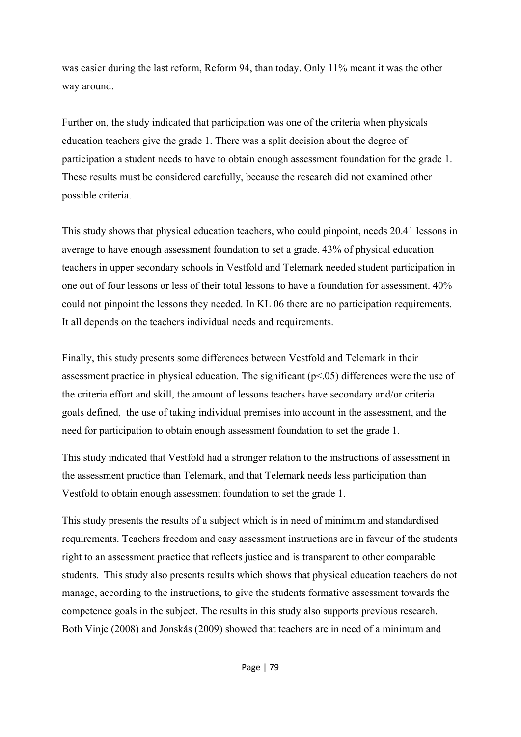was easier during the last reform, Reform 94, than today. Only 11% meant it was the other way around.

Further on, the study indicated that participation was one of the criteria when physicals education teachers give the grade 1. There was a split decision about the degree of participation a student needs to have to obtain enough assessment foundation for the grade 1. These results must be considered carefully, because the research did not examined other possible criteria.

This study shows that physical education teachers, who could pinpoint, needs 20.41 lessons in average to have enough assessment foundation to set a grade. 43% of physical education teachers in upper secondary schools in Vestfold and Telemark needed student participation in one out of four lessons or less of their total lessons to have a foundation for assessment. 40% could not pinpoint the lessons they needed. In KL 06 there are no participation requirements. It all depends on the teachers individual needs and requirements.

Finally, this study presents some differences between Vestfold and Telemark in their assessment practice in physical education. The significant ($p<.05$) differences were the use of the criteria effort and skill, the amount of lessons teachers have secondary and/or criteria goals defined,  the use of taking individual premises into account in the assessment, and the need for participation to obtain enough assessment foundation to set the grade 1.

This study indicated that Vestfold had a stronger relation to the instructions of assessment in the assessment practice than Telemark, and that Telemark needs less participation than Vestfold to obtain enough assessment foundation to set the grade 1.

This study presents the results of a subject which is in need of minimum and standardised requirements. Teachers freedom and easy assessment instructions are in favour of the students right to an assessment practice that reflects justice and is transparent to other comparable students.  This study also presents results which shows that physical education teachers do not manage, according to the instructions, to give the students formative assessment towards the competence goals in the subject. The results in this study also supports previous research. Both Vinje (2008) and Jonskås (2009) showed that teachers are in need of a minimum and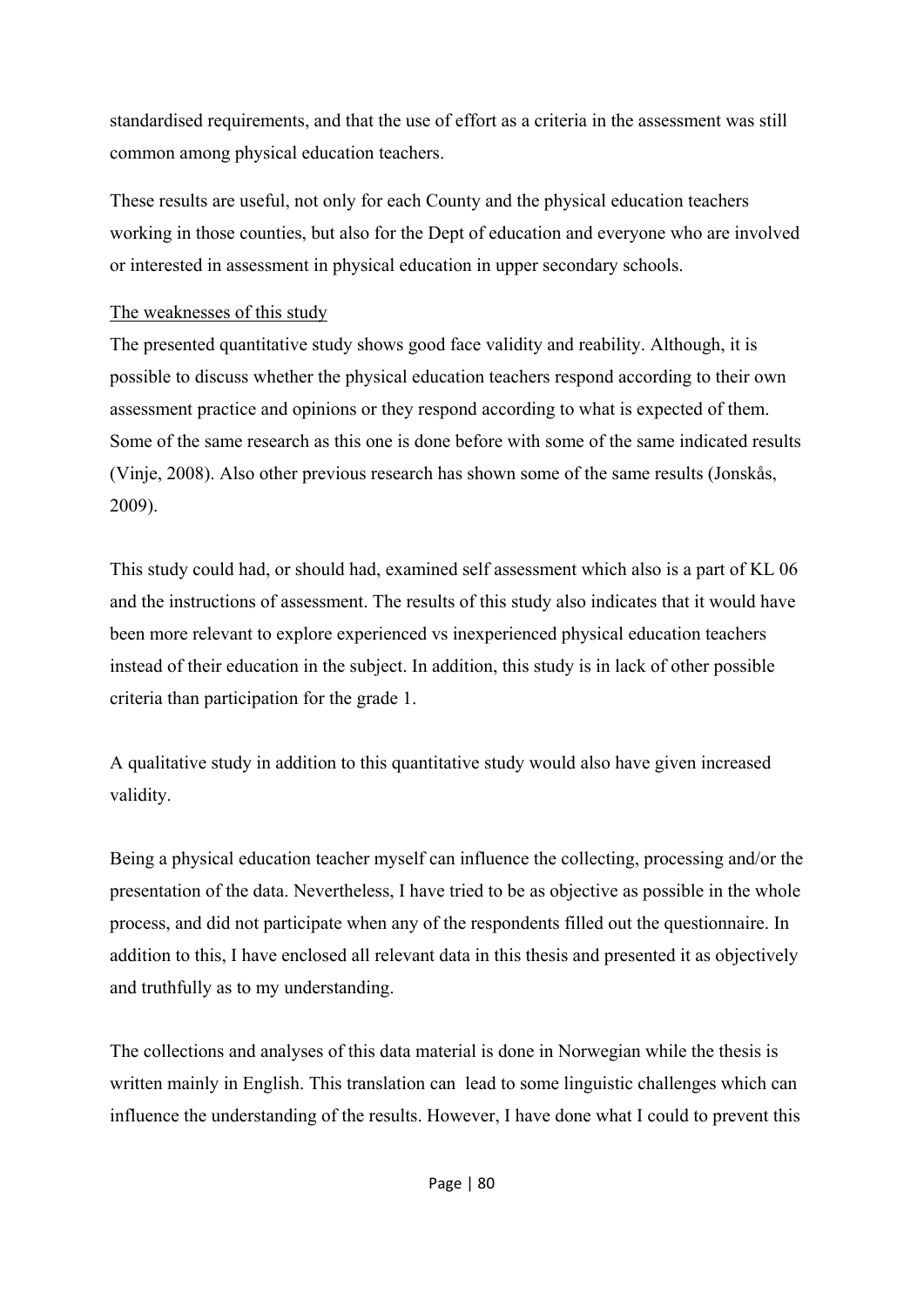standardised requirements, and that the use of effort as a criteria in the assessment was still common among physical education teachers.

These results are useful, not only for each County and the physical education teachers working in those counties, but also for the Dept of education and everyone who are involved or interested in assessment in physical education in upper secondary schools.

<u>The weaknesses of this study</u>

The presented quantitative study shows good face validity and reability. Although, it is possible to discuss whether the physical education teachers respond according to their own assessment practice and opinions or they respond according to what is expected of them. Some of the same research as this one is done before with some of the same indicated results (Vinje, 2008). Also other previous research has shown some of the same results (Jonskås, 2009).

This study could had, or should had, examined self assessment which also is a part of KL 06 and the instructions of assessment. The results of this study also indicates that it would have been more relevant to explore experienced vs inexperienced physical education teachers instead of their education in the subject. In addition, this study is in lack of other possible criteria than participation for the grade 1.

A qualitative study in addition to this quantitative study would also have given increased validity.

Being a physical education teacher myself can influence the collecting, processing and/or the presentation of the data. Nevertheless, I have tried to be as objective as possible in the whole process, and did not participate when any of the respondents filled out the questionnaire. In addition to this, I have enclosed all relevant data in this thesis and presented it as objectively and truthfully as to my understanding.

The collections and analyses of this data material is done in Norwegian while the thesis is written mainly in English. This translation can lead to some linguistic challenges which can influence the understanding of the results. However, I have done what I could to prevent this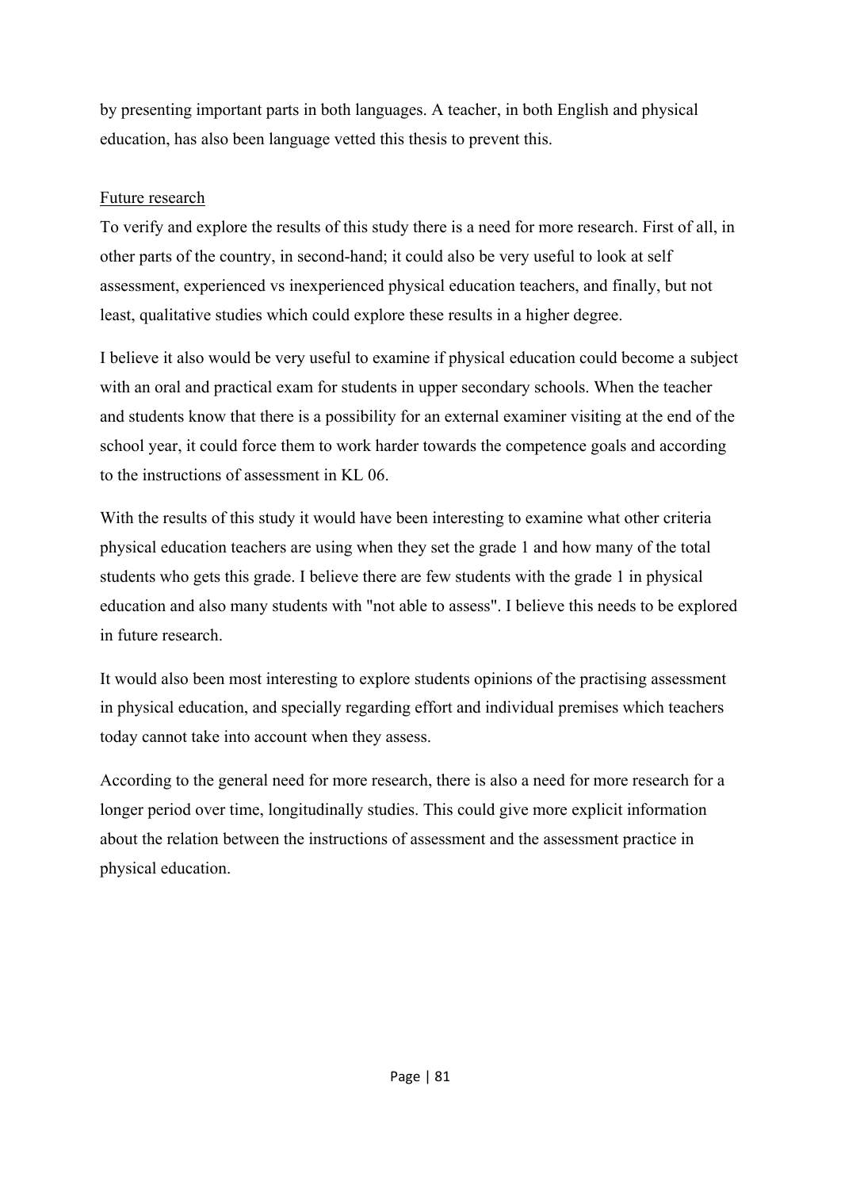by presenting important parts in both languages. A teacher, in both English and physical education, has also been language vetted this thesis to prevent this.

Future research

To verify and explore the results of this study there is a need for more research. First of all, in other parts of the country, in second-hand; it could also be very useful to look at self assessment, experienced vs inexperienced physical education teachers, and finally, but not least, qualitative studies which could explore these results in a higher degree.

I believe it also would be very useful to examine if physical education could become a subject with an oral and practical exam for students in upper secondary schools. When the teacher and students know that there is a possibility for an external examiner visiting at the end of the school year, it could force them to work harder towards the competence goals and according to the instructions of assessment in KL 06.

With the results of this study it would have been interesting to examine what other criteria physical education teachers are using when they set the grade 1 and how many of the total students who gets this grade. I believe there are few students with the grade 1 in physical education and also many students with "not able to assess". I believe this needs to be explored in future research.

It would also been most interesting to explore students opinions of the practising assessment in physical education, and specially regarding effort and individual premises which teachers today cannot take into account when they assess.

According to the general need for more research, there is also a need for more research for a longer period over time, longitudinally studies. This could give more explicit information about the relation between the instructions of assessment and the assessment practice in physical education.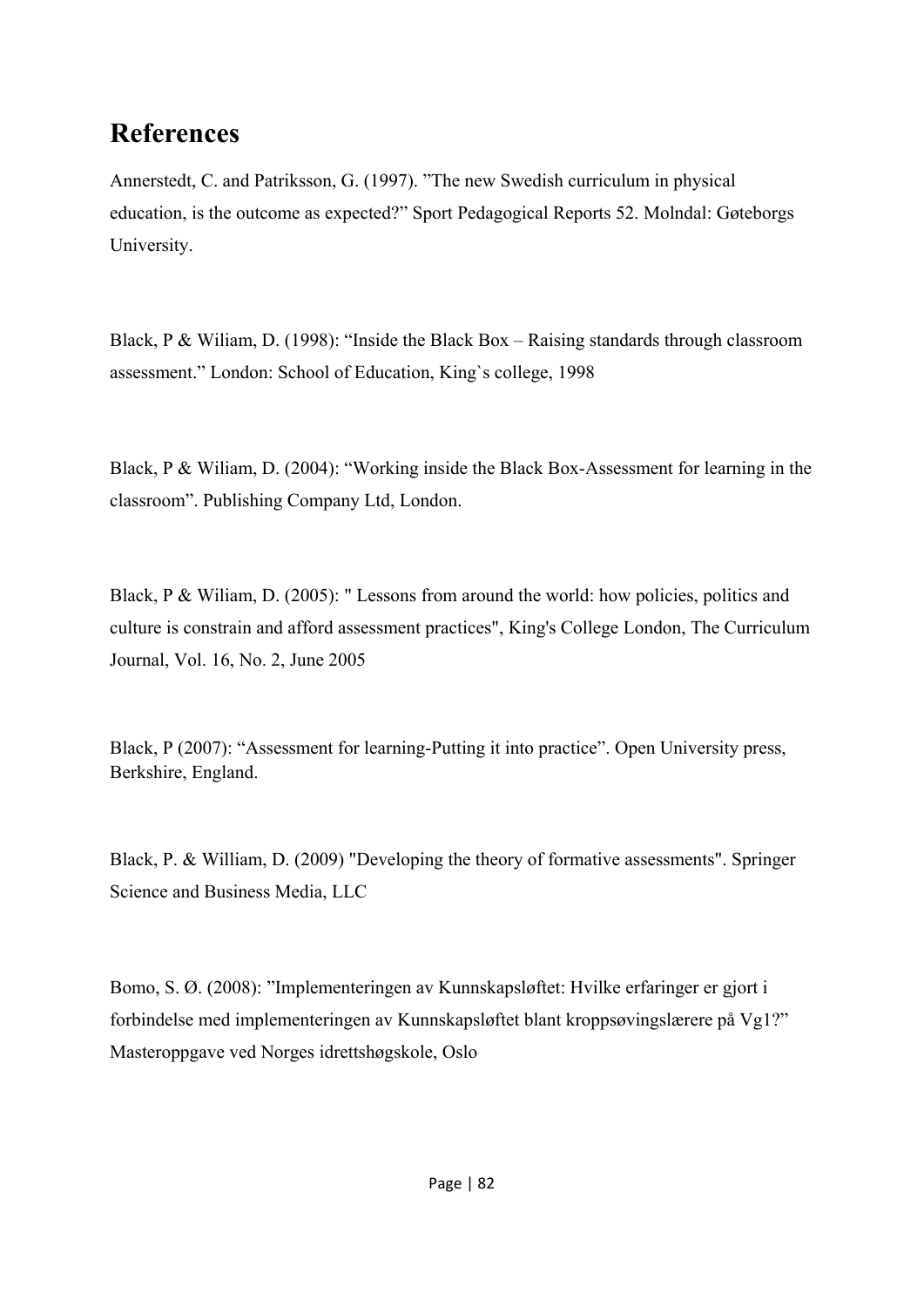## References

Annerstedt, C. and Patriksson, G. (1997). "The new Swedish curriculum in physical education, is the outcome as expected?" Sport Pedagogical Reports 52. Molndal: Gøteborgs University.

Black, P & Wiliam, D. (1998): "Inside the Black Box – Raising standards through classroom assessment." London: School of Education, King`s college, 1998

Black, P & Wiliam, D. (2004): "Working inside the Black Box-Assessment for learning in the classroom". Publishing Company Ltd, London.

Black, P & Wiliam, D. (2005): " Lessons from around the world: how policies, politics and culture is constrain and afford assessment practices", King's College London, The Curriculum Journal, Vol. 16, No. 2, June 2005

Black, P (2007): "Assessment for learning-Putting it into practice". Open University press, Berkshire, England.

Black, P. & William, D. (2009) "Developing the theory of formative assessments". Springer Science and Business Media, LLC

Bomo, S. Ø. (2008): "Implementeringen av Kunnskapsløftet: Hvilke erfaringer er gjort i forbindelse med implementeringen av Kunnskapsløftet blant kroppsøvingslærere på Vg1?" Masteroppgave ved Norges idrettshøgskole, Oslo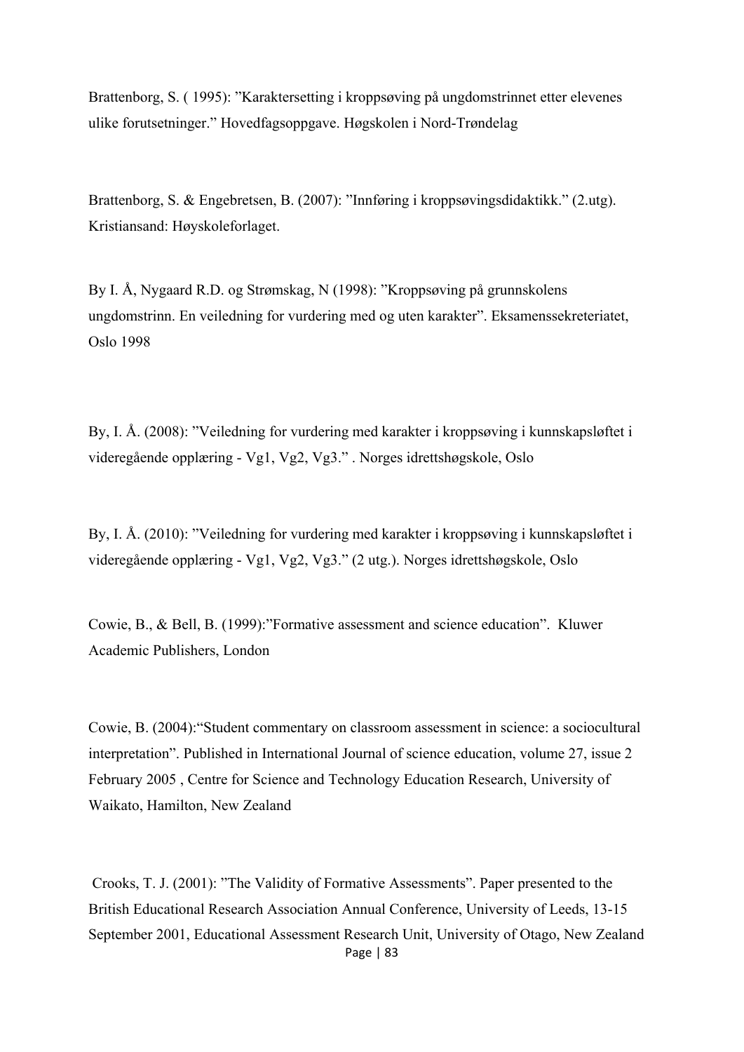Brattenborg, S. ( 1995): ”Karaktersetting i kroppsøving på ungdomstrinnet etter elevenes ulike forutsetninger.” Hovedfagsoppgave. Høgskolen i Nord-Trøndelag

Brattenborg, S. & Engebretsen, B. (2007): ”Innføring i kroppsøvingsdidaktikk.” (2.utg). Kristiansand: Høyskoleforlaget.

By I. Å, Nygaard R.D. og Strømskag, N (1998): ”Kroppsøving på grunnskolens ungdomstrinn. En veiledning for vurdering med og uten karakter”. Eksamenssekreteriatet, Oslo 1998

By, I. Å. (2008): ”Veiledning for vurdering med karakter i kroppsøving i kunnskapsløftet i videregående opplæring - Vg1, Vg2, Vg3.” . Norges idrettshøgskole, Oslo

By, I. Å. (2010): ”Veiledning for vurdering med karakter i kroppsøving i kunnskapsløftet i videregående opplæring - Vg1, Vg2, Vg3.” (2 utg.). Norges idrettshøgskole, Oslo

Cowie, B., & Bell, B. (1999):”Formative assessment and science education”. Kluwer Academic Publishers, London

Cowie, B. (2004):“Student commentary on classroom assessment in science: a sociocultural interpretation”. Published in International Journal of science education, volume 27, issue 2 February 2005 , Centre for Science and Technology Education Research, University of Waikato, Hamilton, New Zealand

Crooks, T. J. (2001): ”The Validity of Formative Assessments”. Paper presented to the British Educational Research Association Annual Conference, University of Leeds, 13-15 September 2001, Educational Assessment Research Unit, University of Otago, New Zealand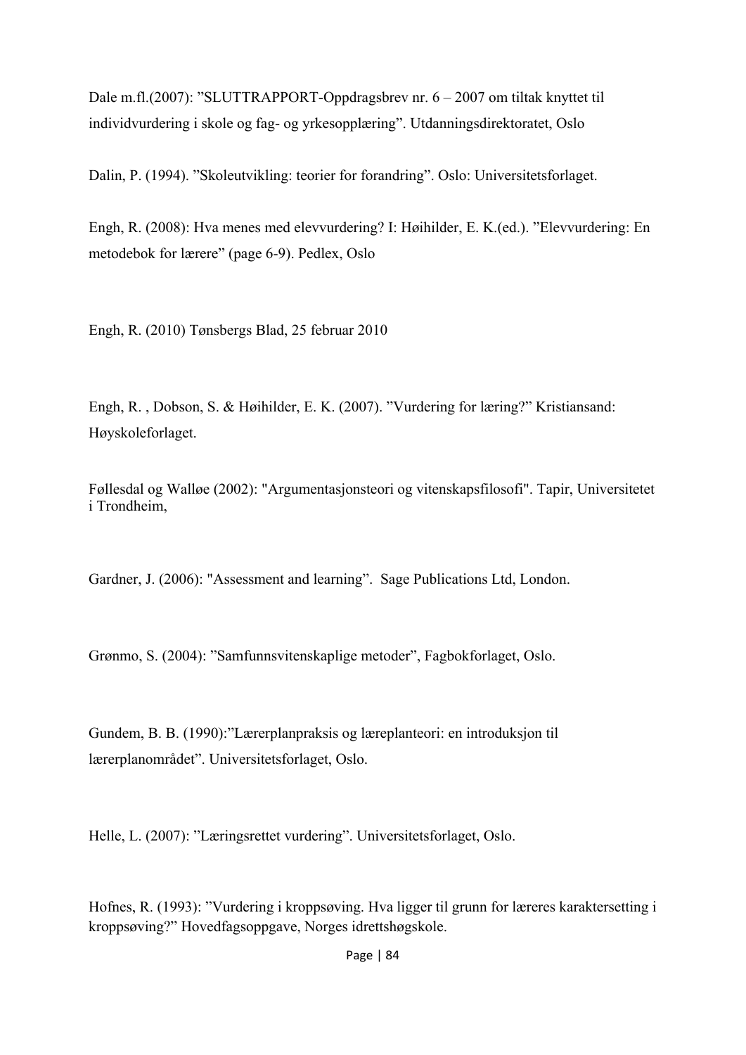Dale m.fl.(2007): ”SLUTTRAPPORT-Oppdragsbrev nr. 6 – 2007 om tiltak knyttet til individvurdering i skole og fag- og yrkesopplæring”. Utdanningsdirektoratet, Oslo

Dalin, P. (1994). ”Skoleutvikling: teorier for forandring”. Oslo: Universitetsforlaget.

Engh, R. (2008): Hva menes med elevvurdering? I: Høihilder, E. K.(ed.). ”Elevvurdering: En metodebok for lærere” (page 6-9). Pedlex, Oslo

Engh, R. (2010) Tønsbergs Blad, 25 februar 2010

Engh, R. , Dobson, S. & Høihilder, E. K. (2007). ”Vurdering for læring?” Kristiansand: Høyskoleforlaget.

Føllesdal og Walløe (2002): "Argumentasjonsteori og vitenskapsfilosofi". Tapir, Universitetet i Trondheim,

Gardner, J. (2006): "Assessment and learning”. Sage Publications Ltd, London.

Grønmo, S. (2004): ”Samfunnsvitenskaplige metoder”, Fagbokforlaget, Oslo.

Gundem, B. B. (1990):”Lærerplanpraksis og læreplanteori: en introduksjon til lærerplanområdet”. Universitetsforlaget, Oslo.

Helle, L. (2007): ”Læringsrettet vurdering”. Universitetsforlaget, Oslo.

Hofnes, R. (1993): ”Vurdering i kroppsøving. Hva ligger til grunn for læreres karaktersetting i kroppsøving?” Hovedfagsoppgave, Norges idrettshøgskole.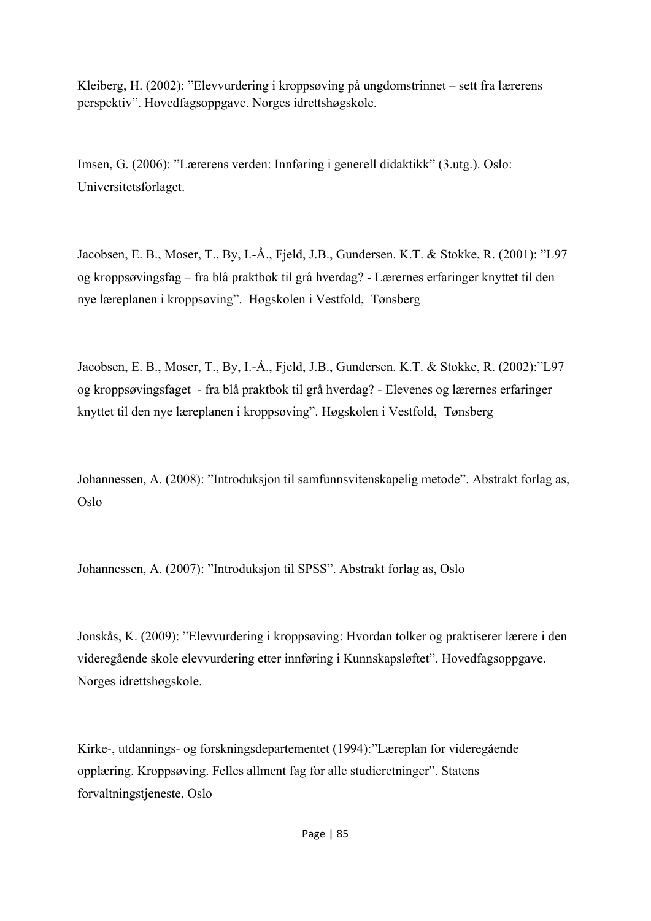Kleiberg, H. (2002): ”Elevvurdering i kroppsøving på ungdomstrinnet – sett fra lærerens perspektiv”. Hovedfagsoppgave. Norges idrettshøgskole.

Imsen, G. (2006): ”Lærerens verden: Innføring i generell didaktikk” (3.utg.). Oslo: Universitetsforlaget.

Jacobsen, E. B., Moser, T., By, I.-Å., Fjeld, J.B., Gundersen. K.T. & Stokke, R. (2001): ”L97 og kroppsøvingsfag – fra blå praktbok til grå hverdag? - Lærernes erfaringer knyttet til den nye læreplanen i kroppsøving”. Høgskolen i Vestfold, Tønsberg

Jacobsen, E. B., Moser, T., By, I.-Å., Fjeld, J.B., Gundersen. K.T. & Stokke, R. (2002):”L97 og kroppsøvingsfaget - fra blå praktbok til grå hverdag? - Elevenes og lærernes erfaringer knyttet til den nye læreplanen i kroppsøving”. Høgskolen i Vestfold, Tønsberg

Johannessen, A. (2008): ”Introduksjon til samfunnsvitenskapelig metode”. Abstrakt forlag as, Oslo

Johannessen, A. (2007): ”Introduksjon til SPSS”. Abstrakt forlag as, Oslo

Jonskås, K. (2009): ”Elevvurdering i kroppsøving: Hvordan tolker og praktiserer lærere i den videregående skole elevvurdering etter innføring i Kunnskapsløftet”. Hovedfagsoppgave. Norges idrettshøgskole.

Kirke-, utdannings- og forskningsdepartementet (1994):”Læreplan for videregående opplæring. Kroppsøving. Felles allment fag for alle studieretninger”. Statens forvaltningstjeneste, Oslo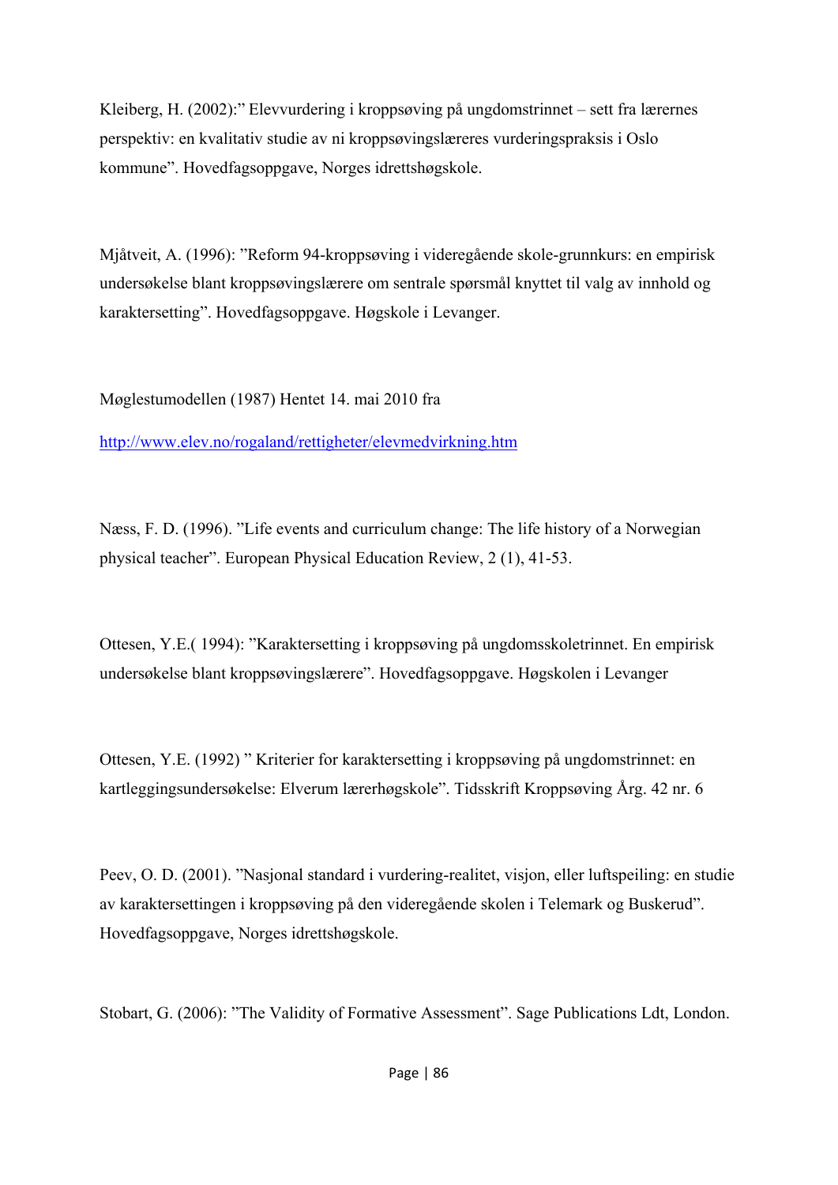Kleiberg, H. (2002):" Elevvurdering i kroppsøving på ungdomstrinnet – sett fra lærernes perspektiv: en kvalitativ studie av ni kroppsøvingslæreres vurderingspraksis i Oslo kommune". Hovedfagsoppgave, Norges idrettshøgskole.

Mjåtveit, A. (1996): "Reform 94-kroppsøving i videregående skole-grunnkurs: en empirisk undersøkelse blant kroppsøvingslærere om sentrale spørsmål knyttet til valg av innhold og karaktersetting". Hovedfagsoppgave. Høgskole i Levanger.

Møglestumodellen (1987) Hentet 14. mai 2010 fra

http://www.elev.no/rogaland/rettigheter/elevmedvirkning.htm

Næss, F. D. (1996). "Life events and curriculum change: The life history of a Norwegian physical teacher". European Physical Education Review, 2 (1), 41-53.

Ottesen, Y.E.( 1994): "Karaktersetting i kroppsøving på ungdomsskoletrinnet. En empirisk undersøkelse blant kroppsøvingslærere". Hovedfagsoppgave. Høgskolen i Levanger

Ottesen, Y.E. (1992) " Kriterier for karaktersetting i kroppsøving på ungdomstrinnet: en kartleggingsundersøkelse: Elverum lærerhøgskole". Tidsskrift Kroppsøving Årg. 42 nr. 6

Peev, O. D. (2001). "Nasjonal standard i vurdering-realitet, visjon, eller luftspeiling: en studie av karaktersettingen i kroppsøving på den videregående skolen i Telemark og Buskerud". Hovedfagsoppgave, Norges idrettshøgskole.

Stobart, G. (2006): "The Validity of Formative Assessment". Sage Publications Ldt, London.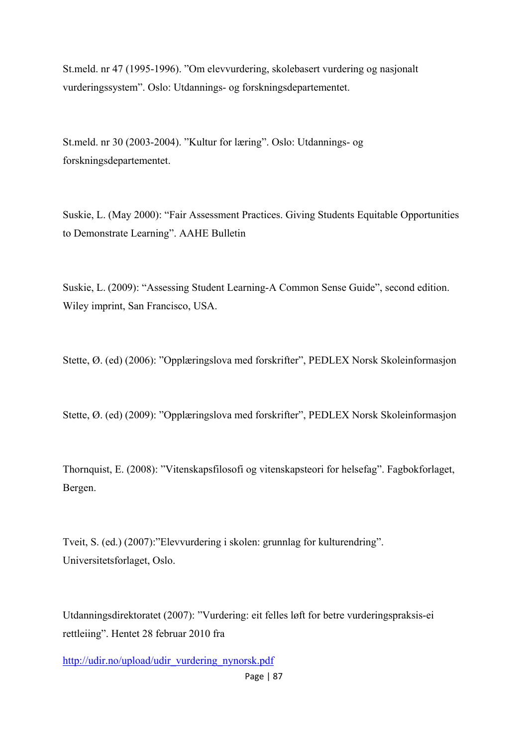St.meld. nr 47 (1995-1996). ”Om elevvurdering, skolebasert vurdering og nasjonalt vurderingssystem”. Oslo: Utdannings- og forskningsdepartementet.

St.meld. nr 30 (2003-2004). ”Kultur for læring”. Oslo: Utdannings- og forskningsdepartementet.

Suskie, L. (May 2000): “Fair Assessment Practices. Giving Students Equitable Opportunities to Demonstrate Learning”. AAHE Bulletin

Suskie, L. (2009): “Assessing Student Learning-A Common Sense Guide”, second edition. Wiley imprint, San Francisco, USA.

Stette, Ø. (ed) (2006): ”Opplæringslova med forskrifter”, PEDLEX Norsk Skoleinformasjon

Stette, Ø. (ed) (2009): ”Opplæringslova med forskrifter”, PEDLEX Norsk Skoleinformasjon

Thornquist, E. (2008): ”Vitenskapsfilosofi og vitenskapsteori for helsefag”. Fagbokforlaget, Bergen.

Tveit, S. (ed.) (2007):”Elevvurdering i skolen: grunnlag for kulturendring”. Universitetsforlaget, Oslo.

Utdanningsdirektoratet (2007): ”Vurdering: eit felles løft for betre vurderingspraksis-ei rettleiing”. Hentet 28 februar 2010 fra

http://udir.no/upload/udir_vurdering_nynorsk.pdf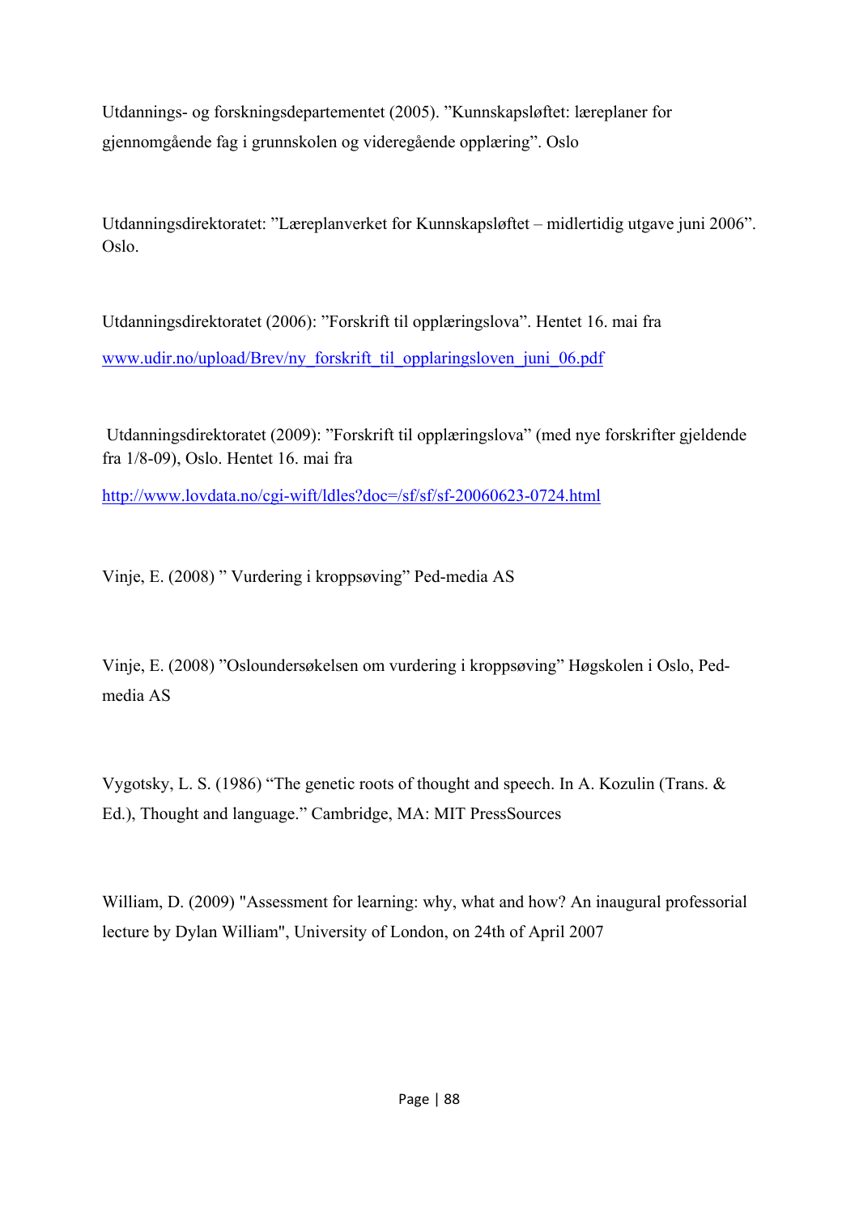Utdannings- og forskningsdepartementet (2005). ”Kunnskapsløftet: læreplaner for gjennomgående fag i grunnskolen og videregående opplæring”. Oslo

Utdanningsdirektoratet: ”Læreplanverket for Kunnskapsløftet – midlertidig utgave juni 2006”. Oslo.

Utdanningsdirektoratet (2006): ”Forskrift til opplæringslova”. Hentet 16. mai fra www.udir.no/upload/Brev/ny_forskrift_til_opplaringsloven_juni_06.pdf

Utdanningsdirektoratet (2009): ”Forskrift til opplæringslova” (med nye forskrifter gjeldende fra 1/8-09), Oslo. Hentet 16. mai fra http://www.lovdata.no/cgi-wift/ldles?doc=/sf/sf/sf-20060623-0724.html

Vinje, E. (2008) ” Vurdering i kroppsøving” Ped-media AS

Vinje, E. (2008) ”Osloundersøkelsen om vurdering i kroppsøving” Høgskolen i Oslo, Ped-media AS

Vygotsky, L. S. (1986) “The genetic roots of thought and speech. In A. Kozulin (Trans. & Ed.), Thought and language.” Cambridge, MA: MIT PressSources

William, D. (2009) "Assessment for learning: why, what and how? An inaugural professorial lecture by Dylan William", University of London, on 24th of April 2007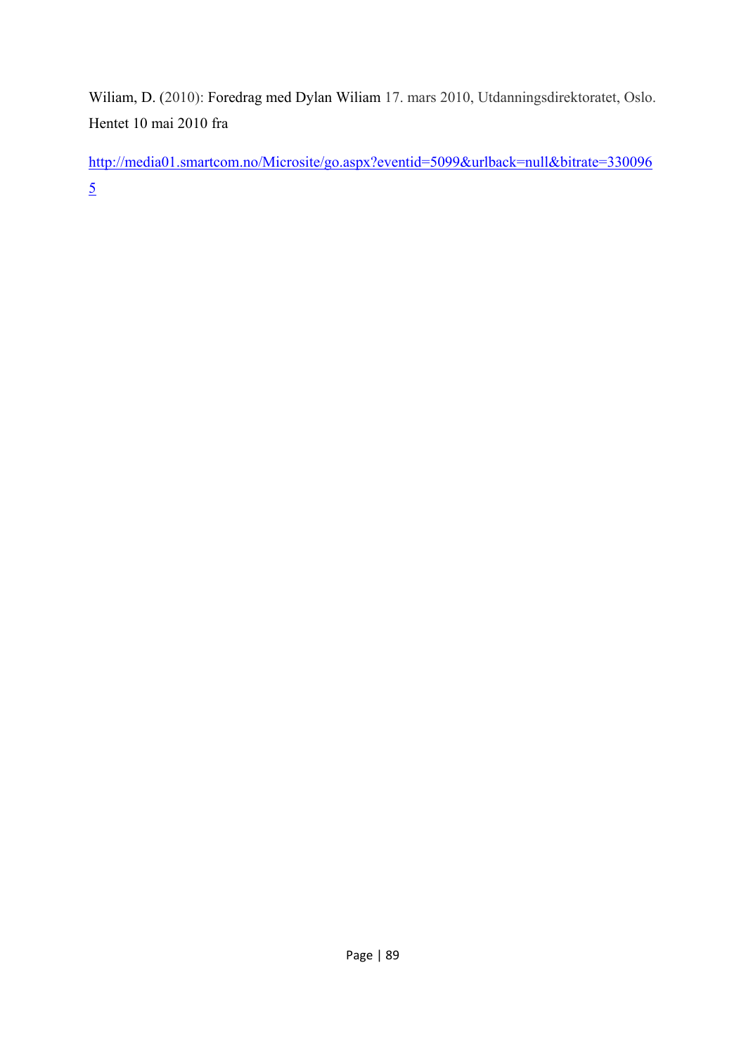Wiliam, D. (2010): Foredrag med Dylan Wiliam 17. mars 2010, Utdanningsdirektoratet, Oslo. Hentet 10 mai 2010 fra

http://media01.smartcom.no/Microsite/go.aspx?eventid=5099&urlback=null&bitrate=3300965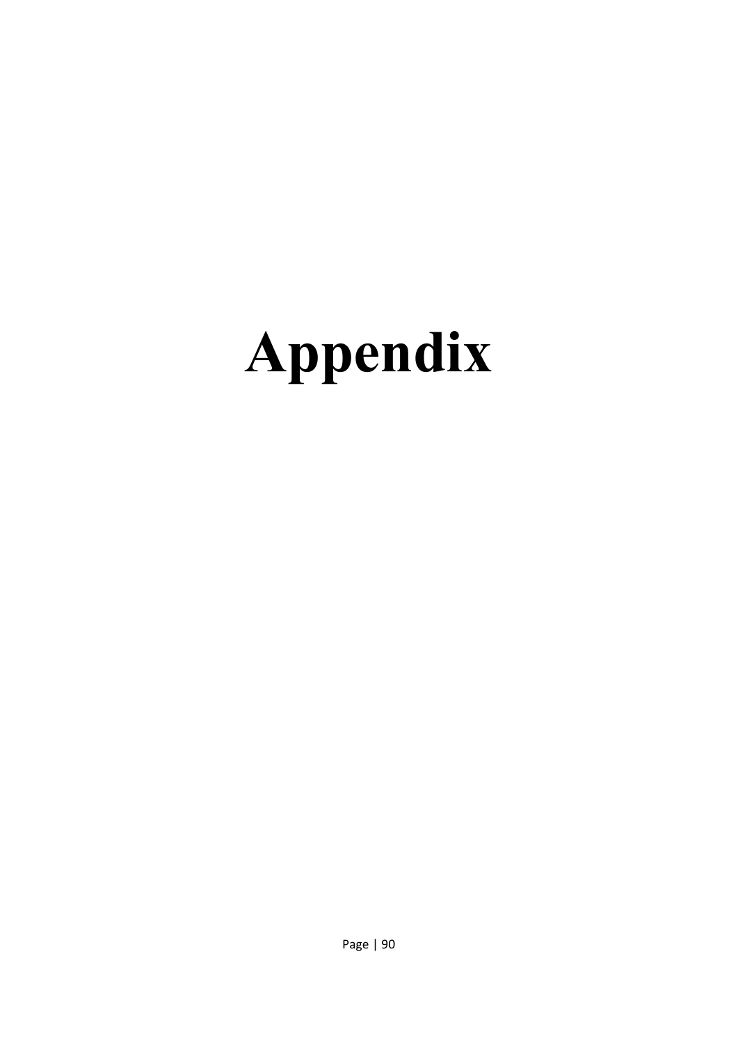# Appendix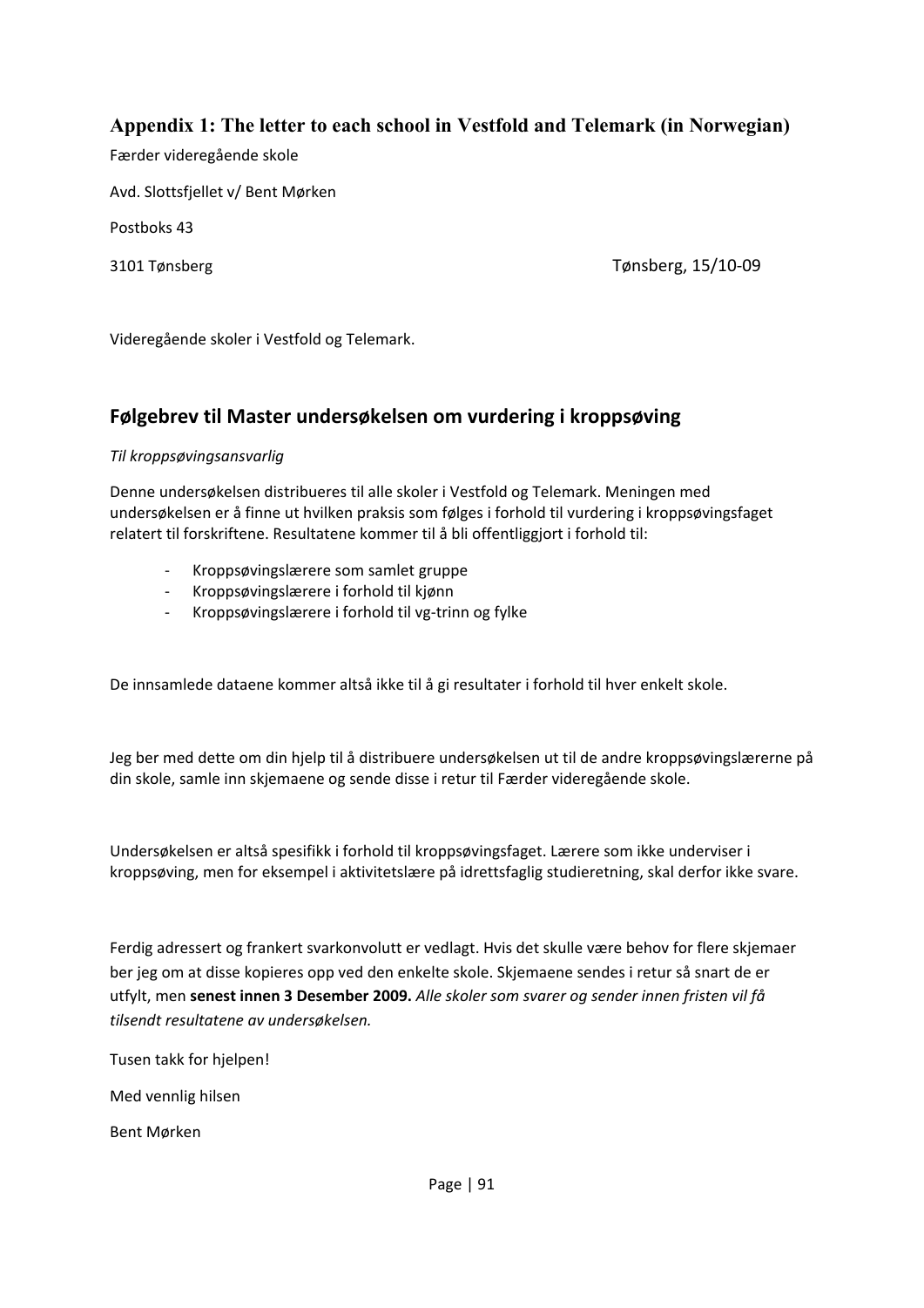## Appendix 1: The letter to each school in Vestfold and Telemark (in Norwegian)

Færder videregående skole

Avd. Slottsfjellet v/ Bent Mørken

Postboks 43

3101 Tønsberg

Tønsberg, 15/10-09

Videregående skoler i Vestfold og Telemark.

### Følgebrev til Master undersøkelsen om vurdering i kroppsøving

*Til kroppsøvingsansvarlig*

Denne undersøkelsen distribueres til alle skoler i Vestfold og Telemark. Meningen med undersøkelsen er å finne ut hvilken praksis som følges i forhold til vurdering i kroppsøvingsfaget relatert til forskriftene. Resultatene kommer til å bli offentliggjort i forhold til:

- Kroppsøvingslærere som samlet gruppe
- Kroppsøvingslærere i forhold til kjønn
- Kroppsøvingslærere i forhold til vg-trinn og fylke

De innsamlede dataene kommer altså ikke til å gi resultater i forhold til hver enkelt skole.

Jeg ber med dette om din hjelp til å distribuere undersøkelsen ut til de andre kroppsøvingslærerne på din skole, samle inn skjemaene og sende disse i retur til Færder videregående skole.

Undersøkelsen er altså spesifikk i forhold til kroppsøvingsfaget. Lærere som ikke underviser i kroppsøving, men for eksempel i aktivitetslære på idrettsfaglig studieretning, skal derfor ikke svare.

Ferdig adressert og frankert svarkonvolutt er vedlagt. Hvis det skulle være behov for flere skjemaer ber jeg om at disse kopieres opp ved den enkelte skole. Skjemaene sendes i retur så snart de er utfylt, men **senest innen 3 Desember 2009.** *Alle skoler som svarer og sender innen fristen vil få tilsendt resultatene av undersøkelsen.*

Tusen takk for hjelpen!

Med vennlig hilsen

Bent Mørken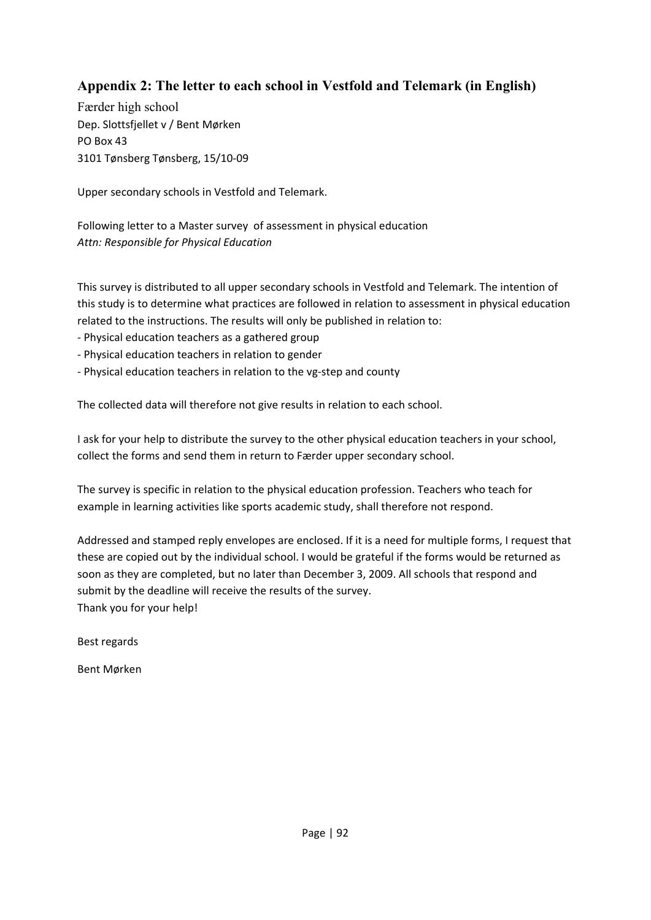## Appendix 2: The letter to each school in Vestfold and Telemark (in English)

Færder high school
Dep. Slottsfjellet v / Bent Mørken
PO Box 43
3101 Tønsberg Tønsberg, 15/10-09

Upper secondary schools in Vestfold and Telemark.

Following letter to a Master survey of assessment in physical education
*Attn: Responsible for Physical Education*

This survey is distributed to all upper secondary schools in Vestfold and Telemark. The intention of this study is to determine what practices are followed in relation to assessment in physical education related to the instructions. The results will only be published in relation to:

- Physical education teachers as a gathered group
- Physical education teachers in relation to gender
- Physical education teachers in relation to the vg-step and county

The collected data will therefore not give results in relation to each school.

I ask for your help to distribute the survey to the other physical education teachers in your school, collect the forms and send them in return to Færder upper secondary school.

The survey is specific in relation to the physical education profession. Teachers who teach for example in learning activities like sports academic study, shall therefore not respond.

Addressed and stamped reply envelopes are enclosed. If it is a need for multiple forms, I request that these are copied out by the individual school. I would be grateful if the forms would be returned as soon as they are completed, but no later than December 3, 2009. All schools that respond and submit by the deadline will receive the results of the survey.
Thank you for your help!

Best regards

Bent Mørken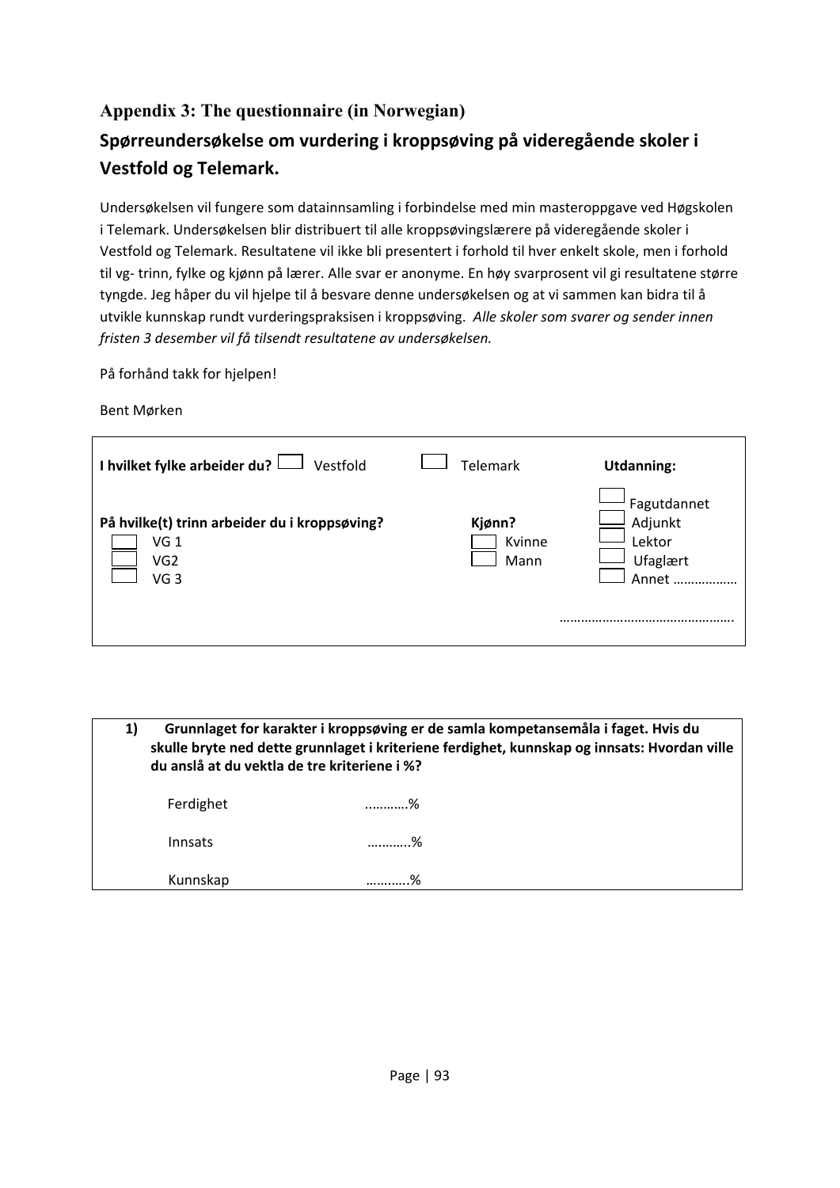### Appendix 3: The questionnaire (in Norwegian)

## Spørreundersøkelse om vurdering i kroppsøving på videregående skoler i Vestfold og Telemark.

Undersøkelsen vil fungere som datainnsamling i forbindelse med min masteroppgave ved Høgskolen i Telemark. Undersøkelsen blir distribuert til alle kroppsøvingslærere på videregående skoler i Vestfold og Telemark. Resultatene vil ikke bli presentert i forhold til hver enkelt skole, men i forhold til vg- trinn, fylke og kjønn på lærer. Alle svar er anonyme. En høy svarprosent vil gi resultatene større tyngde. Jeg håper du vil hjelpe til å besvare denne undersøkelsen og at vi sammen kan bidra til å utvikle kunnskap rundt vurderingspraksisen i kroppsøving. *Alle skoler som svarer og sender innen fristen 3 desember vil få tilsendt resultatene av undersøkelsen.*

På forhånd takk for hjelpen!

Bent Mørken

**I hvilket fylke arbeider du?** ☐ Vestfold ☐ Telemark

**Utdanning:**

- ☐ Fagutdannet
- ☐ Adjunkt
- ☐ Lektor
- ☐ Ufaglært
- ☐ Annet ………………

…………………………………………

**På hvilke(t) trinn arbeider du i kroppsøving?**

- ☐ VG 1
- ☐ VG2
- ☐ VG 3

**Kjønn?**

- ☐ Kvinne
- ☐ Mann

**1) Grunnlaget for karakter i kroppsøving er de samla kompetansemåla i faget. Hvis du skulle bryte ned dette grunnlaget i kriteriene ferdighet, kunnskap og innsats: Hvordan ville du anslå at du vektla de tre kriteriene i %?**

Ferdighet ...……….%

Innsats ………..%

Kunnskap ………..%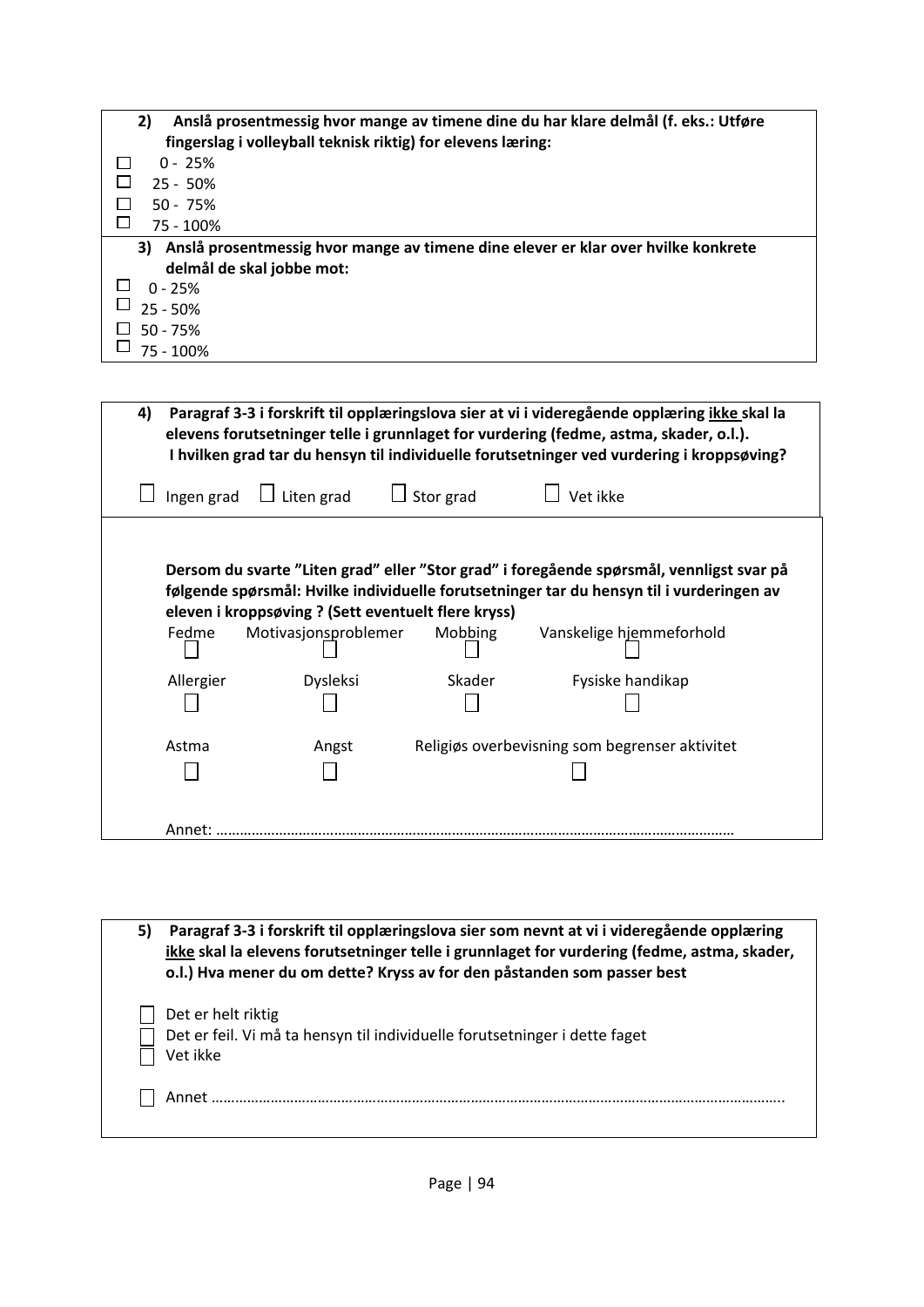**2) Anslå prosentmessig hvor mange av timene dine du har klare delmål (f. eks.: Utføre fingerslag i volleyball teknisk riktig) for elevens læring:**

- ☐ 0 - 25%
- ☐ 25 - 50%
- ☐ 50 - 75%
- ☐ 75 - 100%

**3) Anslå prosentmessig hvor mange av timene dine elever er klar over hvilke konkrete delmål de skal jobbe mot:**

- ☐ 0 - 25%
- ☐ 25 - 50%
- ☐ 50 - 75%
- ☐ 75 - 100%

**4) Paragraf 3-3 i forskrift til opplæringslova sier at vi i videregående opplæring <u>ikke</u> skal la elevens forutsetninger telle i grunnlaget for vurdering (fedme, astma, skader, o.l.). I hvilken grad tar du hensyn til individuelle forutsetninger ved vurdering i kroppsøving?**

☐ Ingen grad ☐ Liten grad ☐ Stor grad ☐ Vet ikke

**Dersom du svarte "Liten grad" eller "Stor grad" i foregående spørsmål, vennligst svar på følgende spørsmål: Hvilke individuelle forutsetninger tar du hensyn til i vurderingen av eleven i kroppsøving ? (Sett eventuelt flere kryss)**

| Fedme | Motivasjonsproblemer | Mobbing | Vanskelige hjemmeforhold |
|---|---|---|---|
| ☐ | ☐ | ☐ | ☐ |
| Allergier | Dysleksi | Skader | Fysiske handikap |
| ☐ | ☐ | ☐ | ☐ |
| Astma | Angst | Religiøs overbevisning som begrenser aktivitet | |
| ☐ | ☐ | ☐ | |

Annet: ……………………………………………………………………………………………………………………

**5) Paragraf 3-3 i forskrift til opplæringslova sier som nevnt at vi i videregående opplæring <u>ikke</u> skal la elevens forutsetninger telle i grunnlaget for vurdering (fedme, astma, skader, o.l.) Hva mener du om dette? Kryss av for den påstanden som passer best**

- ☐ Det er helt riktig
- ☐ Det er feil. Vi må ta hensyn til individuelle forutsetninger i dette faget
- ☐ Vet ikke

- ☐ Annet ……………………………………………………………………………………………………………………..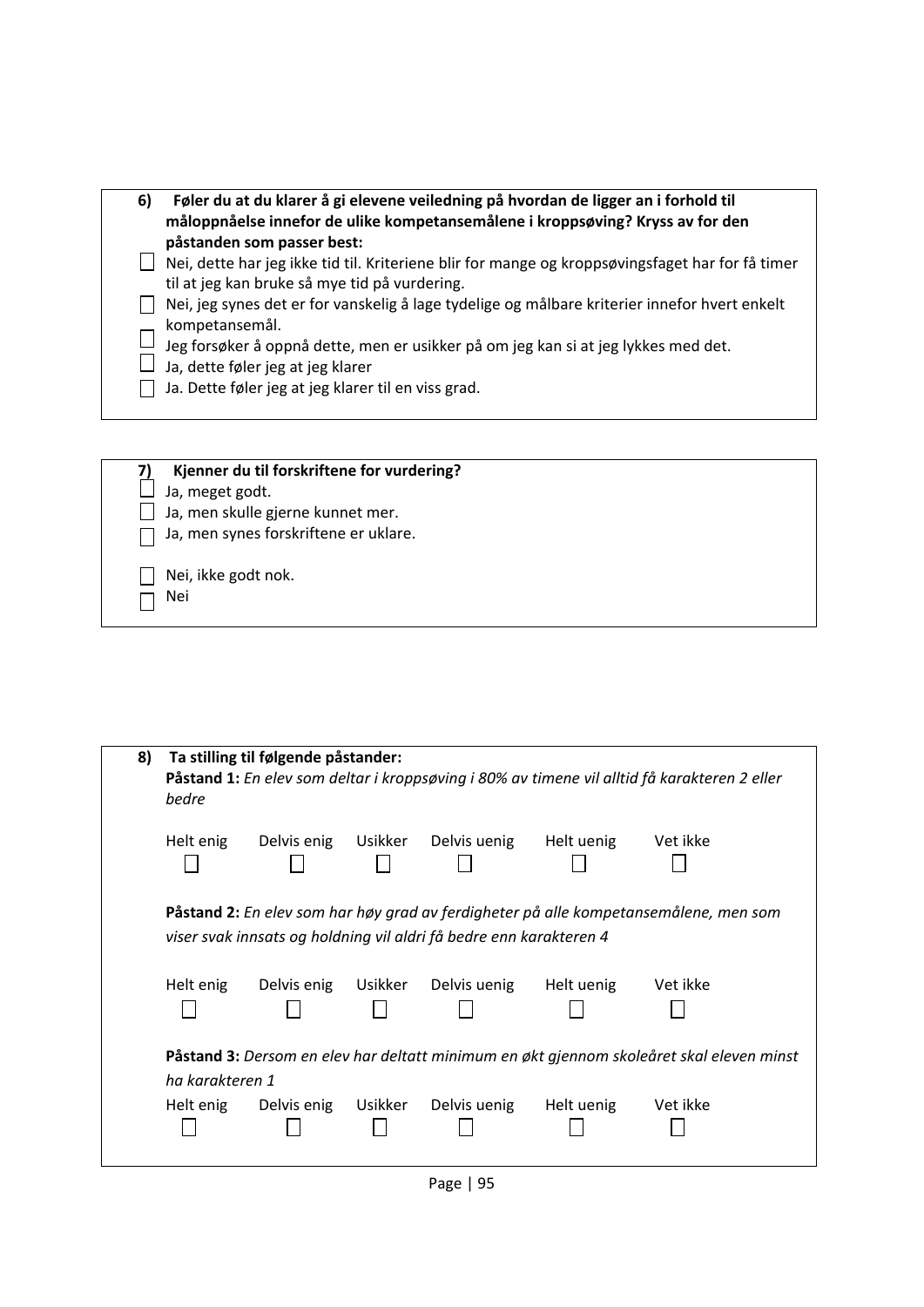**6) Føler du at du klarer å gi elevene veiledning på hvordan de ligger an i forhold til måloppnåelse innefor de ulike kompetansemålene i kroppsøving? Kryss av for den påstanden som passer best:**

- ☐ Nei, dette har jeg ikke tid til. Kriteriene blir for mange og kroppsøvingsfaget har for få timer til at jeg kan bruke så mye tid på vurdering.
- ☐ Nei, jeg synes det er for vanskelig å lage tydelige og målbare kriterier innefor hvert enkelt kompetansemål.
- ☐ Jeg forsøker å oppnå dette, men er usikker på om jeg kan si at jeg lykkes med det.
- ☐ Ja, dette føler jeg at jeg klarer
- ☐ Ja. Dette føler jeg at jeg klarer til en viss grad.

**7) Kjenner du til forskriftene for vurdering?**

- ☐ Ja, meget godt.
- ☐ Ja, men skulle gjerne kunnet mer.
- ☐ Ja, men synes forskriftene er uklare.
- ☐ Nei, ikke godt nok.
- ☐ Nei

**8) Ta stilling til følgende påstander:**

**Påstand 1:** *En elev som deltar i kroppsøving i 80% av timene vil alltid få karakteren 2 eller bedre*

| Helt enig | Delvis enig | Usikker | Delvis uenig | Helt uenig | Vet ikke |
|---|---|---|---|---|---|
| ☐ | ☐ | ☐ | ☐ | ☐ | ☐ |

**Påstand 2:** *En elev som har høy grad av ferdigheter på alle kompetansemålene, men som viser svak innsats og holdning vil aldri få bedre enn karakteren 4*

| Helt enig | Delvis enig | Usikker | Delvis uenig | Helt uenig | Vet ikke |
|---|---|---|---|---|---|
| ☐ | ☐ | ☐ | ☐ | ☐ | ☐ |

**Påstand 3:** *Dersom en elev har deltatt minimum en økt gjennom skoleåret skal eleven minst ha karakteren 1*

| Helt enig | Delvis enig | Usikker | Delvis uenig | Helt uenig | Vet ikke |
|---|---|---|---|---|---|
| ☐ | ☐ | ☐ | ☐ | ☐ | ☐ |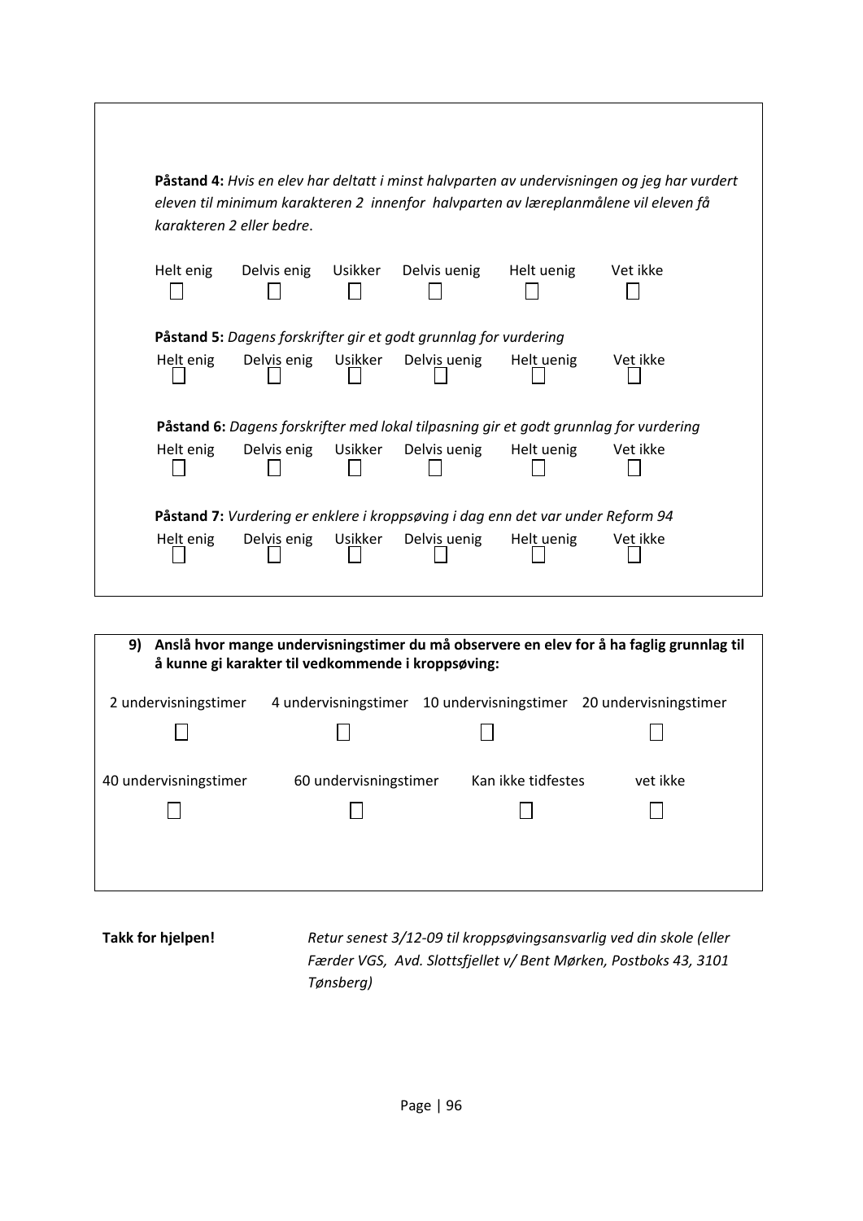**Påstand 4:** *Hvis en elev har deltatt i minst halvparten av undervisningen og jeg har vurdert eleven til minimum karakteren 2 innenfor halvparten av læreplanmålene vil eleven få karakteren 2 eller bedre*.

| Helt enig | Delvis enig | Usikker | Delvis uenig | Helt uenig | Vet ikke |
|---|---|---|---|---|---|
| ☐ | ☐ | ☐ | ☐ | ☐ | ☐ |

**Påstand 5:** *Dagens forskrifter gir et godt grunnlag for vurdering*

| Helt enig | Delvis enig | Usikker | Delvis uenig | Helt uenig | Vet ikke |
|---|---|---|---|---|---|
| ☐ | ☐ | ☐ | ☐ | ☐ | ☐ |

**Påstand 6:** *Dagens forskrifter med lokal tilpasning gir et godt grunnlag for vurdering*

| Helt enig | Delvis enig | Usikker | Delvis uenig | Helt uenig | Vet ikke |
|---|---|---|---|---|---|
| ☐ | ☐ | ☐ | ☐ | ☐ | ☐ |

**Påstand 7:** *Vurdering er enklere i kroppsøving i dag enn det var under Reform 94*

| Helt enig | Delvis enig | Usikker | Delvis uenig | Helt uenig | Vet ikke |
|---|---|---|---|---|---|
| ☐ | ☐ | ☐ | ☐ | ☐ | ☐ |

**9) Anslå hvor mange undervisningstimer du må observere en elev for å ha faglig grunnlag til å kunne gi karakter til vedkommende i kroppsøving:**

| 2 undervisningstimer | 4 undervisningstimer | 10 undervisningstimer | 20 undervisningstimer |
|---|---|---|---|
| ☐ | ☐ | ☐ | ☐ |

| 40 undervisningstimer | 60 undervisningstimer | Kan ikke tidfestes | vet ikke |
|---|---|---|---|
| ☐ | ☐ | ☐ | ☐ |

**Takk for hjelpen!**

*Retur senest 3/12-09 til kroppsøvingsansvarlig ved din skole (eller Færder VGS, Avd. Slottsfjellet v/ Bent Mørken, Postboks 43, 3101 Tønsberg)*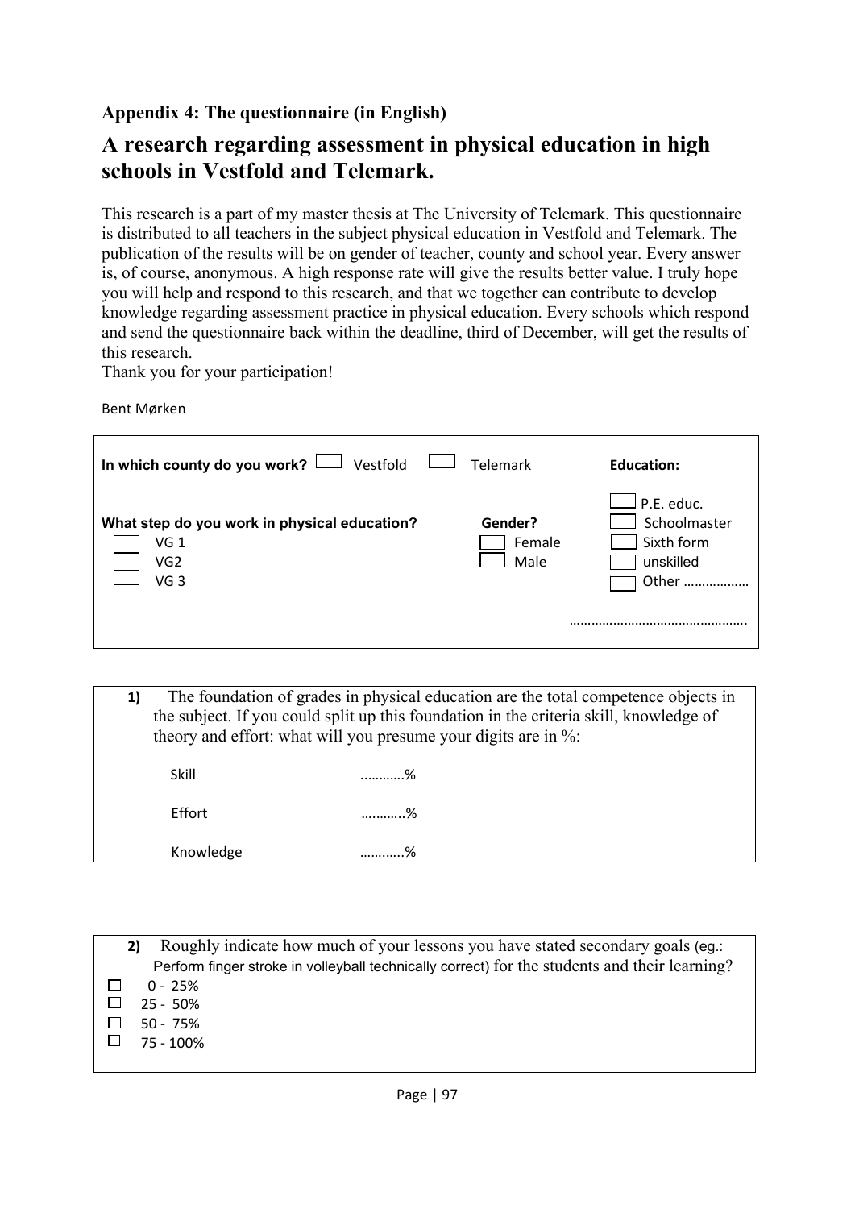**Appendix 4: The questionnaire (in English)**

# A research regarding assessment in physical education in high schools in Vestfold and Telemark.

This research is a part of my master thesis at The University of Telemark. This questionnaire is distributed to all teachers in the subject physical education in Vestfold and Telemark. The publication of the results will be on gender of teacher, county and school year. Every answer is, of course, anonymous. A high response rate will give the results better value. I truly hope you will help and respond to this research, and that we together can contribute to develop knowledge regarding assessment practice in physical education. Every schools which respond and send the questionnaire back within the deadline, third of December, will get the results of this research.
Thank you for your participation!

Bent Mørken

**In which county do you work?** ☐ Vestfold ☐ Telemark

**What step do you work in physical education?**
- ☐ VG 1
- ☐ VG2
- ☐ VG 3

**Gender?**
- ☐ Female
- ☐ Male

**Education:**
- ☐ P.E. educ.
- ☐ Schoolmaster
- ☐ Sixth form
- ☐ unskilled
- ☐ Other ………………

…………………………………………

**1)** The foundation of grades in physical education are the total competence objects in the subject. If you could split up this foundation in the criteria skill, knowledge of theory and effort: what will you presume your digits are in %:

Skill ………..%

Effort ………..%

Knowledge ………..%

**2)** Roughly indicate how much of your lessons you have stated secondary goals (eg.: Perform finger stroke in volleyball technically correct) for the students and their learning?

- ☐ 0 - 25%
- ☐ 25 - 50%
- ☐ 50 - 75%
- ☐ 75 - 100%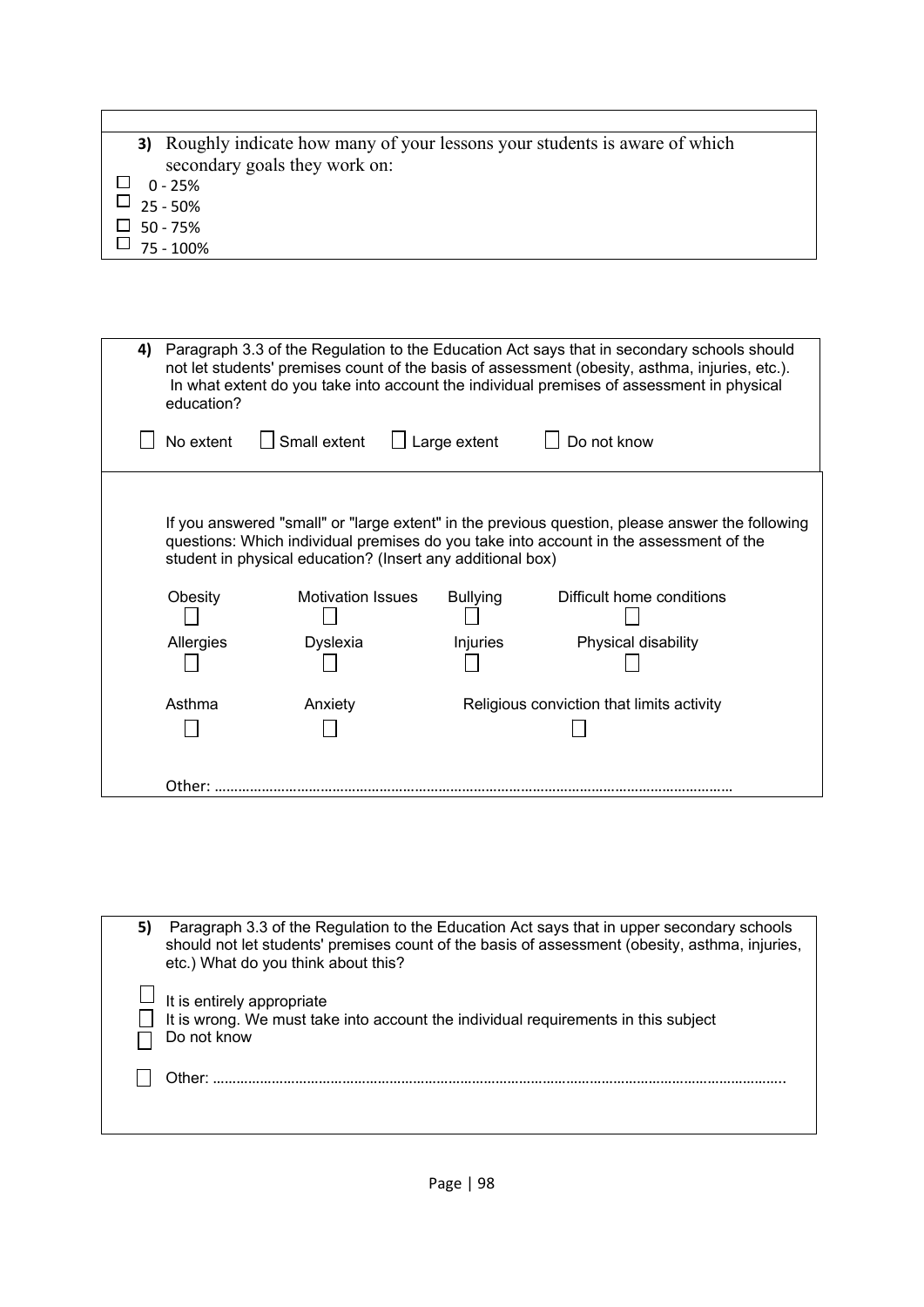**3)** Roughly indicate how many of your lessons your students is aware of which secondary goals they work on:

- ☐ 0 - 25%
- ☐ 25 - 50%
- ☐ 50 - 75%
- ☐ 75 - 100%

**4)** Paragraph 3.3 of the Regulation to the Education Act says that in secondary schools should not let students' premises count of the basis of assessment (obesity, asthma, injuries, etc.). In what extent do you take into account the individual premises of assessment in physical education?

☐ No extent ☐ Small extent ☐ Large extent ☐ Do not know

If you answered "small" or "large extent" in the previous question, please answer the following questions: Which individual premises do you take into account in the assessment of the student in physical education? (Insert any additional box)

| Obesity ☐ | Motivation Issues ☐ | Bullying ☐ | Difficult home conditions ☐ |
|---|---|---|---|
| Allergies ☐ | Dyslexia ☐ | Injuries ☐ | Physical disability ☐ |
| Asthma ☐ | Anxiety ☐ | Religious conviction that limits activity ☐ | |

Other: ……………………………………………………………………………………………………………………

**5)** Paragraph 3.3 of the Regulation to the Education Act says that in upper secondary schools should not let students' premises count of the basis of assessment (obesity, asthma, injuries, etc.) What do you think about this?

- ☐ It is entirely appropriate
- ☐ It is wrong. We must take into account the individual requirements in this subject
- ☐ Do not know
- ☐ Other: ……………………………………………………………………………………………………………………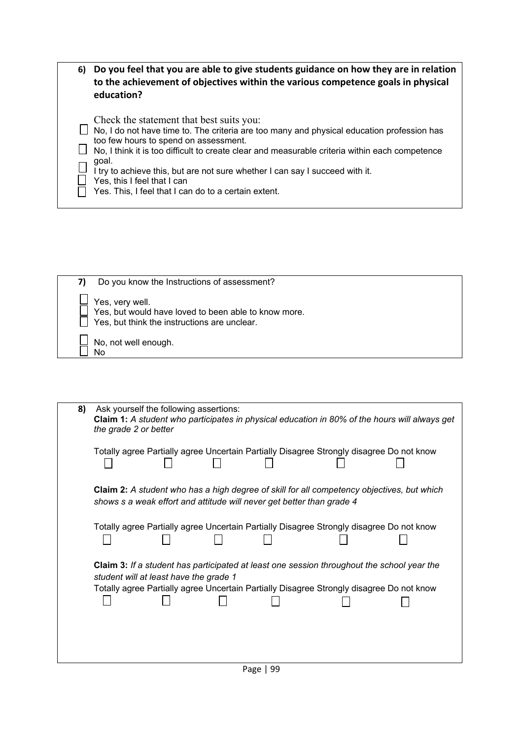**6) Do you feel that you are able to give students guidance on how they are in relation to the achievement of objectives within the various competence goals in physical education?**

Check the statement that best suits you:

- ☐ No, I do not have time to. The criteria are too many and physical education profession has too few hours to spend on assessment.
- ☐ No, I think it is too difficult to create clear and measurable criteria within each competence goal.
- ☐ I try to achieve this, but are not sure whether I can say I succeed with it.
- ☐ Yes, this I feel that I can
- ☐ Yes. This, I feel that I can do to a certain extent.

**7)** Do you know the Instructions of assessment?

- ☐ Yes, very well.
- ☐ Yes, but would have loved to been able to know more.
- ☐ Yes, but think the instructions are unclear.
- ☐ No, not well enough.
- ☐ No

**8)** Ask yourself the following assertions:

**Claim 1:** *A student who participates in physical education in 80% of the hours will always get the grade 2 or better*

| Totally agree | Partially agree | Uncertain | Partially Disagree | Strongly disagree | Do not know |
|---|---|---|---|---|---|
| ☐ | ☐ | ☐ | ☐ | ☐ | ☐ |

**Claim 2:** *A student who has a high degree of skill for all competency objectives, but which shows s a weak effort and attitude will never get better than grade 4*

| Totally agree | Partially agree | Uncertain | Partially Disagree | Strongly disagree | Do not know |
|---|---|---|---|---|---|
| ☐ | ☐ | ☐ | ☐ | ☐ | ☐ |

**Claim 3:** *If a student has participated at least one session throughout the school year the student will at least have the grade 1*

| Totally agree | Partially agree | Uncertain | Partially Disagree | Strongly disagree | Do not know |
|---|---|---|---|---|---|
| ☐ | ☐ | ☐ | ☐ | ☐ | ☐ |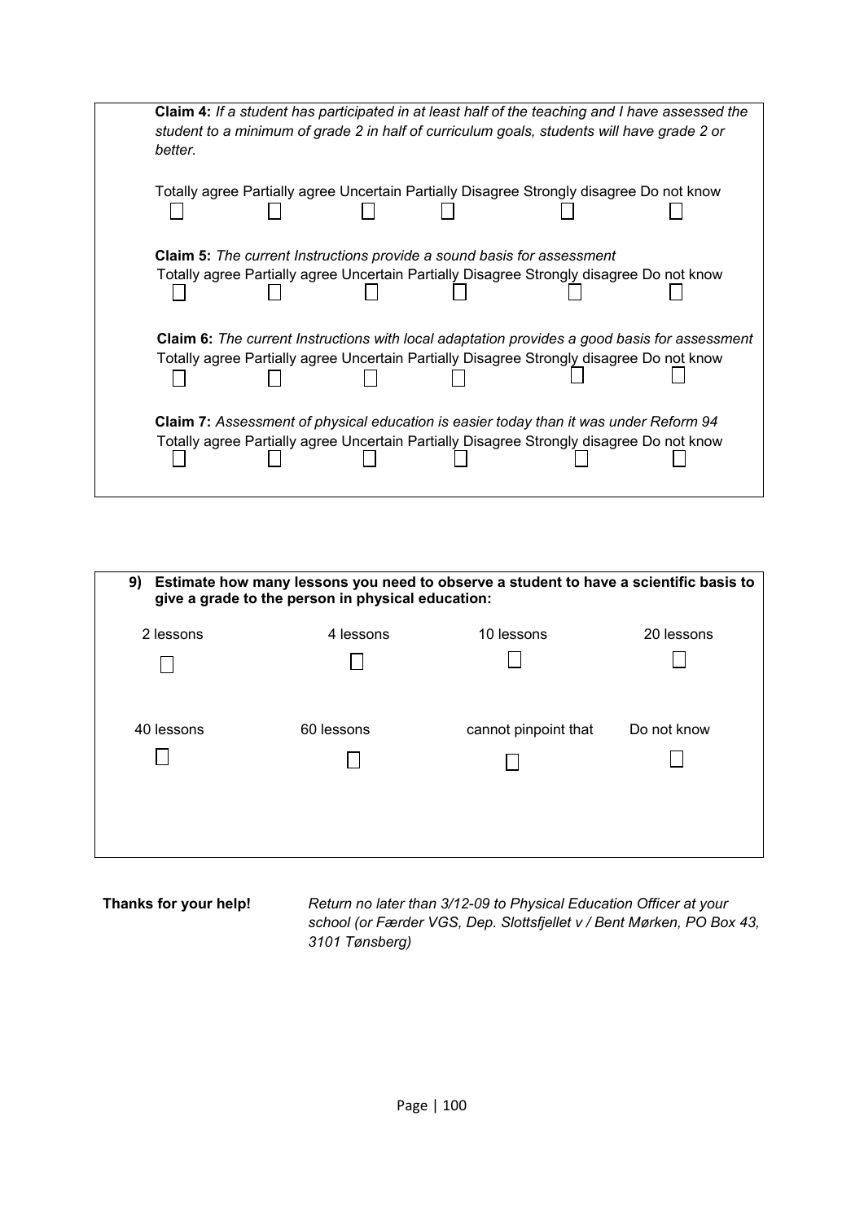**Claim 4:** *If a student has participated in at least half of the teaching and I have assessed the student to a minimum of grade 2 in half of curriculum goals, students will have grade 2 or better.*

| Totally agree | Partially agree | Uncertain | Partially Disagree | Strongly disagree | Do not know |
|---|---|---|---|---|---|
| ☐ | ☐ | ☐ | ☐ | ☐ | ☐ |

**Claim 5:** *The current Instructions provide a sound basis for assessment*

| Totally agree | Partially agree | Uncertain | Partially Disagree | Strongly disagree | Do not know |
|---|---|---|---|---|---|
| ☐ | ☐ | ☐ | ☐ | ☐ | ☐ |

**Claim 6:** *The current Instructions with local adaptation provides a good basis for assessment*

| Totally agree | Partially agree | Uncertain | Partially Disagree | Strongly disagree | Do not know |
|---|---|---|---|---|---|
| ☐ | ☐ | ☐ | ☐ | ☐ | ☐ |

**Claim 7:** *Assessment of physical education is easier today than it was under Reform 94*

| Totally agree | Partially agree | Uncertain | Partially Disagree | Strongly disagree | Do not know |
|---|---|---|---|---|---|
| ☐ | ☐ | ☐ | ☐ | ☐ | ☐ |

**9) Estimate how many lessons you need to observe a student to have a scientific basis to give a grade to the person in physical education:**

| 2 lessons | 4 lessons | 10 lessons | 20 lessons |
|---|---|---|---|
| ☐ | ☐ | ☐ | ☐ |

| 40 lessons | 60 lessons | cannot pinpoint that | Do not know |
|---|---|---|---|
| ☐ | ☐ | ☐ | ☐ |

**Thanks for your help!** *Return no later than 3/12-09 to Physical Education Officer at your school (or Færder VGS, Dep. Slottsfjellet v / Bent Mørken, PO Box 43, 3101 Tønsberg)*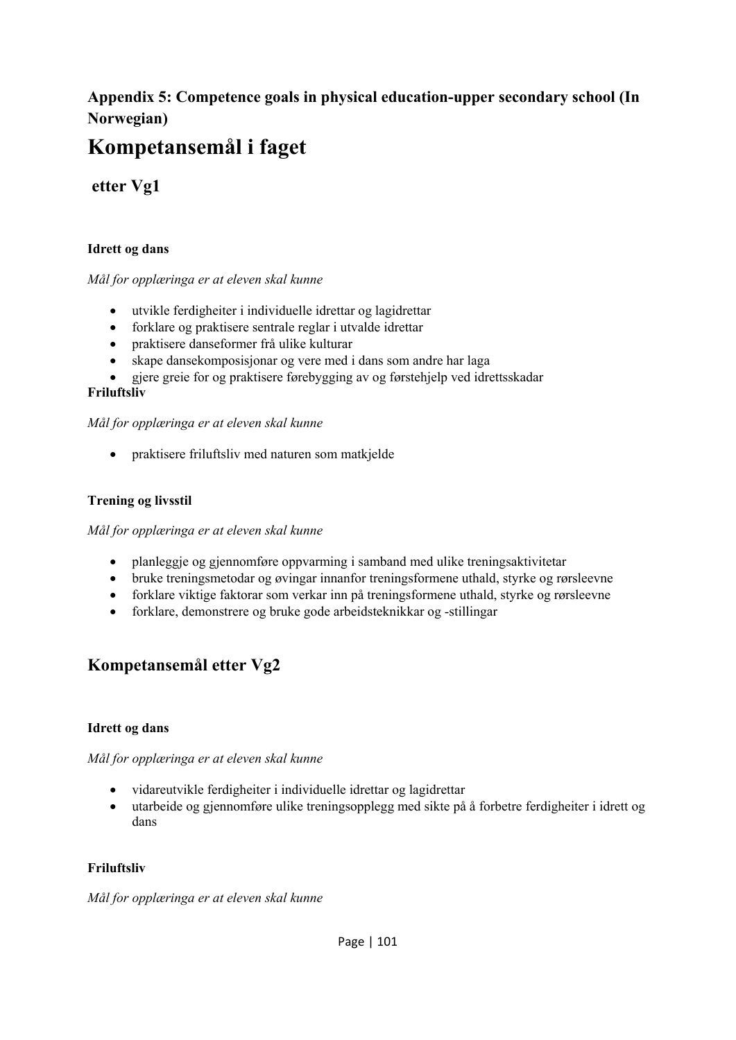### Appendix 5: Competence goals in physical education-upper secondary school (In Norwegian)

# Kompetansemål i faget

## etter Vg1

#### Idrett og dans

*Mål for opplæringa er at eleven skal kunne*

- utvikle ferdigheiter i individuelle idrettar og lagidrettar
- forklare og praktisere sentrale reglar i utvalde idrettar
- praktisere danseformer frå ulike kulturar
- skape dansekomposisjonar og vere med i dans som andre har laga
- gjere greie for og praktisere førebygging av og førstehjelp ved idrettsskadar

#### Friluftsliv

*Mål for opplæringa er at eleven skal kunne*

- praktisere friluftsliv med naturen som matkjelde

#### Trening og livsstil

*Mål for opplæringa er at eleven skal kunne*

- planleggje og gjennomføre oppvarming i samband med ulike treningsaktivitetar
- bruke treningsmetodar og øvingar innanfor treningsformene uthald, styrke og rørsleevne
- forklare viktige faktorar som verkar inn på treningsformene uthald, styrke og rørsleevne
- forklare, demonstrere og bruke gode arbeidsteknikkar og -stillingar

## Kompetansemål etter Vg2

#### Idrett og dans

*Mål for opplæringa er at eleven skal kunne*

- vidareutvikle ferdigheiter i individuelle idrettar og lagidrettar
- utarbeide og gjennomføre ulike treningsopplegg med sikte på å forbetre ferdigheiter i idrett og dans

#### Friluftsliv

*Mål for opplæringa er at eleven skal kunne*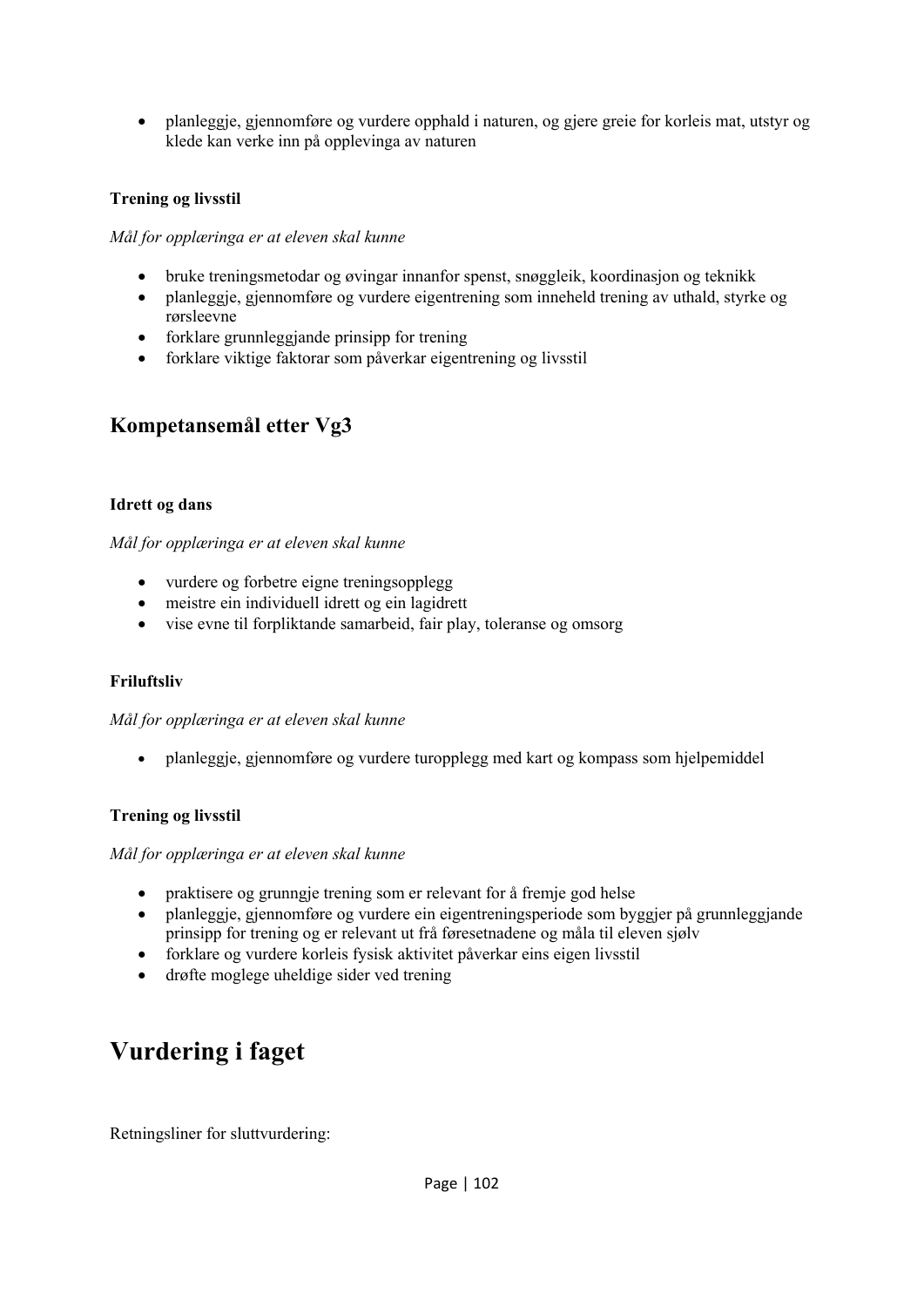- planleggje, gjennomføre og vurdere opphald i naturen, og gjere greie for korleis mat, utstyr og klede kan verke inn på opplevinga av naturen

**Trening og livsstil**

*Mål for opplæringa er at eleven skal kunne*

- bruke treningsmetodar og øvingar innanfor spenst, snøggleik, koordinasjon og teknikk
- planleggje, gjennomføre og vurdere eigentrening som inneheld trening av uthald, styrke og rørsleevne
- forklare grunnleggjande prinsipp for trening
- forklare viktige faktorar som påverkar eigentrening og livsstil

## Kompetansemål etter Vg3

**Idrett og dans**

*Mål for opplæringa er at eleven skal kunne*

- vurdere og forbetre eigne treningsopplegg
- meistre ein individuell idrett og ein lagidrett
- vise evne til forpliktande samarbeid, fair play, toleranse og omsorg

**Friluftsliv**

*Mål for opplæringa er at eleven skal kunne*

- planleggje, gjennomføre og vurdere turopplegg med kart og kompass som hjelpemiddel

**Trening og livsstil**

*Mål for opplæringa er at eleven skal kunne*

- praktisere og grunngje trening som er relevant for å fremje god helse
- planleggje, gjennomføre og vurdere ein eigentreningsperiode som byggjer på grunnleggjande prinsipp for trening og er relevant ut frå føresetnadene og måla til eleven sjølv
- forklare og vurdere korleis fysisk aktivitet påverkar eins eigen livsstil
- drøfte moglege uheldige sider ved trening

# Vurdering i faget

Retningsliner for sluttvurdering: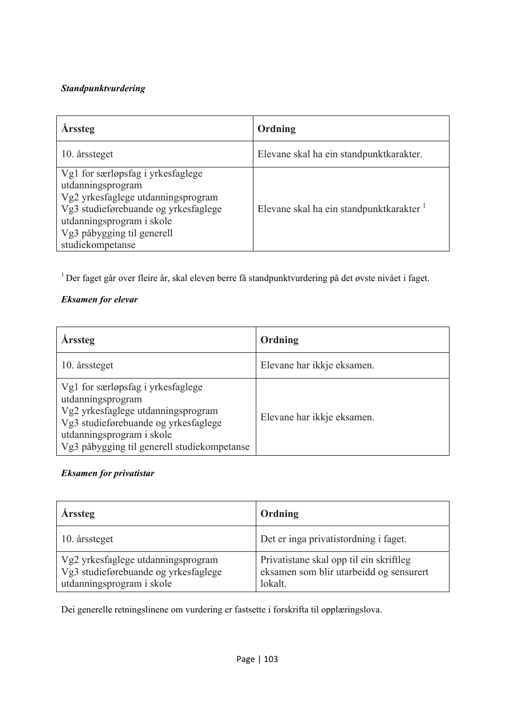***Standpunktvurdering***

| **Årssteg** | **Ordning** |
|---|---|
| 10. årssteget | Elevane skal ha ein standpunktkarakter. |
| Vg1 for særløpsfag i yrkesfaglege utdanningsprogram<br>Vg2 yrkesfaglege utdanningsprogram<br>Vg3 studieførebuande og yrkesfaglege utdanningsprogram i skole<br>Vg3 påbygging til generell studiekompetanse | Elevane skal ha ein standpunktkarakter [1] |

[1] Der faget går over fleire år, skal eleven berre få standpunktvurdering på det øvste nivået i faget.

***Eksamen for elevar***

| **Årssteg** | **Ordning** |
|---|---|
| 10. årssteget | Elevane har ikkje eksamen. |
| Vg1 for særløpsfag i yrkesfaglege utdanningsprogram<br>Vg2 yrkesfaglege utdanningsprogram<br>Vg3 studieførebuande og yrkesfaglege utdanningsprogram i skole<br>Vg3 påbygging til generell studiekompetanse | Elevane har ikkje eksamen. |

***Eksamen for privatistar***

| **Årssteg** | **Ordning** |
|---|---|
| 10. årssteget | Det er inga privatistordning i faget. |
| Vg2 yrkesfaglege utdanningsprogram<br>Vg3 studieførebuande og yrkesfaglege utdanningsprogram i skole | Privatistane skal opp til ein skriftleg eksamen som blir utarbeidd og sensurert lokalt. |

Dei generelle retningslinene om vurdering er fastsette i forskrifta til opplæringslova.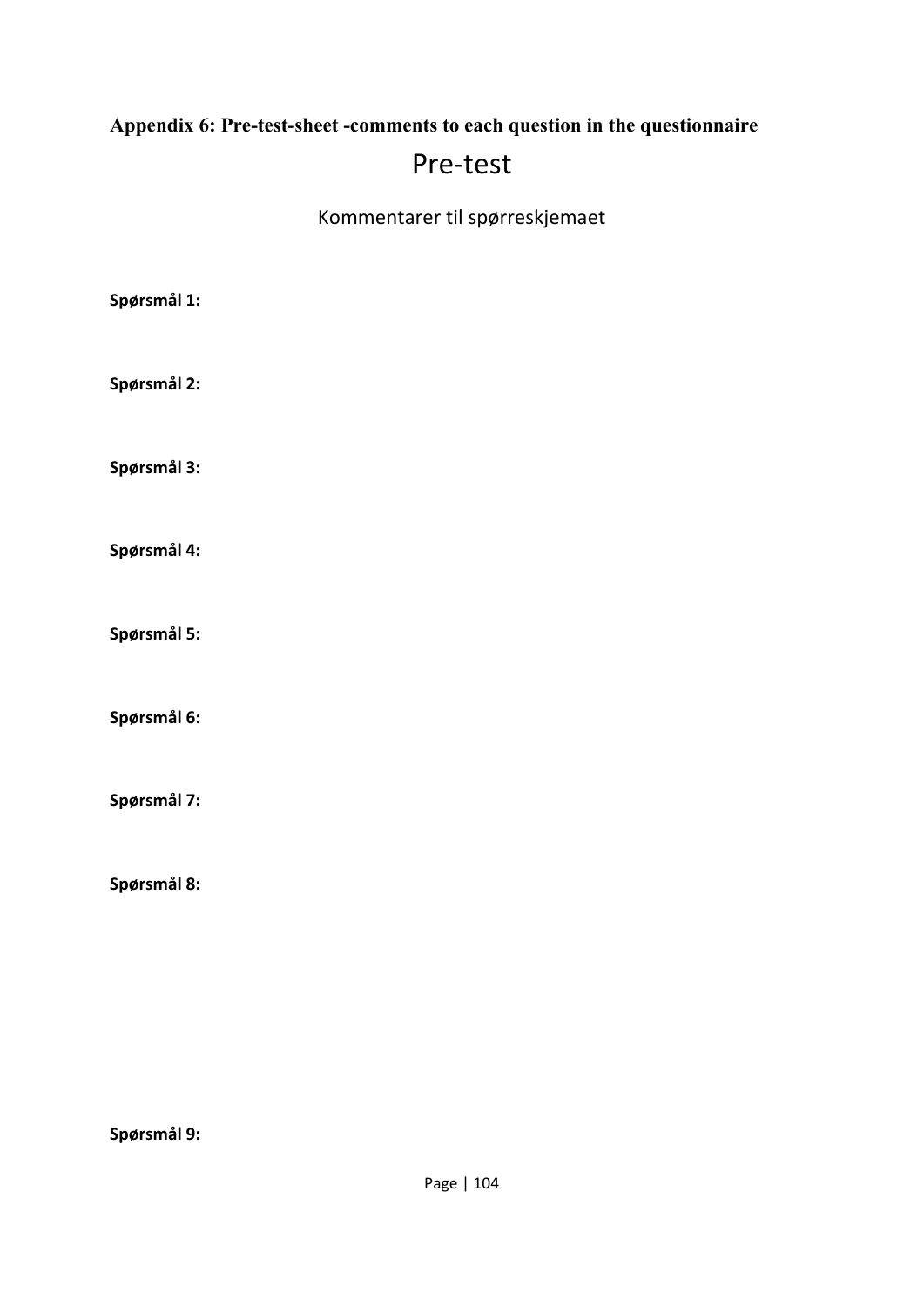**Appendix 6: Pre-test-sheet -comments to each question in the questionnaire**

# Pre-test

Kommentarer til spørreskjemaet

**Spørsmål 1:**

**Spørsmål 2:**

**Spørsmål 3:**

**Spørsmål 4:**

**Spørsmål 5:**

**Spørsmål 6:**

**Spørsmål 7:**

**Spørsmål 8:**

**Spørsmål 9:**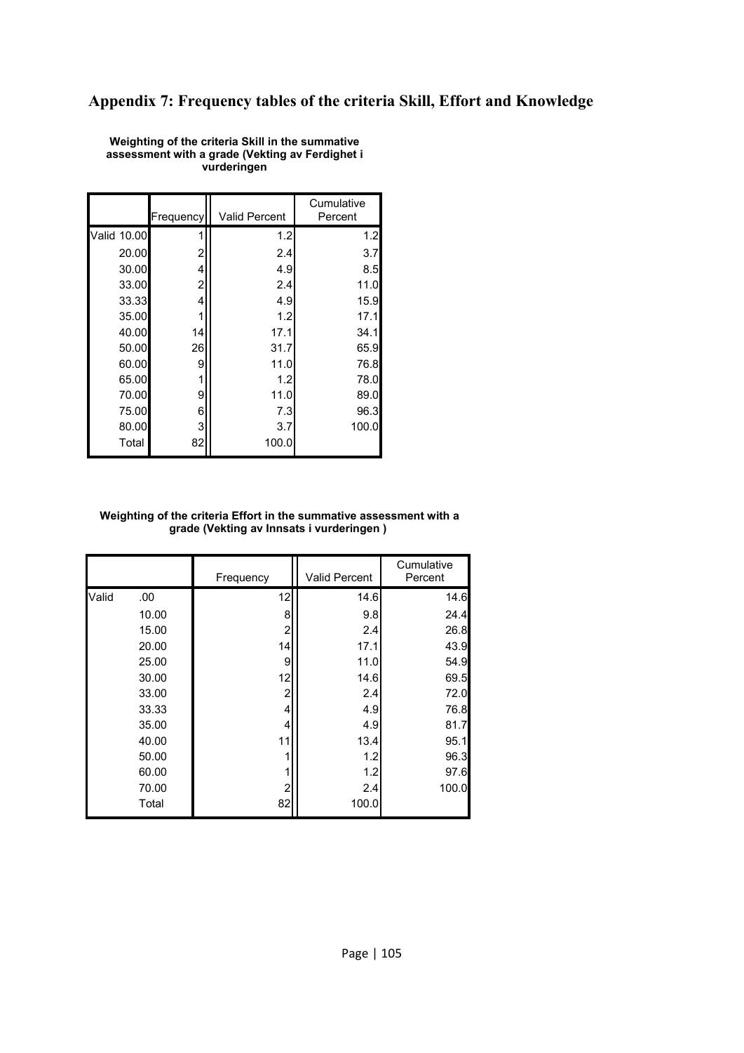# Appendix 7: Frequency tables of the criteria Skill, Effort and Knowledge

**Weighting of the criteria Skill in the summative assessment with a grade (Vekting av Ferdighet i vurderingen**

| | Frequency | Valid Percent | Cumulative Percent |
|---|---|---|---|
| Valid 10.00 | 1 | 1.2 | 1.2 |
| 20.00 | 2 | 2.4 | 3.7 |
| 30.00 | 4 | 4.9 | 8.5 |
| 33.00 | 2 | 2.4 | 11.0 |
| 33.33 | 4 | 4.9 | 15.9 |
| 35.00 | 1 | 1.2 | 17.1 |
| 40.00 | 14 | 17.1 | 34.1 |
| 50.00 | 26 | 31.7 | 65.9 |
| 60.00 | 9 | 11.0 | 76.8 |
| 65.00 | 1 | 1.2 | 78.0 |
| 70.00 | 9 | 11.0 | 89.0 |
| 75.00 | 6 | 7.3 | 96.3 |
| 80.00 | 3 | 3.7 | 100.0 |
| Total | 82 | 100.0 | |

**Weighting of the criteria Effort in the summative assessment with a grade (Vekting av Innsats i vurderingen )**

| | | Frequency | Valid Percent | Cumulative Percent |
|---|---|---|---|---|
| Valid | .00 | 12 | 14.6 | 14.6 |
| | 10.00 | 8 | 9.8 | 24.4 |
| | 15.00 | 2 | 2.4 | 26.8 |
| | 20.00 | 14 | 17.1 | 43.9 |
| | 25.00 | 9 | 11.0 | 54.9 |
| | 30.00 | 12 | 14.6 | 69.5 |
| | 33.00 | 2 | 2.4 | 72.0 |
| | 33.33 | 4 | 4.9 | 76.8 |
| | 35.00 | 4 | 4.9 | 81.7 |
| | 40.00 | 11 | 13.4 | 95.1 |
| | 50.00 | 1 | 1.2 | 96.3 |
| | 60.00 | 1 | 1.2 | 97.6 |
| | 70.00 | 2 | 2.4 | 100.0 |
| | Total | 82 | 100.0 | |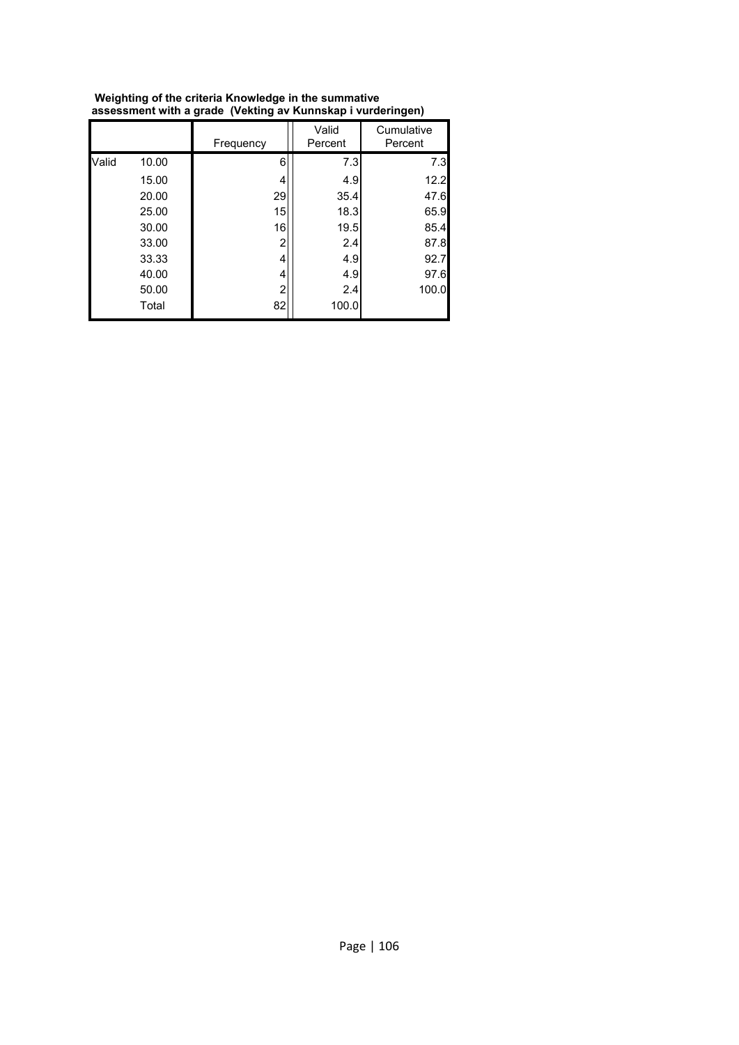**Weighting of the criteria Knowledge in the summative assessment with a grade (Vekting av Kunnskap i vurderingen)**

| | | Frequency | Valid Percent | Cumulative Percent |
|---|---|---|---|---|
| Valid | 10.00 | 6 | 7.3 | 7.3 |
| | 15.00 | 4 | 4.9 | 12.2 |
| | 20.00 | 29 | 35.4 | 47.6 |
| | 25.00 | 15 | 18.3 | 65.9 |
| | 30.00 | 16 | 19.5 | 85.4 |
| | 33.00 | 2 | 2.4 | 87.8 |
| | 33.33 | 4 | 4.9 | 92.7 |
| | 40.00 | 4 | 4.9 | 97.6 |
| | 50.00 | 2 | 2.4 | 100.0 |
| | Total | 82 | 100.0 | |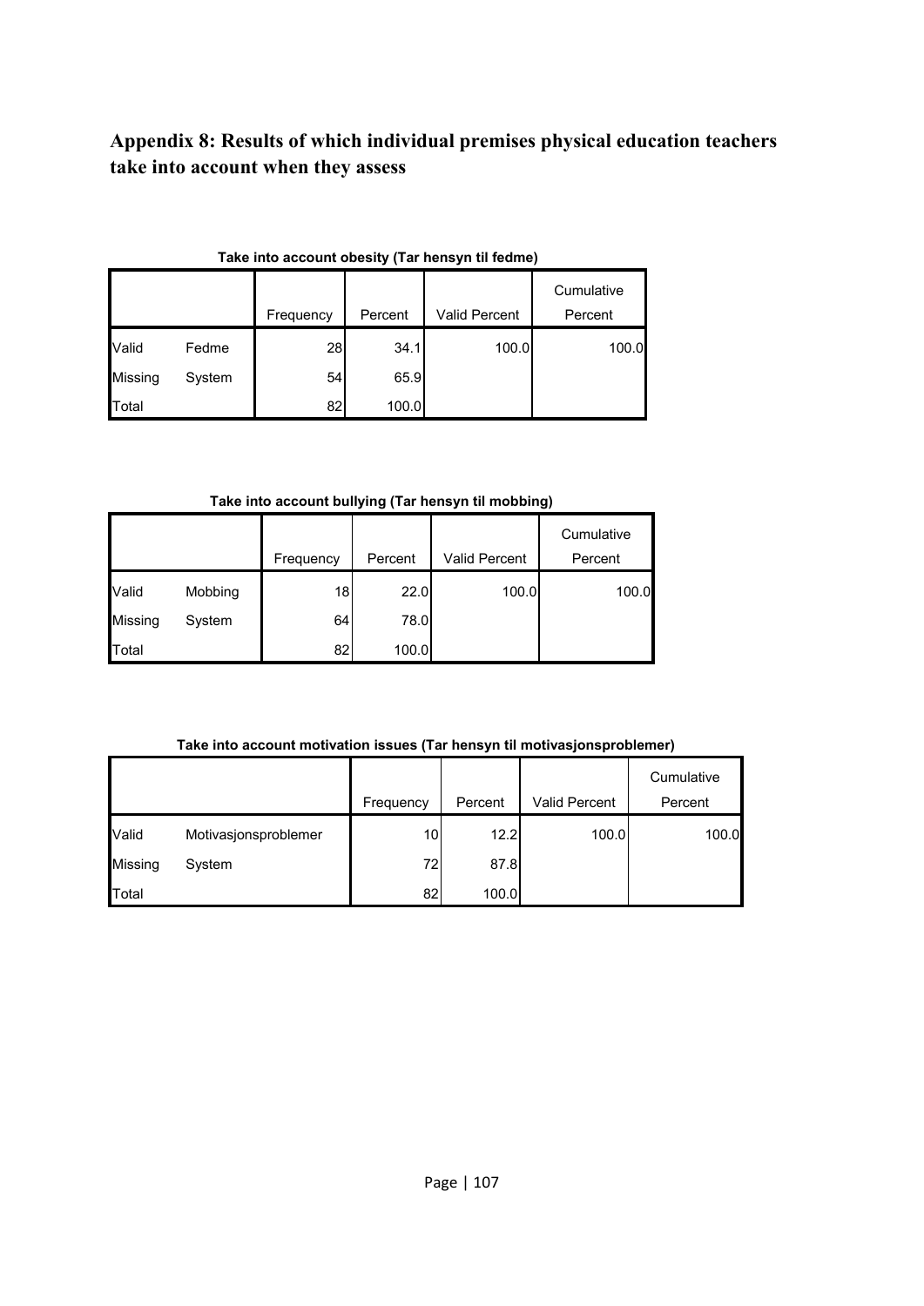## Appendix 8: Results of which individual premises physical education teachers take into account when they assess

**Take into account obesity (Tar hensyn til fedme)**

| | | Frequency | Percent | Valid Percent | Cumulative Percent |
|---|---|---|---|---|---|
| Valid | Fedme | 28 | 34.1 | 100.0 | 100.0 |
| Missing | System | 54 | 65.9 | | |
| Total | | 82 | 100.0 | | |

**Take into account bullying (Tar hensyn til mobbing)**

| | | Frequency | Percent | Valid Percent | Cumulative Percent |
|---|---|---|---|---|---|
| Valid | Mobbing | 18 | 22.0 | 100.0 | 100.0 |
| Missing | System | 64 | 78.0 | | |
| Total | | 82 | 100.0 | | |

**Take into account motivation issues (Tar hensyn til motivasjonsproblemer)**

| | | Frequency | Percent | Valid Percent | Cumulative Percent |
|---|---|---|---|---|---|
| Valid | Motivasjonsproblemer | 10 | 12.2 | 100.0 | 100.0 |
| Missing | System | 72 | 87.8 | | |
| Total | | 82 | 100.0 | | |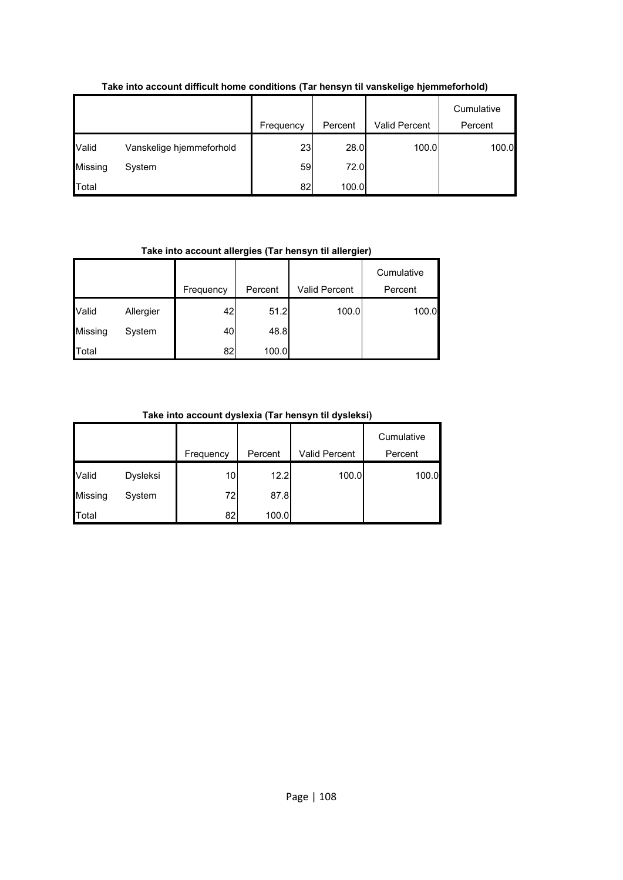**Take into account difficult home conditions (Tar hensyn til vanskelige hjemmeforhold)**

| | | Frequency | Percent | Valid Percent | Cumulative Percent |
|---|---|---|---|---|---|
| Valid | Vanskelige hjemmeforhold | 23 | 28.0 | 100.0 | 100.0 |
| Missing | System | 59 | 72.0 | | |
| Total | | 82 | 100.0 | | |

**Take into account allergies (Tar hensyn til allergier)**

| | | Frequency | Percent | Valid Percent | Cumulative Percent |
|---|---|---|---|---|---|
| Valid | Allergier | 42 | 51.2 | 100.0 | 100.0 |
| Missing | System | 40 | 48.8 | | |
| Total | | 82 | 100.0 | | |

**Take into account dyslexia (Tar hensyn til dysleksi)**

| | | Frequency | Percent | Valid Percent | Cumulative Percent |
|---|---|---|---|---|---|
| Valid | Dysleksi | 10 | 12.2 | 100.0 | 100.0 |
| Missing | System | 72 | 87.8 | | |
| Total | | 82 | 100.0 | | |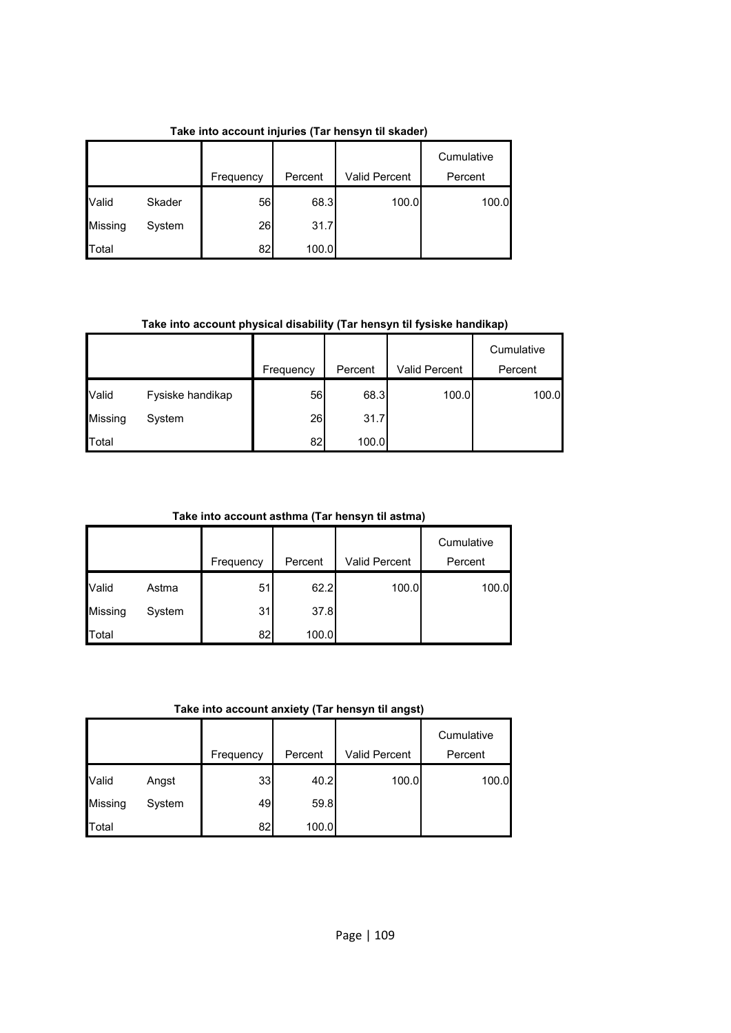**Take into account injuries (Tar hensyn til skader)**

| | | Frequency | Percent | Valid Percent | Cumulative Percent |
|---|---|---|---|---|---|
| Valid | Skader | 56 | 68.3 | 100.0 | 100.0 |
| Missing | System | 26 | 31.7 | | |
| Total | | 82 | 100.0 | | |

**Take into account physical disability (Tar hensyn til fysiske handikap)**

| | | Frequency | Percent | Valid Percent | Cumulative Percent |
|---|---|---|---|---|---|
| Valid | Fysiske handikap | 56 | 68.3 | 100.0 | 100.0 |
| Missing | System | 26 | 31.7 | | |
| Total | | 82 | 100.0 | | |

**Take into account asthma (Tar hensyn til astma)**

| | | Frequency | Percent | Valid Percent | Cumulative Percent |
|---|---|---|---|---|---|
| Valid | Astma | 51 | 62.2 | 100.0 | 100.0 |
| Missing | System | 31 | 37.8 | | |
| Total | | 82 | 100.0 | | |

**Take into account anxiety (Tar hensyn til angst)**

| | | Frequency | Percent | Valid Percent | Cumulative Percent |
|---|---|---|---|---|---|
| Valid | Angst | 33 | 40.2 | 100.0 | 100.0 |
| Missing | System | 49 | 59.8 | | |
| Total | | 82 | 100.0 | | |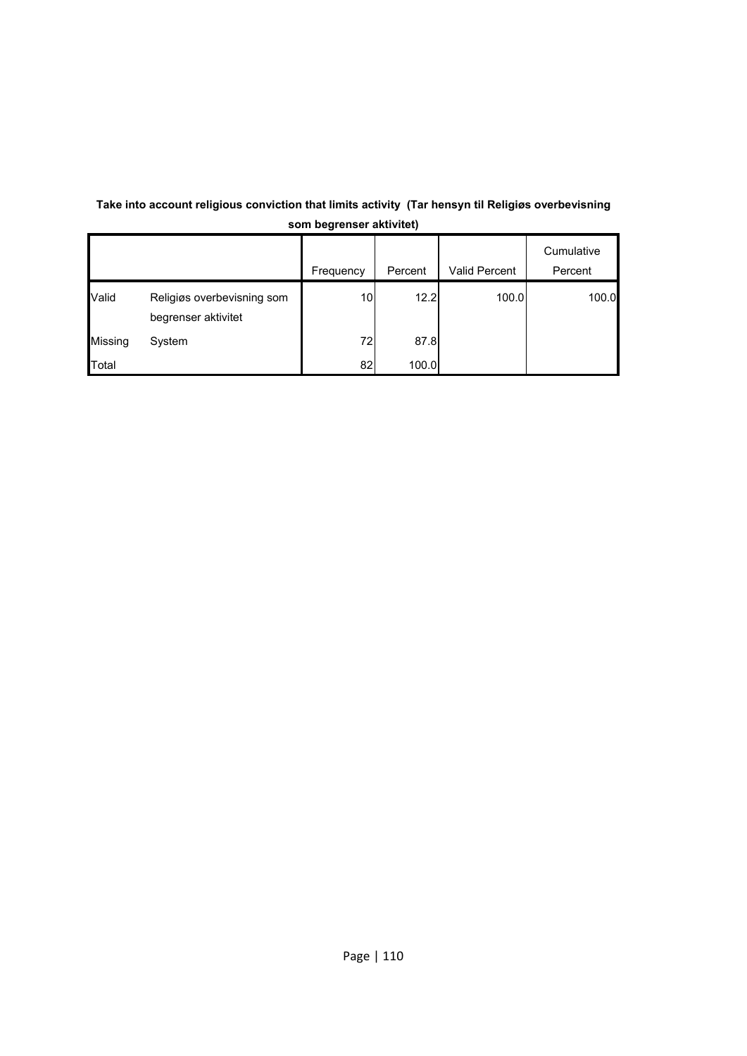**Take into account religious conviction that limits activity (Tar hensyn til Religiøs overbevisning som begrenser aktivitet)**

| | | Frequency | Percent | Valid Percent | Cumulative Percent |
|---|---|---|---|---|---|
| Valid | Religiøs overbevisning som begrenser aktivitet | 10 | 12.2 | 100.0 | 100.0 |
| Missing | System | 72 | 87.8 | | |
| Total | | 82 | 100.0 | | |